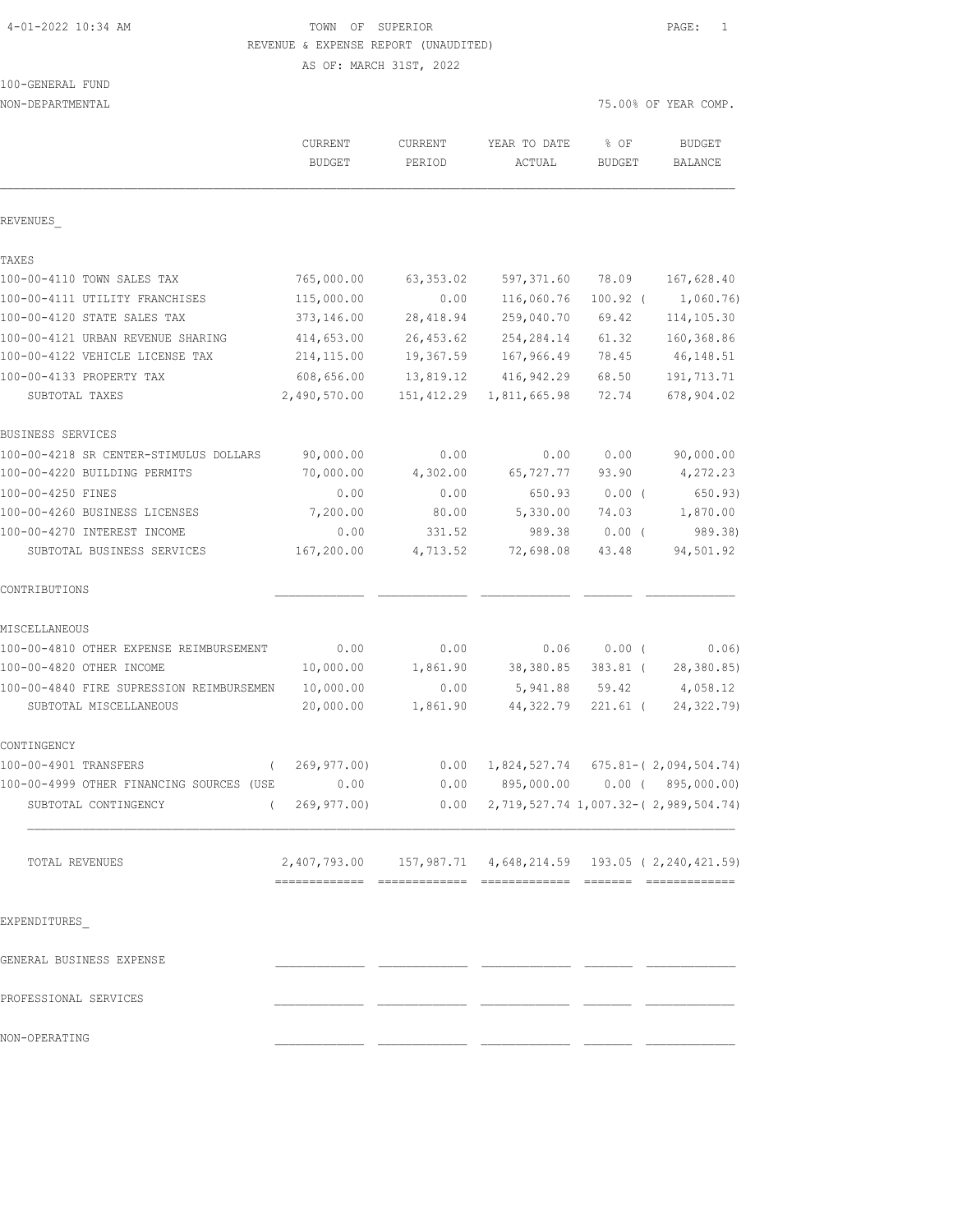4-01-2022 10:34 AM

# TOWN OF SUPERIOR

REVENUE & EXPENSE REPORT (UNAUDITED)

AS OF: MARCH 31ST, 2022

100-GENERAL FUND

NON-DEPARTMENTAL

75.00% OF YEAR COMP.

| | CURRENT BUDGET | CURRENT PERIOD | YEAR TO DATE ACTUAL | % OF BUDGET | BUDGET BALANCE |
|---|---|---|---|---|---|
| REVENUES_ | | | | | |
| TAXES | | | | | |
| 100-00-4110 TOWN SALES TAX | 765,000.00 | 63,353.02 | 597,371.60 | 78.09 | 167,628.40 |
| 100-00-4111 UTILITY FRANCHISES | 115,000.00 | 0.00 | 116,060.76 | 100.92 | ( 1,060.76) |
| 100-00-4120 STATE SALES TAX | 373,146.00 | 28,418.94 | 259,040.70 | 69.42 | 114,105.30 |
| 100-00-4121 URBAN REVENUE SHARING | 414,653.00 | 26,453.62 | 254,284.14 | 61.32 | 160,368.86 |
| 100-00-4122 VEHICLE LICENSE TAX | 214,115.00 | 19,367.59 | 167,966.49 | 78.45 | 46,148.51 |
| 100-00-4133 PROPERTY TAX | 608,656.00 | 13,819.12 | 416,942.29 | 68.50 | 191,713.71 |
| SUBTOTAL TAXES | 2,490,570.00 | 151,412.29 | 1,811,665.98 | 72.74 | 678,904.02 |
| BUSINESS SERVICES | | | | | |
| 100-00-4218 SR CENTER-STIMULUS DOLLARS | 90,000.00 | 0.00 | 0.00 | 0.00 | 90,000.00 |
| 100-00-4220 BUILDING PERMITS | 70,000.00 | 4,302.00 | 65,727.77 | 93.90 | 4,272.23 |
| 100-00-4250 FINES | 0.00 | 0.00 | 650.93 | 0.00 | ( 650.93) |
| 100-00-4260 BUSINESS LICENSES | 7,200.00 | 80.00 | 5,330.00 | 74.03 | 1,870.00 |
| 100-00-4270 INTEREST INCOME | 0.00 | 331.52 | 989.38 | 0.00 | ( 989.38) |
| SUBTOTAL BUSINESS SERVICES | 167,200.00 | 4,713.52 | 72,698.08 | 43.48 | 94,501.92 |
| CONTRIBUTIONS | | | | | |
| MISCELLANEOUS | | | | | |
| 100-00-4810 OTHER EXPENSE REIMBURSEMENT | 0.00 | 0.00 | 0.06 | 0.00 | ( 0.06) |
| 100-00-4820 OTHER INCOME | 10,000.00 | 1,861.90 | 38,380.85 | 383.81 | ( 28,380.85) |
| 100-00-4840 FIRE SUPRESSION REIMBURSEMEN | 10,000.00 | 0.00 | 5,941.88 | 59.42 | 4,058.12 |
| SUBTOTAL MISCELLANEOUS | 20,000.00 | 1,861.90 | 44,322.79 | 221.61 | ( 24,322.79) |
| CONTINGENCY | | | | | |
| 100-00-4901 TRANSFERS | ( 269,977.00) | 0.00 | 1,824,527.74 | 675.81- | ( 2,094,504.74) |
| 100-00-4999 OTHER FINANCING SOURCES (USE | 0.00 | 0.00 | 895,000.00 | 0.00 | ( 895,000.00) |
| SUBTOTAL CONTINGENCY | ( 269,977.00) | 0.00 | 2,719,527.74 | 1,007.32- | ( 2,989,504.74) |
| TOTAL REVENUES | 2,407,793.00 | 157,987.71 | 4,648,214.59 | 193.05 | ( 2,240,421.59) |
| EXPENDITURES_ | | | | | |
| GENERAL BUSINESS EXPENSE | | | | | |
| PROFESSIONAL SERVICES | | | | | |
| NON-OPERATING | | | | | |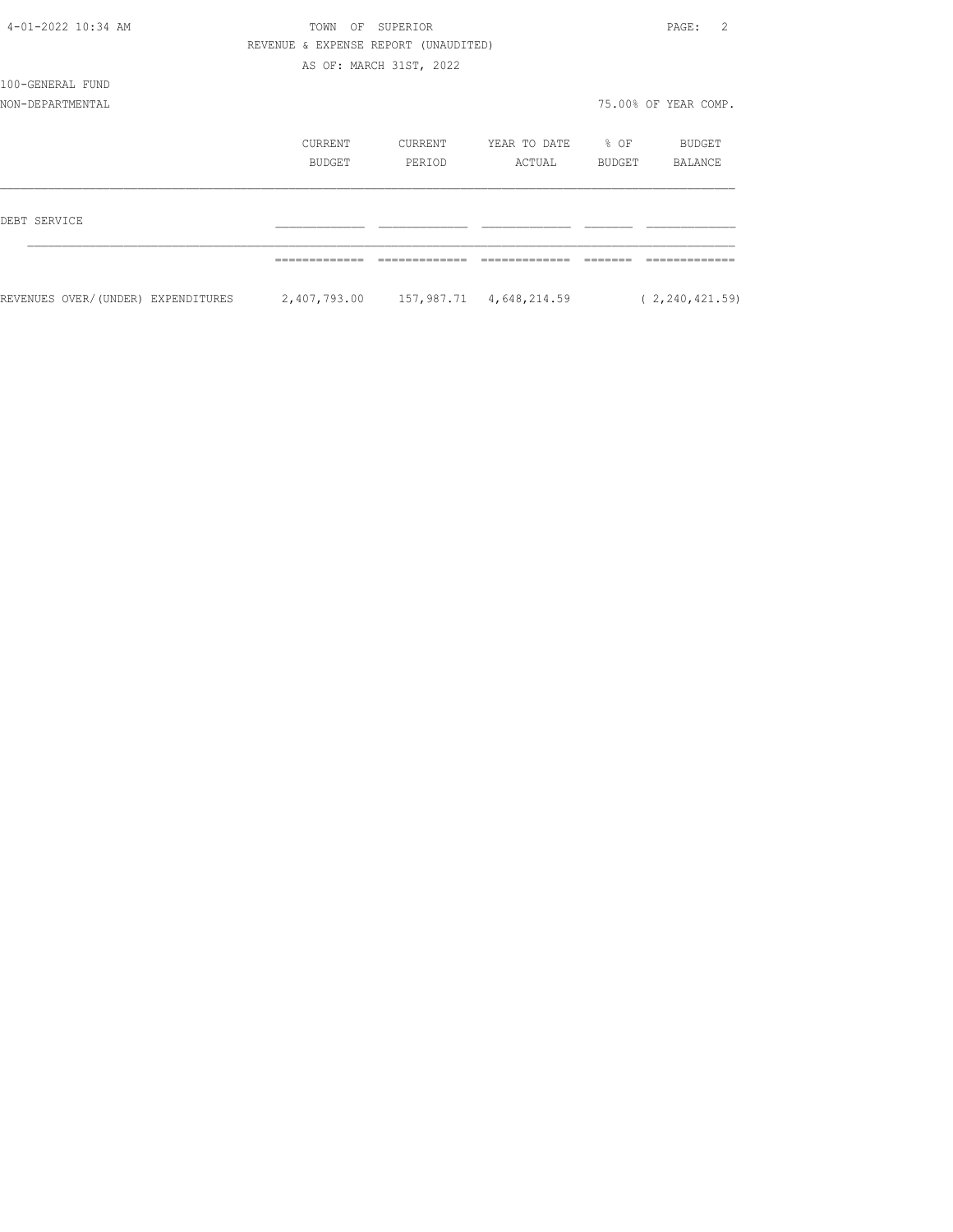TOWN OF SUPERIOR

REVENUE & EXPENSE REPORT (UNAUDITED)

AS OF: MARCH 31ST, 2022

100-GENERAL FUND

NON-DEPARTMENTAL

75.00% OF YEAR COMP.

| | CURRENT BUDGET | CURRENT PERIOD | YEAR TO DATE ACTUAL | % OF BUDGET | BUDGET BALANCE |
|---|---|---|---|---|---|
| DEBT SERVICE | | | | | |
| REVENUES OVER/(UNDER) EXPENDITURES | 2,407,793.00 | 157,987.71 | 4,648,214.59 | | ( 2,240,421.59) |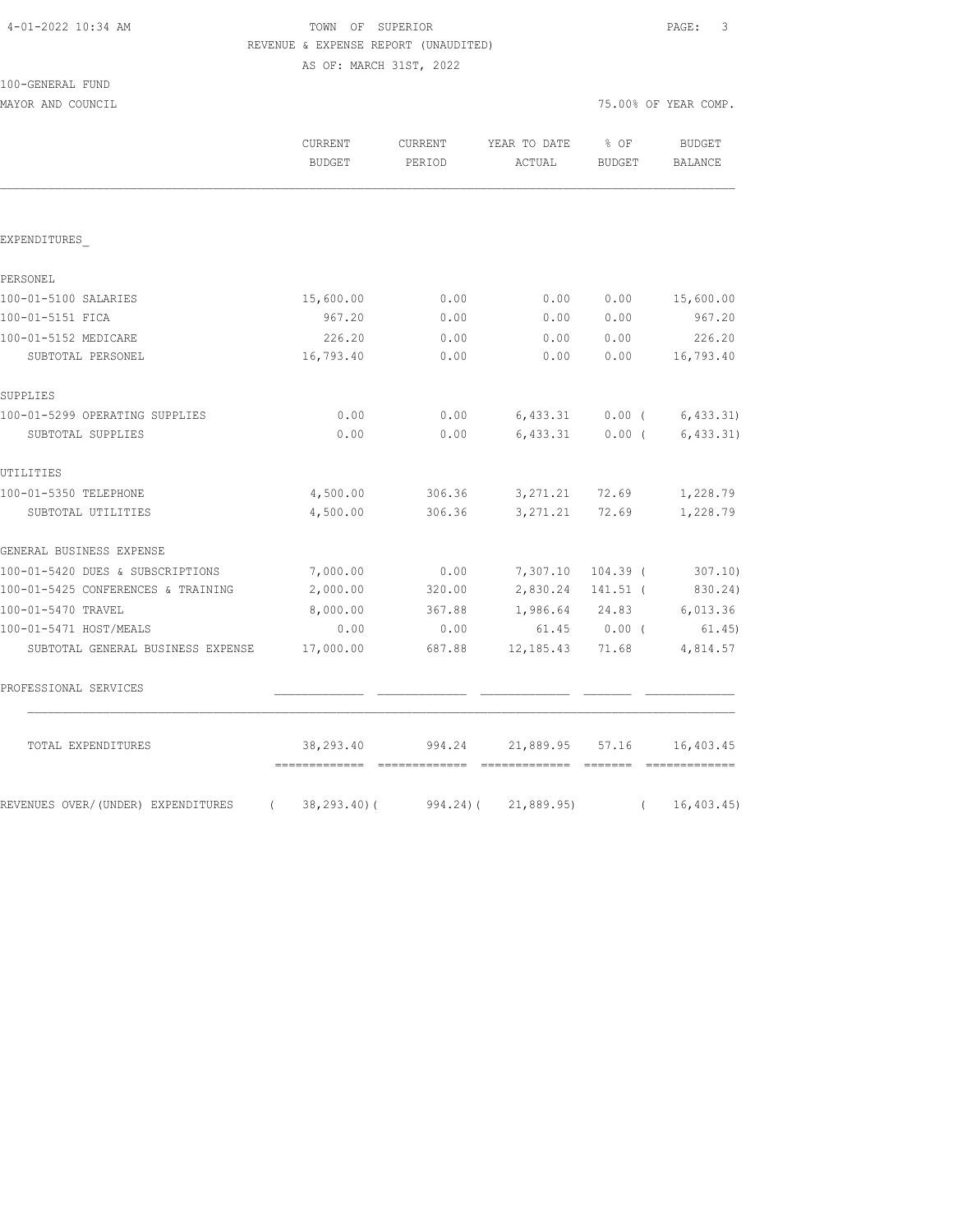4-01-2022 10:34 AM

**TOWN OF SUPERIOR**
**REVENUE & EXPENSE REPORT (UNAUDITED)**
**AS OF: MARCH 31ST, 2022**

100-GENERAL FUND
MAYOR AND COUNCIL — 75.00% OF YEAR COMP.

| | CURRENT BUDGET | CURRENT PERIOD | YEAR TO DATE ACTUAL | % OF BUDGET | BUDGET BALANCE |
|---|---|---|---|---|---|
| **EXPENDITURES** | | | | | |
| **PERSONEL** | | | | | |
| 100-01-5100 SALARIES | 15,600.00 | 0.00 | 0.00 | 0.00 | 15,600.00 |
| 100-01-5151 FICA | 967.20 | 0.00 | 0.00 | 0.00 | 967.20 |
| 100-01-5152 MEDICARE | 226.20 | 0.00 | 0.00 | 0.00 | 226.20 |
| SUBTOTAL PERSONEL | 16,793.40 | 0.00 | 0.00 | 0.00 | 16,793.40 |
| **SUPPLIES** | | | | | |
| 100-01-5299 OPERATING SUPPLIES | 0.00 | 0.00 | 6,433.31 | 0.00 | ( 6,433.31) |
| SUBTOTAL SUPPLIES | 0.00 | 0.00 | 6,433.31 | 0.00 | ( 6,433.31) |
| **UTILITIES** | | | | | |
| 100-01-5350 TELEPHONE | 4,500.00 | 306.36 | 3,271.21 | 72.69 | 1,228.79 |
| SUBTOTAL UTILITIES | 4,500.00 | 306.36 | 3,271.21 | 72.69 | 1,228.79 |
| **GENERAL BUSINESS EXPENSE** | | | | | |
| 100-01-5420 DUES & SUBSCRIPTIONS | 7,000.00 | 0.00 | 7,307.10 | 104.39 | ( 307.10) |
| 100-01-5425 CONFERENCES & TRAINING | 2,000.00 | 320.00 | 2,830.24 | 141.51 | ( 830.24) |
| 100-01-5470 TRAVEL | 8,000.00 | 367.88 | 1,986.64 | 24.83 | 6,013.36 |
| 100-01-5471 HOST/MEALS | 0.00 | 0.00 | 61.45 | 0.00 | ( 61.45) |
| SUBTOTAL GENERAL BUSINESS EXPENSE | 17,000.00 | 687.88 | 12,185.43 | 71.68 | 4,814.57 |
| **PROFESSIONAL SERVICES** | | | | | |
| TOTAL EXPENDITURES | 38,293.40 | 994.24 | 21,889.95 | 57.16 | 16,403.45 |
| REVENUES OVER/(UNDER) EXPENDITURES | ( 38,293.40) | ( 994.24) | ( 21,889.95) | | ( 16,403.45) |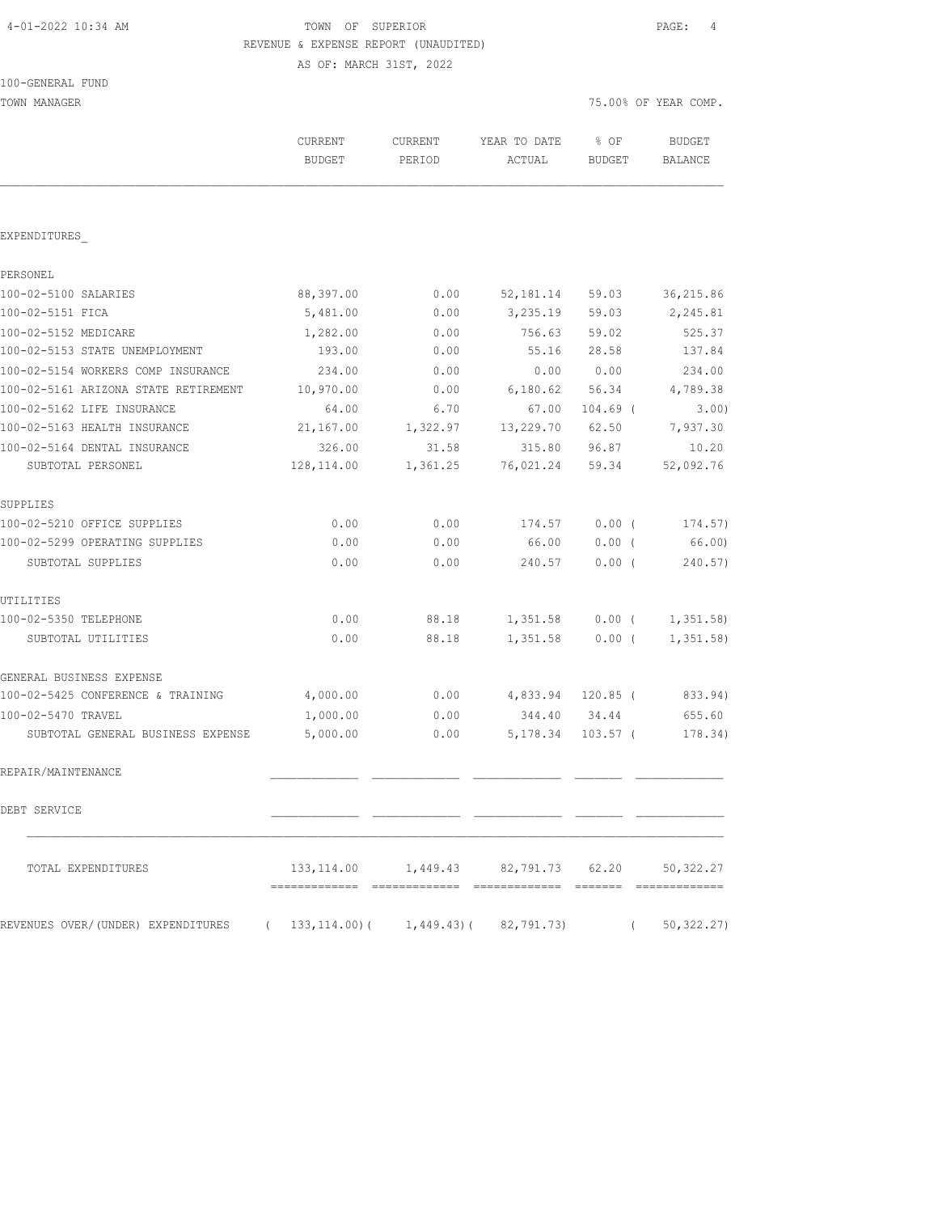TOWN OF SUPERIOR
REVENUE & EXPENSE REPORT (UNAUDITED)
AS OF: MARCH 31ST, 2022

100-GENERAL FUND
TOWN MANAGER

75.00% OF YEAR COMP.

| | CURRENT BUDGET | CURRENT PERIOD | YEAR TO DATE ACTUAL | % OF BUDGET | BUDGET BALANCE |
|---|---|---|---|---|---|
| **EXPENDITURES** | | | | | |
| **PERSONEL** | | | | | |
| 100-02-5100 SALARIES | 88,397.00 | 0.00 | 52,181.14 | 59.03 | 36,215.86 |
| 100-02-5151 FICA | 5,481.00 | 0.00 | 3,235.19 | 59.03 | 2,245.81 |
| 100-02-5152 MEDICARE | 1,282.00 | 0.00 | 756.63 | 59.02 | 525.37 |
| 100-02-5153 STATE UNEMPLOYMENT | 193.00 | 0.00 | 55.16 | 28.58 | 137.84 |
| 100-02-5154 WORKERS COMP INSURANCE | 234.00 | 0.00 | 0.00 | 0.00 | 234.00 |
| 100-02-5161 ARIZONA STATE RETIREMENT | 10,970.00 | 0.00 | 6,180.62 | 56.34 | 4,789.38 |
| 100-02-5162 LIFE INSURANCE | 64.00 | 6.70 | 67.00 | 104.69 | (3.00) |
| 100-02-5163 HEALTH INSURANCE | 21,167.00 | 1,322.97 | 13,229.70 | 62.50 | 7,937.30 |
| 100-02-5164 DENTAL INSURANCE | 326.00 | 31.58 | 315.80 | 96.87 | 10.20 |
| SUBTOTAL PERSONEL | 128,114.00 | 1,361.25 | 76,021.24 | 59.34 | 52,092.76 |
| **SUPPLIES** | | | | | |
| 100-02-5210 OFFICE SUPPLIES | 0.00 | 0.00 | 174.57 | 0.00 | (174.57) |
| 100-02-5299 OPERATING SUPPLIES | 0.00 | 0.00 | 66.00 | 0.00 | (66.00) |
| SUBTOTAL SUPPLIES | 0.00 | 0.00 | 240.57 | 0.00 | (240.57) |
| **UTILITIES** | | | | | |
| 100-02-5350 TELEPHONE | 0.00 | 88.18 | 1,351.58 | 0.00 | (1,351.58) |
| SUBTOTAL UTILITIES | 0.00 | 88.18 | 1,351.58 | 0.00 | (1,351.58) |
| **GENERAL BUSINESS EXPENSE** | | | | | |
| 100-02-5425 CONFERENCE & TRAINING | 4,000.00 | 0.00 | 4,833.94 | 120.85 | (833.94) |
| 100-02-5470 TRAVEL | 1,000.00 | 0.00 | 344.40 | 34.44 | 655.60 |
| SUBTOTAL GENERAL BUSINESS EXPENSE | 5,000.00 | 0.00 | 5,178.34 | 103.57 | (178.34) |
| **REPAIR/MAINTENANCE** | | | | | |
| **DEBT SERVICE** | | | | | |
| TOTAL EXPENDITURES | 133,114.00 | 1,449.43 | 82,791.73 | 62.20 | 50,322.27 |
| REVENUES OVER/(UNDER) EXPENDITURES | (133,114.00) | (1,449.43) | (82,791.73) | | (50,322.27) |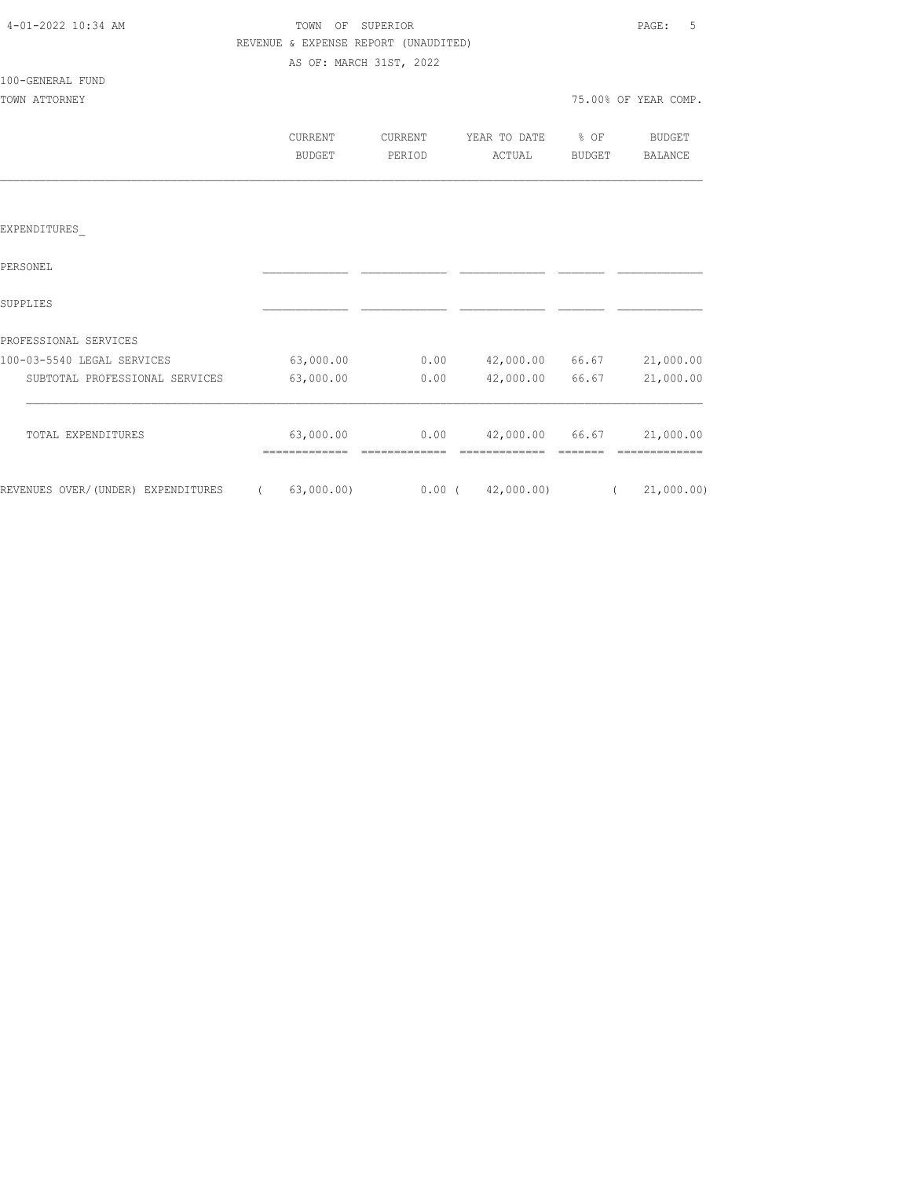TOWN OF SUPERIOR

REVENUE & EXPENSE REPORT (UNAUDITED)

AS OF: MARCH 31ST, 2022

100-GENERAL FUND

TOWN ATTORNEY

75.00% OF YEAR COMP.

| | CURRENT BUDGET | CURRENT PERIOD | YEAR TO DATE ACTUAL | % OF BUDGET | BUDGET BALANCE |
|---|---|---|---|---|---|
| EXPENDITURES_ | | | | | |
| PERSONEL | | | | | |
| SUPPLIES | | | | | |
| PROFESSIONAL SERVICES | | | | | |
| 100-03-5540 LEGAL SERVICES | 63,000.00 | 0.00 | 42,000.00 | 66.67 | 21,000.00 |
| SUBTOTAL PROFESSIONAL SERVICES | 63,000.00 | 0.00 | 42,000.00 | 66.67 | 21,000.00 |
| TOTAL EXPENDITURES | 63,000.00 | 0.00 | 42,000.00 | 66.67 | 21,000.00 |
| REVENUES OVER/(UNDER) EXPENDITURES | ( 63,000.00) | 0.00 | ( 42,000.00) | | ( 21,000.00) |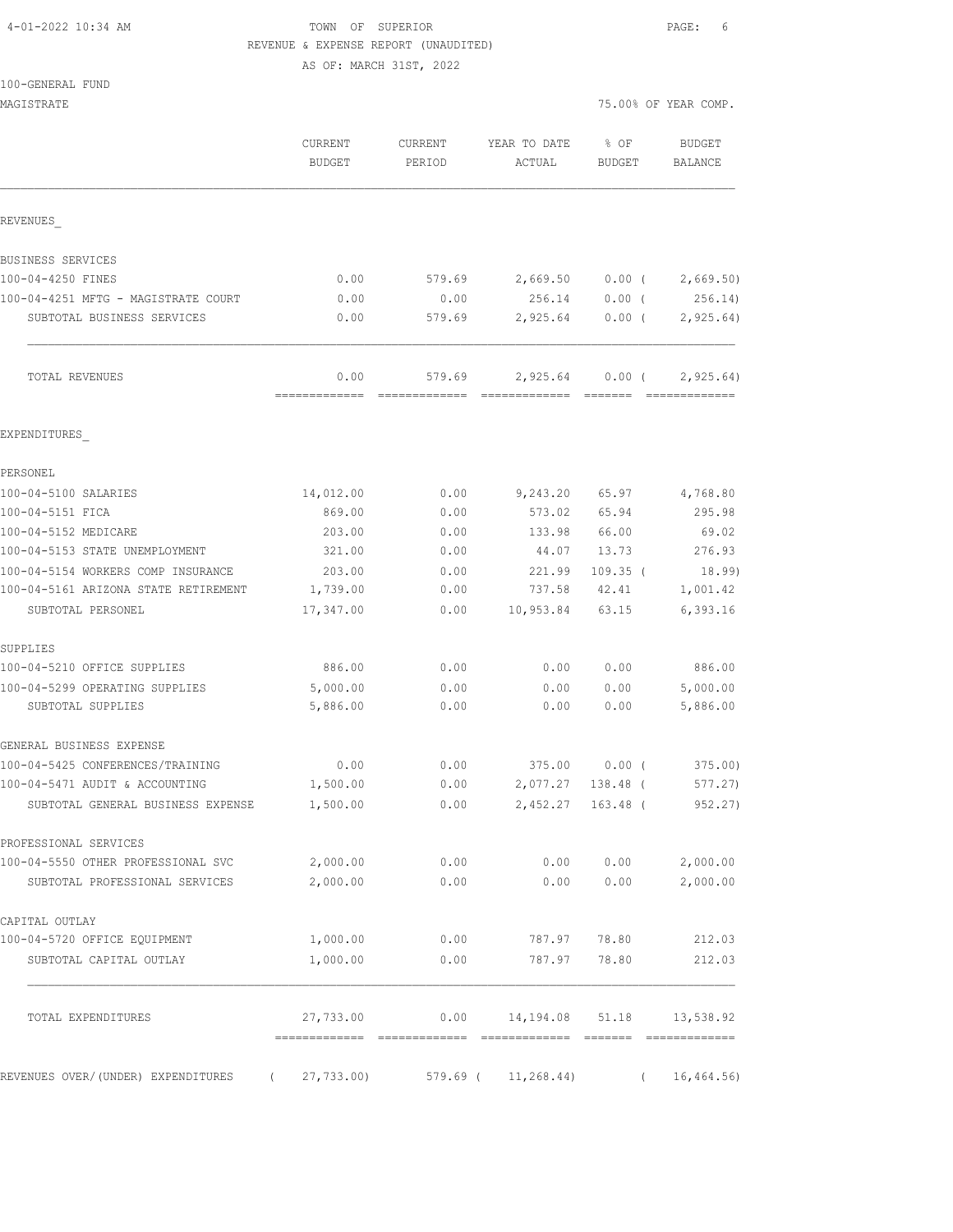TOWN OF SUPERIOR
REVENUE & EXPENSE REPORT (UNAUDITED)
AS OF: MARCH 31ST, 2022

4-01-2022 10:34 AM

100-GENERAL FUND
MAGISTRATE

75.00% OF YEAR COMP.

| | CURRENT BUDGET | CURRENT PERIOD | YEAR TO DATE ACTUAL | % OF BUDGET | BUDGET BALANCE |
|---|---|---|---|---|---|
| **REVENUES** | | | | | |
| BUSINESS SERVICES | | | | | |
| 100-04-4250 FINES | 0.00 | 579.69 | 2,669.50 | 0.00 | (2,669.50) |
| 100-04-4251 MFTG - MAGISTRATE COURT | 0.00 | 0.00 | 256.14 | 0.00 | (256.14) |
| SUBTOTAL BUSINESS SERVICES | 0.00 | 579.69 | 2,925.64 | 0.00 | (2,925.64) |
| TOTAL REVENUES | 0.00 | 579.69 | 2,925.64 | 0.00 | (2,925.64) |
| **EXPENDITURES** | | | | | |
| PERSONEL | | | | | |
| 100-04-5100 SALARIES | 14,012.00 | 0.00 | 9,243.20 | 65.97 | 4,768.80 |
| 100-04-5151 FICA | 869.00 | 0.00 | 573.02 | 65.94 | 295.98 |
| 100-04-5152 MEDICARE | 203.00 | 0.00 | 133.98 | 66.00 | 69.02 |
| 100-04-5153 STATE UNEMPLOYMENT | 321.00 | 0.00 | 44.07 | 13.73 | 276.93 |
| 100-04-5154 WORKERS COMP INSURANCE | 203.00 | 0.00 | 221.99 | 109.35 | (18.99) |
| 100-04-5161 ARIZONA STATE RETIREMENT | 1,739.00 | 0.00 | 737.58 | 42.41 | 1,001.42 |
| SUBTOTAL PERSONEL | 17,347.00 | 0.00 | 10,953.84 | 63.15 | 6,393.16 |
| SUPPLIES | | | | | |
| 100-04-5210 OFFICE SUPPLIES | 886.00 | 0.00 | 0.00 | 0.00 | 886.00 |
| 100-04-5299 OPERATING SUPPLIES | 5,000.00 | 0.00 | 0.00 | 0.00 | 5,000.00 |
| SUBTOTAL SUPPLIES | 5,886.00 | 0.00 | 0.00 | 0.00 | 5,886.00 |
| GENERAL BUSINESS EXPENSE | | | | | |
| 100-04-5425 CONFERENCES/TRAINING | 0.00 | 0.00 | 375.00 | 0.00 | (375.00) |
| 100-04-5471 AUDIT & ACCOUNTING | 1,500.00 | 0.00 | 2,077.27 | 138.48 | (577.27) |
| SUBTOTAL GENERAL BUSINESS EXPENSE | 1,500.00 | 0.00 | 2,452.27 | 163.48 | (952.27) |
| PROFESSIONAL SERVICES | | | | | |
| 100-04-5550 OTHER PROFESSIONAL SVC | 2,000.00 | 0.00 | 0.00 | 0.00 | 2,000.00 |
| SUBTOTAL PROFESSIONAL SERVICES | 2,000.00 | 0.00 | 0.00 | 0.00 | 2,000.00 |
| CAPITAL OUTLAY | | | | | |
| 100-04-5720 OFFICE EQUIPMENT | 1,000.00 | 0.00 | 787.97 | 78.80 | 212.03 |
| SUBTOTAL CAPITAL OUTLAY | 1,000.00 | 0.00 | 787.97 | 78.80 | 212.03 |
| TOTAL EXPENDITURES | 27,733.00 | 0.00 | 14,194.08 | 51.18 | 13,538.92 |
| REVENUES OVER/(UNDER) EXPENDITURES | (27,733.00) | 579.69 | (11,268.44) | | (16,464.56) |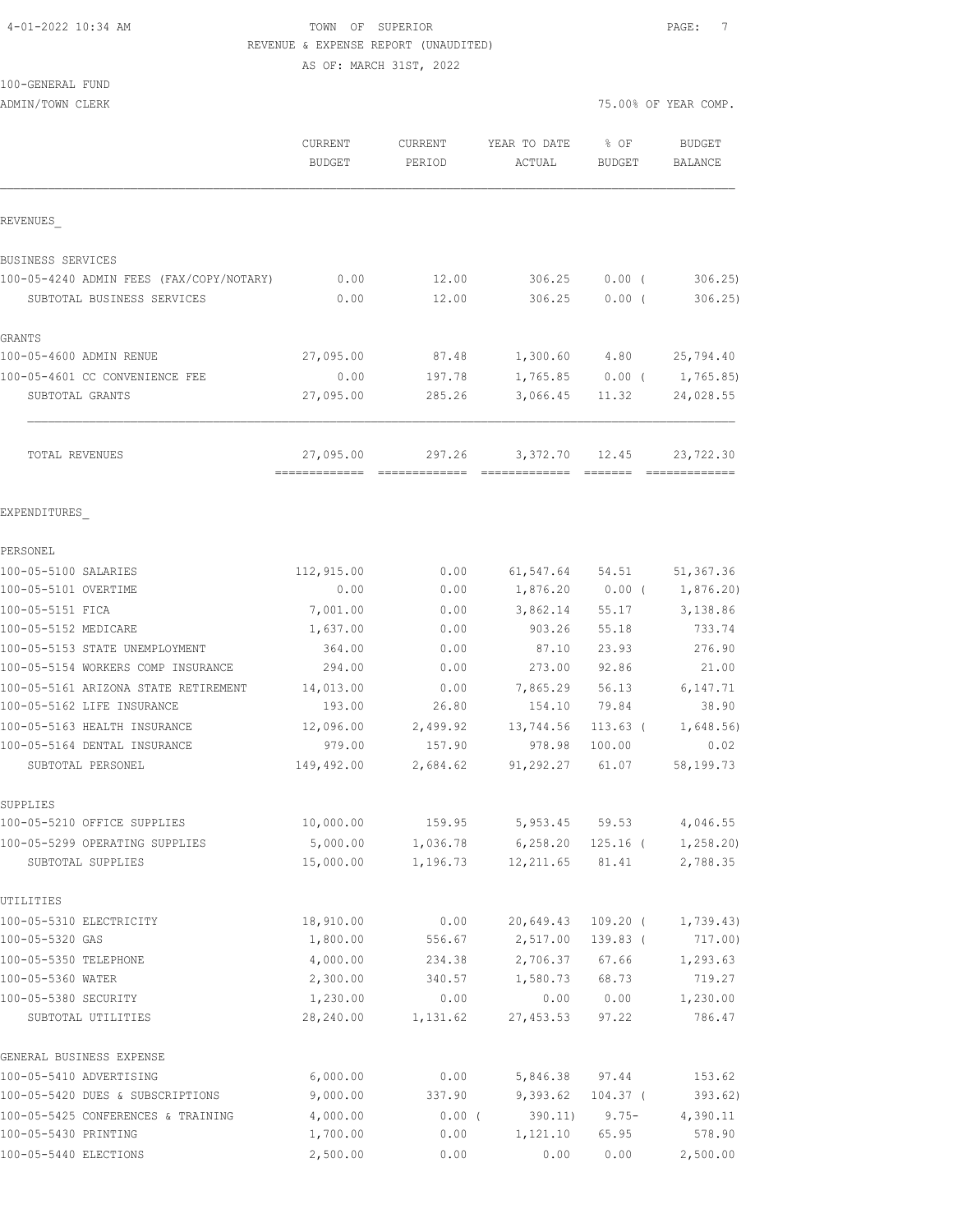TOWN OF SUPERIOR
REVENUE & EXPENSE REPORT (UNAUDITED)
AS OF: MARCH 31ST, 2022

100-GENERAL FUND
ADMIN/TOWN CLERK

75.00% OF YEAR COMP.

| | CURRENT BUDGET | CURRENT PERIOD | YEAR TO DATE ACTUAL | % OF BUDGET | BUDGET BALANCE |
|---|---|---|---|---|---|
| **REVENUES** | | | | | |
| BUSINESS SERVICES | | | | | |
| 100-05-4240 ADMIN FEES (FAX/COPY/NOTARY) | 0.00 | 12.00 | 306.25 | 0.00 ( | 306.25) |
| SUBTOTAL BUSINESS SERVICES | 0.00 | 12.00 | 306.25 | 0.00 ( | 306.25) |
| GRANTS | | | | | |
| 100-05-4600 ADMIN RENUE | 27,095.00 | 87.48 | 1,300.60 | 4.80 | 25,794.40 |
| 100-05-4601 CC CONVENIENCE FEE | 0.00 | 197.78 | 1,765.85 | 0.00 ( | 1,765.85) |
| SUBTOTAL GRANTS | 27,095.00 | 285.26 | 3,066.45 | 11.32 | 24,028.55 |
| TOTAL REVENUES | 27,095.00 | 297.26 | 3,372.70 | 12.45 | 23,722.30 |
| **EXPENDITURES** | | | | | |
| PERSONEL | | | | | |
| 100-05-5100 SALARIES | 112,915.00 | 0.00 | 61,547.64 | 54.51 | 51,367.36 |
| 100-05-5101 OVERTIME | 0.00 | 0.00 | 1,876.20 | 0.00 ( | 1,876.20) |
| 100-05-5151 FICA | 7,001.00 | 0.00 | 3,862.14 | 55.17 | 3,138.86 |
| 100-05-5152 MEDICARE | 1,637.00 | 0.00 | 903.26 | 55.18 | 733.74 |
| 100-05-5153 STATE UNEMPLOYMENT | 364.00 | 0.00 | 87.10 | 23.93 | 276.90 |
| 100-05-5154 WORKERS COMP INSURANCE | 294.00 | 0.00 | 273.00 | 92.86 | 21.00 |
| 100-05-5161 ARIZONA STATE RETIREMENT | 14,013.00 | 0.00 | 7,865.29 | 56.13 | 6,147.71 |
| 100-05-5162 LIFE INSURANCE | 193.00 | 26.80 | 154.10 | 79.84 | 38.90 |
| 100-05-5163 HEALTH INSURANCE | 12,096.00 | 2,499.92 | 13,744.56 | 113.63 ( | 1,648.56) |
| 100-05-5164 DENTAL INSURANCE | 979.00 | 157.90 | 978.98 | 100.00 | 0.02 |
| SUBTOTAL PERSONEL | 149,492.00 | 2,684.62 | 91,292.27 | 61.07 | 58,199.73 |
| SUPPLIES | | | | | |
| 100-05-5210 OFFICE SUPPLIES | 10,000.00 | 159.95 | 5,953.45 | 59.53 | 4,046.55 |
| 100-05-5299 OPERATING SUPPLIES | 5,000.00 | 1,036.78 | 6,258.20 | 125.16 ( | 1,258.20) |
| SUBTOTAL SUPPLIES | 15,000.00 | 1,196.73 | 12,211.65 | 81.41 | 2,788.35 |
| UTILITIES | | | | | |
| 100-05-5310 ELECTRICITY | 18,910.00 | 0.00 | 20,649.43 | 109.20 ( | 1,739.43) |
| 100-05-5320 GAS | 1,800.00 | 556.67 | 2,517.00 | 139.83 ( | 717.00) |
| 100-05-5350 TELEPHONE | 4,000.00 | 234.38 | 2,706.37 | 67.66 | 1,293.63 |
| 100-05-5360 WATER | 2,300.00 | 340.57 | 1,580.73 | 68.73 | 719.27 |
| 100-05-5380 SECURITY | 1,230.00 | 0.00 | 0.00 | 0.00 | 1,230.00 |
| SUBTOTAL UTILITIES | 28,240.00 | 1,131.62 | 27,453.53 | 97.22 | 786.47 |
| GENERAL BUSINESS EXPENSE | | | | | |
| 100-05-5410 ADVERTISING | 6,000.00 | 0.00 | 5,846.38 | 97.44 | 153.62 |
| 100-05-5420 DUES & SUBSCRIPTIONS | 9,000.00 | 337.90 | 9,393.62 | 104.37 ( | 393.62) |
| 100-05-5425 CONFERENCES & TRAINING | 4,000.00 | 0.00 ( | 390.11) | 9.75- | 4,390.11 |
| 100-05-5430 PRINTING | 1,700.00 | 0.00 | 1,121.10 | 65.95 | 578.90 |
| 100-05-5440 ELECTIONS | 2,500.00 | 0.00 | 0.00 | 0.00 | 2,500.00 |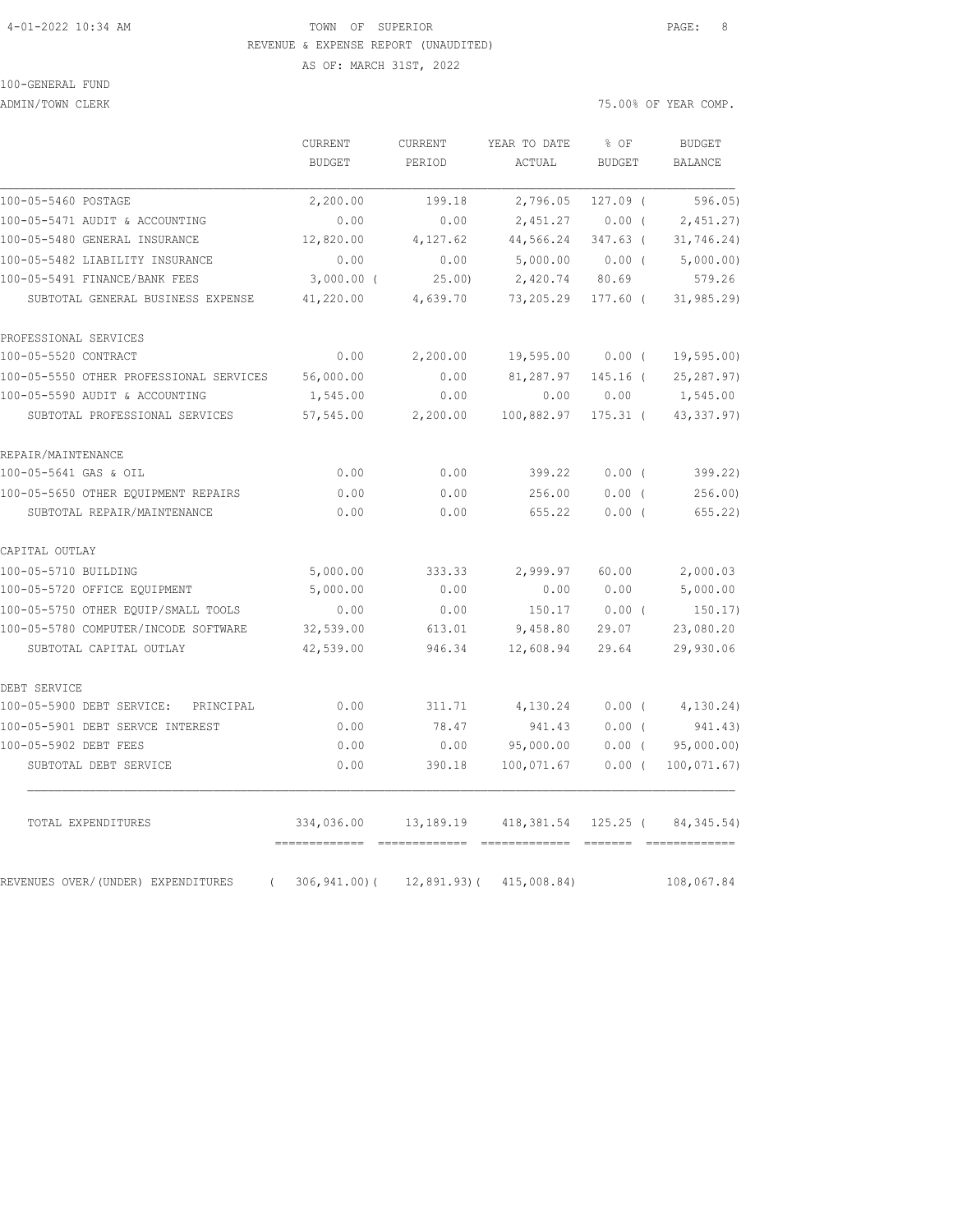TOWN OF SUPERIOR
REVENUE & EXPENSE REPORT (UNAUDITED)
AS OF: MARCH 31ST, 2022

100-GENERAL FUND

ADMIN/TOWN CLERK — 75.00% OF YEAR COMP.

| | CURRENT BUDGET | CURRENT PERIOD | YEAR TO DATE ACTUAL | % OF BUDGET | BUDGET BALANCE |
|---|---|---|---|---|---|
| 100-05-5460 POSTAGE | 2,200.00 | 199.18 | 2,796.05 | 127.09 ( | 596.05) |
| 100-05-5471 AUDIT & ACCOUNTING | 0.00 | 0.00 | 2,451.27 | 0.00 ( | 2,451.27) |
| 100-05-5480 GENERAL INSURANCE | 12,820.00 | 4,127.62 | 44,566.24 | 347.63 ( | 31,746.24) |
| 100-05-5482 LIABILITY INSURANCE | 0.00 | 0.00 | 5,000.00 | 0.00 ( | 5,000.00) |
| 100-05-5491 FINANCE/BANK FEES | 3,000.00 ( | 25.00) | 2,420.74 | 80.69 | 579.26 |
| SUBTOTAL GENERAL BUSINESS EXPENSE | 41,220.00 | 4,639.70 | 73,205.29 | 177.60 ( | 31,985.29) |
| PROFESSIONAL SERVICES | | | | | |
| 100-05-5520 CONTRACT | 0.00 | 2,200.00 | 19,595.00 | 0.00 ( | 19,595.00) |
| 100-05-5550 OTHER PROFESSIONAL SERVICES | 56,000.00 | 0.00 | 81,287.97 | 145.16 ( | 25,287.97) |
| 100-05-5590 AUDIT & ACCOUNTING | 1,545.00 | 0.00 | 0.00 | 0.00 | 1,545.00 |
| SUBTOTAL PROFESSIONAL SERVICES | 57,545.00 | 2,200.00 | 100,882.97 | 175.31 ( | 43,337.97) |
| REPAIR/MAINTENANCE | | | | | |
| 100-05-5641 GAS & OIL | 0.00 | 0.00 | 399.22 | 0.00 ( | 399.22) |
| 100-05-5650 OTHER EQUIPMENT REPAIRS | 0.00 | 0.00 | 256.00 | 0.00 ( | 256.00) |
| SUBTOTAL REPAIR/MAINTENANCE | 0.00 | 0.00 | 655.22 | 0.00 ( | 655.22) |
| CAPITAL OUTLAY | | | | | |
| 100-05-5710 BUILDING | 5,000.00 | 333.33 | 2,999.97 | 60.00 | 2,000.03 |
| 100-05-5720 OFFICE EQUIPMENT | 5,000.00 | 0.00 | 0.00 | 0.00 | 5,000.00 |
| 100-05-5750 OTHER EQUIP/SMALL TOOLS | 0.00 | 0.00 | 150.17 | 0.00 ( | 150.17) |
| 100-05-5780 COMPUTER/INCODE SOFTWARE | 32,539.00 | 613.01 | 9,458.80 | 29.07 | 23,080.20 |
| SUBTOTAL CAPITAL OUTLAY | 42,539.00 | 946.34 | 12,608.94 | 29.64 | 29,930.06 |
| DEBT SERVICE | | | | | |
| 100-05-5900 DEBT SERVICE: PRINCIPAL | 0.00 | 311.71 | 4,130.24 | 0.00 ( | 4,130.24) |
| 100-05-5901 DEBT SERVCE INTEREST | 0.00 | 78.47 | 941.43 | 0.00 ( | 941.43) |
| 100-05-5902 DEBT FEES | 0.00 | 0.00 | 95,000.00 | 0.00 ( | 95,000.00) |
| SUBTOTAL DEBT SERVICE | 0.00 | 390.18 | 100,071.67 | 0.00 ( | 100,071.67) |
| TOTAL EXPENDITURES | 334,036.00 | 13,189.19 | 418,381.54 | 125.25 ( | 84,345.54) |
| REVENUES OVER/(UNDER) EXPENDITURES | ( 306,941.00)( | 12,891.93)( | 415,008.84) | | 108,067.84 |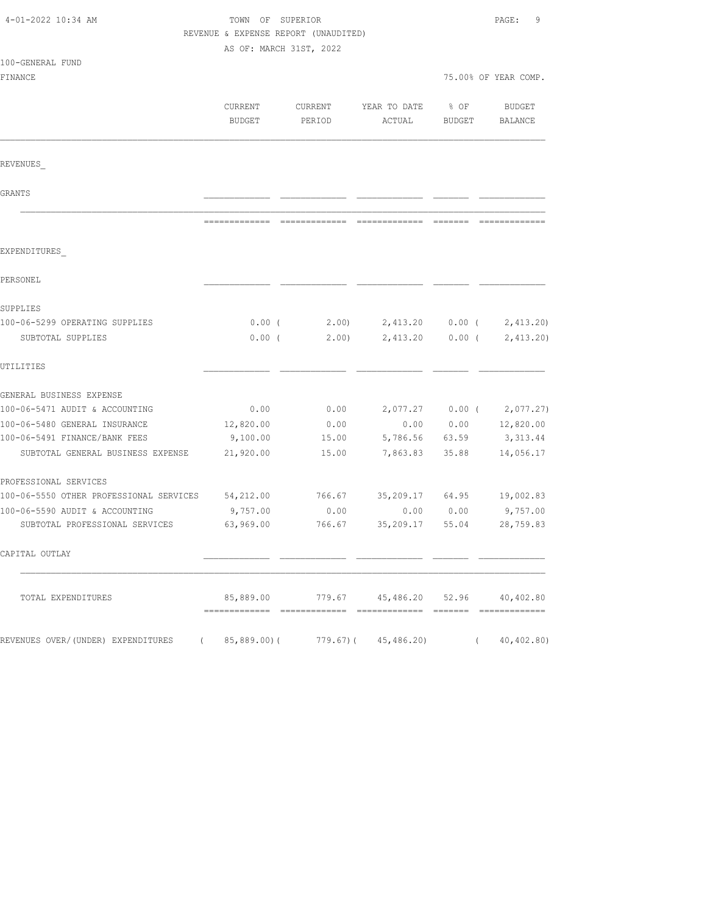4-01-2022 10:34 AM

# TOWN OF SUPERIOR

REVENUE & EXPENSE REPORT (UNAUDITED)

AS OF: MARCH 31ST, 2022

100-GENERAL FUND

FINANCE

75.00% OF YEAR COMP.

| | CURRENT BUDGET | CURRENT PERIOD | YEAR TO DATE ACTUAL | % OF BUDGET | BUDGET BALANCE |
|---|---|---|---|---|---|
| REVENUES_ | | | | | |
| GRANTS | | | | | |
| EXPENDITURES_ | | | | | |
| PERSONEL | | | | | |
| SUPPLIES | | | | | |
| 100-06-5299 OPERATING SUPPLIES | 0.00 | ( 2.00) | 2,413.20 | 0.00 | ( 2,413.20) |
| SUBTOTAL SUPPLIES | 0.00 | ( 2.00) | 2,413.20 | 0.00 | ( 2,413.20) |
| UTILITIES | | | | | |
| GENERAL BUSINESS EXPENSE | | | | | |
| 100-06-5471 AUDIT & ACCOUNTING | 0.00 | 0.00 | 2,077.27 | 0.00 | ( 2,077.27) |
| 100-06-5480 GENERAL INSURANCE | 12,820.00 | 0.00 | 0.00 | 0.00 | 12,820.00 |
| 100-06-5491 FINANCE/BANK FEES | 9,100.00 | 15.00 | 5,786.56 | 63.59 | 3,313.44 |
| SUBTOTAL GENERAL BUSINESS EXPENSE | 21,920.00 | 15.00 | 7,863.83 | 35.88 | 14,056.17 |
| PROFESSIONAL SERVICES | | | | | |
| 100-06-5550 OTHER PROFESSIONAL SERVICES | 54,212.00 | 766.67 | 35,209.17 | 64.95 | 19,002.83 |
| 100-06-5590 AUDIT & ACCOUNTING | 9,757.00 | 0.00 | 0.00 | 0.00 | 9,757.00 |
| SUBTOTAL PROFESSIONAL SERVICES | 63,969.00 | 766.67 | 35,209.17 | 55.04 | 28,759.83 |
| CAPITAL OUTLAY | | | | | |
| TOTAL EXPENDITURES | 85,889.00 | 779.67 | 45,486.20 | 52.96 | 40,402.80 |
| REVENUES OVER/(UNDER) EXPENDITURES | ( 85,889.00) | ( 779.67) | ( 45,486.20) | | ( 40,402.80) |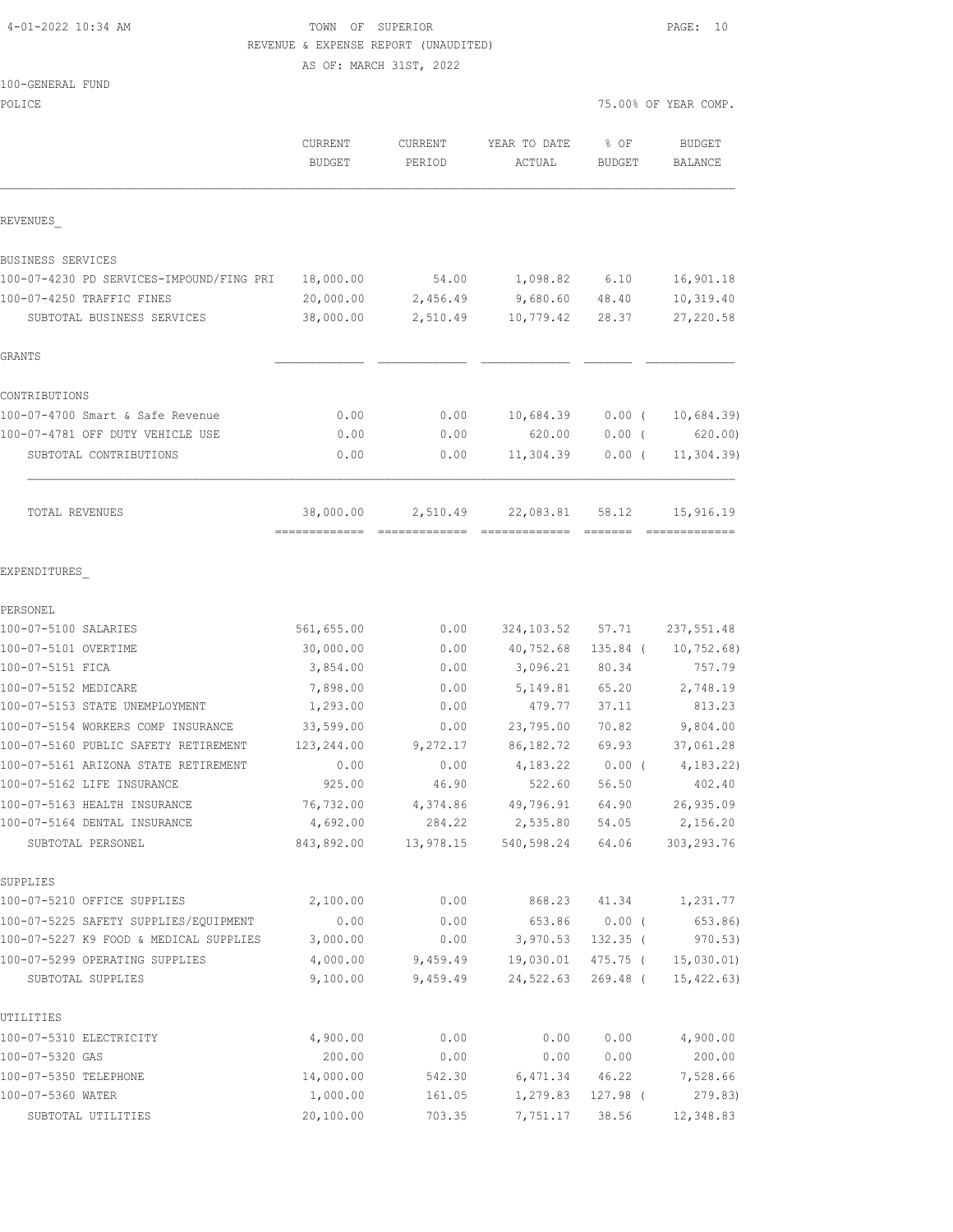TOWN OF SUPERIOR
REVENUE & EXPENSE REPORT (UNAUDITED)
AS OF: MARCH 31ST, 2022

100-GENERAL FUND

POLICE — 75.00% OF YEAR COMP.

| | CURRENT BUDGET | CURRENT PERIOD | YEAR TO DATE ACTUAL | % OF BUDGET | BUDGET BALANCE |
|---|---|---|---|---|---|
| **REVENUES** | | | | | |
| BUSINESS SERVICES | | | | | |
| 100-07-4230 PD SERVICES-IMPOUND/FING PRI | 18,000.00 | 54.00 | 1,098.82 | 6.10 | 16,901.18 |
| 100-07-4250 TRAFFIC FINES | 20,000.00 | 2,456.49 | 9,680.60 | 48.40 | 10,319.40 |
| SUBTOTAL BUSINESS SERVICES | 38,000.00 | 2,510.49 | 10,779.42 | 28.37 | 27,220.58 |
| GRANTS | | | | | |
| CONTRIBUTIONS | | | | | |
| 100-07-4700 Smart & Safe Revenue | 0.00 | 0.00 | 10,684.39 | 0.00 ( | 10,684.39) |
| 100-07-4781 OFF DUTY VEHICLE USE | 0.00 | 0.00 | 620.00 | 0.00 ( | 620.00) |
| SUBTOTAL CONTRIBUTIONS | 0.00 | 0.00 | 11,304.39 | 0.00 ( | 11,304.39) |
| TOTAL REVENUES | 38,000.00 | 2,510.49 | 22,083.81 | 58.12 | 15,916.19 |
| **EXPENDITURES** | | | | | |
| PERSONEL | | | | | |
| 100-07-5100 SALARIES | 561,655.00 | 0.00 | 324,103.52 | 57.71 | 237,551.48 |
| 100-07-5101 OVERTIME | 30,000.00 | 0.00 | 40,752.68 | 135.84 ( | 10,752.68) |
| 100-07-5151 FICA | 3,854.00 | 0.00 | 3,096.21 | 80.34 | 757.79 |
| 100-07-5152 MEDICARE | 7,898.00 | 0.00 | 5,149.81 | 65.20 | 2,748.19 |
| 100-07-5153 STATE UNEMPLOYMENT | 1,293.00 | 0.00 | 479.77 | 37.11 | 813.23 |
| 100-07-5154 WORKERS COMP INSURANCE | 33,599.00 | 0.00 | 23,795.00 | 70.82 | 9,804.00 |
| 100-07-5160 PUBLIC SAFETY RETIREMENT | 123,244.00 | 9,272.17 | 86,182.72 | 69.93 | 37,061.28 |
| 100-07-5161 ARIZONA STATE RETIREMENT | 0.00 | 0.00 | 4,183.22 | 0.00 ( | 4,183.22) |
| 100-07-5162 LIFE INSURANCE | 925.00 | 46.90 | 522.60 | 56.50 | 402.40 |
| 100-07-5163 HEALTH INSURANCE | 76,732.00 | 4,374.86 | 49,796.91 | 64.90 | 26,935.09 |
| 100-07-5164 DENTAL INSURANCE | 4,692.00 | 284.22 | 2,535.80 | 54.05 | 2,156.20 |
| SUBTOTAL PERSONEL | 843,892.00 | 13,978.15 | 540,598.24 | 64.06 | 303,293.76 |
| SUPPLIES | | | | | |
| 100-07-5210 OFFICE SUPPLIES | 2,100.00 | 0.00 | 868.23 | 41.34 | 1,231.77 |
| 100-07-5225 SAFETY SUPPLIES/EQUIPMENT | 0.00 | 0.00 | 653.86 | 0.00 ( | 653.86) |
| 100-07-5227 K9 FOOD & MEDICAL SUPPLIES | 3,000.00 | 0.00 | 3,970.53 | 132.35 ( | 970.53) |
| 100-07-5299 OPERATING SUPPLIES | 4,000.00 | 9,459.49 | 19,030.01 | 475.75 ( | 15,030.01) |
| SUBTOTAL SUPPLIES | 9,100.00 | 9,459.49 | 24,522.63 | 269.48 ( | 15,422.63) |
| UTILITIES | | | | | |
| 100-07-5310 ELECTRICITY | 4,900.00 | 0.00 | 0.00 | 0.00 | 4,900.00 |
| 100-07-5320 GAS | 200.00 | 0.00 | 0.00 | 0.00 | 200.00 |
| 100-07-5350 TELEPHONE | 14,000.00 | 542.30 | 6,471.34 | 46.22 | 7,528.66 |
| 100-07-5360 WATER | 1,000.00 | 161.05 | 1,279.83 | 127.98 ( | 279.83) |
| SUBTOTAL UTILITIES | 20,100.00 | 703.35 | 7,751.17 | 38.56 | 12,348.83 |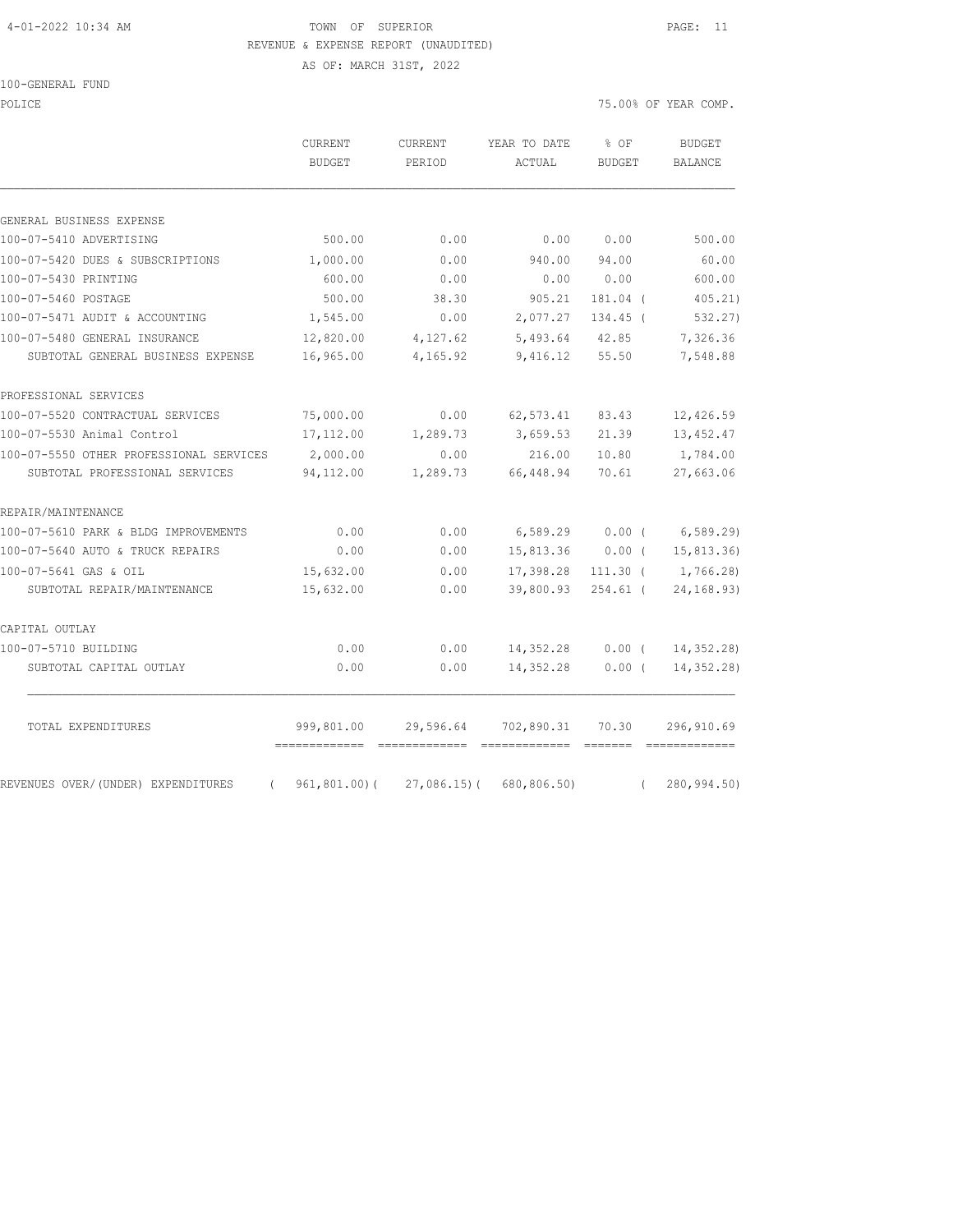4-01-2022 10:34 AM

# TOWN OF SUPERIOR

REVENUE & EXPENSE REPORT (UNAUDITED)

AS OF: MARCH 31ST, 2022

100-GENERAL FUND

POLICE — 75.00% OF YEAR COMP.

| | CURRENT BUDGET | CURRENT PERIOD | YEAR TO DATE ACTUAL | % OF BUDGET | BUDGET BALANCE |
|---|---|---|---|---|---|
| **GENERAL BUSINESS EXPENSE** | | | | | |
| 100-07-5410 ADVERTISING | 500.00 | 0.00 | 0.00 | 0.00 | 500.00 |
| 100-07-5420 DUES & SUBSCRIPTIONS | 1,000.00 | 0.00 | 940.00 | 94.00 | 60.00 |
| 100-07-5430 PRINTING | 600.00 | 0.00 | 0.00 | 0.00 | 600.00 |
| 100-07-5460 POSTAGE | 500.00 | 38.30 | 905.21 | 181.04 | ( 405.21) |
| 100-07-5471 AUDIT & ACCOUNTING | 1,545.00 | 0.00 | 2,077.27 | 134.45 | ( 532.27) |
| 100-07-5480 GENERAL INSURANCE | 12,820.00 | 4,127.62 | 5,493.64 | 42.85 | 7,326.36 |
| SUBTOTAL GENERAL BUSINESS EXPENSE | 16,965.00 | 4,165.92 | 9,416.12 | 55.50 | 7,548.88 |
| **PROFESSIONAL SERVICES** | | | | | |
| 100-07-5520 CONTRACTUAL SERVICES | 75,000.00 | 0.00 | 62,573.41 | 83.43 | 12,426.59 |
| 100-07-5530 Animal Control | 17,112.00 | 1,289.73 | 3,659.53 | 21.39 | 13,452.47 |
| 100-07-5550 OTHER PROFESSIONAL SERVICES | 2,000.00 | 0.00 | 216.00 | 10.80 | 1,784.00 |
| SUBTOTAL PROFESSIONAL SERVICES | 94,112.00 | 1,289.73 | 66,448.94 | 70.61 | 27,663.06 |
| **REPAIR/MAINTENANCE** | | | | | |
| 100-07-5610 PARK & BLDG IMPROVEMENTS | 0.00 | 0.00 | 6,589.29 | 0.00 | ( 6,589.29) |
| 100-07-5640 AUTO & TRUCK REPAIRS | 0.00 | 0.00 | 15,813.36 | 0.00 | ( 15,813.36) |
| 100-07-5641 GAS & OIL | 15,632.00 | 0.00 | 17,398.28 | 111.30 | ( 1,766.28) |
| SUBTOTAL REPAIR/MAINTENANCE | 15,632.00 | 0.00 | 39,800.93 | 254.61 | ( 24,168.93) |
| **CAPITAL OUTLAY** | | | | | |
| 100-07-5710 BUILDING | 0.00 | 0.00 | 14,352.28 | 0.00 | ( 14,352.28) |
| SUBTOTAL CAPITAL OUTLAY | 0.00 | 0.00 | 14,352.28 | 0.00 | ( 14,352.28) |
| TOTAL EXPENDITURES | 999,801.00 | 29,596.64 | 702,890.31 | 70.30 | 296,910.69 |
| REVENUES OVER/(UNDER) EXPENDITURES | ( 961,801.00) | ( 27,086.15) | ( 680,806.50) | | ( 280,994.50) |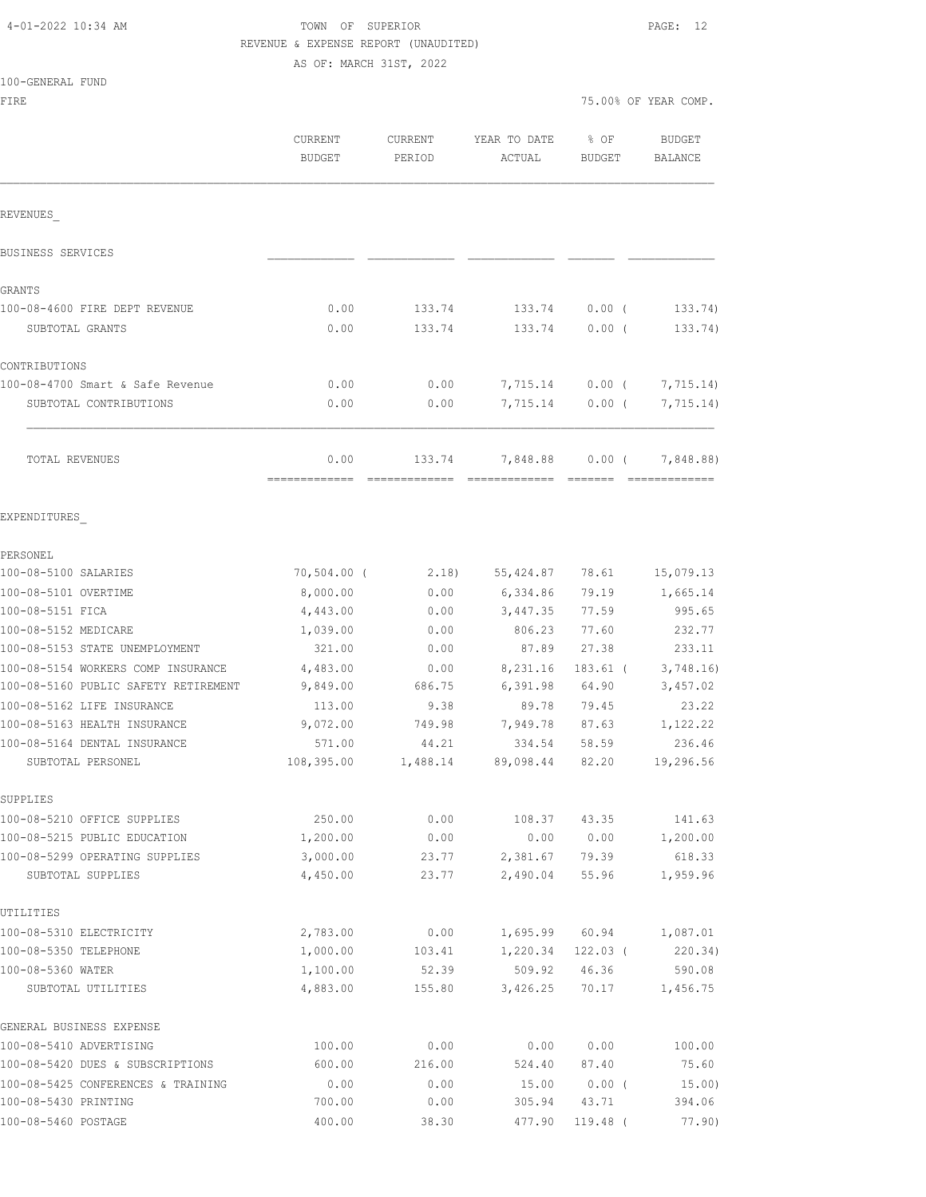TOWN OF SUPERIOR

REVENUE & EXPENSE REPORT (UNAUDITED)

AS OF: MARCH 31ST, 2022

100-GENERAL FUND

FIRE — 75.00% OF YEAR COMP.

| | CURRENT BUDGET | CURRENT PERIOD | YEAR TO DATE ACTUAL | % OF BUDGET | BUDGET BALANCE |
|---|---|---|---|---|---|
| **REVENUES** | | | | | |
| BUSINESS SERVICES | | | | | |
| GRANTS | | | | | |
| 100-08-4600 FIRE DEPT REVENUE | 0.00 | 133.74 | 133.74 | 0.00 ( | 133.74) |
| SUBTOTAL GRANTS | 0.00 | 133.74 | 133.74 | 0.00 ( | 133.74) |
| CONTRIBUTIONS | | | | | |
| 100-08-4700 Smart & Safe Revenue | 0.00 | 0.00 | 7,715.14 | 0.00 ( | 7,715.14) |
| SUBTOTAL CONTRIBUTIONS | 0.00 | 0.00 | 7,715.14 | 0.00 ( | 7,715.14) |
| TOTAL REVENUES | 0.00 | 133.74 | 7,848.88 | 0.00 ( | 7,848.88) |
| **EXPENDITURES** | | | | | |
| PERSONEL | | | | | |
| 100-08-5100 SALARIES | 70,504.00 ( | 2.18) | 55,424.87 | 78.61 | 15,079.13 |
| 100-08-5101 OVERTIME | 8,000.00 | 0.00 | 6,334.86 | 79.19 | 1,665.14 |
| 100-08-5151 FICA | 4,443.00 | 0.00 | 3,447.35 | 77.59 | 995.65 |
| 100-08-5152 MEDICARE | 1,039.00 | 0.00 | 806.23 | 77.60 | 232.77 |
| 100-08-5153 STATE UNEMPLOYMENT | 321.00 | 0.00 | 87.89 | 27.38 | 233.11 |
| 100-08-5154 WORKERS COMP INSURANCE | 4,483.00 | 0.00 | 8,231.16 | 183.61 ( | 3,748.16) |
| 100-08-5160 PUBLIC SAFETY RETIREMENT | 9,849.00 | 686.75 | 6,391.98 | 64.90 | 3,457.02 |
| 100-08-5162 LIFE INSURANCE | 113.00 | 9.38 | 89.78 | 79.45 | 23.22 |
| 100-08-5163 HEALTH INSURANCE | 9,072.00 | 749.98 | 7,949.78 | 87.63 | 1,122.22 |
| 100-08-5164 DENTAL INSURANCE | 571.00 | 44.21 | 334.54 | 58.59 | 236.46 |
| SUBTOTAL PERSONEL | 108,395.00 | 1,488.14 | 89,098.44 | 82.20 | 19,296.56 |
| SUPPLIES | | | | | |
| 100-08-5210 OFFICE SUPPLIES | 250.00 | 0.00 | 108.37 | 43.35 | 141.63 |
| 100-08-5215 PUBLIC EDUCATION | 1,200.00 | 0.00 | 0.00 | 0.00 | 1,200.00 |
| 100-08-5299 OPERATING SUPPLIES | 3,000.00 | 23.77 | 2,381.67 | 79.39 | 618.33 |
| SUBTOTAL SUPPLIES | 4,450.00 | 23.77 | 2,490.04 | 55.96 | 1,959.96 |
| UTILITIES | | | | | |
| 100-08-5310 ELECTRICITY | 2,783.00 | 0.00 | 1,695.99 | 60.94 | 1,087.01 |
| 100-08-5350 TELEPHONE | 1,000.00 | 103.41 | 1,220.34 | 122.03 ( | 220.34) |
| 100-08-5360 WATER | 1,100.00 | 52.39 | 509.92 | 46.36 | 590.08 |
| SUBTOTAL UTILITIES | 4,883.00 | 155.80 | 3,426.25 | 70.17 | 1,456.75 |
| GENERAL BUSINESS EXPENSE | | | | | |
| 100-08-5410 ADVERTISING | 100.00 | 0.00 | 0.00 | 0.00 | 100.00 |
| 100-08-5420 DUES & SUBSCRIPTIONS | 600.00 | 216.00 | 524.40 | 87.40 | 75.60 |
| 100-08-5425 CONFERENCES & TRAINING | 0.00 | 0.00 | 15.00 | 0.00 ( | 15.00) |
| 100-08-5430 PRINTING | 700.00 | 0.00 | 305.94 | 43.71 | 394.06 |
| 100-08-5460 POSTAGE | 400.00 | 38.30 | 477.90 | 119.48 ( | 77.90) |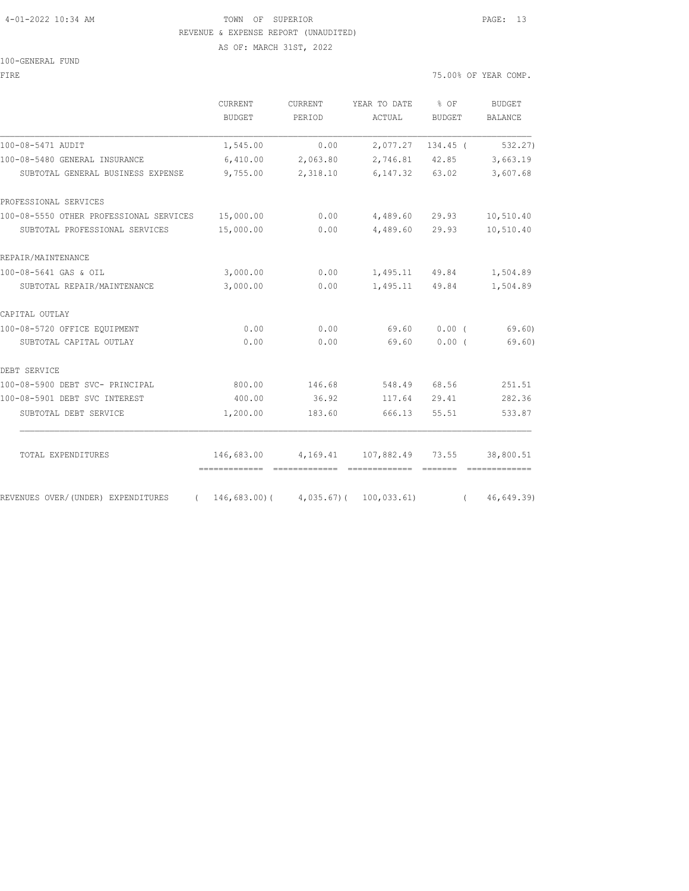TOWN OF SUPERIOR
REVENUE & EXPENSE REPORT (UNAUDITED)
AS OF: MARCH 31ST, 2022

100-GENERAL FUND

FIRE — 75.00% OF YEAR COMP.

| | CURRENT BUDGET | CURRENT PERIOD | YEAR TO DATE ACTUAL | % OF BUDGET | BUDGET BALANCE |
|---|---|---|---|---|---|
| 100-08-5471 AUDIT | 1,545.00 | 0.00 | 2,077.27 | 134.45 | ( 532.27) |
| 100-08-5480 GENERAL INSURANCE | 6,410.00 | 2,063.80 | 2,746.81 | 42.85 | 3,663.19 |
| SUBTOTAL GENERAL BUSINESS EXPENSE | 9,755.00 | 2,318.10 | 6,147.32 | 63.02 | 3,607.68 |
| PROFESSIONAL SERVICES | | | | | |
| 100-08-5550 OTHER PROFESSIONAL SERVICES | 15,000.00 | 0.00 | 4,489.60 | 29.93 | 10,510.40 |
| SUBTOTAL PROFESSIONAL SERVICES | 15,000.00 | 0.00 | 4,489.60 | 29.93 | 10,510.40 |
| REPAIR/MAINTENANCE | | | | | |
| 100-08-5641 GAS & OIL | 3,000.00 | 0.00 | 1,495.11 | 49.84 | 1,504.89 |
| SUBTOTAL REPAIR/MAINTENANCE | 3,000.00 | 0.00 | 1,495.11 | 49.84 | 1,504.89 |
| CAPITAL OUTLAY | | | | | |
| 100-08-5720 OFFICE EQUIPMENT | 0.00 | 0.00 | 69.60 | 0.00 | ( 69.60) |
| SUBTOTAL CAPITAL OUTLAY | 0.00 | 0.00 | 69.60 | 0.00 | ( 69.60) |
| DEBT SERVICE | | | | | |
| 100-08-5900 DEBT SVC- PRINCIPAL | 800.00 | 146.68 | 548.49 | 68.56 | 251.51 |
| 100-08-5901 DEBT SVC INTEREST | 400.00 | 36.92 | 117.64 | 29.41 | 282.36 |
| SUBTOTAL DEBT SERVICE | 1,200.00 | 183.60 | 666.13 | 55.51 | 533.87 |
| TOTAL EXPENDITURES | 146,683.00 | 4,169.41 | 107,882.49 | 73.55 | 38,800.51 |
| REVENUES OVER/(UNDER) EXPENDITURES | ( 146,683.00) | ( 4,035.67) | ( 100,033.61) | | ( 46,649.39) |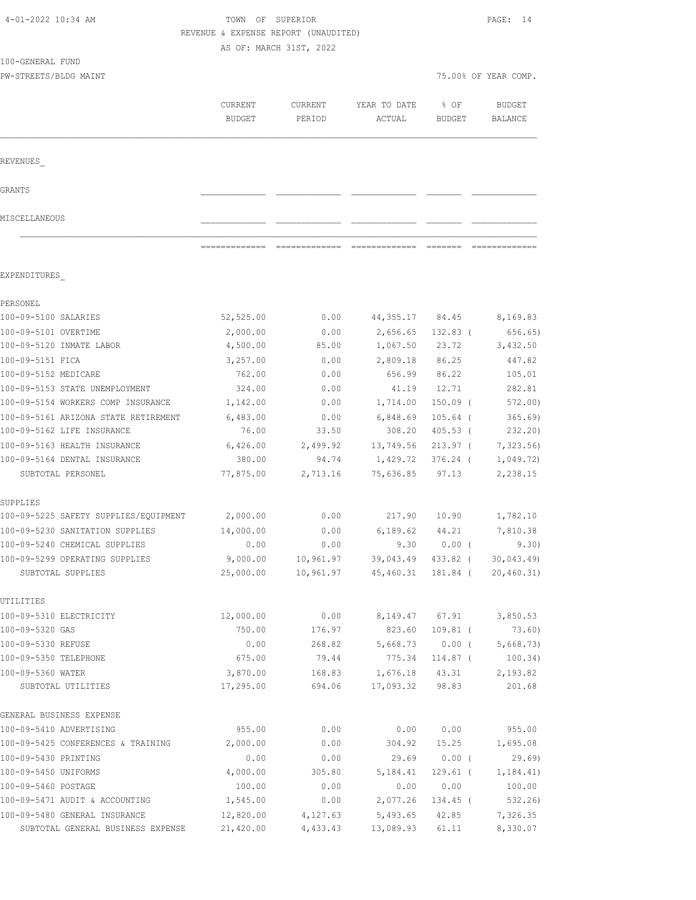4-01-2022 10:34 AM

TOWN OF SUPERIOR

REVENUE & EXPENSE REPORT (UNAUDITED)

AS OF: MARCH 31ST, 2022

100-GENERAL FUND

PW-STREETS/BLDG MAINT

75.00% OF YEAR COMP.

| | CURRENT BUDGET | CURRENT PERIOD | YEAR TO DATE ACTUAL | % OF BUDGET | BUDGET BALANCE |
|---|---|---|---|---|---|
| REVENUES | | | | | |
| GRANTS | | | | | |
| MISCELLANEOUS | | | | | |
| EXPENDITURES | | | | | |
| PERSONEL | | | | | |
| 100-09-5100 SALARIES | 52,525.00 | 0.00 | 44,355.17 | 84.45 | 8,169.83 |
| 100-09-5101 OVERTIME | 2,000.00 | 0.00 | 2,656.65 | 132.83 ( | 656.65) |
| 100-09-5120 INMATE LABOR | 4,500.00 | 85.00 | 1,067.50 | 23.72 | 3,432.50 |
| 100-09-5151 FICA | 3,257.00 | 0.00 | 2,809.18 | 86.25 | 447.82 |
| 100-09-5152 MEDICARE | 762.00 | 0.00 | 656.99 | 86.22 | 105.01 |
| 100-09-5153 STATE UNEMPLOYMENT | 324.00 | 0.00 | 41.19 | 12.71 | 282.81 |
| 100-09-5154 WORKERS COMP INSURANCE | 1,142.00 | 0.00 | 1,714.00 | 150.09 ( | 572.00) |
| 100-09-5161 ARIZONA STATE RETIREMENT | 6,483.00 | 0.00 | 6,848.69 | 105.64 ( | 365.69) |
| 100-09-5162 LIFE INSURANCE | 76.00 | 33.50 | 308.20 | 405.53 ( | 232.20) |
| 100-09-5163 HEALTH INSURANCE | 6,426.00 | 2,499.92 | 13,749.56 | 213.97 ( | 7,323.56) |
| 100-09-5164 DENTAL INSURANCE | 380.00 | 94.74 | 1,429.72 | 376.24 ( | 1,049.72) |
| SUBTOTAL PERSONEL | 77,875.00 | 2,713.16 | 75,636.85 | 97.13 | 2,238.15 |
| SUPPLIES | | | | | |
| 100-09-5225 SAFETY SUPPLIES/EQUIPMENT | 2,000.00 | 0.00 | 217.90 | 10.90 | 1,782.10 |
| 100-09-5230 SANITATION SUPPLIES | 14,000.00 | 0.00 | 6,189.62 | 44.21 | 7,810.38 |
| 100-09-5240 CHEMICAL SUPPLIES | 0.00 | 0.00 | 9.30 | 0.00 ( | 9.30) |
| 100-09-5299 OPERATING SUPPLIES | 9,000.00 | 10,961.97 | 39,043.49 | 433.82 ( | 30,043.49) |
| SUBTOTAL SUPPLIES | 25,000.00 | 10,961.97 | 45,460.31 | 181.84 ( | 20,460.31) |
| UTILITIES | | | | | |
| 100-09-5310 ELECTRICITY | 12,000.00 | 0.00 | 8,149.47 | 67.91 | 3,850.53 |
| 100-09-5320 GAS | 750.00 | 176.97 | 823.60 | 109.81 ( | 73.60) |
| 100-09-5330 REFUSE | 0.00 | 268.82 | 5,668.73 | 0.00 ( | 5,668.73) |
| 100-09-5350 TELEPHONE | 675.00 | 79.44 | 775.34 | 114.87 ( | 100.34) |
| 100-09-5360 WATER | 3,870.00 | 168.83 | 1,676.18 | 43.31 | 2,193.82 |
| SUBTOTAL UTILITIES | 17,295.00 | 694.06 | 17,093.32 | 98.83 | 201.68 |
| GENERAL BUSINESS EXPENSE | | | | | |
| 100-09-5410 ADVERTISING | 955.00 | 0.00 | 0.00 | 0.00 | 955.00 |
| 100-09-5425 CONFERENCES & TRAINING | 2,000.00 | 0.00 | 304.92 | 15.25 | 1,695.08 |
| 100-09-5430 PRINTING | 0.00 | 0.00 | 29.69 | 0.00 ( | 29.69) |
| 100-09-5450 UNIFORMS | 4,000.00 | 305.80 | 5,184.41 | 129.61 ( | 1,184.41) |
| 100-09-5460 POSTAGE | 100.00 | 0.00 | 0.00 | 0.00 | 100.00 |
| 100-09-5471 AUDIT & ACCOUNTING | 1,545.00 | 0.00 | 2,077.26 | 134.45 ( | 532.26) |
| 100-09-5480 GENERAL INSURANCE | 12,820.00 | 4,127.63 | 5,493.65 | 42.85 | 7,326.35 |
| SUBTOTAL GENERAL BUSINESS EXPENSE | 21,420.00 | 4,433.43 | 13,089.93 | 61.11 | 8,330.07 |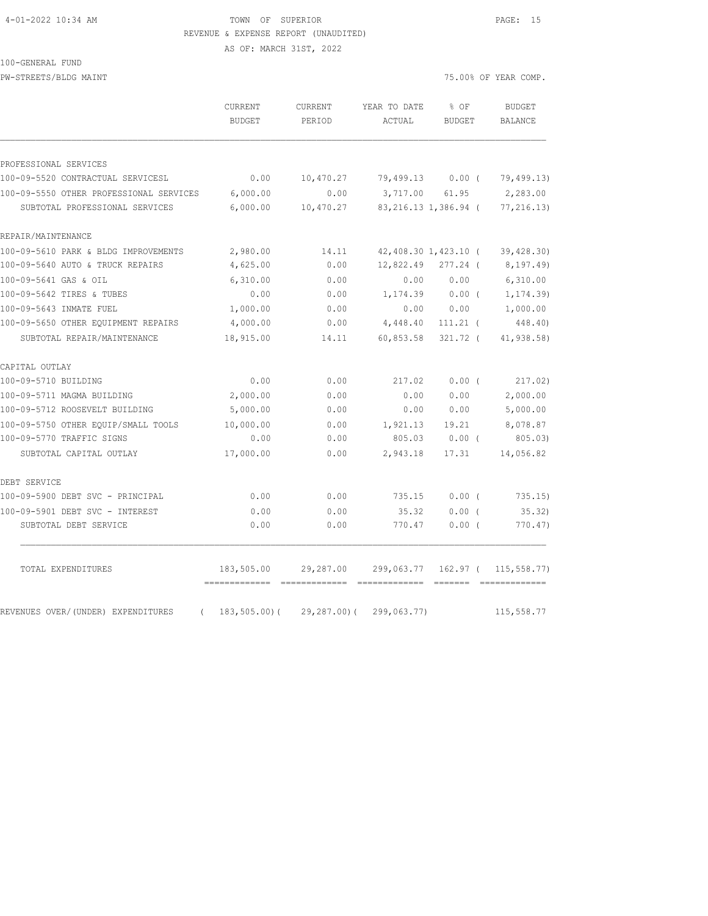TOWN OF SUPERIOR

REVENUE & EXPENSE REPORT (UNAUDITED)

AS OF: MARCH 31ST, 2022

100-GENERAL FUND

PW-STREETS/BLDG MAINT

75.00% OF YEAR COMP.

| | CURRENT BUDGET | CURRENT PERIOD | YEAR TO DATE ACTUAL | % OF BUDGET | BUDGET BALANCE |
|---|---|---|---|---|---|
| **PROFESSIONAL SERVICES** | | | | | |
| 100-09-5520 CONTRACTUAL SERVICESL | 0.00 | 10,470.27 | 79,499.13 | 0.00 ( | 79,499.13) |
| 100-09-5550 OTHER PROFESSIONAL SERVICES | 6,000.00 | 0.00 | 3,717.00 | 61.95 | 2,283.00 |
| SUBTOTAL PROFESSIONAL SERVICES | 6,000.00 | 10,470.27 | 83,216.13 | 1,386.94 ( | 77,216.13) |
| **REPAIR/MAINTENANCE** | | | | | |
| 100-09-5610 PARK & BLDG IMPROVEMENTS | 2,980.00 | 14.11 | 42,408.30 | 1,423.10 ( | 39,428.30) |
| 100-09-5640 AUTO & TRUCK REPAIRS | 4,625.00 | 0.00 | 12,822.49 | 277.24 ( | 8,197.49) |
| 100-09-5641 GAS & OIL | 6,310.00 | 0.00 | 0.00 | 0.00 | 6,310.00 |
| 100-09-5642 TIRES & TUBES | 0.00 | 0.00 | 1,174.39 | 0.00 ( | 1,174.39) |
| 100-09-5643 INMATE FUEL | 1,000.00 | 0.00 | 0.00 | 0.00 | 1,000.00 |
| 100-09-5650 OTHER EQUIPMENT REPAIRS | 4,000.00 | 0.00 | 4,448.40 | 111.21 ( | 448.40) |
| SUBTOTAL REPAIR/MAINTENANCE | 18,915.00 | 14.11 | 60,853.58 | 321.72 ( | 41,938.58) |
| **CAPITAL OUTLAY** | | | | | |
| 100-09-5710 BUILDING | 0.00 | 0.00 | 217.02 | 0.00 ( | 217.02) |
| 100-09-5711 MAGMA BUILDING | 2,000.00 | 0.00 | 0.00 | 0.00 | 2,000.00 |
| 100-09-5712 ROOSEVELT BUILDING | 5,000.00 | 0.00 | 0.00 | 0.00 | 5,000.00 |
| 100-09-5750 OTHER EQUIP/SMALL TOOLS | 10,000.00 | 0.00 | 1,921.13 | 19.21 | 8,078.87 |
| 100-09-5770 TRAFFIC SIGNS | 0.00 | 0.00 | 805.03 | 0.00 ( | 805.03) |
| SUBTOTAL CAPITAL OUTLAY | 17,000.00 | 0.00 | 2,943.18 | 17.31 | 14,056.82 |
| **DEBT SERVICE** | | | | | |
| 100-09-5900 DEBT SVC - PRINCIPAL | 0.00 | 0.00 | 735.15 | 0.00 ( | 735.15) |
| 100-09-5901 DEBT SVC - INTEREST | 0.00 | 0.00 | 35.32 | 0.00 ( | 35.32) |
| SUBTOTAL DEBT SERVICE | 0.00 | 0.00 | 770.47 | 0.00 ( | 770.47) |
| TOTAL EXPENDITURES | 183,505.00 | 29,287.00 | 299,063.77 | 162.97 ( | 115,558.77) |
| REVENUES OVER/(UNDER) EXPENDITURES | ( 183,505.00)( | 29,287.00)( | 299,063.77) | | 115,558.77 |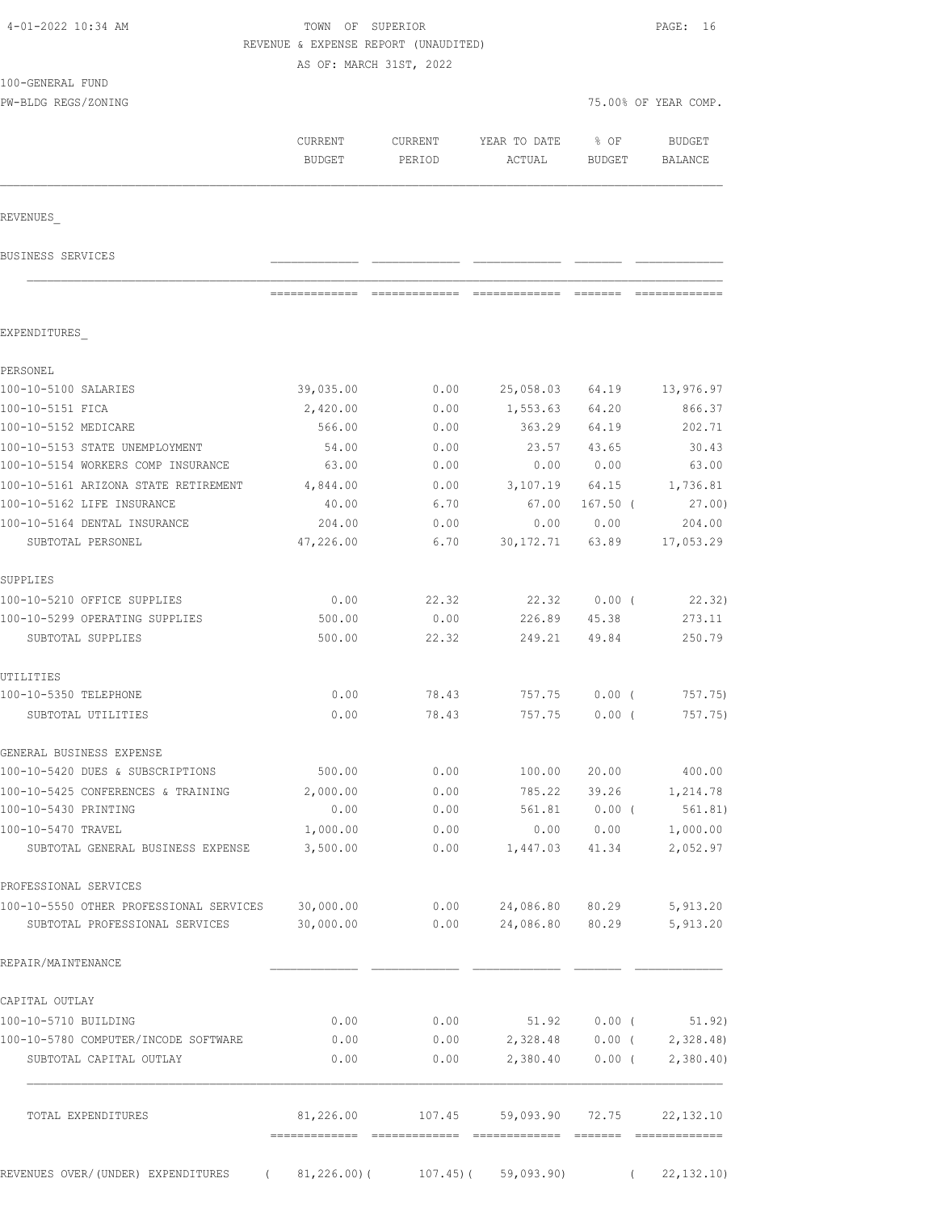TOWN OF SUPERIOR
REVENUE & EXPENSE REPORT (UNAUDITED)
AS OF: MARCH 31ST, 2022

100-GENERAL FUND
PW-BLDG REGS/ZONING

75.00% OF YEAR COMP.

| | CURRENT BUDGET | CURRENT PERIOD | YEAR TO DATE ACTUAL | % OF BUDGET | BUDGET BALANCE |
|---|---|---|---|---|---|
| **REVENUES** | | | | | |
| BUSINESS SERVICES | | | | | |
| **EXPENDITURES** | | | | | |
| PERSONEL | | | | | |
| 100-10-5100 SALARIES | 39,035.00 | 0.00 | 25,058.03 | 64.19 | 13,976.97 |
| 100-10-5151 FICA | 2,420.00 | 0.00 | 1,553.63 | 64.20 | 866.37 |
| 100-10-5152 MEDICARE | 566.00 | 0.00 | 363.29 | 64.19 | 202.71 |
| 100-10-5153 STATE UNEMPLOYMENT | 54.00 | 0.00 | 23.57 | 43.65 | 30.43 |
| 100-10-5154 WORKERS COMP INSURANCE | 63.00 | 0.00 | 0.00 | 0.00 | 63.00 |
| 100-10-5161 ARIZONA STATE RETIREMENT | 4,844.00 | 0.00 | 3,107.19 | 64.15 | 1,736.81 |
| 100-10-5162 LIFE INSURANCE | 40.00 | 6.70 | 67.00 | 167.50 | ( 27.00) |
| 100-10-5164 DENTAL INSURANCE | 204.00 | 0.00 | 0.00 | 0.00 | 204.00 |
| SUBTOTAL PERSONEL | 47,226.00 | 6.70 | 30,172.71 | 63.89 | 17,053.29 |
| SUPPLIES | | | | | |
| 100-10-5210 OFFICE SUPPLIES | 0.00 | 22.32 | 22.32 | 0.00 | ( 22.32) |
| 100-10-5299 OPERATING SUPPLIES | 500.00 | 0.00 | 226.89 | 45.38 | 273.11 |
| SUBTOTAL SUPPLIES | 500.00 | 22.32 | 249.21 | 49.84 | 250.79 |
| UTILITIES | | | | | |
| 100-10-5350 TELEPHONE | 0.00 | 78.43 | 757.75 | 0.00 | ( 757.75) |
| SUBTOTAL UTILITIES | 0.00 | 78.43 | 757.75 | 0.00 | ( 757.75) |
| GENERAL BUSINESS EXPENSE | | | | | |
| 100-10-5420 DUES & SUBSCRIPTIONS | 500.00 | 0.00 | 100.00 | 20.00 | 400.00 |
| 100-10-5425 CONFERENCES & TRAINING | 2,000.00 | 0.00 | 785.22 | 39.26 | 1,214.78 |
| 100-10-5430 PRINTING | 0.00 | 0.00 | 561.81 | 0.00 | ( 561.81) |
| 100-10-5470 TRAVEL | 1,000.00 | 0.00 | 0.00 | 0.00 | 1,000.00 |
| SUBTOTAL GENERAL BUSINESS EXPENSE | 3,500.00 | 0.00 | 1,447.03 | 41.34 | 2,052.97 |
| PROFESSIONAL SERVICES | | | | | |
| 100-10-5550 OTHER PROFESSIONAL SERVICES | 30,000.00 | 0.00 | 24,086.80 | 80.29 | 5,913.20 |
| SUBTOTAL PROFESSIONAL SERVICES | 30,000.00 | 0.00 | 24,086.80 | 80.29 | 5,913.20 |
| REPAIR/MAINTENANCE | | | | | |
| CAPITAL OUTLAY | | | | | |
| 100-10-5710 BUILDING | 0.00 | 0.00 | 51.92 | 0.00 | ( 51.92) |
| 100-10-5780 COMPUTER/INCODE SOFTWARE | 0.00 | 0.00 | 2,328.48 | 0.00 | ( 2,328.48) |
| SUBTOTAL CAPITAL OUTLAY | 0.00 | 0.00 | 2,380.40 | 0.00 | ( 2,380.40) |
| TOTAL EXPENDITURES | 81,226.00 | 107.45 | 59,093.90 | 72.75 | 22,132.10 |
| REVENUES OVER/(UNDER) EXPENDITURES | ( 81,226.00) | ( 107.45) | ( 59,093.90) | | ( 22,132.10) |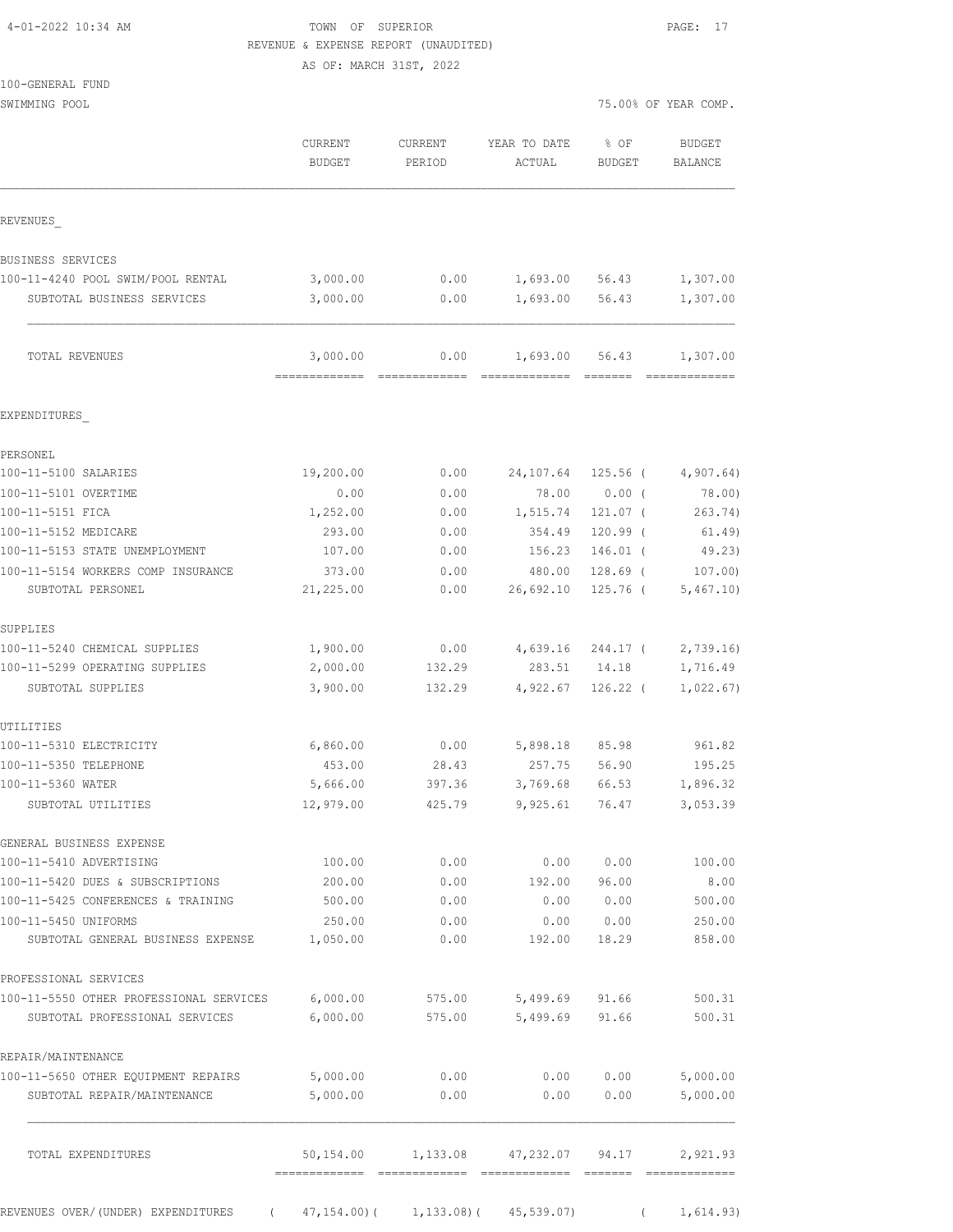TOWN OF SUPERIOR
REVENUE & EXPENSE REPORT (UNAUDITED)
AS OF: MARCH 31ST, 2022

100-GENERAL FUND
SWIMMING POOL

75.00% OF YEAR COMP.

| | CURRENT BUDGET | CURRENT PERIOD | YEAR TO DATE ACTUAL | % OF BUDGET | BUDGET BALANCE |
|---|---|---|---|---|---|
| **REVENUES** | | | | | |
| BUSINESS SERVICES | | | | | |
| 100-11-4240 POOL SWIM/POOL RENTAL | 3,000.00 | 0.00 | 1,693.00 | 56.43 | 1,307.00 |
| SUBTOTAL BUSINESS SERVICES | 3,000.00 | 0.00 | 1,693.00 | 56.43 | 1,307.00 |
| TOTAL REVENUES | 3,000.00 | 0.00 | 1,693.00 | 56.43 | 1,307.00 |
| **EXPENDITURES** | | | | | |
| PERSONEL | | | | | |
| 100-11-5100 SALARIES | 19,200.00 | 0.00 | 24,107.64 | 125.56 | ( 4,907.64) |
| 100-11-5101 OVERTIME | 0.00 | 0.00 | 78.00 | 0.00 | ( 78.00) |
| 100-11-5151 FICA | 1,252.00 | 0.00 | 1,515.74 | 121.07 | ( 263.74) |
| 100-11-5152 MEDICARE | 293.00 | 0.00 | 354.49 | 120.99 | ( 61.49) |
| 100-11-5153 STATE UNEMPLOYMENT | 107.00 | 0.00 | 156.23 | 146.01 | ( 49.23) |
| 100-11-5154 WORKERS COMP INSURANCE | 373.00 | 0.00 | 480.00 | 128.69 | ( 107.00) |
| SUBTOTAL PERSONEL | 21,225.00 | 0.00 | 26,692.10 | 125.76 | ( 5,467.10) |
| SUPPLIES | | | | | |
| 100-11-5240 CHEMICAL SUPPLIES | 1,900.00 | 0.00 | 4,639.16 | 244.17 | ( 2,739.16) |
| 100-11-5299 OPERATING SUPPLIES | 2,000.00 | 132.29 | 283.51 | 14.18 | 1,716.49 |
| SUBTOTAL SUPPLIES | 3,900.00 | 132.29 | 4,922.67 | 126.22 | ( 1,022.67) |
| UTILITIES | | | | | |
| 100-11-5310 ELECTRICITY | 6,860.00 | 0.00 | 5,898.18 | 85.98 | 961.82 |
| 100-11-5350 TELEPHONE | 453.00 | 28.43 | 257.75 | 56.90 | 195.25 |
| 100-11-5360 WATER | 5,666.00 | 397.36 | 3,769.68 | 66.53 | 1,896.32 |
| SUBTOTAL UTILITIES | 12,979.00 | 425.79 | 9,925.61 | 76.47 | 3,053.39 |
| GENERAL BUSINESS EXPENSE | | | | | |
| 100-11-5410 ADVERTISING | 100.00 | 0.00 | 0.00 | 0.00 | 100.00 |
| 100-11-5420 DUES & SUBSCRIPTIONS | 200.00 | 0.00 | 192.00 | 96.00 | 8.00 |
| 100-11-5425 CONFERENCES & TRAINING | 500.00 | 0.00 | 0.00 | 0.00 | 500.00 |
| 100-11-5450 UNIFORMS | 250.00 | 0.00 | 0.00 | 0.00 | 250.00 |
| SUBTOTAL GENERAL BUSINESS EXPENSE | 1,050.00 | 0.00 | 192.00 | 18.29 | 858.00 |
| PROFESSIONAL SERVICES | | | | | |
| 100-11-5550 OTHER PROFESSIONAL SERVICES | 6,000.00 | 575.00 | 5,499.69 | 91.66 | 500.31 |
| SUBTOTAL PROFESSIONAL SERVICES | 6,000.00 | 575.00 | 5,499.69 | 91.66 | 500.31 |
| REPAIR/MAINTENANCE | | | | | |
| 100-11-5650 OTHER EQUIPMENT REPAIRS | 5,000.00 | 0.00 | 0.00 | 0.00 | 5,000.00 |
| SUBTOTAL REPAIR/MAINTENANCE | 5,000.00 | 0.00 | 0.00 | 0.00 | 5,000.00 |
| TOTAL EXPENDITURES | 50,154.00 | 1,133.08 | 47,232.07 | 94.17 | 2,921.93 |
| REVENUES OVER/(UNDER) EXPENDITURES | ( 47,154.00) | ( 1,133.08) | ( 45,539.07) | | ( 1,614.93) |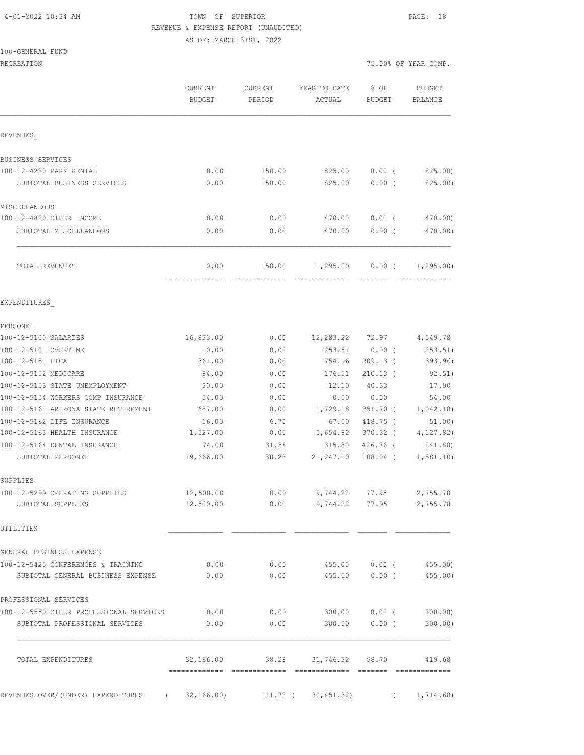4-01-2022 10:34 AM TOWN OF SUPERIOR

REVENUE & EXPENSE REPORT (UNAUDITED)

AS OF: MARCH 31ST, 2022

100-GENERAL FUND

RECREATION 75.00% OF YEAR COMP.

| | CURRENT BUDGET | CURRENT PERIOD | YEAR TO DATE ACTUAL | % OF BUDGET | BUDGET BALANCE |
|---|---|---|---|---|---|
| **REVENUES** | | | | | |
| BUSINESS SERVICES | | | | | |
| 100-12-4220 PARK RENTAL | 0.00 | 150.00 | 825.00 | 0.00 ( | 825.00) |
| SUBTOTAL BUSINESS SERVICES | 0.00 | 150.00 | 825.00 | 0.00 ( | 825.00) |
| MISCELLANEOUS | | | | | |
| 100-12-4820 OTHER INCOME | 0.00 | 0.00 | 470.00 | 0.00 ( | 470.00) |
| SUBTOTAL MISCELLANEOUS | 0.00 | 0.00 | 470.00 | 0.00 ( | 470.00) |
| TOTAL REVENUES | 0.00 | 150.00 | 1,295.00 | 0.00 ( | 1,295.00) |
| **EXPENDITURES** | | | | | |
| PERSONEL | | | | | |
| 100-12-5100 SALARIES | 16,833.00 | 0.00 | 12,283.22 | 72.97 | 4,549.78 |
| 100-12-5101 OVERTIME | 0.00 | 0.00 | 253.51 | 0.00 ( | 253.51) |
| 100-12-5151 FICA | 361.00 | 0.00 | 754.96 | 209.13 ( | 393.96) |
| 100-12-5152 MEDICARE | 84.00 | 0.00 | 176.51 | 210.13 ( | 92.51) |
| 100-12-5153 STATE UNEMPLOYMENT | 30.00 | 0.00 | 12.10 | 40.33 | 17.90 |
| 100-12-5154 WORKERS COMP INSURANCE | 54.00 | 0.00 | 0.00 | 0.00 | 54.00 |
| 100-12-5161 ARIZONA STATE RETIREMENT | 687.00 | 0.00 | 1,729.18 | 251.70 ( | 1,042.18) |
| 100-12-5162 LIFE INSURANCE | 16.00 | 6.70 | 67.00 | 418.75 ( | 51.00) |
| 100-12-5163 HEALTH INSURANCE | 1,527.00 | 0.00 | 5,654.82 | 370.32 ( | 4,127.82) |
| 100-12-5164 DENTAL INSURANCE | 74.00 | 31.58 | 315.80 | 426.76 ( | 241.80) |
| SUBTOTAL PERSONEL | 19,666.00 | 38.28 | 21,247.10 | 108.04 ( | 1,581.10) |
| SUPPLIES | | | | | |
| 100-12-5299 OPERATING SUPPLIES | 12,500.00 | 0.00 | 9,744.22 | 77.95 | 2,755.78 |
| SUBTOTAL SUPPLIES | 12,500.00 | 0.00 | 9,744.22 | 77.95 | 2,755.78 |
| UTILITIES | | | | | |
| GENERAL BUSINESS EXPENSE | | | | | |
| 100-12-5425 CONFERENCES & TRAINING | 0.00 | 0.00 | 455.00 | 0.00 ( | 455.00) |
| SUBTOTAL GENERAL BUSINESS EXPENSE | 0.00 | 0.00 | 455.00 | 0.00 ( | 455.00) |
| PROFESSIONAL SERVICES | | | | | |
| 100-12-5550 OTHER PROFESSIONAL SERVICES | 0.00 | 0.00 | 300.00 | 0.00 ( | 300.00) |
| SUBTOTAL PROFESSIONAL SERVICES | 0.00 | 0.00 | 300.00 | 0.00 ( | 300.00) |
| TOTAL EXPENDITURES | 32,166.00 | 38.28 | 31,746.32 | 98.70 | 419.68 |
| REVENUES OVER/(UNDER) EXPENDITURES | ( 32,166.00) | 111.72 | ( 30,451.32) | | ( 1,714.68) |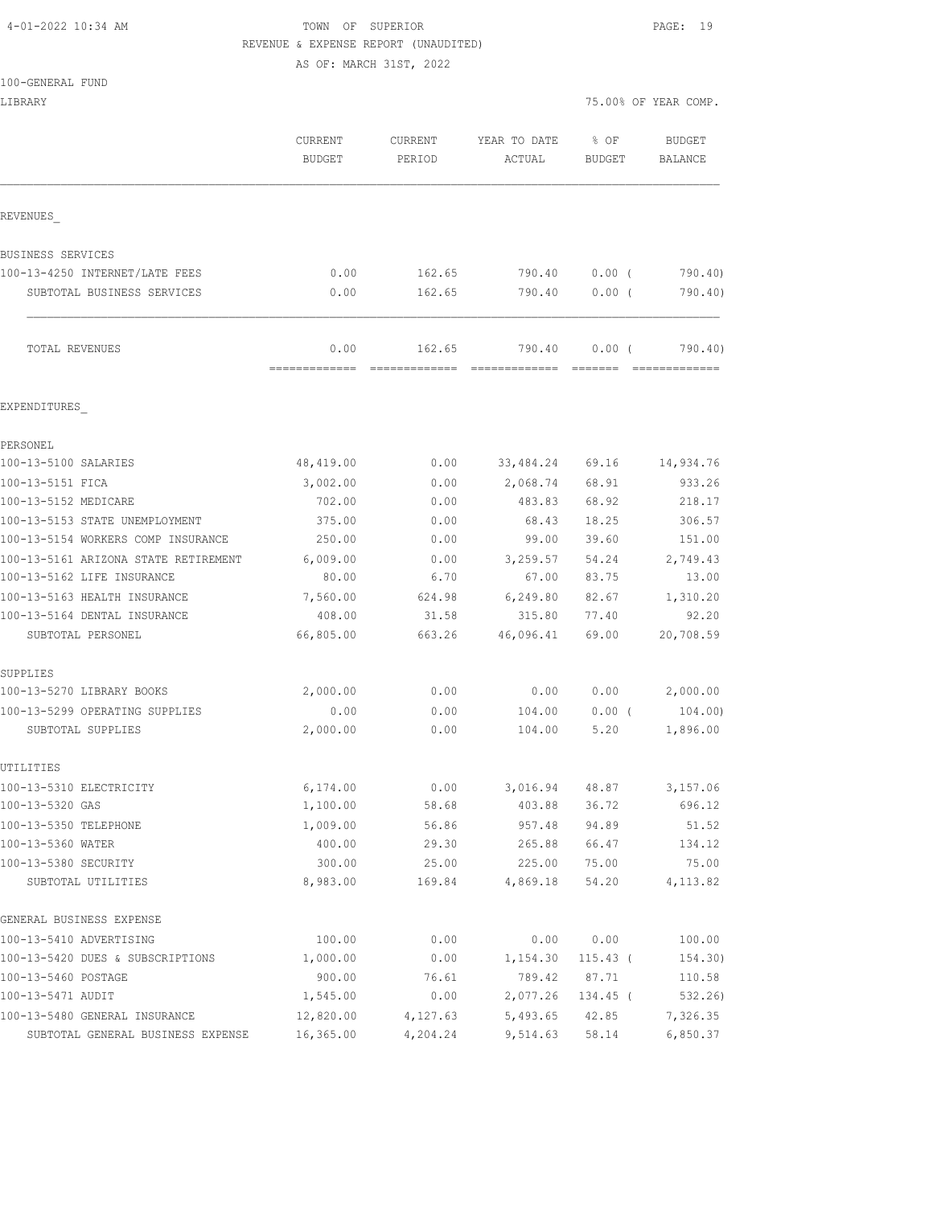4-01-2022 10:34 AM

TOWN OF SUPERIOR

REVENUE & EXPENSE REPORT (UNAUDITED)

AS OF: MARCH 31ST, 2022

100-GENERAL FUND

LIBRARY

75.00% OF YEAR COMP.

| | CURRENT BUDGET | CURRENT PERIOD | YEAR TO DATE ACTUAL | % OF BUDGET | BUDGET BALANCE |
|---|---|---|---|---|---|
| REVENUES_ | | | | | |
| BUSINESS SERVICES | | | | | |
| 100-13-4250 INTERNET/LATE FEES | 0.00 | 162.65 | 790.40 | 0.00 ( | 790.40) |
| SUBTOTAL BUSINESS SERVICES | 0.00 | 162.65 | 790.40 | 0.00 ( | 790.40) |
| TOTAL REVENUES | 0.00 | 162.65 | 790.40 | 0.00 ( | 790.40) |
| EXPENDITURES_ | | | | | |
| PERSONEL | | | | | |
| 100-13-5100 SALARIES | 48,419.00 | 0.00 | 33,484.24 | 69.16 | 14,934.76 |
| 100-13-5151 FICA | 3,002.00 | 0.00 | 2,068.74 | 68.91 | 933.26 |
| 100-13-5152 MEDICARE | 702.00 | 0.00 | 483.83 | 68.92 | 218.17 |
| 100-13-5153 STATE UNEMPLOYMENT | 375.00 | 0.00 | 68.43 | 18.25 | 306.57 |
| 100-13-5154 WORKERS COMP INSURANCE | 250.00 | 0.00 | 99.00 | 39.60 | 151.00 |
| 100-13-5161 ARIZONA STATE RETIREMENT | 6,009.00 | 0.00 | 3,259.57 | 54.24 | 2,749.43 |
| 100-13-5162 LIFE INSURANCE | 80.00 | 6.70 | 67.00 | 83.75 | 13.00 |
| 100-13-5163 HEALTH INSURANCE | 7,560.00 | 624.98 | 6,249.80 | 82.67 | 1,310.20 |
| 100-13-5164 DENTAL INSURANCE | 408.00 | 31.58 | 315.80 | 77.40 | 92.20 |
| SUBTOTAL PERSONEL | 66,805.00 | 663.26 | 46,096.41 | 69.00 | 20,708.59 |
| SUPPLIES | | | | | |
| 100-13-5270 LIBRARY BOOKS | 2,000.00 | 0.00 | 0.00 | 0.00 | 2,000.00 |
| 100-13-5299 OPERATING SUPPLIES | 0.00 | 0.00 | 104.00 | 0.00 ( | 104.00) |
| SUBTOTAL SUPPLIES | 2,000.00 | 0.00 | 104.00 | 5.20 | 1,896.00 |
| UTILITIES | | | | | |
| 100-13-5310 ELECTRICITY | 6,174.00 | 0.00 | 3,016.94 | 48.87 | 3,157.06 |
| 100-13-5320 GAS | 1,100.00 | 58.68 | 403.88 | 36.72 | 696.12 |
| 100-13-5350 TELEPHONE | 1,009.00 | 56.86 | 957.48 | 94.89 | 51.52 |
| 100-13-5360 WATER | 400.00 | 29.30 | 265.88 | 66.47 | 134.12 |
| 100-13-5380 SECURITY | 300.00 | 25.00 | 225.00 | 75.00 | 75.00 |
| SUBTOTAL UTILITIES | 8,983.00 | 169.84 | 4,869.18 | 54.20 | 4,113.82 |
| GENERAL BUSINESS EXPENSE | | | | | |
| 100-13-5410 ADVERTISING | 100.00 | 0.00 | 0.00 | 0.00 | 100.00 |
| 100-13-5420 DUES & SUBSCRIPTIONS | 1,000.00 | 0.00 | 1,154.30 | 115.43 ( | 154.30) |
| 100-13-5460 POSTAGE | 900.00 | 76.61 | 789.42 | 87.71 | 110.58 |
| 100-13-5471 AUDIT | 1,545.00 | 0.00 | 2,077.26 | 134.45 ( | 532.26) |
| 100-13-5480 GENERAL INSURANCE | 12,820.00 | 4,127.63 | 5,493.65 | 42.85 | 7,326.35 |
| SUBTOTAL GENERAL BUSINESS EXPENSE | 16,365.00 | 4,204.24 | 9,514.63 | 58.14 | 6,850.37 |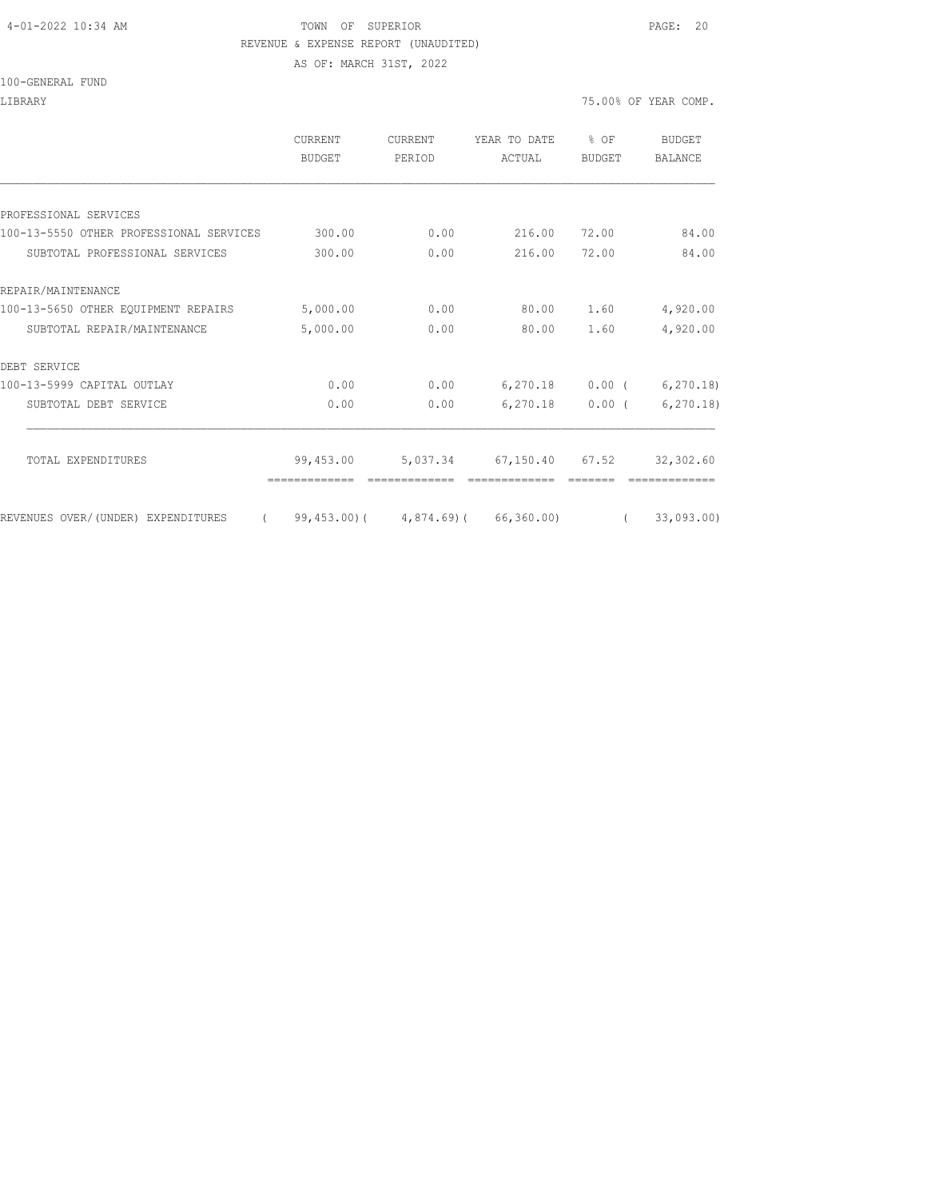TOWN OF SUPERIOR

REVENUE & EXPENSE REPORT (UNAUDITED)

AS OF: MARCH 31ST, 2022

100-GENERAL FUND

LIBRARY — 75.00% OF YEAR COMP.

| | CURRENT BUDGET | CURRENT PERIOD | YEAR TO DATE ACTUAL | % OF BUDGET | BUDGET BALANCE |
|---|---|---|---|---|---|
| PROFESSIONAL SERVICES | | | | | |
| 100-13-5550 OTHER PROFESSIONAL SERVICES | 300.00 | 0.00 | 216.00 | 72.00 | 84.00 |
| SUBTOTAL PROFESSIONAL SERVICES | 300.00 | 0.00 | 216.00 | 72.00 | 84.00 |
| REPAIR/MAINTENANCE | | | | | |
| 100-13-5650 OTHER EQUIPMENT REPAIRS | 5,000.00 | 0.00 | 80.00 | 1.60 | 4,920.00 |
| SUBTOTAL REPAIR/MAINTENANCE | 5,000.00 | 0.00 | 80.00 | 1.60 | 4,920.00 |
| DEBT SERVICE | | | | | |
| 100-13-5999 CAPITAL OUTLAY | 0.00 | 0.00 | 6,270.18 | 0.00 | ( 6,270.18) |
| SUBTOTAL DEBT SERVICE | 0.00 | 0.00 | 6,270.18 | 0.00 | ( 6,270.18) |
| TOTAL EXPENDITURES | 99,453.00 | 5,037.34 | 67,150.40 | 67.52 | 32,302.60 |
| REVENUES OVER/(UNDER) EXPENDITURES | ( 99,453.00) | ( 4,874.69) | ( 66,360.00) | | ( 33,093.00) |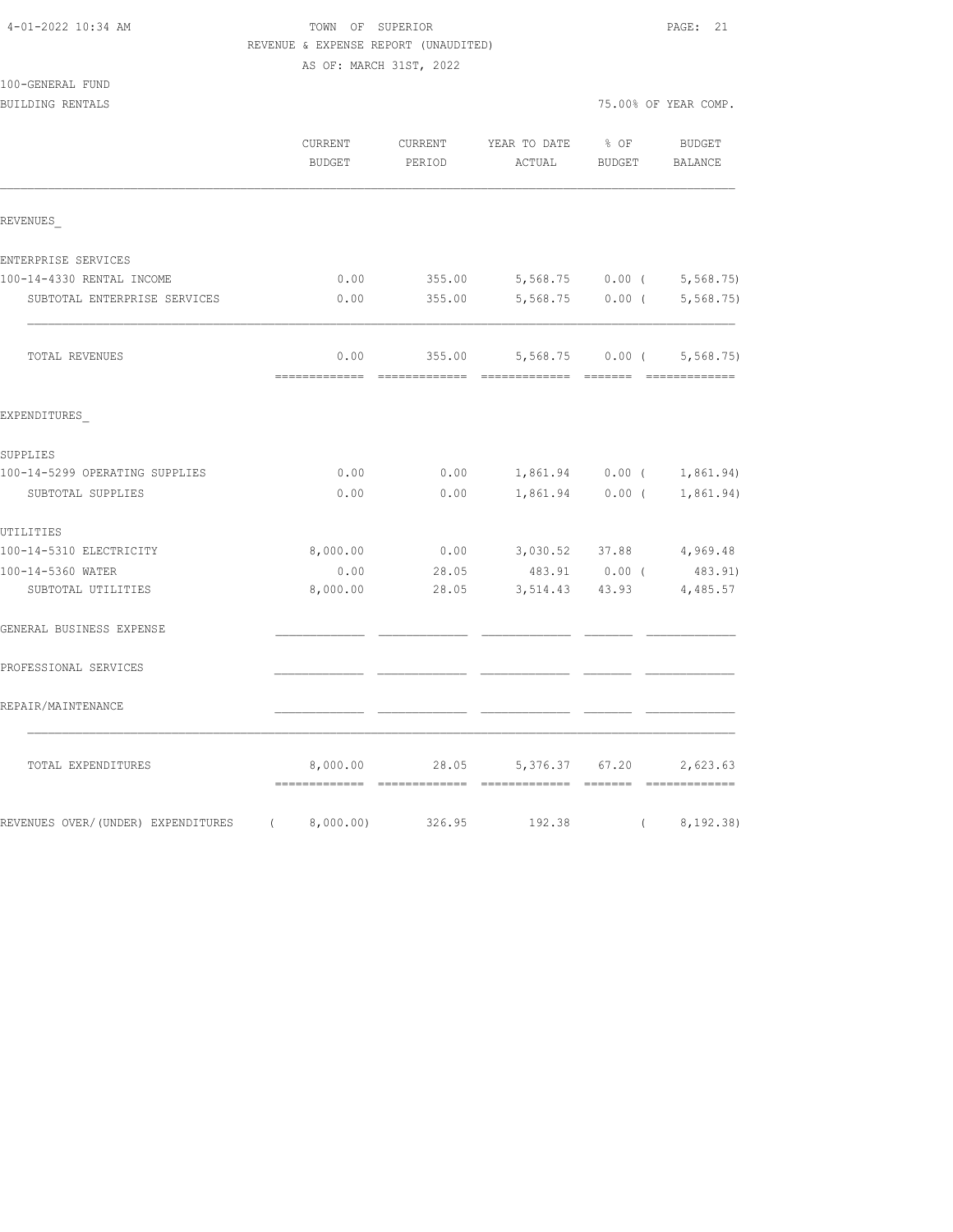TOWN OF SUPERIOR
REVENUE & EXPENSE REPORT (UNAUDITED)
AS OF: MARCH 31ST, 2022

100-GENERAL FUND
BUILDING RENTALS

75.00% OF YEAR COMP.

| | CURRENT BUDGET | CURRENT PERIOD | YEAR TO DATE ACTUAL | % OF BUDGET | BUDGET BALANCE |
|---|---|---|---|---|---|
| **REVENUES** | | | | | |
| ENTERPRISE SERVICES | | | | | |
| 100-14-4330 RENTAL INCOME | 0.00 | 355.00 | 5,568.75 | 0.00 | ( 5,568.75) |
| SUBTOTAL ENTERPRISE SERVICES | 0.00 | 355.00 | 5,568.75 | 0.00 | ( 5,568.75) |
| TOTAL REVENUES | 0.00 | 355.00 | 5,568.75 | 0.00 | ( 5,568.75) |
| **EXPENDITURES** | | | | | |
| SUPPLIES | | | | | |
| 100-14-5299 OPERATING SUPPLIES | 0.00 | 0.00 | 1,861.94 | 0.00 | ( 1,861.94) |
| SUBTOTAL SUPPLIES | 0.00 | 0.00 | 1,861.94 | 0.00 | ( 1,861.94) |
| UTILITIES | | | | | |
| 100-14-5310 ELECTRICITY | 8,000.00 | 0.00 | 3,030.52 | 37.88 | 4,969.48 |
| 100-14-5360 WATER | 0.00 | 28.05 | 483.91 | 0.00 | ( 483.91) |
| SUBTOTAL UTILITIES | 8,000.00 | 28.05 | 3,514.43 | 43.93 | 4,485.57 |
| GENERAL BUSINESS EXPENSE | | | | | |
| PROFESSIONAL SERVICES | | | | | |
| REPAIR/MAINTENANCE | | | | | |
| TOTAL EXPENDITURES | 8,000.00 | 28.05 | 5,376.37 | 67.20 | 2,623.63 |
| REVENUES OVER/(UNDER) EXPENDITURES | ( 8,000.00) | 326.95 | 192.38 | | ( 8,192.38) |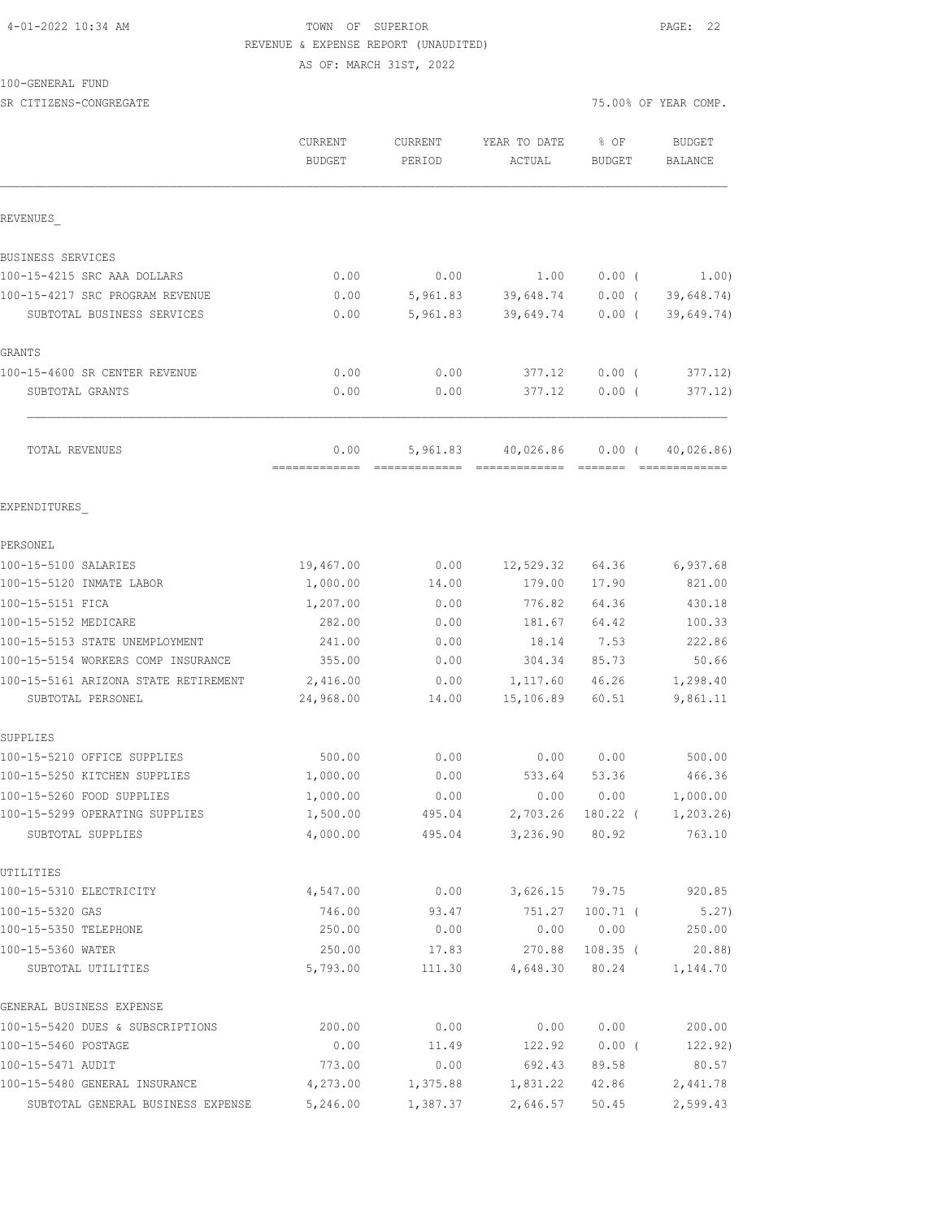4-01-2022 10:34 AM

TOWN OF SUPERIOR

REVENUE & EXPENSE REPORT (UNAUDITED)

AS OF: MARCH 31ST, 2022

100-GENERAL FUND

SR CITIZENS-CONGREGATE

75.00% OF YEAR COMP.

| | CURRENT BUDGET | CURRENT PERIOD | YEAR TO DATE ACTUAL | % OF BUDGET | BUDGET BALANCE |
|---|---|---|---|---|---|
| REVENUES_ | | | | | |
| BUSINESS SERVICES | | | | | |
| 100-15-4215 SRC AAA DOLLARS | 0.00 | 0.00 | 1.00 | 0.00 ( | 1.00) |
| 100-15-4217 SRC PROGRAM REVENUE | 0.00 | 5,961.83 | 39,648.74 | 0.00 ( | 39,648.74) |
| SUBTOTAL BUSINESS SERVICES | 0.00 | 5,961.83 | 39,649.74 | 0.00 ( | 39,649.74) |
| GRANTS | | | | | |
| 100-15-4600 SR CENTER REVENUE | 0.00 | 0.00 | 377.12 | 0.00 ( | 377.12) |
| SUBTOTAL GRANTS | 0.00 | 0.00 | 377.12 | 0.00 ( | 377.12) |
| TOTAL REVENUES | 0.00 | 5,961.83 | 40,026.86 | 0.00 ( | 40,026.86) |
| EXPENDITURES_ | | | | | |
| PERSONEL | | | | | |
| 100-15-5100 SALARIES | 19,467.00 | 0.00 | 12,529.32 | 64.36 | 6,937.68 |
| 100-15-5120 INMATE LABOR | 1,000.00 | 14.00 | 179.00 | 17.90 | 821.00 |
| 100-15-5151 FICA | 1,207.00 | 0.00 | 776.82 | 64.36 | 430.18 |
| 100-15-5152 MEDICARE | 282.00 | 0.00 | 181.67 | 64.42 | 100.33 |
| 100-15-5153 STATE UNEMPLOYMENT | 241.00 | 0.00 | 18.14 | 7.53 | 222.86 |
| 100-15-5154 WORKERS COMP INSURANCE | 355.00 | 0.00 | 304.34 | 85.73 | 50.66 |
| 100-15-5161 ARIZONA STATE RETIREMENT | 2,416.00 | 0.00 | 1,117.60 | 46.26 | 1,298.40 |
| SUBTOTAL PERSONEL | 24,968.00 | 14.00 | 15,106.89 | 60.51 | 9,861.11 |
| SUPPLIES | | | | | |
| 100-15-5210 OFFICE SUPPLIES | 500.00 | 0.00 | 0.00 | 0.00 | 500.00 |
| 100-15-5250 KITCHEN SUPPLIES | 1,000.00 | 0.00 | 533.64 | 53.36 | 466.36 |
| 100-15-5260 FOOD SUPPLIES | 1,000.00 | 0.00 | 0.00 | 0.00 | 1,000.00 |
| 100-15-5299 OPERATING SUPPLIES | 1,500.00 | 495.04 | 2,703.26 | 180.22 ( | 1,203.26) |
| SUBTOTAL SUPPLIES | 4,000.00 | 495.04 | 3,236.90 | 80.92 | 763.10 |
| UTILITIES | | | | | |
| 100-15-5310 ELECTRICITY | 4,547.00 | 0.00 | 3,626.15 | 79.75 | 920.85 |
| 100-15-5320 GAS | 746.00 | 93.47 | 751.27 | 100.71 ( | 5.27) |
| 100-15-5350 TELEPHONE | 250.00 | 0.00 | 0.00 | 0.00 | 250.00 |
| 100-15-5360 WATER | 250.00 | 17.83 | 270.88 | 108.35 ( | 20.88) |
| SUBTOTAL UTILITIES | 5,793.00 | 111.30 | 4,648.30 | 80.24 | 1,144.70 |
| GENERAL BUSINESS EXPENSE | | | | | |
| 100-15-5420 DUES & SUBSCRIPTIONS | 200.00 | 0.00 | 0.00 | 0.00 | 200.00 |
| 100-15-5460 POSTAGE | 0.00 | 11.49 | 122.92 | 0.00 ( | 122.92) |
| 100-15-5471 AUDIT | 773.00 | 0.00 | 692.43 | 89.58 | 80.57 |
| 100-15-5480 GENERAL INSURANCE | 4,273.00 | 1,375.88 | 1,831.22 | 42.86 | 2,441.78 |
| SUBTOTAL GENERAL BUSINESS EXPENSE | 5,246.00 | 1,387.37 | 2,646.57 | 50.45 | 2,599.43 |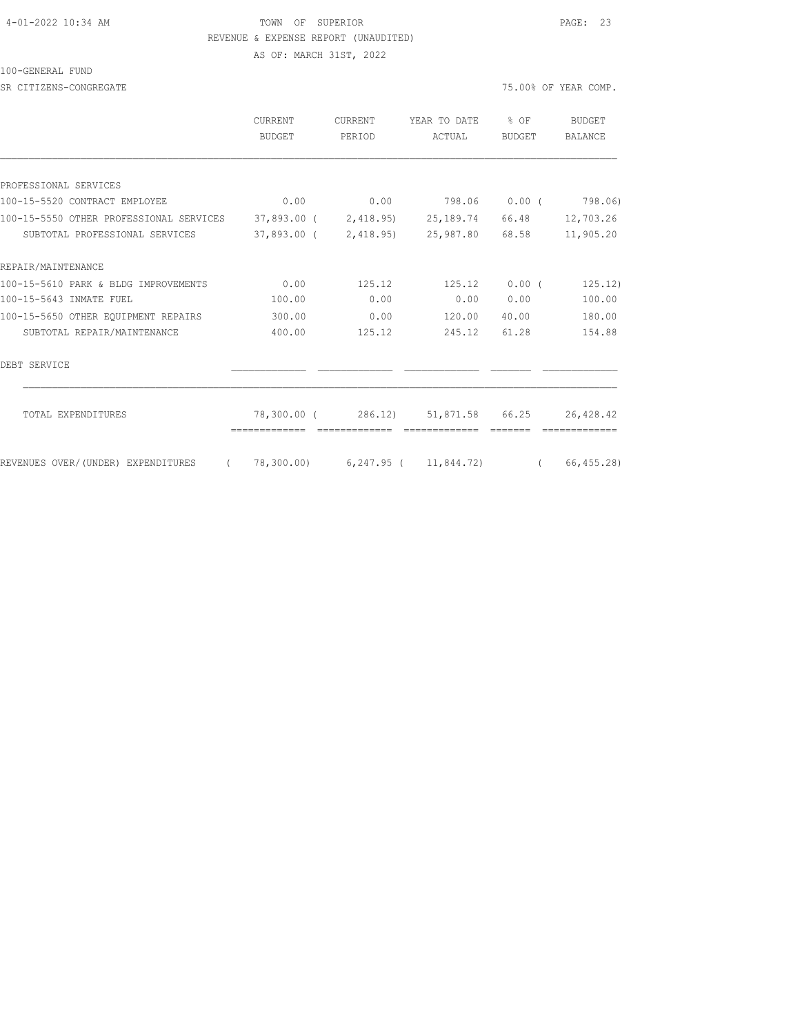TOWN OF SUPERIOR

REVENUE & EXPENSE REPORT (UNAUDITED)

AS OF: MARCH 31ST, 2022

100-GENERAL FUND

SR CITIZENS-CONGREGATE — 75.00% OF YEAR COMP.

| | CURRENT BUDGET | CURRENT PERIOD | YEAR TO DATE ACTUAL | % OF BUDGET | BUDGET BALANCE |
|---|---|---|---|---|---|
| PROFESSIONAL SERVICES | | | | | |
| 100-15-5520 CONTRACT EMPLOYEE | 0.00 | 0.00 | 798.06 | 0.00 | ( 798.06) |
| 100-15-5550 OTHER PROFESSIONAL SERVICES | 37,893.00 | ( 2,418.95) | 25,189.74 | 66.48 | 12,703.26 |
| SUBTOTAL PROFESSIONAL SERVICES | 37,893.00 | ( 2,418.95) | 25,987.80 | 68.58 | 11,905.20 |
| REPAIR/MAINTENANCE | | | | | |
| 100-15-5610 PARK & BLDG IMPROVEMENTS | 0.00 | 125.12 | 125.12 | 0.00 | ( 125.12) |
| 100-15-5643 INMATE FUEL | 100.00 | 0.00 | 0.00 | 0.00 | 100.00 |
| 100-15-5650 OTHER EQUIPMENT REPAIRS | 300.00 | 0.00 | 120.00 | 40.00 | 180.00 |
| SUBTOTAL REPAIR/MAINTENANCE | 400.00 | 125.12 | 245.12 | 61.28 | 154.88 |
| DEBT SERVICE | | | | | |
| TOTAL EXPENDITURES | 78,300.00 | ( 286.12) | 51,871.58 | 66.25 | 26,428.42 |
| REVENUES OVER/(UNDER) EXPENDITURES | ( 78,300.00) | 6,247.95 | ( 11,844.72) | | ( 66,455.28) |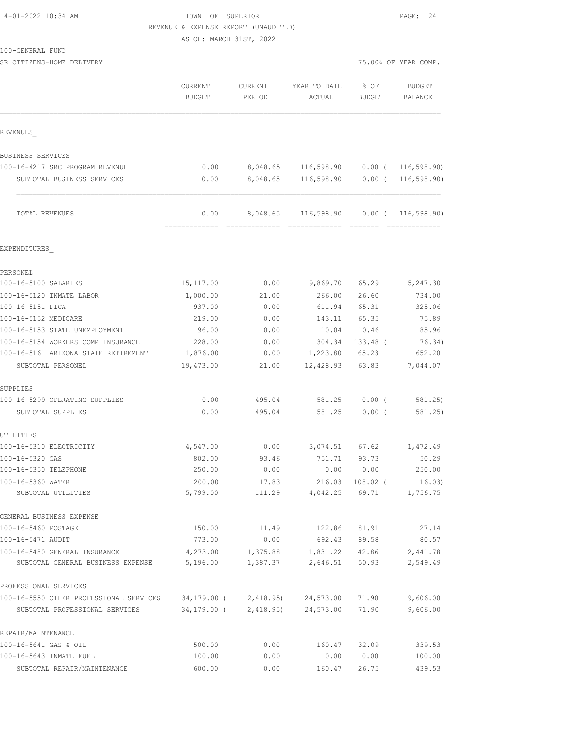TOWN OF SUPERIOR
REVENUE & EXPENSE REPORT (UNAUDITED)
AS OF: MARCH 31ST, 2022

100-GENERAL FUND
SR CITIZENS-HOME DELIVERY

75.00% OF YEAR COMP.

| | CURRENT BUDGET | CURRENT PERIOD | YEAR TO DATE ACTUAL | % OF BUDGET | BUDGET BALANCE |
|---|---|---|---|---|---|
| **REVENUES** | | | | | |
| BUSINESS SERVICES | | | | | |
| 100-16-4217 SRC PROGRAM REVENUE | 0.00 | 8,048.65 | 116,598.90 | 0.00 ( | 116,598.90) |
| SUBTOTAL BUSINESS SERVICES | 0.00 | 8,048.65 | 116,598.90 | 0.00 ( | 116,598.90) |
| TOTAL REVENUES | 0.00 | 8,048.65 | 116,598.90 | 0.00 ( | 116,598.90) |
| **EXPENDITURES** | | | | | |
| PERSONEL | | | | | |
| 100-16-5100 SALARIES | 15,117.00 | 0.00 | 9,869.70 | 65.29 | 5,247.30 |
| 100-16-5120 INMATE LABOR | 1,000.00 | 21.00 | 266.00 | 26.60 | 734.00 |
| 100-16-5151 FICA | 937.00 | 0.00 | 611.94 | 65.31 | 325.06 |
| 100-16-5152 MEDICARE | 219.00 | 0.00 | 143.11 | 65.35 | 75.89 |
| 100-16-5153 STATE UNEMPLOYMENT | 96.00 | 0.00 | 10.04 | 10.46 | 85.96 |
| 100-16-5154 WORKERS COMP INSURANCE | 228.00 | 0.00 | 304.34 | 133.48 ( | 76.34) |
| 100-16-5161 ARIZONA STATE RETIREMENT | 1,876.00 | 0.00 | 1,223.80 | 65.23 | 652.20 |
| SUBTOTAL PERSONEL | 19,473.00 | 21.00 | 12,428.93 | 63.83 | 7,044.07 |
| SUPPLIES | | | | | |
| 100-16-5299 OPERATING SUPPLIES | 0.00 | 495.04 | 581.25 | 0.00 ( | 581.25) |
| SUBTOTAL SUPPLIES | 0.00 | 495.04 | 581.25 | 0.00 ( | 581.25) |
| UTILITIES | | | | | |
| 100-16-5310 ELECTRICITY | 4,547.00 | 0.00 | 3,074.51 | 67.62 | 1,472.49 |
| 100-16-5320 GAS | 802.00 | 93.46 | 751.71 | 93.73 | 50.29 |
| 100-16-5350 TELEPHONE | 250.00 | 0.00 | 0.00 | 0.00 | 250.00 |
| 100-16-5360 WATER | 200.00 | 17.83 | 216.03 | 108.02 ( | 16.03) |
| SUBTOTAL UTILITIES | 5,799.00 | 111.29 | 4,042.25 | 69.71 | 1,756.75 |
| GENERAL BUSINESS EXPENSE | | | | | |
| 100-16-5460 POSTAGE | 150.00 | 11.49 | 122.86 | 81.91 | 27.14 |
| 100-16-5471 AUDIT | 773.00 | 0.00 | 692.43 | 89.58 | 80.57 |
| 100-16-5480 GENERAL INSURANCE | 4,273.00 | 1,375.88 | 1,831.22 | 42.86 | 2,441.78 |
| SUBTOTAL GENERAL BUSINESS EXPENSE | 5,196.00 | 1,387.37 | 2,646.51 | 50.93 | 2,549.49 |
| PROFESSIONAL SERVICES | | | | | |
| 100-16-5550 OTHER PROFESSIONAL SERVICES | 34,179.00 ( | 2,418.95) | 24,573.00 | 71.90 | 9,606.00 |
| SUBTOTAL PROFESSIONAL SERVICES | 34,179.00 ( | 2,418.95) | 24,573.00 | 71.90 | 9,606.00 |
| REPAIR/MAINTENANCE | | | | | |
| 100-16-5641 GAS & OIL | 500.00 | 0.00 | 160.47 | 32.09 | 339.53 |
| 100-16-5643 INMATE FUEL | 100.00 | 0.00 | 0.00 | 0.00 | 100.00 |
| SUBTOTAL REPAIR/MAINTENANCE | 600.00 | 0.00 | 160.47 | 26.75 | 439.53 |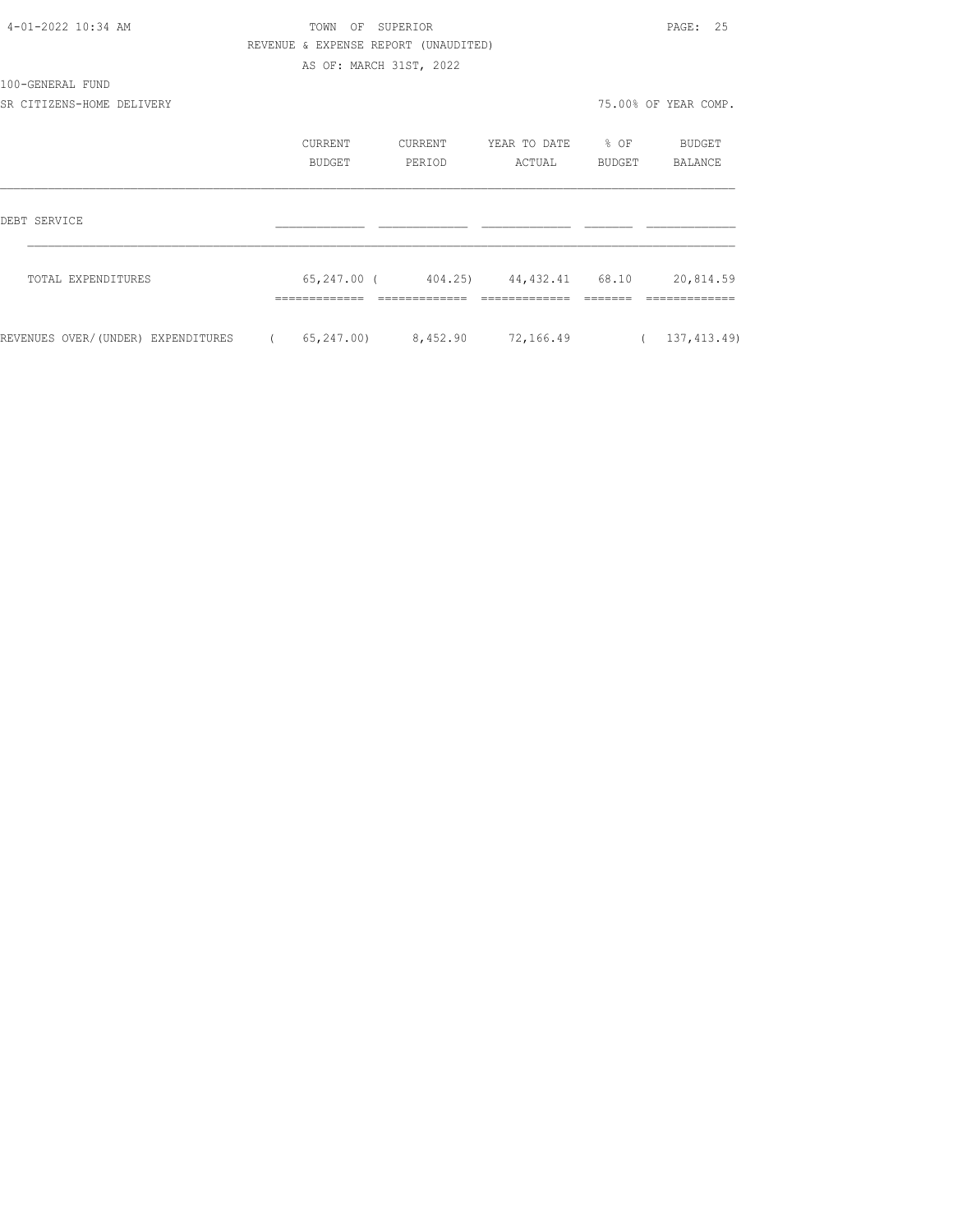TOWN OF SUPERIOR

REVENUE & EXPENSE REPORT (UNAUDITED)

AS OF: MARCH 31ST, 2022

100-GENERAL FUND

SR CITIZENS-HOME DELIVERY

75.00% OF YEAR COMP.

| | CURRENT BUDGET | CURRENT PERIOD | YEAR TO DATE ACTUAL | % OF BUDGET | BUDGET BALANCE |
|---|---|---|---|---|---|
| DEBT SERVICE | | | | | |
| TOTAL EXPENDITURES | 65,247.00 | ( 404.25) | 44,432.41 | 68.10 | 20,814.59 |
| REVENUES OVER/(UNDER) EXPENDITURES | ( 65,247.00) | 8,452.90 | 72,166.49 | | ( 137,413.49) |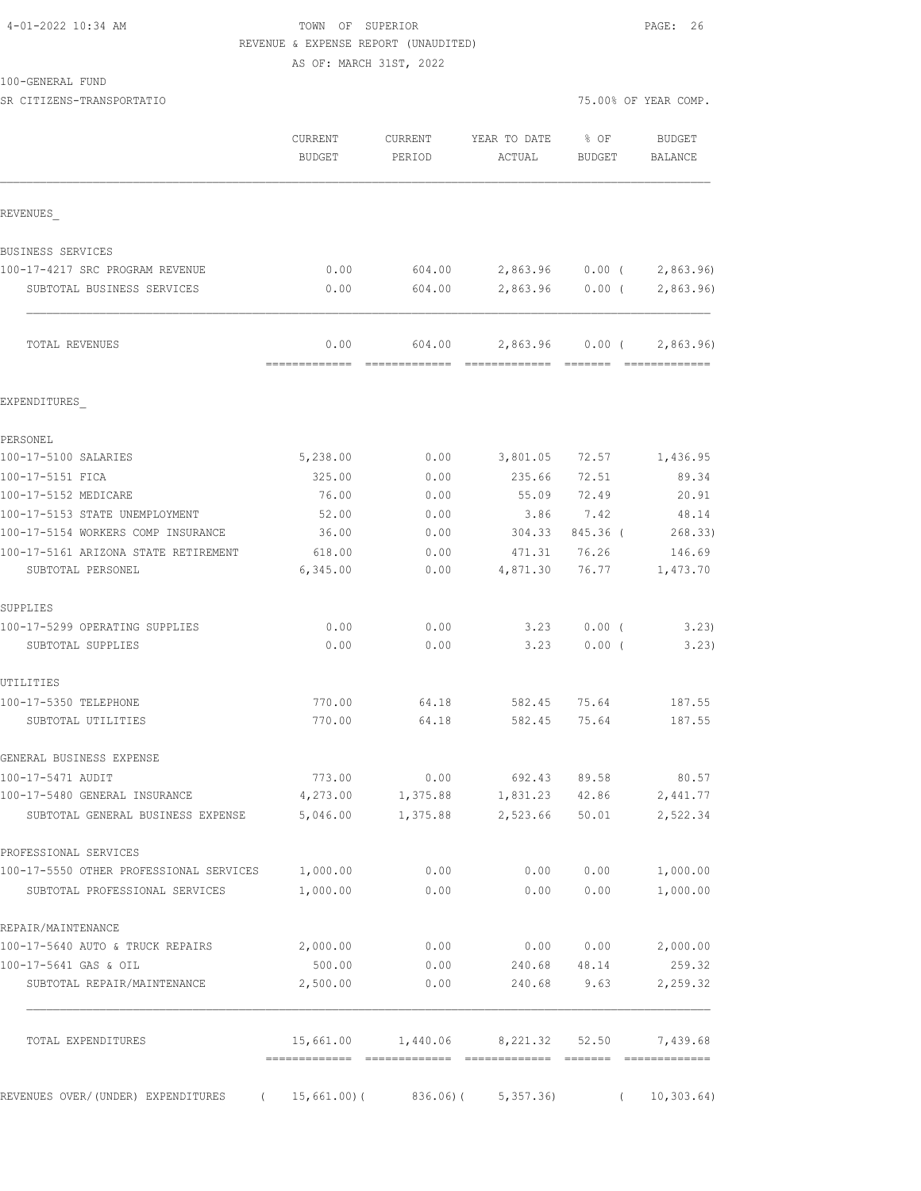4-01-2022 10:34 AM

# TOWN OF SUPERIOR

REVENUE & EXPENSE REPORT (UNAUDITED)

AS OF: MARCH 31ST, 2022

100-GENERAL FUND

SR CITIZENS-TRANSPORTATIO — 75.00% OF YEAR COMP.

| | CURRENT BUDGET | CURRENT PERIOD | YEAR TO DATE ACTUAL | % OF BUDGET | BUDGET BALANCE |
|---|---|---|---|---|---|
| **REVENUES** | | | | | |
| BUSINESS SERVICES | | | | | |
| 100-17-4217 SRC PROGRAM REVENUE | 0.00 | 604.00 | 2,863.96 | 0.00 | ( 2,863.96) |
| SUBTOTAL BUSINESS SERVICES | 0.00 | 604.00 | 2,863.96 | 0.00 | ( 2,863.96) |
| TOTAL REVENUES | 0.00 | 604.00 | 2,863.96 | 0.00 | ( 2,863.96) |
| **EXPENDITURES** | | | | | |
| PERSONEL | | | | | |
| 100-17-5100 SALARIES | 5,238.00 | 0.00 | 3,801.05 | 72.57 | 1,436.95 |
| 100-17-5151 FICA | 325.00 | 0.00 | 235.66 | 72.51 | 89.34 |
| 100-17-5152 MEDICARE | 76.00 | 0.00 | 55.09 | 72.49 | 20.91 |
| 100-17-5153 STATE UNEMPLOYMENT | 52.00 | 0.00 | 3.86 | 7.42 | 48.14 |
| 100-17-5154 WORKERS COMP INSURANCE | 36.00 | 0.00 | 304.33 | 845.36 | ( 268.33) |
| 100-17-5161 ARIZONA STATE RETIREMENT | 618.00 | 0.00 | 471.31 | 76.26 | 146.69 |
| SUBTOTAL PERSONEL | 6,345.00 | 0.00 | 4,871.30 | 76.77 | 1,473.70 |
| SUPPLIES | | | | | |
| 100-17-5299 OPERATING SUPPLIES | 0.00 | 0.00 | 3.23 | 0.00 | ( 3.23) |
| SUBTOTAL SUPPLIES | 0.00 | 0.00 | 3.23 | 0.00 | ( 3.23) |
| UTILITIES | | | | | |
| 100-17-5350 TELEPHONE | 770.00 | 64.18 | 582.45 | 75.64 | 187.55 |
| SUBTOTAL UTILITIES | 770.00 | 64.18 | 582.45 | 75.64 | 187.55 |
| GENERAL BUSINESS EXPENSE | | | | | |
| 100-17-5471 AUDIT | 773.00 | 0.00 | 692.43 | 89.58 | 80.57 |
| 100-17-5480 GENERAL INSURANCE | 4,273.00 | 1,375.88 | 1,831.23 | 42.86 | 2,441.77 |
| SUBTOTAL GENERAL BUSINESS EXPENSE | 5,046.00 | 1,375.88 | 2,523.66 | 50.01 | 2,522.34 |
| PROFESSIONAL SERVICES | | | | | |
| 100-17-5550 OTHER PROFESSIONAL SERVICES | 1,000.00 | 0.00 | 0.00 | 0.00 | 1,000.00 |
| SUBTOTAL PROFESSIONAL SERVICES | 1,000.00 | 0.00 | 0.00 | 0.00 | 1,000.00 |
| REPAIR/MAINTENANCE | | | | | |
| 100-17-5640 AUTO & TRUCK REPAIRS | 2,000.00 | 0.00 | 0.00 | 0.00 | 2,000.00 |
| 100-17-5641 GAS & OIL | 500.00 | 0.00 | 240.68 | 48.14 | 259.32 |
| SUBTOTAL REPAIR/MAINTENANCE | 2,500.00 | 0.00 | 240.68 | 9.63 | 2,259.32 |
| TOTAL EXPENDITURES | 15,661.00 | 1,440.06 | 8,221.32 | 52.50 | 7,439.68 |
| REVENUES OVER/(UNDER) EXPENDITURES | ( 15,661.00) | ( 836.06) | ( 5,357.36) | | ( 10,303.64) |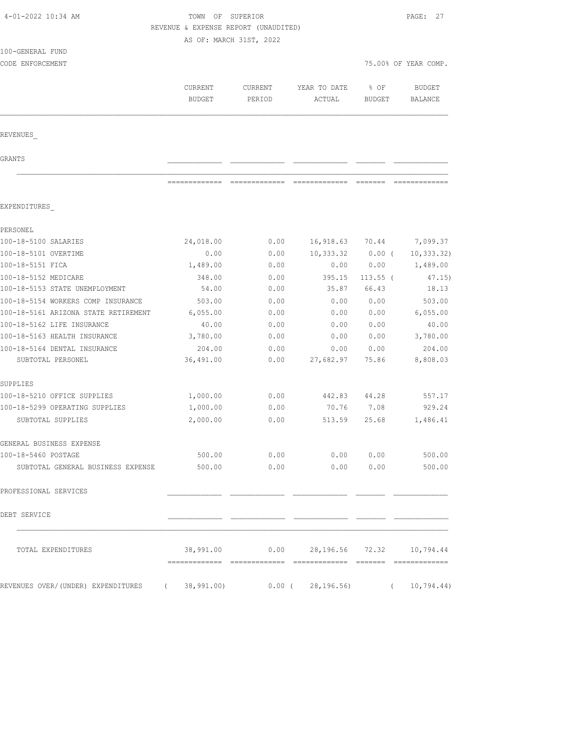TOWN OF SUPERIOR

REVENUE & EXPENSE REPORT (UNAUDITED)

AS OF: MARCH 31ST, 2022

100-GENERAL FUND

CODE ENFORCEMENT

75.00% OF YEAR COMP.

| | CURRENT BUDGET | CURRENT PERIOD | YEAR TO DATE ACTUAL | % OF BUDGET | BUDGET BALANCE |
|---|---|---|---|---|---|
| REVENUES_ | | | | | |
| GRANTS | | | | | |
| EXPENDITURES_ | | | | | |
| PERSONEL | | | | | |
| 100-18-5100 SALARIES | 24,018.00 | 0.00 | 16,918.63 | 70.44 | 7,099.37 |
| 100-18-5101 OVERTIME | 0.00 | 0.00 | 10,333.32 | 0.00 ( | 10,333.32) |
| 100-18-5151 FICA | 1,489.00 | 0.00 | 0.00 | 0.00 | 1,489.00 |
| 100-18-5152 MEDICARE | 348.00 | 0.00 | 395.15 | 113.55 ( | 47.15) |
| 100-18-5153 STATE UNEMPLOYMENT | 54.00 | 0.00 | 35.87 | 66.43 | 18.13 |
| 100-18-5154 WORKERS COMP INSURANCE | 503.00 | 0.00 | 0.00 | 0.00 | 503.00 |
| 100-18-5161 ARIZONA STATE RETIREMENT | 6,055.00 | 0.00 | 0.00 | 0.00 | 6,055.00 |
| 100-18-5162 LIFE INSURANCE | 40.00 | 0.00 | 0.00 | 0.00 | 40.00 |
| 100-18-5163 HEALTH INSURANCE | 3,780.00 | 0.00 | 0.00 | 0.00 | 3,780.00 |
| 100-18-5164 DENTAL INSURANCE | 204.00 | 0.00 | 0.00 | 0.00 | 204.00 |
| SUBTOTAL PERSONEL | 36,491.00 | 0.00 | 27,682.97 | 75.86 | 8,808.03 |
| SUPPLIES | | | | | |
| 100-18-5210 OFFICE SUPPLIES | 1,000.00 | 0.00 | 442.83 | 44.28 | 557.17 |
| 100-18-5299 OPERATING SUPPLIES | 1,000.00 | 0.00 | 70.76 | 7.08 | 929.24 |
| SUBTOTAL SUPPLIES | 2,000.00 | 0.00 | 513.59 | 25.68 | 1,486.41 |
| GENERAL BUSINESS EXPENSE | | | | | |
| 100-18-5460 POSTAGE | 500.00 | 0.00 | 0.00 | 0.00 | 500.00 |
| SUBTOTAL GENERAL BUSINESS EXPENSE | 500.00 | 0.00 | 0.00 | 0.00 | 500.00 |
| PROFESSIONAL SERVICES | | | | | |
| DEBT SERVICE | | | | | |
| TOTAL EXPENDITURES | 38,991.00 | 0.00 | 28,196.56 | 72.32 | 10,794.44 |
| REVENUES OVER/(UNDER) EXPENDITURES | ( 38,991.00) | 0.00 ( | 28,196.56) | ( | 10,794.44) |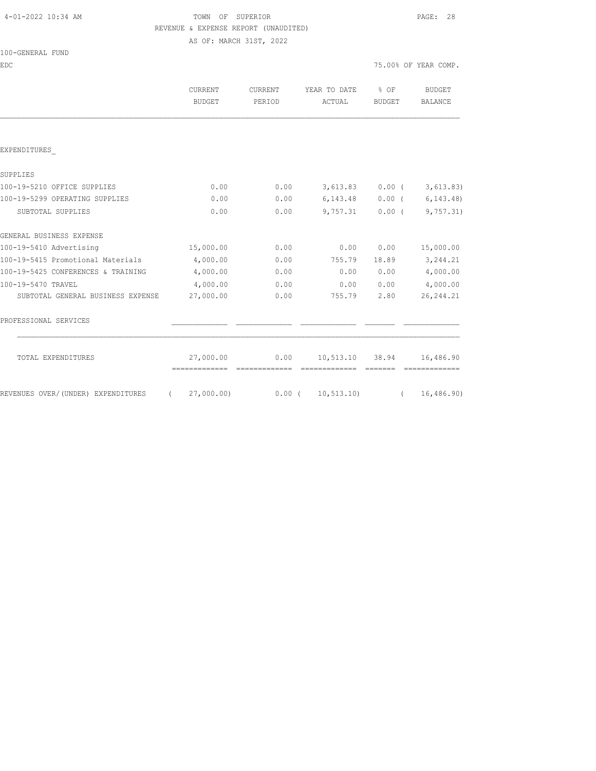TOWN OF SUPERIOR
REVENUE & EXPENSE REPORT (UNAUDITED)
AS OF: MARCH 31ST, 2022

4-01-2022 10:34 AM

100-GENERAL FUND

EDC

75.00% OF YEAR COMP.

| | CURRENT BUDGET | CURRENT PERIOD | YEAR TO DATE ACTUAL | % OF BUDGET | BUDGET BALANCE |
|---|---|---|---|---|---|
| EXPENDITURES_ | | | | | |
| SUPPLIES | | | | | |
| 100-19-5210 OFFICE SUPPLIES | 0.00 | 0.00 | 3,613.83 | 0.00 | ( 3,613.83) |
| 100-19-5299 OPERATING SUPPLIES | 0.00 | 0.00 | 6,143.48 | 0.00 | ( 6,143.48) |
| SUBTOTAL SUPPLIES | 0.00 | 0.00 | 9,757.31 | 0.00 | ( 9,757.31) |
| GENERAL BUSINESS EXPENSE | | | | | |
| 100-19-5410 Advertising | 15,000.00 | 0.00 | 0.00 | 0.00 | 15,000.00 |
| 100-19-5415 Promotional Materials | 4,000.00 | 0.00 | 755.79 | 18.89 | 3,244.21 |
| 100-19-5425 CONFERENCES & TRAINING | 4,000.00 | 0.00 | 0.00 | 0.00 | 4,000.00 |
| 100-19-5470 TRAVEL | 4,000.00 | 0.00 | 0.00 | 0.00 | 4,000.00 |
| SUBTOTAL GENERAL BUSINESS EXPENSE | 27,000.00 | 0.00 | 755.79 | 2.80 | 26,244.21 |
| PROFESSIONAL SERVICES | | | | | |
| TOTAL EXPENDITURES | 27,000.00 | 0.00 | 10,513.10 | 38.94 | 16,486.90 |
| REVENUES OVER/(UNDER) EXPENDITURES | ( 27,000.00) | 0.00 | ( 10,513.10) | | ( 16,486.90) |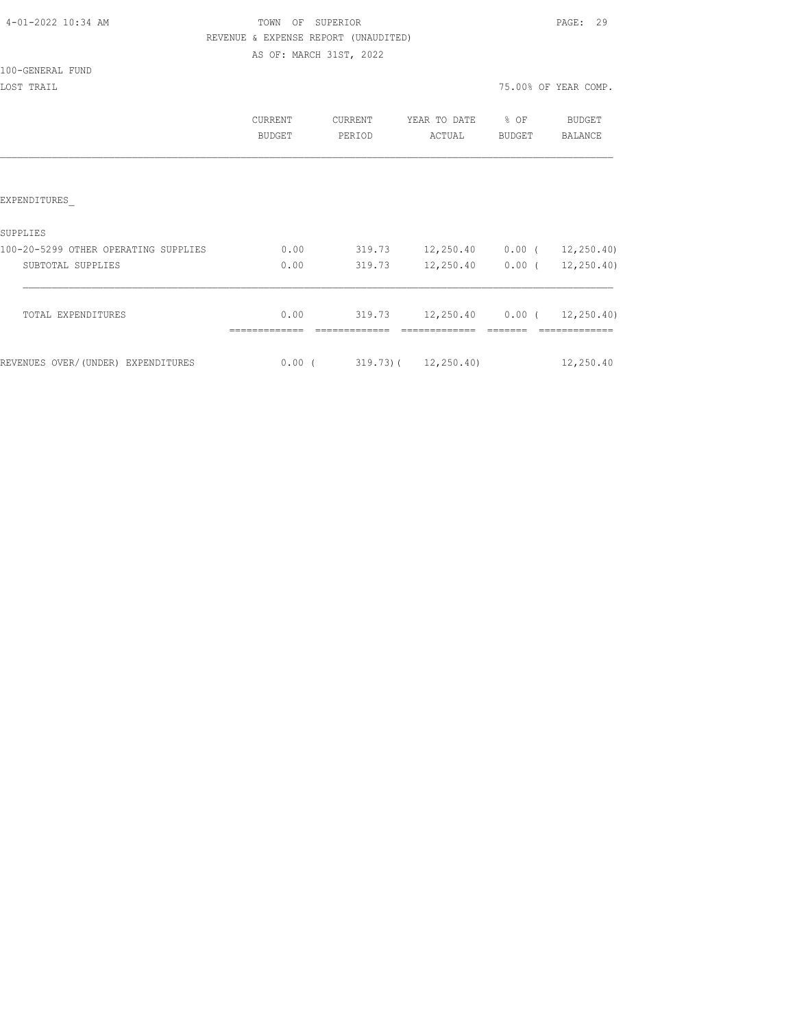TOWN OF SUPERIOR
REVENUE & EXPENSE REPORT (UNAUDITED)
AS OF: MARCH 31ST, 2022

100-GENERAL FUND
LOST TRAIL

75.00% OF YEAR COMP.

| | CURRENT BUDGET | CURRENT PERIOD | YEAR TO DATE ACTUAL | % OF BUDGET | BUDGET BALANCE |
|---|---|---|---|---|---|
| EXPENDITURES_ | | | | | |
| SUPPLIES | | | | | |
| 100-20-5299 OTHER OPERATING SUPPLIES | 0.00 | 319.73 | 12,250.40 | 0.00 | ( 12,250.40) |
| SUBTOTAL SUPPLIES | 0.00 | 319.73 | 12,250.40 | 0.00 | ( 12,250.40) |
| TOTAL EXPENDITURES | 0.00 | 319.73 | 12,250.40 | 0.00 | ( 12,250.40) |
| REVENUES OVER/(UNDER) EXPENDITURES | 0.00 | ( 319.73) | ( 12,250.40) | | 12,250.40 |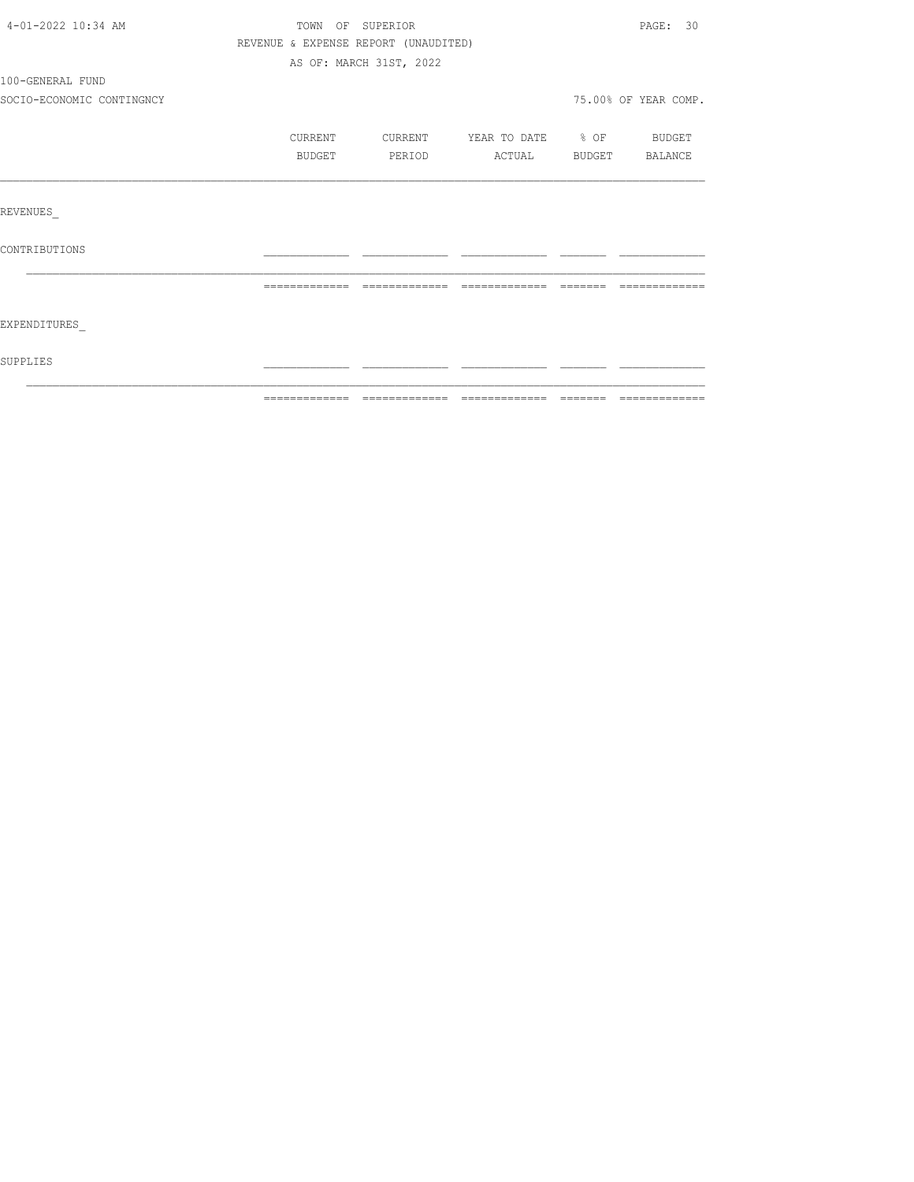TOWN OF SUPERIOR

REVENUE & EXPENSE REPORT (UNAUDITED)

AS OF: MARCH 31ST, 2022

100-GENERAL FUND

SOCIO-ECONOMIC CONTINGNCY

75.00% OF YEAR COMP.

| | CURRENT BUDGET | CURRENT PERIOD | YEAR TO DATE ACTUAL | % OF BUDGET | BUDGET BALANCE |
|---|---|---|---|---|---|
| REVENUES | | | | | |
| CONTRIBUTIONS | | | | | |
| EXPENDITURES | | | | | |
| SUPPLIES | | | | | |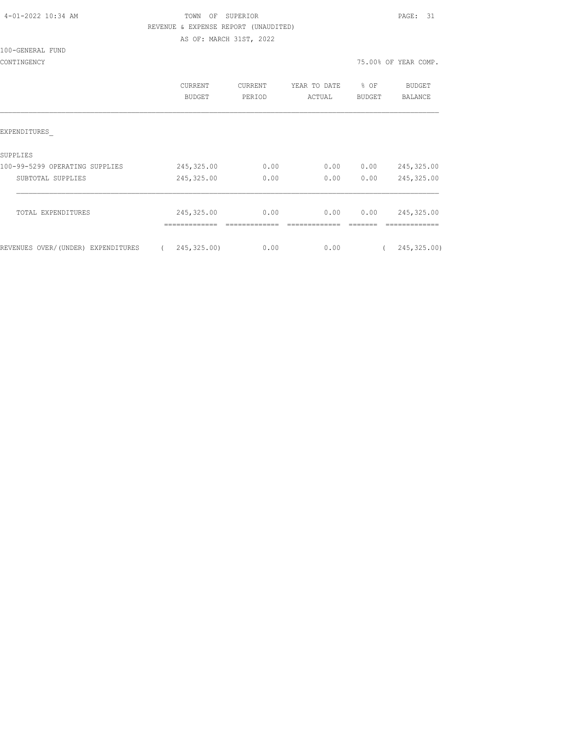TOWN OF SUPERIOR

REVENUE & EXPENSE REPORT (UNAUDITED)

AS OF: MARCH 31ST, 2022

100-GENERAL FUND

CONTINGENCY

75.00% OF YEAR COMP.

| | CURRENT BUDGET | CURRENT PERIOD | YEAR TO DATE ACTUAL | % OF BUDGET | BUDGET BALANCE |
|---|---|---|---|---|---|
| EXPENDITURES_ | | | | | |
| SUPPLIES | | | | | |
| 100-99-5299 OPERATING SUPPLIES | 245,325.00 | 0.00 | 0.00 | 0.00 | 245,325.00 |
| SUBTOTAL SUPPLIES | 245,325.00 | 0.00 | 0.00 | 0.00 | 245,325.00 |
| TOTAL EXPENDITURES | 245,325.00 | 0.00 | 0.00 | 0.00 | 245,325.00 |
| REVENUES OVER/(UNDER) EXPENDITURES | ( 245,325.00) | 0.00 | 0.00 | | ( 245,325.00) |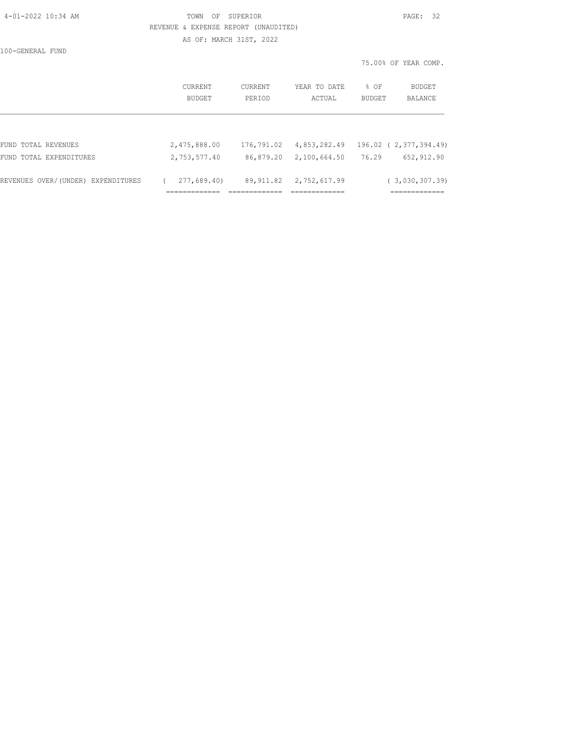TOWN OF SUPERIOR

REVENUE & EXPENSE REPORT (UNAUDITED)

AS OF: MARCH 31ST, 2022

100-GENERAL FUND

75.00% OF YEAR COMP.

| | CURRENT BUDGET | CURRENT PERIOD | YEAR TO DATE ACTUAL | % OF BUDGET | BUDGET BALANCE |
|---|---|---|---|---|---|
| FUND TOTAL REVENUES | 2,475,888.00 | 176,791.02 | 4,853,282.49 | 196.02 | ( 2,377,394.49) |
| FUND TOTAL EXPENDITURES | 2,753,577.40 | 86,879.20 | 2,100,664.50 | 76.29 | 652,912.90 |
| REVENUES OVER/(UNDER) EXPENDITURES | ( 277,689.40) | 89,911.82 | 2,752,617.99 | | ( 3,030,307.39) |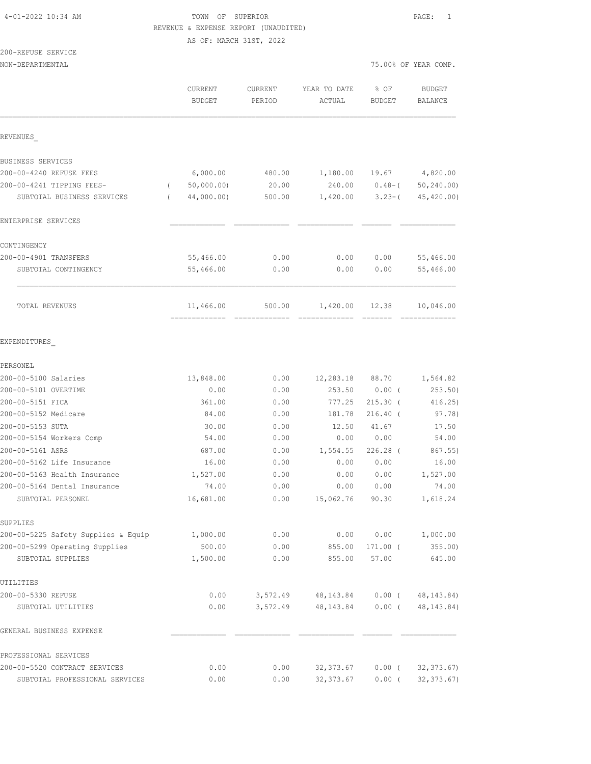TOWN OF SUPERIOR
REVENUE & EXPENSE REPORT (UNAUDITED)
AS OF: MARCH 31ST, 2022

200-REFUSE SERVICE
NON-DEPARTMENTAL

75.00% OF YEAR COMP.

| | CURRENT BUDGET | CURRENT PERIOD | YEAR TO DATE ACTUAL | % OF BUDGET | BUDGET BALANCE |
|---|---|---|---|---|---|
| **REVENUES** | | | | | |
| BUSINESS SERVICES | | | | | |
| 200-00-4240 REFUSE FEES | 6,000.00 | 480.00 | 1,180.00 | 19.67 | 4,820.00 |
| 200-00-4241 TIPPING FEES- | ( 50,000.00) | 20.00 | 240.00 | 0.48- | ( 50,240.00) |
| SUBTOTAL BUSINESS SERVICES | ( 44,000.00) | 500.00 | 1,420.00 | 3.23- | ( 45,420.00) |
| ENTERPRISE SERVICES | | | | | |
| CONTINGENCY | | | | | |
| 200-00-4901 TRANSFERS | 55,466.00 | 0.00 | 0.00 | 0.00 | 55,466.00 |
| SUBTOTAL CONTINGENCY | 55,466.00 | 0.00 | 0.00 | 0.00 | 55,466.00 |
| TOTAL REVENUES | 11,466.00 | 500.00 | 1,420.00 | 12.38 | 10,046.00 |
| **EXPENDITURES** | | | | | |
| PERSONEL | | | | | |
| 200-00-5100 Salaries | 13,848.00 | 0.00 | 12,283.18 | 88.70 | 1,564.82 |
| 200-00-5101 OVERTIME | 0.00 | 0.00 | 253.50 | 0.00 | ( 253.50) |
| 200-00-5151 FICA | 361.00 | 0.00 | 777.25 | 215.30 | ( 416.25) |
| 200-00-5152 Medicare | 84.00 | 0.00 | 181.78 | 216.40 | ( 97.78) |
| 200-00-5153 SUTA | 30.00 | 0.00 | 12.50 | 41.67 | 17.50 |
| 200-00-5154 Workers Comp | 54.00 | 0.00 | 0.00 | 0.00 | 54.00 |
| 200-00-5161 ASRS | 687.00 | 0.00 | 1,554.55 | 226.28 | ( 867.55) |
| 200-00-5162 Life Insurance | 16.00 | 0.00 | 0.00 | 0.00 | 16.00 |
| 200-00-5163 Health Insurance | 1,527.00 | 0.00 | 0.00 | 0.00 | 1,527.00 |
| 200-00-5164 Dental Insurance | 74.00 | 0.00 | 0.00 | 0.00 | 74.00 |
| SUBTOTAL PERSONEL | 16,681.00 | 0.00 | 15,062.76 | 90.30 | 1,618.24 |
| SUPPLIES | | | | | |
| 200-00-5225 Safety Supplies & Equip | 1,000.00 | 0.00 | 0.00 | 0.00 | 1,000.00 |
| 200-00-5299 Operating Supplies | 500.00 | 0.00 | 855.00 | 171.00 | ( 355.00) |
| SUBTOTAL SUPPLIES | 1,500.00 | 0.00 | 855.00 | 57.00 | 645.00 |
| UTILITIES | | | | | |
| 200-00-5330 REFUSE | 0.00 | 3,572.49 | 48,143.84 | 0.00 | ( 48,143.84) |
| SUBTOTAL UTILITIES | 0.00 | 3,572.49 | 48,143.84 | 0.00 | ( 48,143.84) |
| GENERAL BUSINESS EXPENSE | | | | | |
| PROFESSIONAL SERVICES | | | | | |
| 200-00-5520 CONTRACT SERVICES | 0.00 | 0.00 | 32,373.67 | 0.00 | ( 32,373.67) |
| SUBTOTAL PROFESSIONAL SERVICES | 0.00 | 0.00 | 32,373.67 | 0.00 | ( 32,373.67) |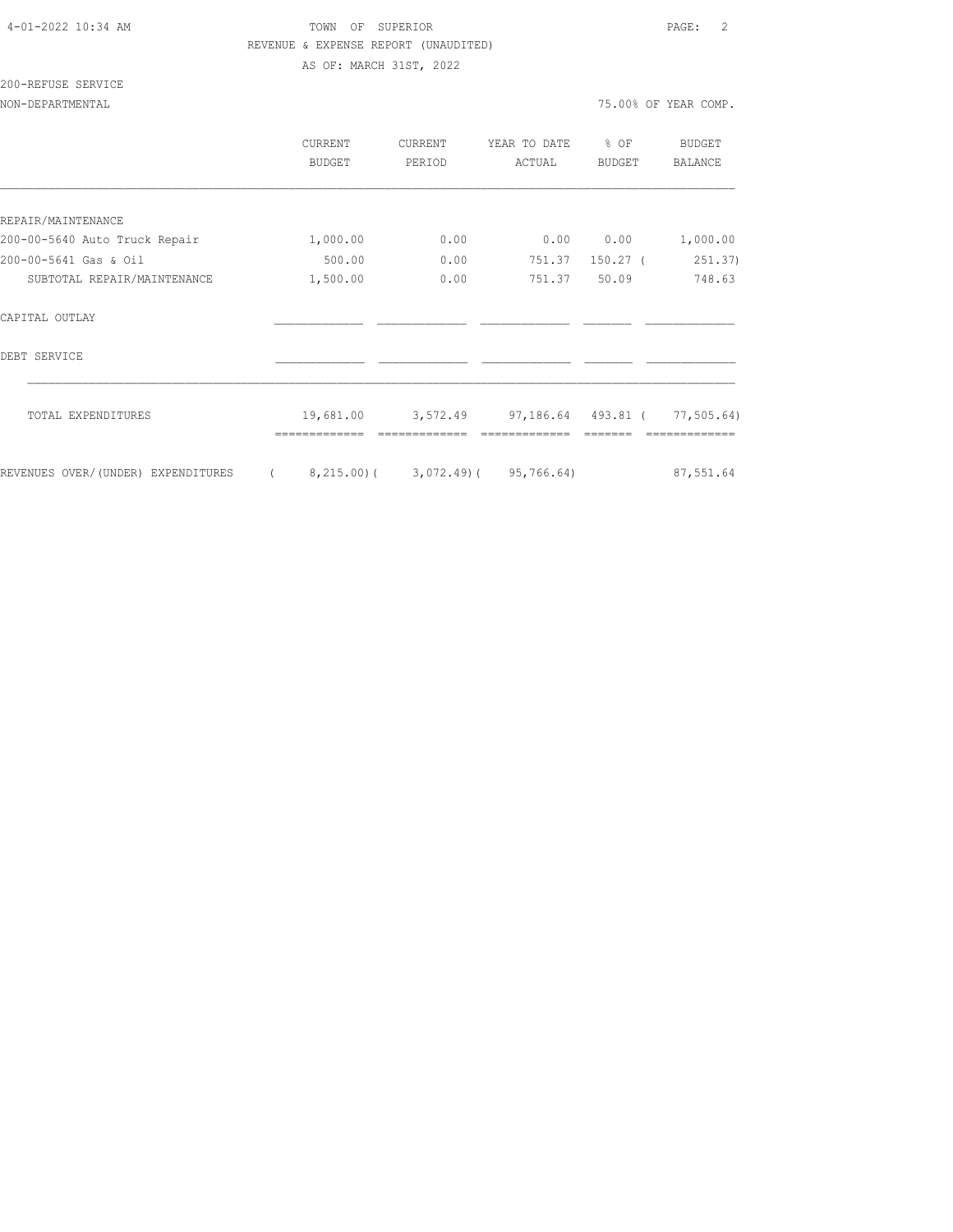TOWN OF SUPERIOR
REVENUE & EXPENSE REPORT (UNAUDITED)
AS OF: MARCH 31ST, 2022

200-REFUSE SERVICE
NON-DEPARTMENTAL

75.00% OF YEAR COMP.

| | CURRENT BUDGET | CURRENT PERIOD | YEAR TO DATE ACTUAL | % OF BUDGET | BUDGET BALANCE |
|---|---|---|---|---|---|
| REPAIR/MAINTENANCE | | | | | |
| 200-00-5640 Auto Truck Repair | 1,000.00 | 0.00 | 0.00 | 0.00 | 1,000.00 |
| 200-00-5641 Gas & Oil | 500.00 | 0.00 | 751.37 | 150.27 | ( 251.37) |
| SUBTOTAL REPAIR/MAINTENANCE | 1,500.00 | 0.00 | 751.37 | 50.09 | 748.63 |
| CAPITAL OUTLAY | | | | | |
| DEBT SERVICE | | | | | |
| TOTAL EXPENDITURES | 19,681.00 | 3,572.49 | 97,186.64 | 493.81 | ( 77,505.64) |
| REVENUES OVER/(UNDER) EXPENDITURES | ( 8,215.00) | ( 3,072.49) | ( 95,766.64) | | 87,551.64 |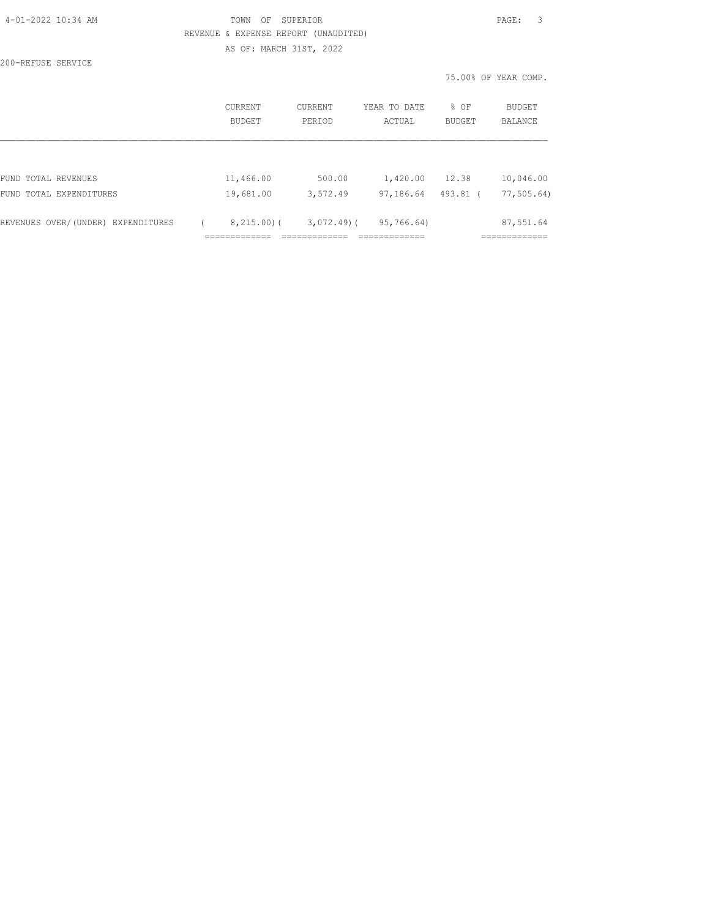TOWN OF SUPERIOR

REVENUE & EXPENSE REPORT (UNAUDITED)

AS OF: MARCH 31ST, 2022

200-REFUSE SERVICE

75.00% OF YEAR COMP.

| | CURRENT BUDGET | CURRENT PERIOD | YEAR TO DATE ACTUAL | % OF BUDGET | BUDGET BALANCE |
|---|---|---|---|---|---|
| FUND TOTAL REVENUES | 11,466.00 | 500.00 | 1,420.00 | 12.38 | 10,046.00 |
| FUND TOTAL EXPENDITURES | 19,681.00 | 3,572.49 | 97,186.64 | 493.81 | ( 77,505.64) |
| REVENUES OVER/(UNDER) EXPENDITURES | ( 8,215.00) | ( 3,072.49) | ( 95,766.64) | | 87,551.64 |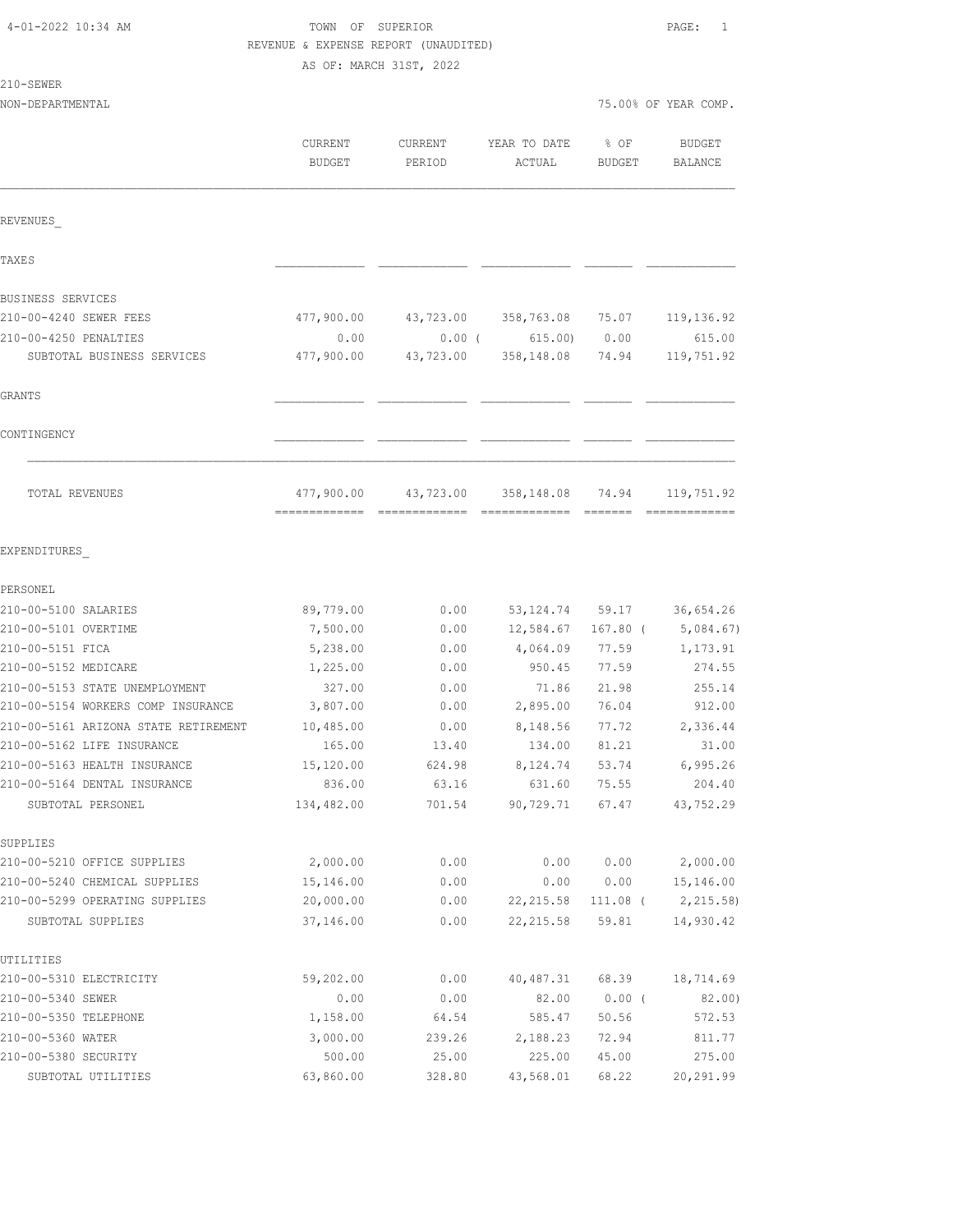4-01-2022 10:34 AM

TOWN OF SUPERIOR

REVENUE & EXPENSE REPORT (UNAUDITED)

AS OF: MARCH 31ST, 2022

210-SEWER

NON-DEPARTMENTAL

75.00% OF YEAR COMP.

| | CURRENT BUDGET | CURRENT PERIOD | YEAR TO DATE ACTUAL | % OF BUDGET | BUDGET BALANCE |
|---|---|---|---|---|---|
| REVENUES_ | | | | | |
| TAXES | | | | | |
| BUSINESS SERVICES | | | | | |
| 210-00-4240 SEWER FEES | 477,900.00 | 43,723.00 | 358,763.08 | 75.07 | 119,136.92 |
| 210-00-4250 PENALTIES | 0.00 | 0.00 | ( 615.00) | 0.00 | 615.00 |
| SUBTOTAL BUSINESS SERVICES | 477,900.00 | 43,723.00 | 358,148.08 | 74.94 | 119,751.92 |
| GRANTS | | | | | |
| CONTINGENCY | | | | | |
| TOTAL REVENUES | 477,900.00 | 43,723.00 | 358,148.08 | 74.94 | 119,751.92 |
| EXPENDITURES_ | | | | | |
| PERSONEL | | | | | |
| 210-00-5100 SALARIES | 89,779.00 | 0.00 | 53,124.74 | 59.17 | 36,654.26 |
| 210-00-5101 OVERTIME | 7,500.00 | 0.00 | 12,584.67 | 167.80 | ( 5,084.67) |
| 210-00-5151 FICA | 5,238.00 | 0.00 | 4,064.09 | 77.59 | 1,173.91 |
| 210-00-5152 MEDICARE | 1,225.00 | 0.00 | 950.45 | 77.59 | 274.55 |
| 210-00-5153 STATE UNEMPLOYMENT | 327.00 | 0.00 | 71.86 | 21.98 | 255.14 |
| 210-00-5154 WORKERS COMP INSURANCE | 3,807.00 | 0.00 | 2,895.00 | 76.04 | 912.00 |
| 210-00-5161 ARIZONA STATE RETIREMENT | 10,485.00 | 0.00 | 8,148.56 | 77.72 | 2,336.44 |
| 210-00-5162 LIFE INSURANCE | 165.00 | 13.40 | 134.00 | 81.21 | 31.00 |
| 210-00-5163 HEALTH INSURANCE | 15,120.00 | 624.98 | 8,124.74 | 53.74 | 6,995.26 |
| 210-00-5164 DENTAL INSURANCE | 836.00 | 63.16 | 631.60 | 75.55 | 204.40 |
| SUBTOTAL PERSONEL | 134,482.00 | 701.54 | 90,729.71 | 67.47 | 43,752.29 |
| SUPPLIES | | | | | |
| 210-00-5210 OFFICE SUPPLIES | 2,000.00 | 0.00 | 0.00 | 0.00 | 2,000.00 |
| 210-00-5240 CHEMICAL SUPPLIES | 15,146.00 | 0.00 | 0.00 | 0.00 | 15,146.00 |
| 210-00-5299 OPERATING SUPPLIES | 20,000.00 | 0.00 | 22,215.58 | 111.08 | ( 2,215.58) |
| SUBTOTAL SUPPLIES | 37,146.00 | 0.00 | 22,215.58 | 59.81 | 14,930.42 |
| UTILITIES | | | | | |
| 210-00-5310 ELECTRICITY | 59,202.00 | 0.00 | 40,487.31 | 68.39 | 18,714.69 |
| 210-00-5340 SEWER | 0.00 | 0.00 | 82.00 | 0.00 | ( 82.00) |
| 210-00-5350 TELEPHONE | 1,158.00 | 64.54 | 585.47 | 50.56 | 572.53 |
| 210-00-5360 WATER | 3,000.00 | 239.26 | 2,188.23 | 72.94 | 811.77 |
| 210-00-5380 SECURITY | 500.00 | 25.00 | 225.00 | 45.00 | 275.00 |
| SUBTOTAL UTILITIES | 63,860.00 | 328.80 | 43,568.01 | 68.22 | 20,291.99 |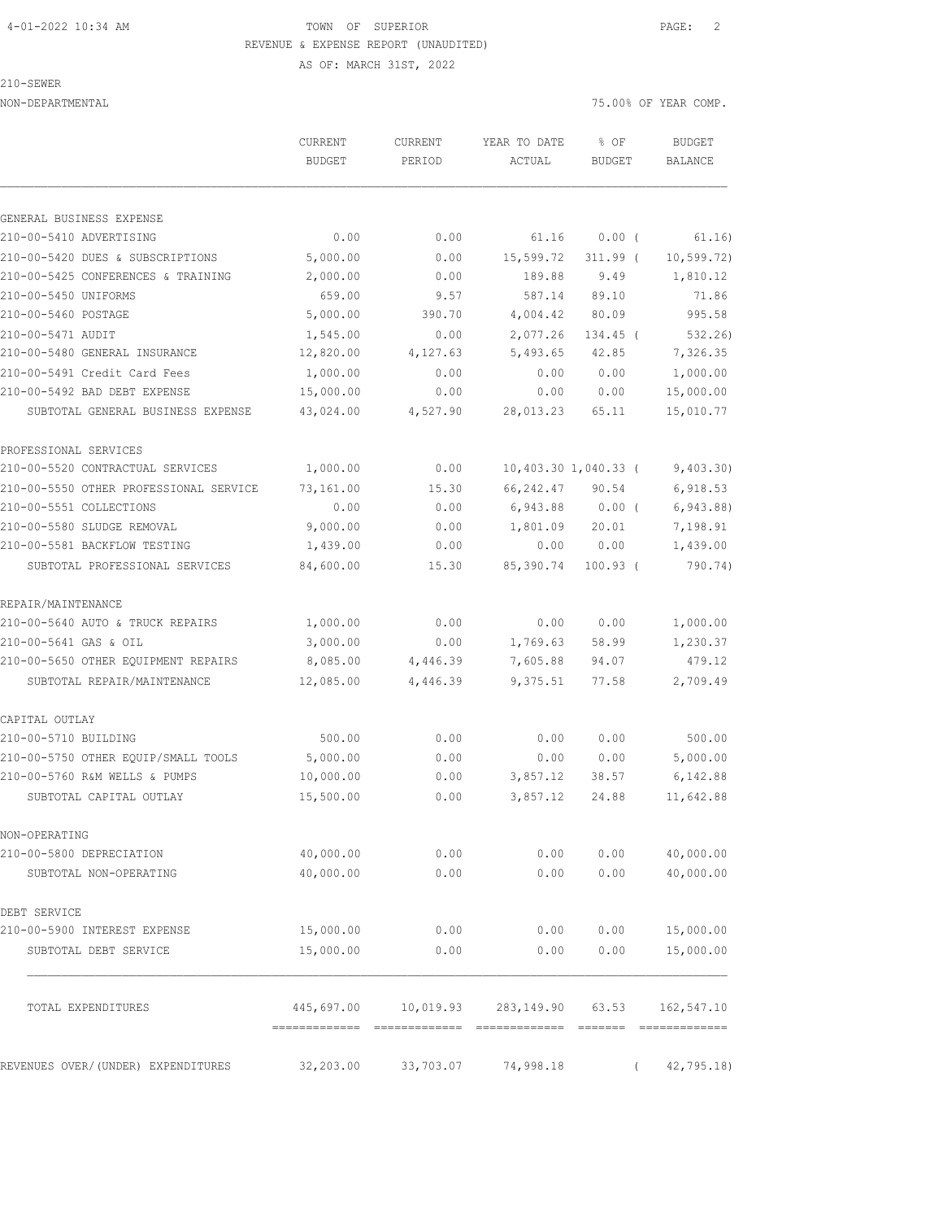TOWN OF SUPERIOR

REVENUE & EXPENSE REPORT (UNAUDITED)

AS OF: MARCH 31ST, 2022

210-SEWER

NON-DEPARTMENTAL — 75.00% OF YEAR COMP.

| | CURRENT BUDGET | CURRENT PERIOD | YEAR TO DATE ACTUAL | % OF BUDGET | BUDGET BALANCE |
|---|---|---|---|---|---|
| **GENERAL BUSINESS EXPENSE** | | | | | |
| 210-00-5410 ADVERTISING | 0.00 | 0.00 | 61.16 | 0.00 | ( 61.16) |
| 210-00-5420 DUES & SUBSCRIPTIONS | 5,000.00 | 0.00 | 15,599.72 | 311.99 | ( 10,599.72) |
| 210-00-5425 CONFERENCES & TRAINING | 2,000.00 | 0.00 | 189.88 | 9.49 | 1,810.12 |
| 210-00-5450 UNIFORMS | 659.00 | 9.57 | 587.14 | 89.10 | 71.86 |
| 210-00-5460 POSTAGE | 5,000.00 | 390.70 | 4,004.42 | 80.09 | 995.58 |
| 210-00-5471 AUDIT | 1,545.00 | 0.00 | 2,077.26 | 134.45 | ( 532.26) |
| 210-00-5480 GENERAL INSURANCE | 12,820.00 | 4,127.63 | 5,493.65 | 42.85 | 7,326.35 |
| 210-00-5491 Credit Card Fees | 1,000.00 | 0.00 | 0.00 | 0.00 | 1,000.00 |
| 210-00-5492 BAD DEBT EXPENSE | 15,000.00 | 0.00 | 0.00 | 0.00 | 15,000.00 |
| SUBTOTAL GENERAL BUSINESS EXPENSE | 43,024.00 | 4,527.90 | 28,013.23 | 65.11 | 15,010.77 |
| **PROFESSIONAL SERVICES** | | | | | |
| 210-00-5520 CONTRACTUAL SERVICES | 1,000.00 | 0.00 | 10,403.30 | 1,040.33 | ( 9,403.30) |
| 210-00-5550 OTHER PROFESSIONAL SERVICE | 73,161.00 | 15.30 | 66,242.47 | 90.54 | 6,918.53 |
| 210-00-5551 COLLECTIONS | 0.00 | 0.00 | 6,943.88 | 0.00 | ( 6,943.88) |
| 210-00-5580 SLUDGE REMOVAL | 9,000.00 | 0.00 | 1,801.09 | 20.01 | 7,198.91 |
| 210-00-5581 BACKFLOW TESTING | 1,439.00 | 0.00 | 0.00 | 0.00 | 1,439.00 |
| SUBTOTAL PROFESSIONAL SERVICES | 84,600.00 | 15.30 | 85,390.74 | 100.93 | ( 790.74) |
| **REPAIR/MAINTENANCE** | | | | | |
| 210-00-5640 AUTO & TRUCK REPAIRS | 1,000.00 | 0.00 | 0.00 | 0.00 | 1,000.00 |
| 210-00-5641 GAS & OIL | 3,000.00 | 0.00 | 1,769.63 | 58.99 | 1,230.37 |
| 210-00-5650 OTHER EQUIPMENT REPAIRS | 8,085.00 | 4,446.39 | 7,605.88 | 94.07 | 479.12 |
| SUBTOTAL REPAIR/MAINTENANCE | 12,085.00 | 4,446.39 | 9,375.51 | 77.58 | 2,709.49 |
| **CAPITAL OUTLAY** | | | | | |
| 210-00-5710 BUILDING | 500.00 | 0.00 | 0.00 | 0.00 | 500.00 |
| 210-00-5750 OTHER EQUIP/SMALL TOOLS | 5,000.00 | 0.00 | 0.00 | 0.00 | 5,000.00 |
| 210-00-5760 R&M WELLS & PUMPS | 10,000.00 | 0.00 | 3,857.12 | 38.57 | 6,142.88 |
| SUBTOTAL CAPITAL OUTLAY | 15,500.00 | 0.00 | 3,857.12 | 24.88 | 11,642.88 |
| **NON-OPERATING** | | | | | |
| 210-00-5800 DEPRECIATION | 40,000.00 | 0.00 | 0.00 | 0.00 | 40,000.00 |
| SUBTOTAL NON-OPERATING | 40,000.00 | 0.00 | 0.00 | 0.00 | 40,000.00 |
| **DEBT SERVICE** | | | | | |
| 210-00-5900 INTEREST EXPENSE | 15,000.00 | 0.00 | 0.00 | 0.00 | 15,000.00 |
| SUBTOTAL DEBT SERVICE | 15,000.00 | 0.00 | 0.00 | 0.00 | 15,000.00 |
| TOTAL EXPENDITURES | 445,697.00 | 10,019.93 | 283,149.90 | 63.53 | 162,547.10 |
| REVENUES OVER/(UNDER) EXPENDITURES | 32,203.00 | 33,703.07 | 74,998.18 | | ( 42,795.18) |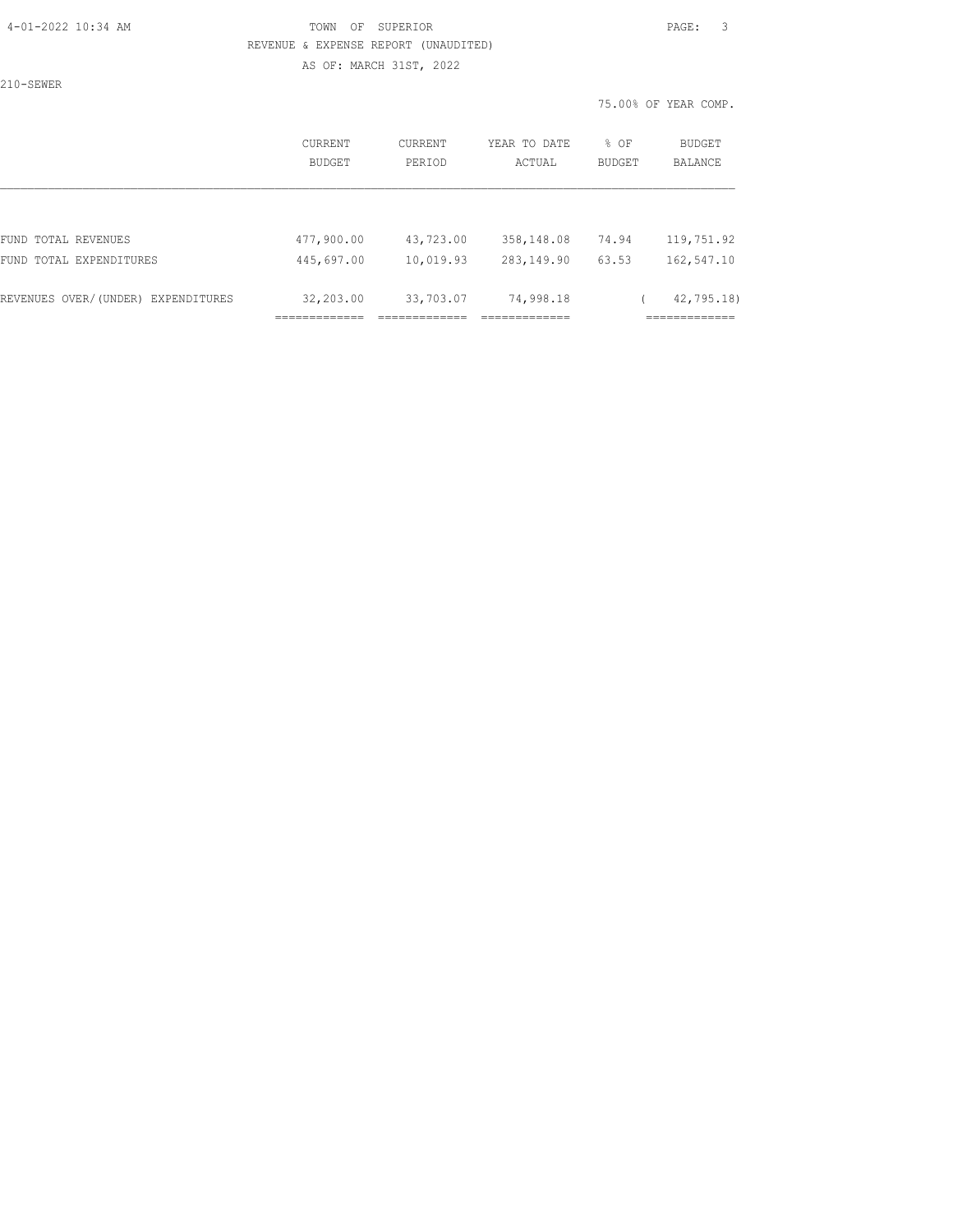TOWN OF SUPERIOR
REVENUE & EXPENSE REPORT (UNAUDITED)
AS OF: MARCH 31ST, 2022

210-SEWER

75.00% OF YEAR COMP.

| | CURRENT BUDGET | CURRENT PERIOD | YEAR TO DATE ACTUAL | % OF BUDGET | BUDGET BALANCE |
|---|---|---|---|---|---|
| FUND TOTAL REVENUES | 477,900.00 | 43,723.00 | 358,148.08 | 74.94 | 119,751.92 |
| FUND TOTAL EXPENDITURES | 445,697.00 | 10,019.93 | 283,149.90 | 63.53 | 162,547.10 |
| REVENUES OVER/(UNDER) EXPENDITURES | 32,203.00 | 33,703.07 | 74,998.18 | | ( 42,795.18) |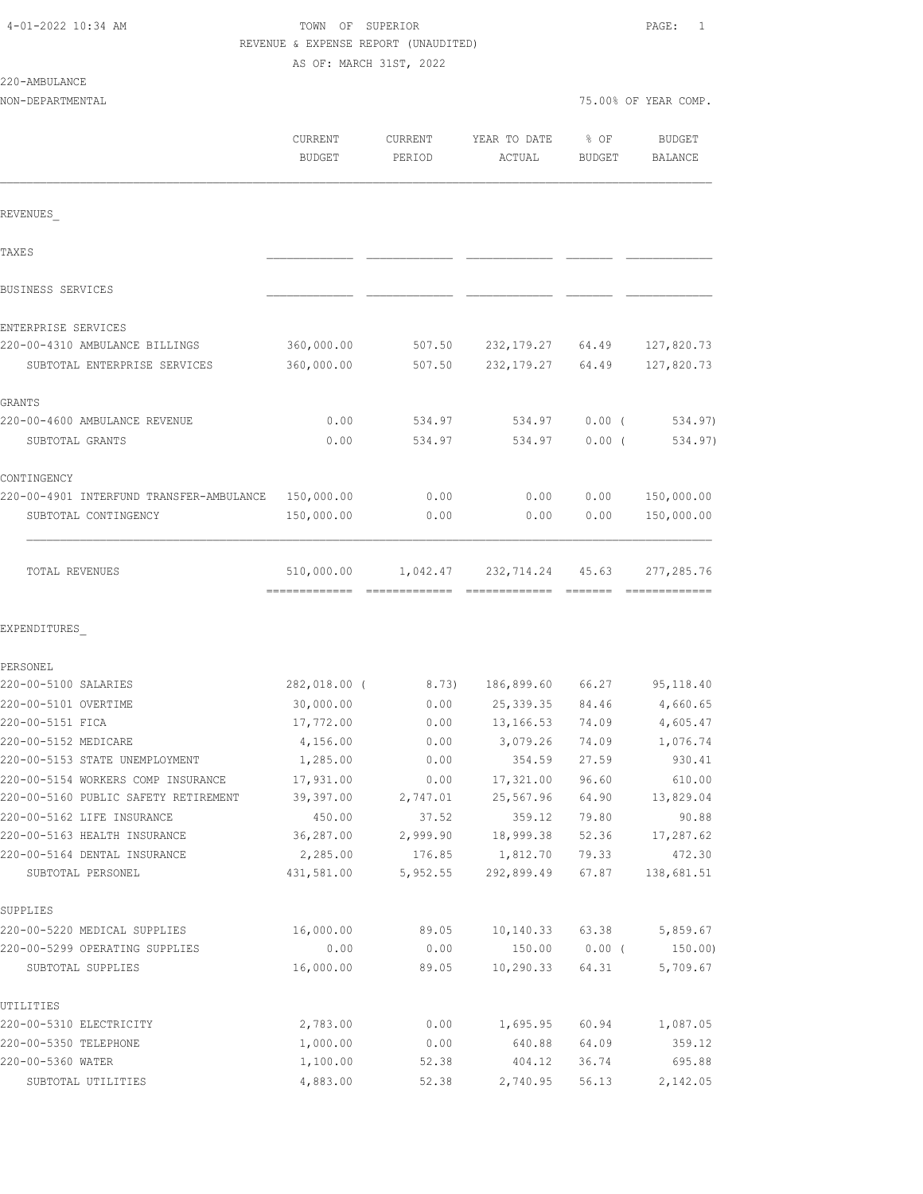TOWN OF SUPERIOR
REVENUE & EXPENSE REPORT (UNAUDITED)
AS OF: MARCH 31ST, 2022

220-AMBULANCE
NON-DEPARTMENTAL

75.00% OF YEAR COMP.

| | CURRENT BUDGET | CURRENT PERIOD | YEAR TO DATE ACTUAL | % OF BUDGET | BUDGET BALANCE |
|---|---|---|---|---|---|
| **REVENUES** | | | | | |
| TAXES | | | | | |
| BUSINESS SERVICES | | | | | |
| ENTERPRISE SERVICES | | | | | |
| 220-00-4310 AMBULANCE BILLINGS | 360,000.00 | 507.50 | 232,179.27 | 64.49 | 127,820.73 |
| SUBTOTAL ENTERPRISE SERVICES | 360,000.00 | 507.50 | 232,179.27 | 64.49 | 127,820.73 |
| GRANTS | | | | | |
| 220-00-4600 AMBULANCE REVENUE | 0.00 | 534.97 | 534.97 | 0.00 | ( 534.97) |
| SUBTOTAL GRANTS | 0.00 | 534.97 | 534.97 | 0.00 | ( 534.97) |
| CONTINGENCY | | | | | |
| 220-00-4901 INTERFUND TRANSFER-AMBULANCE | 150,000.00 | 0.00 | 0.00 | 0.00 | 150,000.00 |
| SUBTOTAL CONTINGENCY | 150,000.00 | 0.00 | 0.00 | 0.00 | 150,000.00 |
| TOTAL REVENUES | 510,000.00 | 1,042.47 | 232,714.24 | 45.63 | 277,285.76 |
| **EXPENDITURES** | | | | | |
| PERSONEL | | | | | |
| 220-00-5100 SALARIES | 282,018.00 | ( 8.73) | 186,899.60 | 66.27 | 95,118.40 |
| 220-00-5101 OVERTIME | 30,000.00 | 0.00 | 25,339.35 | 84.46 | 4,660.65 |
| 220-00-5151 FICA | 17,772.00 | 0.00 | 13,166.53 | 74.09 | 4,605.47 |
| 220-00-5152 MEDICARE | 4,156.00 | 0.00 | 3,079.26 | 74.09 | 1,076.74 |
| 220-00-5153 STATE UNEMPLOYMENT | 1,285.00 | 0.00 | 354.59 | 27.59 | 930.41 |
| 220-00-5154 WORKERS COMP INSURANCE | 17,931.00 | 0.00 | 17,321.00 | 96.60 | 610.00 |
| 220-00-5160 PUBLIC SAFETY RETIREMENT | 39,397.00 | 2,747.01 | 25,567.96 | 64.90 | 13,829.04 |
| 220-00-5162 LIFE INSURANCE | 450.00 | 37.52 | 359.12 | 79.80 | 90.88 |
| 220-00-5163 HEALTH INSURANCE | 36,287.00 | 2,999.90 | 18,999.38 | 52.36 | 17,287.62 |
| 220-00-5164 DENTAL INSURANCE | 2,285.00 | 176.85 | 1,812.70 | 79.33 | 472.30 |
| SUBTOTAL PERSONEL | 431,581.00 | 5,952.55 | 292,899.49 | 67.87 | 138,681.51 |
| SUPPLIES | | | | | |
| 220-00-5220 MEDICAL SUPPLIES | 16,000.00 | 89.05 | 10,140.33 | 63.38 | 5,859.67 |
| 220-00-5299 OPERATING SUPPLIES | 0.00 | 0.00 | 150.00 | 0.00 | ( 150.00) |
| SUBTOTAL SUPPLIES | 16,000.00 | 89.05 | 10,290.33 | 64.31 | 5,709.67 |
| UTILITIES | | | | | |
| 220-00-5310 ELECTRICITY | 2,783.00 | 0.00 | 1,695.95 | 60.94 | 1,087.05 |
| 220-00-5350 TELEPHONE | 1,000.00 | 0.00 | 640.88 | 64.09 | 359.12 |
| 220-00-5360 WATER | 1,100.00 | 52.38 | 404.12 | 36.74 | 695.88 |
| SUBTOTAL UTILITIES | 4,883.00 | 52.38 | 2,740.95 | 56.13 | 2,142.05 |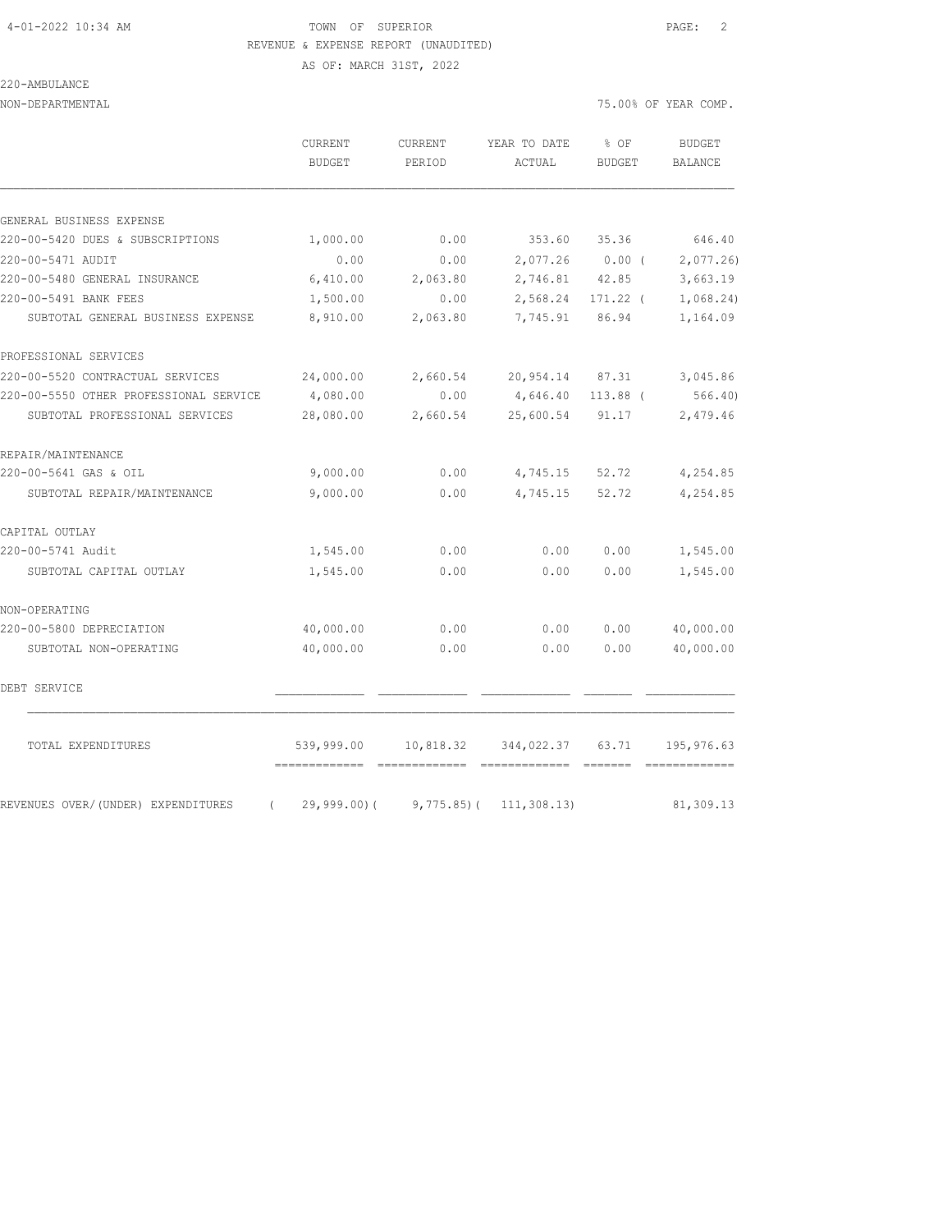TOWN OF SUPERIOR

REVENUE & EXPENSE REPORT (UNAUDITED)

AS OF: MARCH 31ST, 2022

220-AMBULANCE

NON-DEPARTMENTAL

75.00% OF YEAR COMP.

| | CURRENT BUDGET | CURRENT PERIOD | YEAR TO DATE ACTUAL | % OF BUDGET | BUDGET BALANCE |
|---|---|---|---|---|---|
| GENERAL BUSINESS EXPENSE | | | | | |
| 220-00-5420 DUES & SUBSCRIPTIONS | 1,000.00 | 0.00 | 353.60 | 35.36 | 646.40 |
| 220-00-5471 AUDIT | 0.00 | 0.00 | 2,077.26 | 0.00 | ( 2,077.26) |
| 220-00-5480 GENERAL INSURANCE | 6,410.00 | 2,063.80 | 2,746.81 | 42.85 | 3,663.19 |
| 220-00-5491 BANK FEES | 1,500.00 | 0.00 | 2,568.24 | 171.22 | ( 1,068.24) |
| SUBTOTAL GENERAL BUSINESS EXPENSE | 8,910.00 | 2,063.80 | 7,745.91 | 86.94 | 1,164.09 |
| PROFESSIONAL SERVICES | | | | | |
| 220-00-5520 CONTRACTUAL SERVICES | 24,000.00 | 2,660.54 | 20,954.14 | 87.31 | 3,045.86 |
| 220-00-5550 OTHER PROFESSIONAL SERVICE | 4,080.00 | 0.00 | 4,646.40 | 113.88 | ( 566.40) |
| SUBTOTAL PROFESSIONAL SERVICES | 28,080.00 | 2,660.54 | 25,600.54 | 91.17 | 2,479.46 |
| REPAIR/MAINTENANCE | | | | | |
| 220-00-5641 GAS & OIL | 9,000.00 | 0.00 | 4,745.15 | 52.72 | 4,254.85 |
| SUBTOTAL REPAIR/MAINTENANCE | 9,000.00 | 0.00 | 4,745.15 | 52.72 | 4,254.85 |
| CAPITAL OUTLAY | | | | | |
| 220-00-5741 Audit | 1,545.00 | 0.00 | 0.00 | 0.00 | 1,545.00 |
| SUBTOTAL CAPITAL OUTLAY | 1,545.00 | 0.00 | 0.00 | 0.00 | 1,545.00 |
| NON-OPERATING | | | | | |
| 220-00-5800 DEPRECIATION | 40,000.00 | 0.00 | 0.00 | 0.00 | 40,000.00 |
| SUBTOTAL NON-OPERATING | 40,000.00 | 0.00 | 0.00 | 0.00 | 40,000.00 |
| DEBT SERVICE | | | | | |
| TOTAL EXPENDITURES | 539,999.00 | 10,818.32 | 344,022.37 | 63.71 | 195,976.63 |
| REVENUES OVER/(UNDER) EXPENDITURES | ( 29,999.00) | ( 9,775.85) | ( 111,308.13) | | 81,309.13 |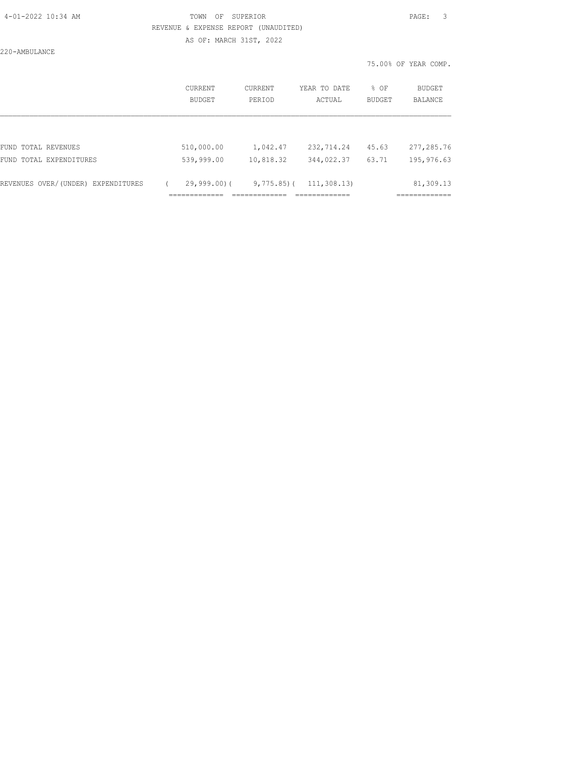TOWN OF SUPERIOR

REVENUE & EXPENSE REPORT (UNAUDITED)

AS OF: MARCH 31ST, 2022

220-AMBULANCE

75.00% OF YEAR COMP.

| | CURRENT BUDGET | CURRENT PERIOD | YEAR TO DATE ACTUAL | % OF BUDGET | BUDGET BALANCE |
|---|---|---|---|---|---|
| FUND TOTAL REVENUES | 510,000.00 | 1,042.47 | 232,714.24 | 45.63 | 277,285.76 |
| FUND TOTAL EXPENDITURES | 539,999.00 | 10,818.32 | 344,022.37 | 63.71 | 195,976.63 |
| REVENUES OVER/(UNDER) EXPENDITURES | ( 29,999.00) | ( 9,775.85) | ( 111,308.13) | | 81,309.13 |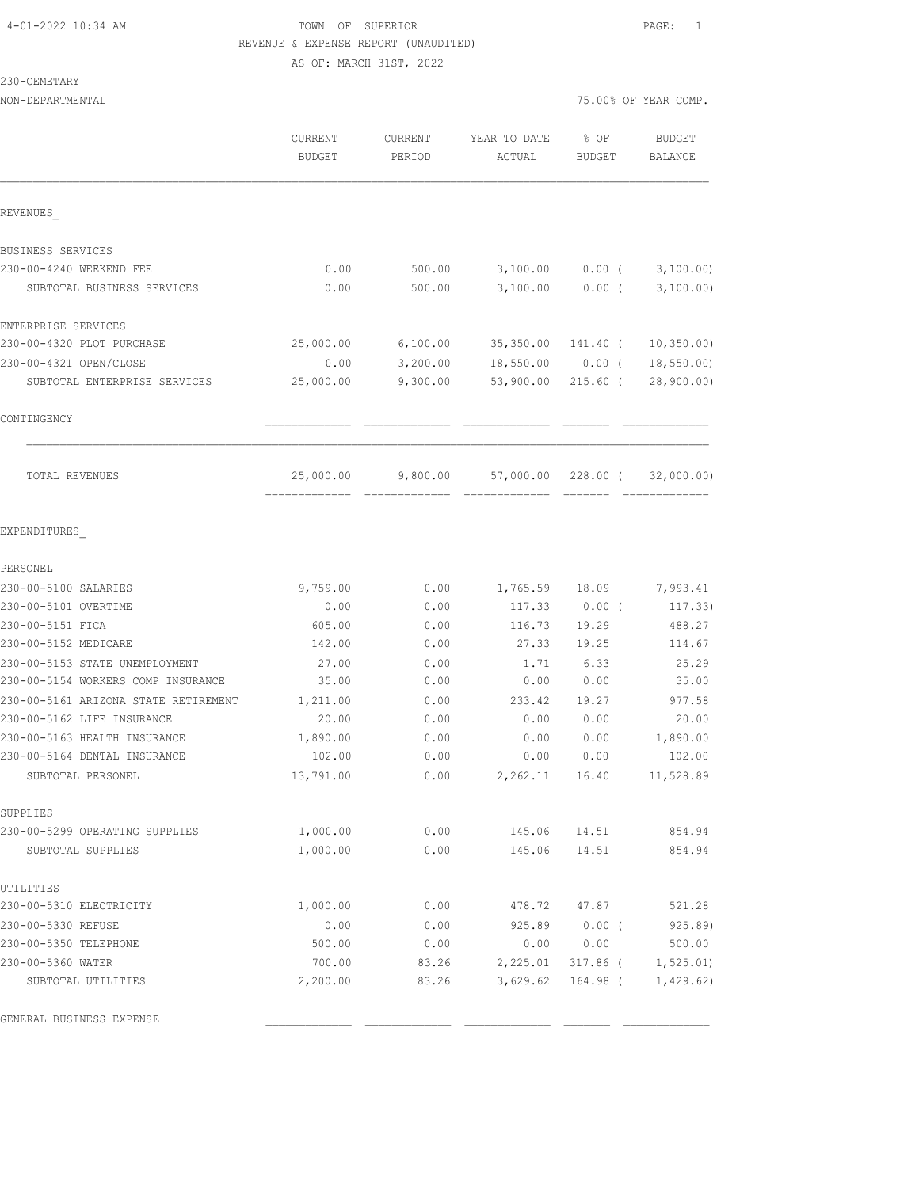TOWN OF SUPERIOR
REVENUE & EXPENSE REPORT (UNAUDITED)
AS OF: MARCH 31ST, 2022

230-CEMETARY
NON-DEPARTMENTAL

75.00% OF YEAR COMP.

| | CURRENT BUDGET | CURRENT PERIOD | YEAR TO DATE ACTUAL | % OF BUDGET | BUDGET BALANCE |
|---|---|---|---|---|---|
| **REVENUES** | | | | | |
| BUSINESS SERVICES | | | | | |
| 230-00-4240 WEEKEND FEE | 0.00 | 500.00 | 3,100.00 | 0.00 | ( 3,100.00) |
| SUBTOTAL BUSINESS SERVICES | 0.00 | 500.00 | 3,100.00 | 0.00 | ( 3,100.00) |
| ENTERPRISE SERVICES | | | | | |
| 230-00-4320 PLOT PURCHASE | 25,000.00 | 6,100.00 | 35,350.00 | 141.40 | ( 10,350.00) |
| 230-00-4321 OPEN/CLOSE | 0.00 | 3,200.00 | 18,550.00 | 0.00 | ( 18,550.00) |
| SUBTOTAL ENTERPRISE SERVICES | 25,000.00 | 9,300.00 | 53,900.00 | 215.60 | ( 28,900.00) |
| CONTINGENCY | | | | | |
| TOTAL REVENUES | 25,000.00 | 9,800.00 | 57,000.00 | 228.00 | ( 32,000.00) |
| **EXPENDITURES** | | | | | |
| PERSONEL | | | | | |
| 230-00-5100 SALARIES | 9,759.00 | 0.00 | 1,765.59 | 18.09 | 7,993.41 |
| 230-00-5101 OVERTIME | 0.00 | 0.00 | 117.33 | 0.00 | ( 117.33) |
| 230-00-5151 FICA | 605.00 | 0.00 | 116.73 | 19.29 | 488.27 |
| 230-00-5152 MEDICARE | 142.00 | 0.00 | 27.33 | 19.25 | 114.67 |
| 230-00-5153 STATE UNEMPLOYMENT | 27.00 | 0.00 | 1.71 | 6.33 | 25.29 |
| 230-00-5154 WORKERS COMP INSURANCE | 35.00 | 0.00 | 0.00 | 0.00 | 35.00 |
| 230-00-5161 ARIZONA STATE RETIREMENT | 1,211.00 | 0.00 | 233.42 | 19.27 | 977.58 |
| 230-00-5162 LIFE INSURANCE | 20.00 | 0.00 | 0.00 | 0.00 | 20.00 |
| 230-00-5163 HEALTH INSURANCE | 1,890.00 | 0.00 | 0.00 | 0.00 | 1,890.00 |
| 230-00-5164 DENTAL INSURANCE | 102.00 | 0.00 | 0.00 | 0.00 | 102.00 |
| SUBTOTAL PERSONEL | 13,791.00 | 0.00 | 2,262.11 | 16.40 | 11,528.89 |
| SUPPLIES | | | | | |
| 230-00-5299 OPERATING SUPPLIES | 1,000.00 | 0.00 | 145.06 | 14.51 | 854.94 |
| SUBTOTAL SUPPLIES | 1,000.00 | 0.00 | 145.06 | 14.51 | 854.94 |
| UTILITIES | | | | | |
| 230-00-5310 ELECTRICITY | 1,000.00 | 0.00 | 478.72 | 47.87 | 521.28 |
| 230-00-5330 REFUSE | 0.00 | 0.00 | 925.89 | 0.00 | ( 925.89) |
| 230-00-5350 TELEPHONE | 500.00 | 0.00 | 0.00 | 0.00 | 500.00 |
| 230-00-5360 WATER | 700.00 | 83.26 | 2,225.01 | 317.86 | ( 1,525.01) |
| SUBTOTAL UTILITIES | 2,200.00 | 83.26 | 3,629.62 | 164.98 | ( 1,429.62) |
| GENERAL BUSINESS EXPENSE | | | | | |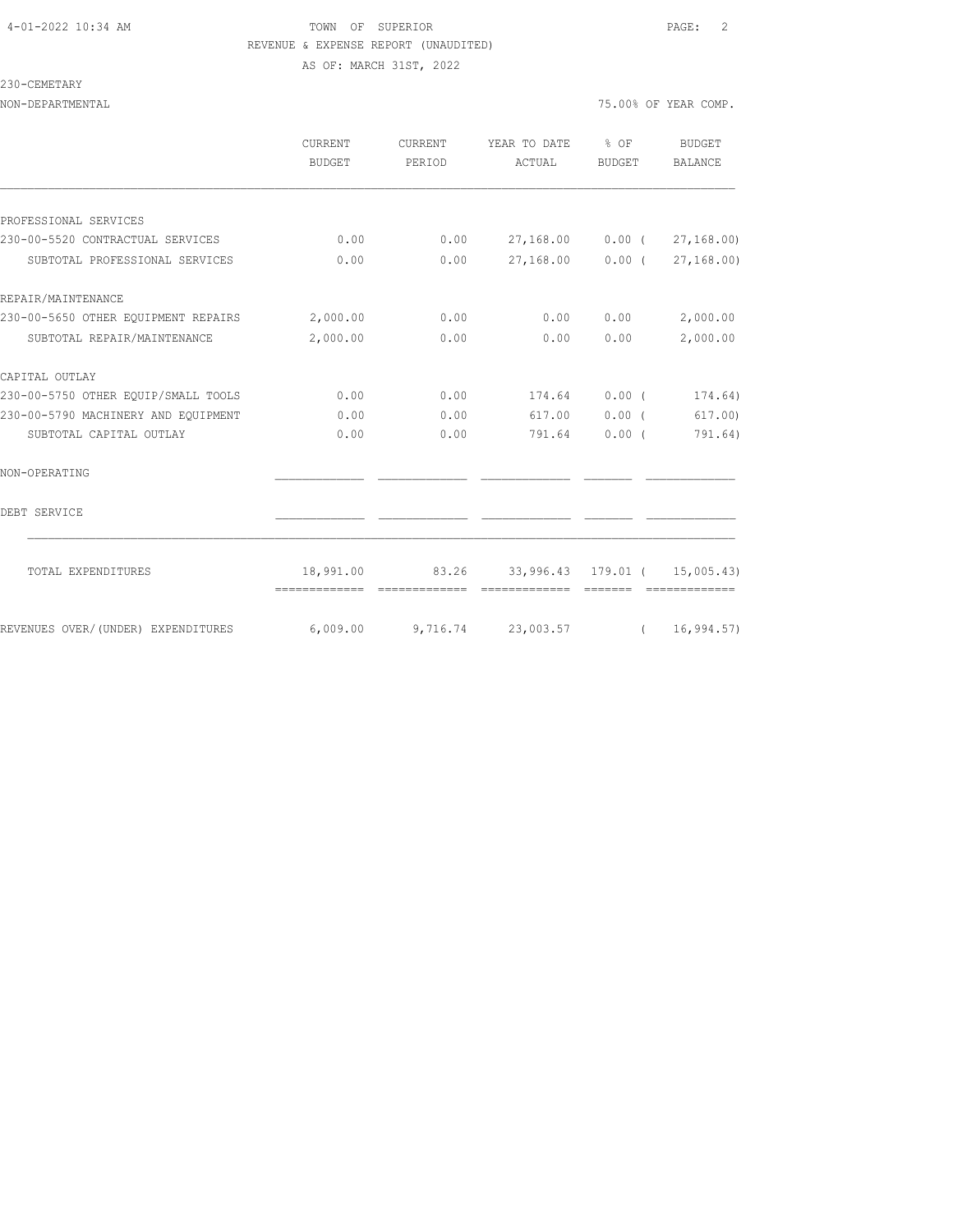TOWN OF SUPERIOR
REVENUE & EXPENSE REPORT (UNAUDITED)
AS OF: MARCH 31ST, 2022

230-CEMETARY

NON-DEPARTMENTAL — 75.00% OF YEAR COMP.

| | CURRENT BUDGET | CURRENT PERIOD | YEAR TO DATE ACTUAL | % OF BUDGET | BUDGET BALANCE |
|---|---|---|---|---|---|
| PROFESSIONAL SERVICES | | | | | |
| 230-00-5520 CONTRACTUAL SERVICES | 0.00 | 0.00 | 27,168.00 | 0.00 | ( 27,168.00) |
| SUBTOTAL PROFESSIONAL SERVICES | 0.00 | 0.00 | 27,168.00 | 0.00 | ( 27,168.00) |
| REPAIR/MAINTENANCE | | | | | |
| 230-00-5650 OTHER EQUIPMENT REPAIRS | 2,000.00 | 0.00 | 0.00 | 0.00 | 2,000.00 |
| SUBTOTAL REPAIR/MAINTENANCE | 2,000.00 | 0.00 | 0.00 | 0.00 | 2,000.00 |
| CAPITAL OUTLAY | | | | | |
| 230-00-5750 OTHER EQUIP/SMALL TOOLS | 0.00 | 0.00 | 174.64 | 0.00 | ( 174.64) |
| 230-00-5790 MACHINERY AND EQUIPMENT | 0.00 | 0.00 | 617.00 | 0.00 | ( 617.00) |
| SUBTOTAL CAPITAL OUTLAY | 0.00 | 0.00 | 791.64 | 0.00 | ( 791.64) |
| NON-OPERATING | | | | | |
| DEBT SERVICE | | | | | |
| TOTAL EXPENDITURES | 18,991.00 | 83.26 | 33,996.43 | 179.01 | ( 15,005.43) |
| REVENUES OVER/(UNDER) EXPENDITURES | 6,009.00 | 9,716.74 | 23,003.57 | | ( 16,994.57) |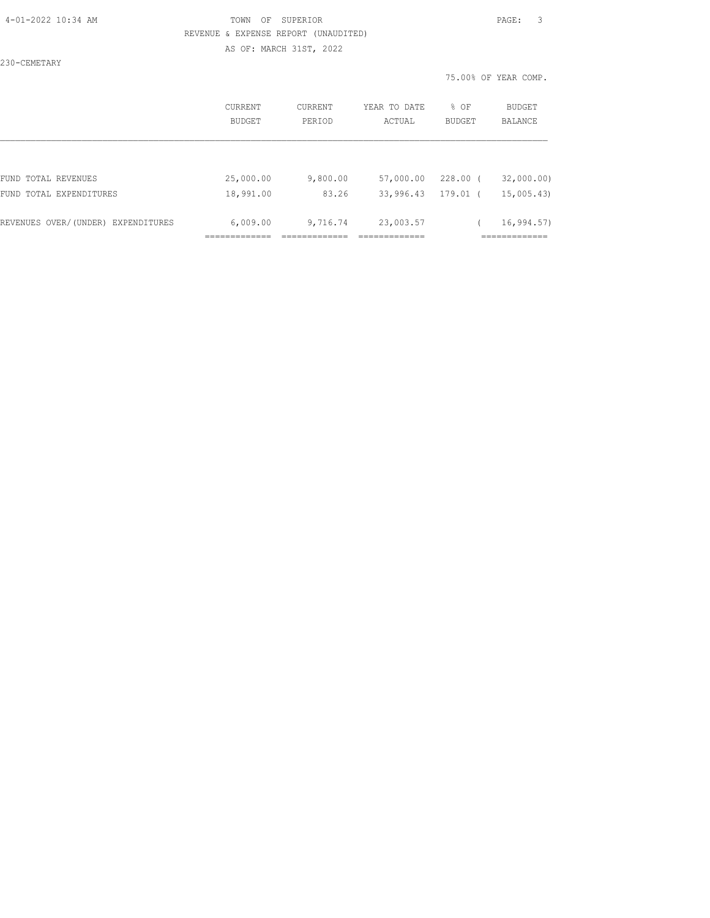TOWN OF SUPERIOR

REVENUE & EXPENSE REPORT (UNAUDITED)

AS OF: MARCH 31ST, 2022

230-CEMETARY

75.00% OF YEAR COMP.

| | CURRENT BUDGET | CURRENT PERIOD | YEAR TO DATE ACTUAL | % OF BUDGET | BUDGET BALANCE |
|---|---|---|---|---|---|
| FUND TOTAL REVENUES | 25,000.00 | 9,800.00 | 57,000.00 | 228.00 | ( 32,000.00) |
| FUND TOTAL EXPENDITURES | 18,991.00 | 83.26 | 33,996.43 | 179.01 | ( 15,005.43) |
| REVENUES OVER/(UNDER) EXPENDITURES | 6,009.00 | 9,716.74 | 23,003.57 | | ( 16,994.57) |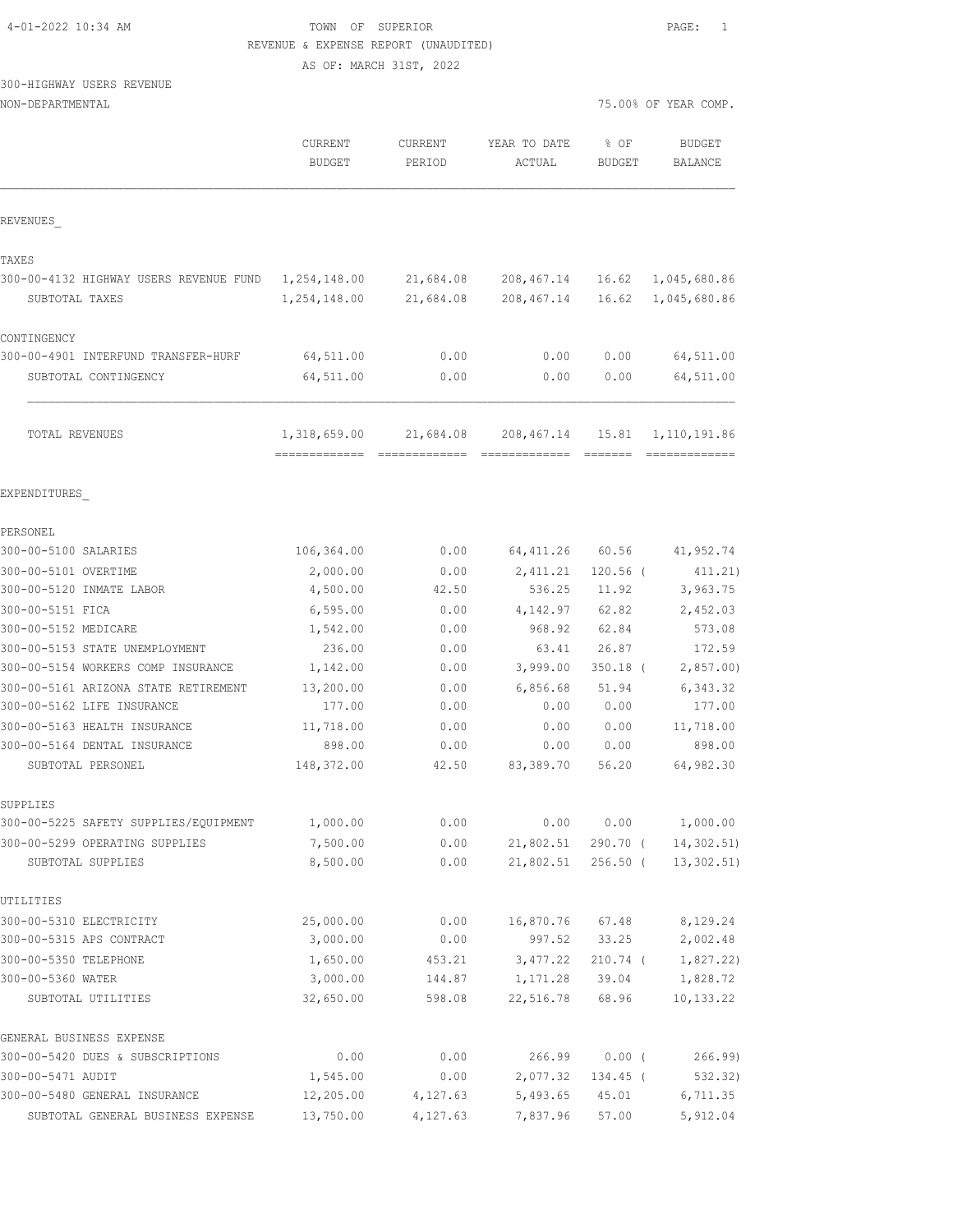4-01-2022 10:34 AM

TOWN OF SUPERIOR

REVENUE & EXPENSE REPORT (UNAUDITED)

AS OF: MARCH 31ST, 2022

300-HIGHWAY USERS REVENUE

NON-DEPARTMENTAL

75.00% OF YEAR COMP.

| | CURRENT BUDGET | CURRENT PERIOD | YEAR TO DATE ACTUAL | % OF BUDGET | BUDGET BALANCE |
|---|---|---|---|---|---|
| **REVENUES** | | | | | |
| **TAXES** | | | | | |
| 300-00-4132 HIGHWAY USERS REVENUE FUND | 1,254,148.00 | 21,684.08 | 208,467.14 | 16.62 | 1,045,680.86 |
| SUBTOTAL TAXES | 1,254,148.00 | 21,684.08 | 208,467.14 | 16.62 | 1,045,680.86 |
| **CONTINGENCY** | | | | | |
| 300-00-4901 INTERFUND TRANSFER-HURF | 64,511.00 | 0.00 | 0.00 | 0.00 | 64,511.00 |
| SUBTOTAL CONTINGENCY | 64,511.00 | 0.00 | 0.00 | 0.00 | 64,511.00 |
| TOTAL REVENUES | 1,318,659.00 | 21,684.08 | 208,467.14 | 15.81 | 1,110,191.86 |
| **EXPENDITURES** | | | | | |
| **PERSONEL** | | | | | |
| 300-00-5100 SALARIES | 106,364.00 | 0.00 | 64,411.26 | 60.56 | 41,952.74 |
| 300-00-5101 OVERTIME | 2,000.00 | 0.00 | 2,411.21 | 120.56 | ( 411.21) |
| 300-00-5120 INMATE LABOR | 4,500.00 | 42.50 | 536.25 | 11.92 | 3,963.75 |
| 300-00-5151 FICA | 6,595.00 | 0.00 | 4,142.97 | 62.82 | 2,452.03 |
| 300-00-5152 MEDICARE | 1,542.00 | 0.00 | 968.92 | 62.84 | 573.08 |
| 300-00-5153 STATE UNEMPLOYMENT | 236.00 | 0.00 | 63.41 | 26.87 | 172.59 |
| 300-00-5154 WORKERS COMP INSURANCE | 1,142.00 | 0.00 | 3,999.00 | 350.18 | ( 2,857.00) |
| 300-00-5161 ARIZONA STATE RETIREMENT | 13,200.00 | 0.00 | 6,856.68 | 51.94 | 6,343.32 |
| 300-00-5162 LIFE INSURANCE | 177.00 | 0.00 | 0.00 | 0.00 | 177.00 |
| 300-00-5163 HEALTH INSURANCE | 11,718.00 | 0.00 | 0.00 | 0.00 | 11,718.00 |
| 300-00-5164 DENTAL INSURANCE | 898.00 | 0.00 | 0.00 | 0.00 | 898.00 |
| SUBTOTAL PERSONEL | 148,372.00 | 42.50 | 83,389.70 | 56.20 | 64,982.30 |
| **SUPPLIES** | | | | | |
| 300-00-5225 SAFETY SUPPLIES/EQUIPMENT | 1,000.00 | 0.00 | 0.00 | 0.00 | 1,000.00 |
| 300-00-5299 OPERATING SUPPLIES | 7,500.00 | 0.00 | 21,802.51 | 290.70 | ( 14,302.51) |
| SUBTOTAL SUPPLIES | 8,500.00 | 0.00 | 21,802.51 | 256.50 | ( 13,302.51) |
| **UTILITIES** | | | | | |
| 300-00-5310 ELECTRICITY | 25,000.00 | 0.00 | 16,870.76 | 67.48 | 8,129.24 |
| 300-00-5315 APS CONTRACT | 3,000.00 | 0.00 | 997.52 | 33.25 | 2,002.48 |
| 300-00-5350 TELEPHONE | 1,650.00 | 453.21 | 3,477.22 | 210.74 | ( 1,827.22) |
| 300-00-5360 WATER | 3,000.00 | 144.87 | 1,171.28 | 39.04 | 1,828.72 |
| SUBTOTAL UTILITIES | 32,650.00 | 598.08 | 22,516.78 | 68.96 | 10,133.22 |
| **GENERAL BUSINESS EXPENSE** | | | | | |
| 300-00-5420 DUES & SUBSCRIPTIONS | 0.00 | 0.00 | 266.99 | 0.00 | ( 266.99) |
| 300-00-5471 AUDIT | 1,545.00 | 0.00 | 2,077.32 | 134.45 | ( 532.32) |
| 300-00-5480 GENERAL INSURANCE | 12,205.00 | 4,127.63 | 5,493.65 | 45.01 | 6,711.35 |
| SUBTOTAL GENERAL BUSINESS EXPENSE | 13,750.00 | 4,127.63 | 7,837.96 | 57.00 | 5,912.04 |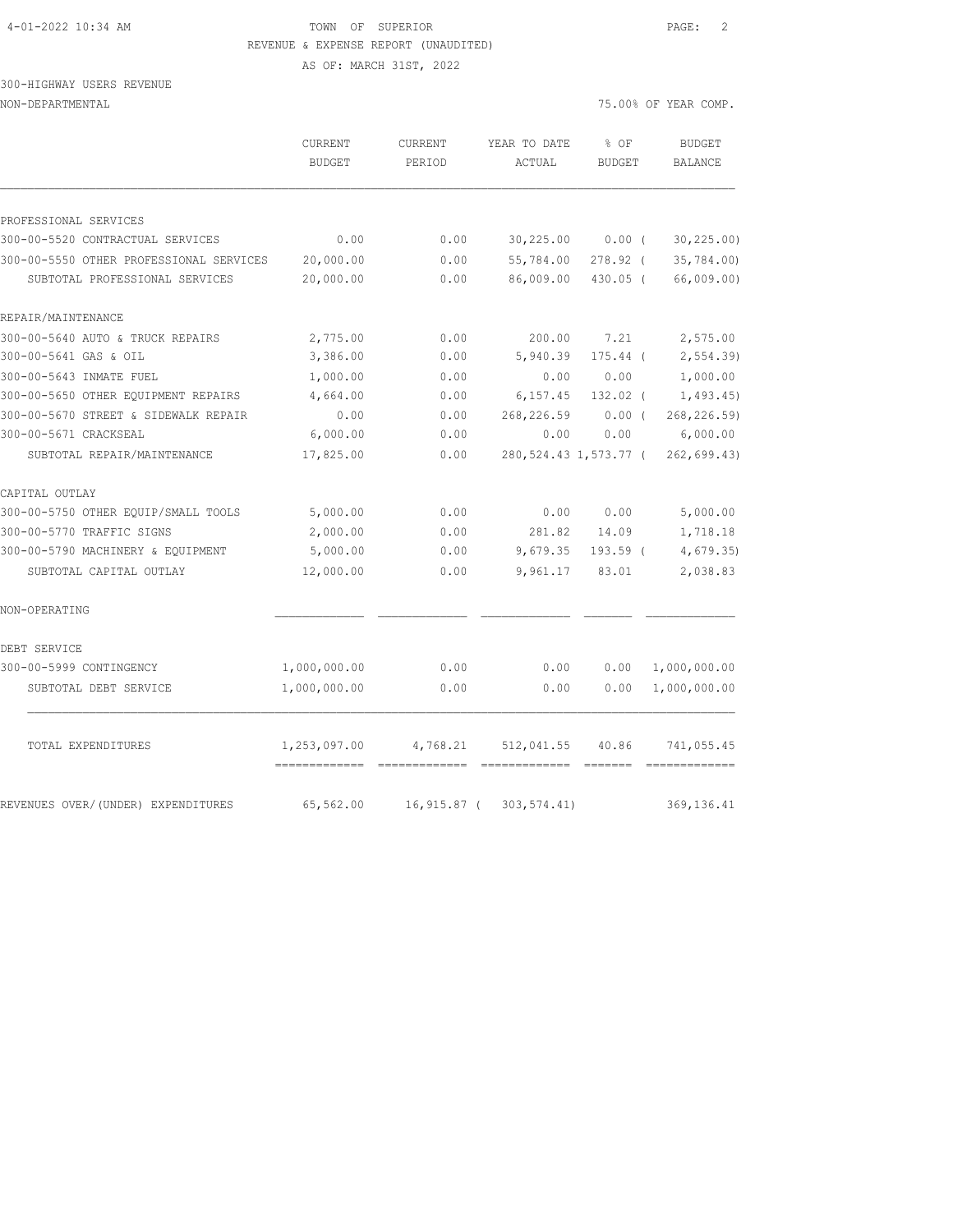TOWN OF SUPERIOR
REVENUE & EXPENSE REPORT (UNAUDITED)
AS OF: MARCH 31ST, 2022

300-HIGHWAY USERS REVENUE
NON-DEPARTMENTAL

75.00% OF YEAR COMP.

| | CURRENT BUDGET | CURRENT PERIOD | YEAR TO DATE ACTUAL | % OF BUDGET | BUDGET BALANCE |
|---|---|---|---|---|---|
| PROFESSIONAL SERVICES | | | | | |
| 300-00-5520 CONTRACTUAL SERVICES | 0.00 | 0.00 | 30,225.00 | 0.00 ( | 30,225.00) |
| 300-00-5550 OTHER PROFESSIONAL SERVICES | 20,000.00 | 0.00 | 55,784.00 | 278.92 ( | 35,784.00) |
| SUBTOTAL PROFESSIONAL SERVICES | 20,000.00 | 0.00 | 86,009.00 | 430.05 ( | 66,009.00) |
| REPAIR/MAINTENANCE | | | | | |
| 300-00-5640 AUTO & TRUCK REPAIRS | 2,775.00 | 0.00 | 200.00 | 7.21 | 2,575.00 |
| 300-00-5641 GAS & OIL | 3,386.00 | 0.00 | 5,940.39 | 175.44 ( | 2,554.39) |
| 300-00-5643 INMATE FUEL | 1,000.00 | 0.00 | 0.00 | 0.00 | 1,000.00 |
| 300-00-5650 OTHER EQUIPMENT REPAIRS | 4,664.00 | 0.00 | 6,157.45 | 132.02 ( | 1,493.45) |
| 300-00-5670 STREET & SIDEWALK REPAIR | 0.00 | 0.00 | 268,226.59 | 0.00 ( | 268,226.59) |
| 300-00-5671 CRACKSEAL | 6,000.00 | 0.00 | 0.00 | 0.00 | 6,000.00 |
| SUBTOTAL REPAIR/MAINTENANCE | 17,825.00 | 0.00 | 280,524.43 | 1,573.77 ( | 262,699.43) |
| CAPITAL OUTLAY | | | | | |
| 300-00-5750 OTHER EQUIP/SMALL TOOLS | 5,000.00 | 0.00 | 0.00 | 0.00 | 5,000.00 |
| 300-00-5770 TRAFFIC SIGNS | 2,000.00 | 0.00 | 281.82 | 14.09 | 1,718.18 |
| 300-00-5790 MACHINERY & EQUIPMENT | 5,000.00 | 0.00 | 9,679.35 | 193.59 ( | 4,679.35) |
| SUBTOTAL CAPITAL OUTLAY | 12,000.00 | 0.00 | 9,961.17 | 83.01 | 2,038.83 |
| NON-OPERATING | | | | | |
| DEBT SERVICE | | | | | |
| 300-00-5999 CONTINGENCY | 1,000,000.00 | 0.00 | 0.00 | 0.00 | 1,000,000.00 |
| SUBTOTAL DEBT SERVICE | 1,000,000.00 | 0.00 | 0.00 | 0.00 | 1,000,000.00 |
| TOTAL EXPENDITURES | 1,253,097.00 | 4,768.21 | 512,041.55 | 40.86 | 741,055.45 |
| REVENUES OVER/(UNDER) EXPENDITURES | 65,562.00 | 16,915.87 ( | 303,574.41) | | 369,136.41 |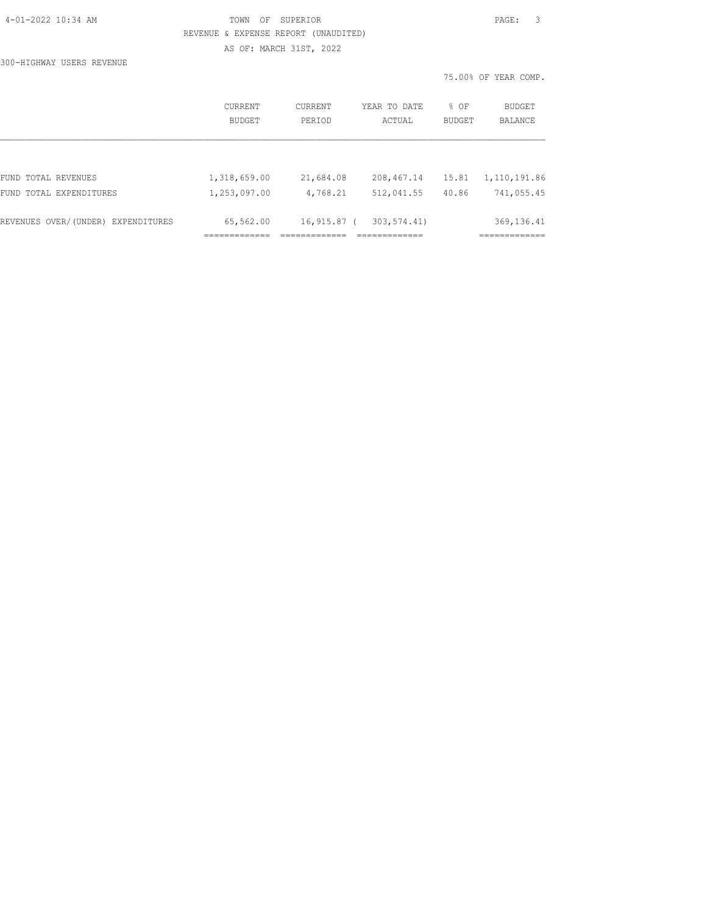TOWN OF SUPERIOR

REVENUE & EXPENSE REPORT (UNAUDITED)

AS OF: MARCH 31ST, 2022

300-HIGHWAY USERS REVENUE

75.00% OF YEAR COMP.

| | CURRENT BUDGET | CURRENT PERIOD | YEAR TO DATE ACTUAL | % OF BUDGET | BUDGET BALANCE |
|---|---|---|---|---|---|
| FUND TOTAL REVENUES | 1,318,659.00 | 21,684.08 | 208,467.14 | 15.81 | 1,110,191.86 |
| FUND TOTAL EXPENDITURES | 1,253,097.00 | 4,768.21 | 512,041.55 | 40.86 | 741,055.45 |
| REVENUES OVER/(UNDER) EXPENDITURES | 65,562.00 | 16,915.87 | ( 303,574.41) | | 369,136.41 |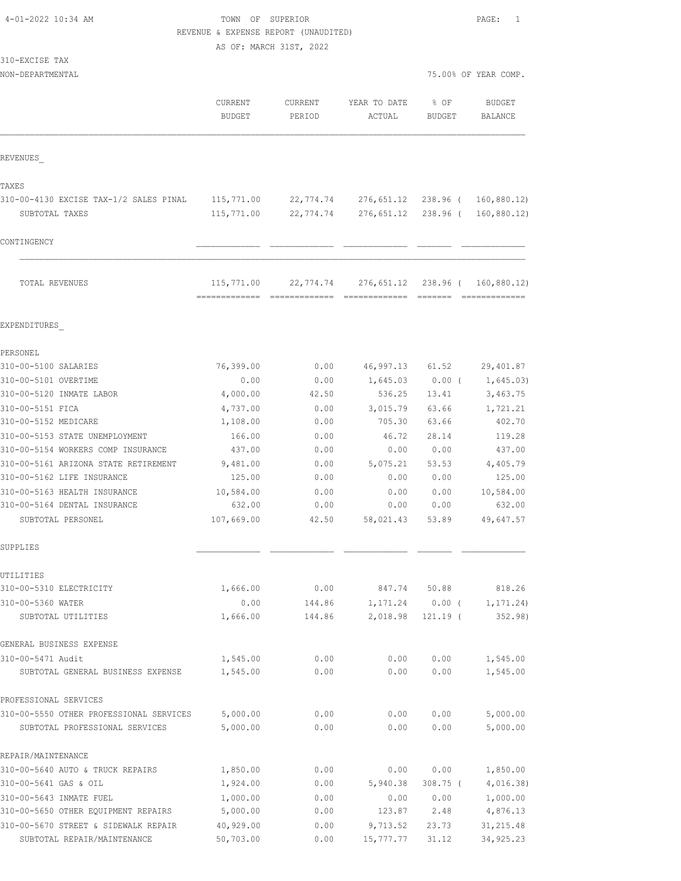TOWN OF SUPERIOR
REVENUE & EXPENSE REPORT (UNAUDITED)
AS OF: MARCH 31ST, 2022

310-EXCISE TAX
NON-DEPARTMENTAL

75.00% OF YEAR COMP.

| | CURRENT BUDGET | CURRENT PERIOD | YEAR TO DATE ACTUAL | % OF BUDGET | BUDGET BALANCE |
|---|---|---|---|---|---|
| **REVENUES** | | | | | |
| TAXES | | | | | |
| 310-00-4130 EXCISE TAX-1/2 SALES PINAL | 115,771.00 | 22,774.74 | 276,651.12 | 238.96 ( | 160,880.12) |
| SUBTOTAL TAXES | 115,771.00 | 22,774.74 | 276,651.12 | 238.96 ( | 160,880.12) |
| CONTINGENCY | | | | | |
| TOTAL REVENUES | 115,771.00 | 22,774.74 | 276,651.12 | 238.96 ( | 160,880.12) |
| **EXPENDITURES** | | | | | |
| PERSONEL | | | | | |
| 310-00-5100 SALARIES | 76,399.00 | 0.00 | 46,997.13 | 61.52 | 29,401.87 |
| 310-00-5101 OVERTIME | 0.00 | 0.00 | 1,645.03 | 0.00 ( | 1,645.03) |
| 310-00-5120 INMATE LABOR | 4,000.00 | 42.50 | 536.25 | 13.41 | 3,463.75 |
| 310-00-5151 FICA | 4,737.00 | 0.00 | 3,015.79 | 63.66 | 1,721.21 |
| 310-00-5152 MEDICARE | 1,108.00 | 0.00 | 705.30 | 63.66 | 402.70 |
| 310-00-5153 STATE UNEMPLOYMENT | 166.00 | 0.00 | 46.72 | 28.14 | 119.28 |
| 310-00-5154 WORKERS COMP INSURANCE | 437.00 | 0.00 | 0.00 | 0.00 | 437.00 |
| 310-00-5161 ARIZONA STATE RETIREMENT | 9,481.00 | 0.00 | 5,075.21 | 53.53 | 4,405.79 |
| 310-00-5162 LIFE INSURANCE | 125.00 | 0.00 | 0.00 | 0.00 | 125.00 |
| 310-00-5163 HEALTH INSURANCE | 10,584.00 | 0.00 | 0.00 | 0.00 | 10,584.00 |
| 310-00-5164 DENTAL INSURANCE | 632.00 | 0.00 | 0.00 | 0.00 | 632.00 |
| SUBTOTAL PERSONEL | 107,669.00 | 42.50 | 58,021.43 | 53.89 | 49,647.57 |
| SUPPLIES | | | | | |
| UTILITIES | | | | | |
| 310-00-5310 ELECTRICITY | 1,666.00 | 0.00 | 847.74 | 50.88 | 818.26 |
| 310-00-5360 WATER | 0.00 | 144.86 | 1,171.24 | 0.00 ( | 1,171.24) |
| SUBTOTAL UTILITIES | 1,666.00 | 144.86 | 2,018.98 | 121.19 ( | 352.98) |
| GENERAL BUSINESS EXPENSE | | | | | |
| 310-00-5471 Audit | 1,545.00 | 0.00 | 0.00 | 0.00 | 1,545.00 |
| SUBTOTAL GENERAL BUSINESS EXPENSE | 1,545.00 | 0.00 | 0.00 | 0.00 | 1,545.00 |
| PROFESSIONAL SERVICES | | | | | |
| 310-00-5550 OTHER PROFESSIONAL SERVICES | 5,000.00 | 0.00 | 0.00 | 0.00 | 5,000.00 |
| SUBTOTAL PROFESSIONAL SERVICES | 5,000.00 | 0.00 | 0.00 | 0.00 | 5,000.00 |
| REPAIR/MAINTENANCE | | | | | |
| 310-00-5640 AUTO & TRUCK REPAIRS | 1,850.00 | 0.00 | 0.00 | 0.00 | 1,850.00 |
| 310-00-5641 GAS & OIL | 1,924.00 | 0.00 | 5,940.38 | 308.75 ( | 4,016.38) |
| 310-00-5643 INMATE FUEL | 1,000.00 | 0.00 | 0.00 | 0.00 | 1,000.00 |
| 310-00-5650 OTHER EQUIPMENT REPAIRS | 5,000.00 | 0.00 | 123.87 | 2.48 | 4,876.13 |
| 310-00-5670 STREET & SIDEWALK REPAIR | 40,929.00 | 0.00 | 9,713.52 | 23.73 | 31,215.48 |
| SUBTOTAL REPAIR/MAINTENANCE | 50,703.00 | 0.00 | 15,777.77 | 31.12 | 34,925.23 |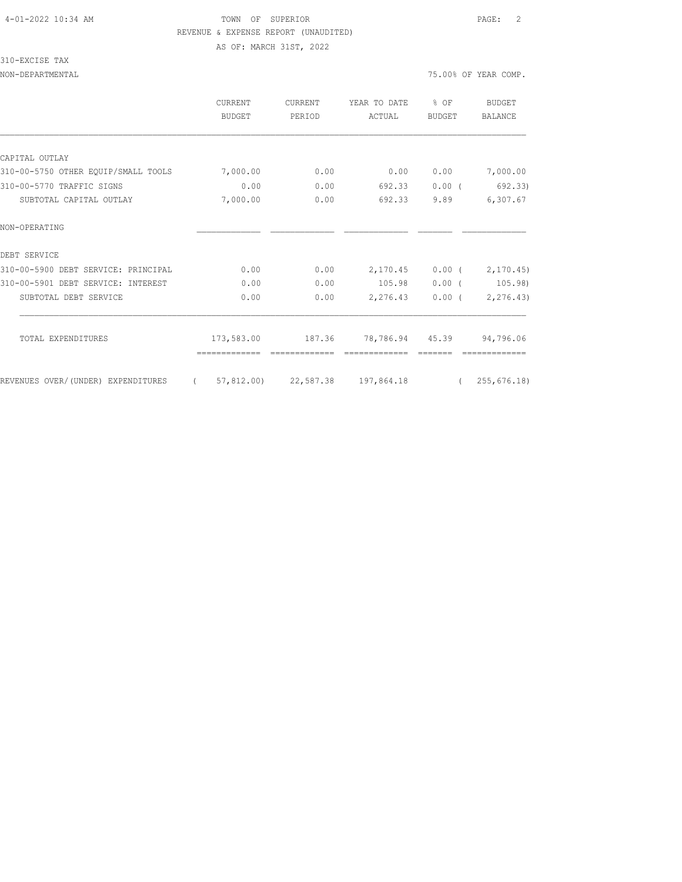TOWN OF SUPERIOR

REVENUE & EXPENSE REPORT (UNAUDITED)

AS OF: MARCH 31ST, 2022

310-EXCISE TAX

NON-DEPARTMENTAL — 75.00% OF YEAR COMP.

| | CURRENT BUDGET | CURRENT PERIOD | YEAR TO DATE ACTUAL | % OF BUDGET | BUDGET BALANCE |
|---|---|---|---|---|---|
| CAPITAL OUTLAY | | | | | |
| 310-00-5750 OTHER EQUIP/SMALL TOOLS | 7,000.00 | 0.00 | 0.00 | 0.00 | 7,000.00 |
| 310-00-5770 TRAFFIC SIGNS | 0.00 | 0.00 | 692.33 | 0.00 | ( 692.33) |
| SUBTOTAL CAPITAL OUTLAY | 7,000.00 | 0.00 | 692.33 | 9.89 | 6,307.67 |
| NON-OPERATING | | | | | |
| DEBT SERVICE | | | | | |
| 310-00-5900 DEBT SERVICE: PRINCIPAL | 0.00 | 0.00 | 2,170.45 | 0.00 | ( 2,170.45) |
| 310-00-5901 DEBT SERVICE: INTEREST | 0.00 | 0.00 | 105.98 | 0.00 | ( 105.98) |
| SUBTOTAL DEBT SERVICE | 0.00 | 0.00 | 2,276.43 | 0.00 | ( 2,276.43) |
| TOTAL EXPENDITURES | 173,583.00 | 187.36 | 78,786.94 | 45.39 | 94,796.06 |
| REVENUES OVER/(UNDER) EXPENDITURES | ( 57,812.00) | 22,587.38 | 197,864.18 | | ( 255,676.18) |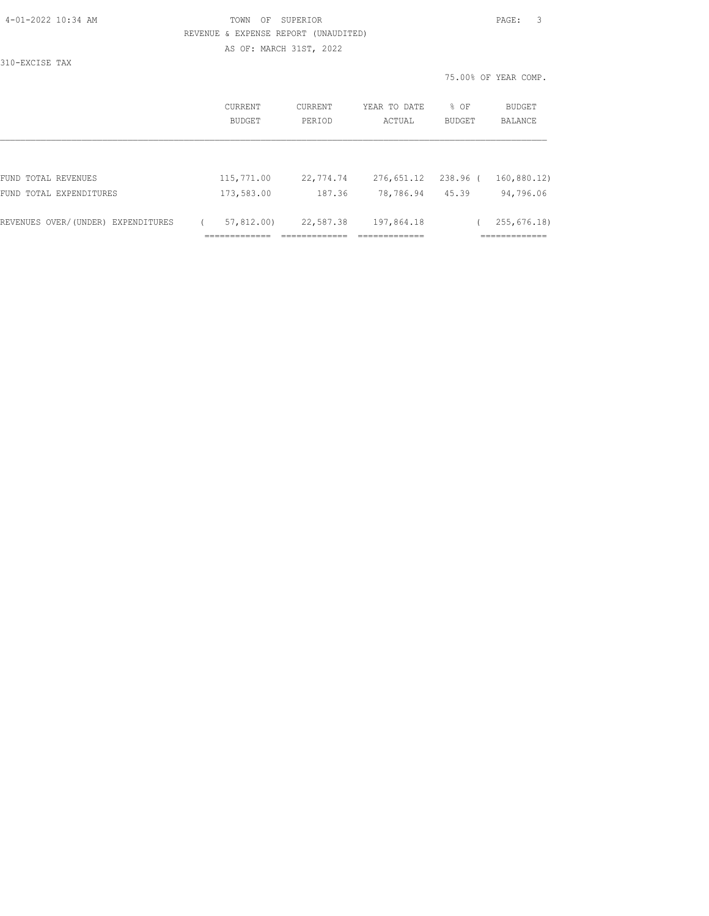TOWN OF SUPERIOR

REVENUE & EXPENSE REPORT (UNAUDITED)

AS OF: MARCH 31ST, 2022

310-EXCISE TAX

75.00% OF YEAR COMP.

| | CURRENT BUDGET | CURRENT PERIOD | YEAR TO DATE ACTUAL | % OF BUDGET | BUDGET BALANCE |
|---|---|---|---|---|---|
| FUND TOTAL REVENUES | 115,771.00 | 22,774.74 | 276,651.12 | 238.96 | ( 160,880.12) |
| FUND TOTAL EXPENDITURES | 173,583.00 | 187.36 | 78,786.94 | 45.39 | 94,796.06 |
| REVENUES OVER/(UNDER) EXPENDITURES | ( 57,812.00) | 22,587.38 | 197,864.18 | | ( 255,676.18) |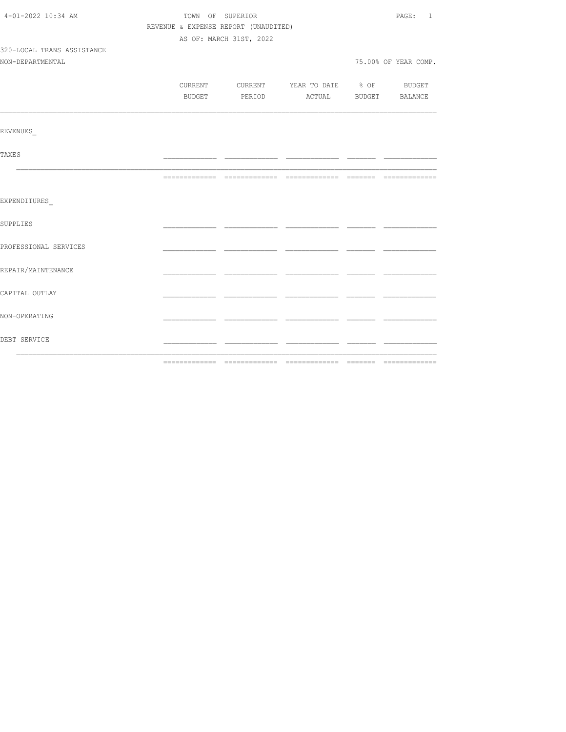4-01-2022 10:34 AM

TOWN OF SUPERIOR

REVENUE & EXPENSE REPORT (UNAUDITED)

AS OF: MARCH 31ST, 2022

320-LOCAL TRANS ASSISTANCE

NON-DEPARTMENTAL

75.00% OF YEAR COMP.

| | CURRENT BUDGET | CURRENT PERIOD | YEAR TO DATE ACTUAL | % OF BUDGET | BUDGET BALANCE |
|---|---|---|---|---|---|
| REVENUES_ | | | | | |
| TAXES | | | | | |
| | | | | | |
| EXPENDITURES_ | | | | | |
| SUPPLIES | | | | | |
| PROFESSIONAL SERVICES | | | | | |
| REPAIR/MAINTENANCE | | | | | |
| CAPITAL OUTLAY | | | | | |
| NON-OPERATING | | | | | |
| DEBT SERVICE | | | | | |
| | | | | | |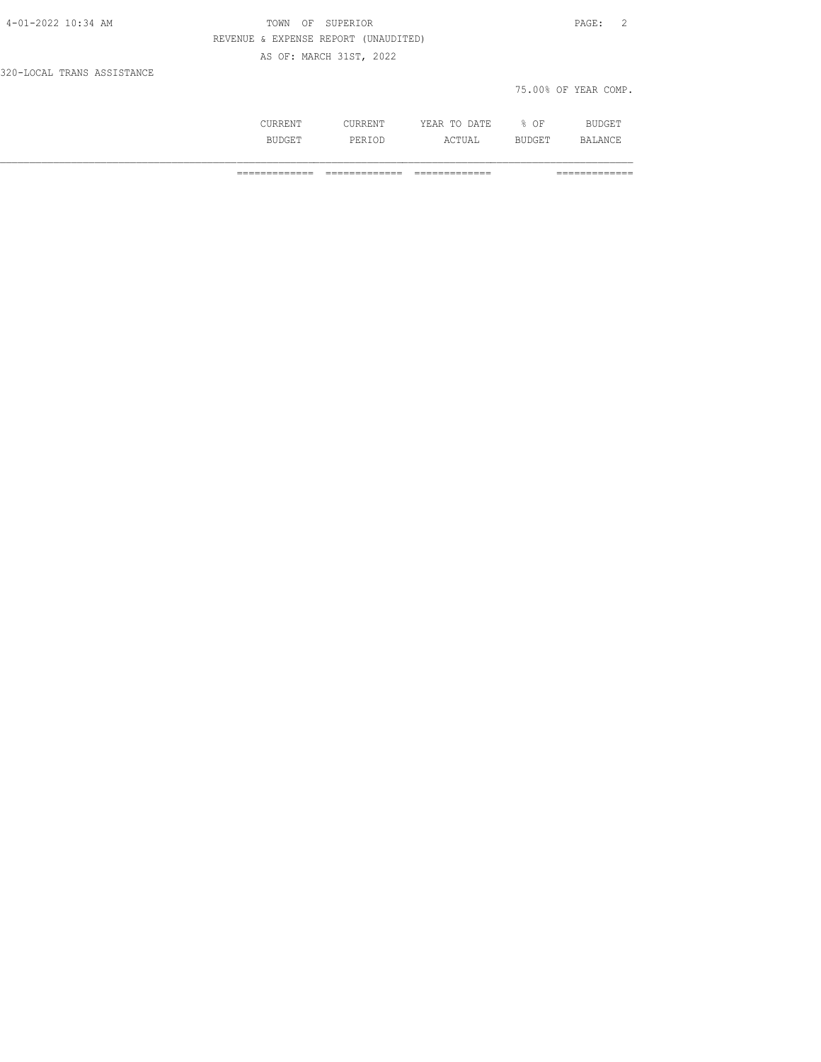TOWN OF SUPERIOR

REVENUE & EXPENSE REPORT (UNAUDITED)

AS OF: MARCH 31ST, 2022

320-LOCAL TRANS ASSISTANCE

75.00% OF YEAR COMP.

| | CURRENT BUDGET | CURRENT PERIOD | YEAR TO DATE ACTUAL | % OF BUDGET | BUDGET BALANCE |
|---|---|---|---|---|---|
| | ============= | ============= | ============= | | ============= |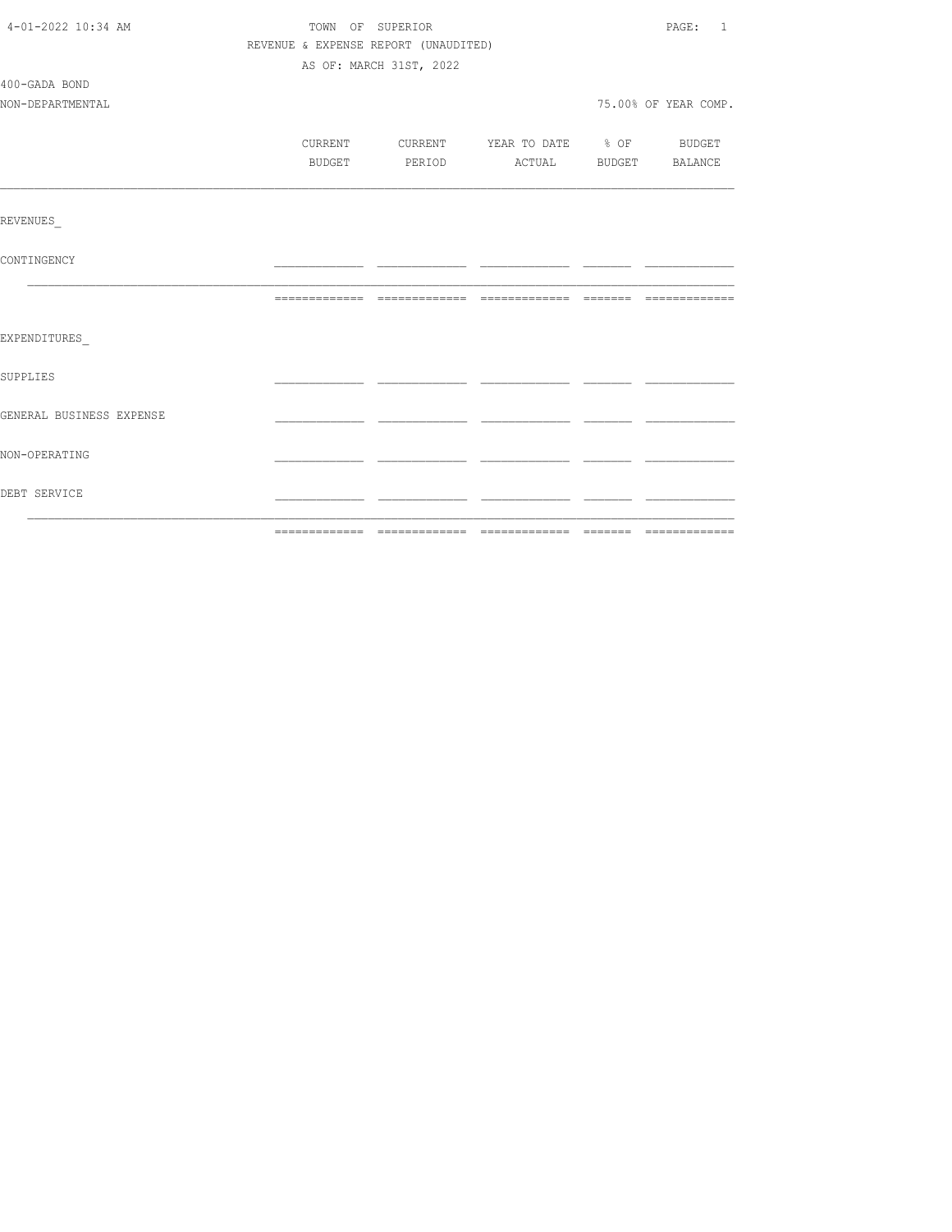TOWN OF SUPERIOR

REVENUE & EXPENSE REPORT (UNAUDITED)

AS OF: MARCH 31ST, 2022

400-GADA BOND

NON-DEPARTMENTAL

75.00% OF YEAR COMP.

| | CURRENT BUDGET | CURRENT PERIOD | YEAR TO DATE ACTUAL | % OF BUDGET | BUDGET BALANCE |
|---|---|---|---|---|---|
| REVENUES_ | | | | | |
| CONTINGENCY | | | | | |
| | | | | | |
| EXPENDITURES_ | | | | | |
| SUPPLIES | | | | | |
| GENERAL BUSINESS EXPENSE | | | | | |
| NON-OPERATING | | | | | |
| DEBT SERVICE | | | | | |
| | | | | | |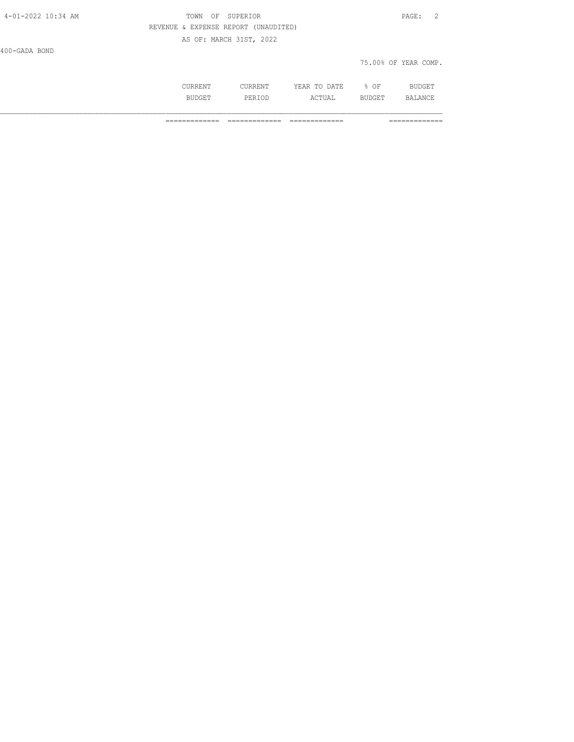TOWN OF SUPERIOR

REVENUE & EXPENSE REPORT (UNAUDITED)

AS OF: MARCH 31ST, 2022

400-GADA BOND

75.00% OF YEAR COMP.

| | CURRENT BUDGET | CURRENT PERIOD | YEAR TO DATE ACTUAL | % OF BUDGET | BUDGET BALANCE |
|---|---|---|---|---|---|
| | ============= | ============= | ============= | | ============= |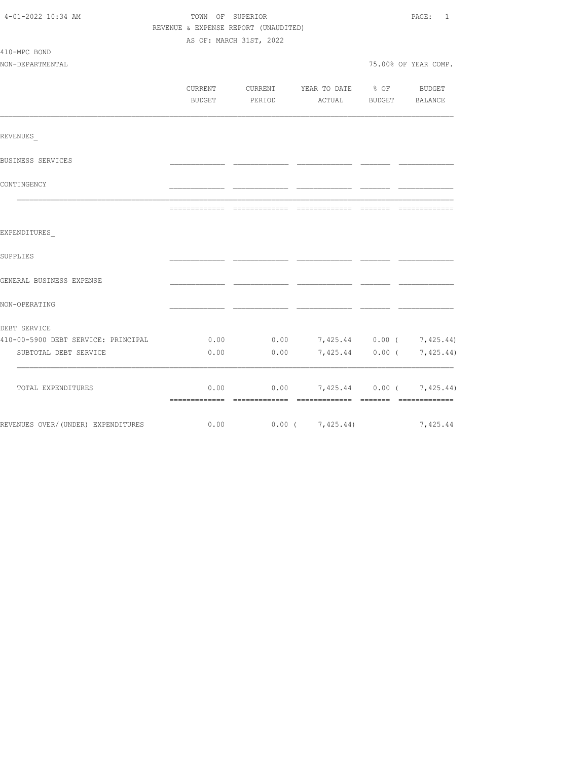TOWN OF SUPERIOR
REVENUE & EXPENSE REPORT (UNAUDITED)
AS OF: MARCH 31ST, 2022

410-MPC BOND
NON-DEPARTMENTAL

75.00% OF YEAR COMP.

| | CURRENT BUDGET | CURRENT PERIOD | YEAR TO DATE ACTUAL | % OF BUDGET | BUDGET BALANCE |
|---|---|---|---|---|---|
| REVENUES_ | | | | | |
| BUSINESS SERVICES | | | | | |
| CONTINGENCY | | | | | |
| EXPENDITURES_ | | | | | |
| SUPPLIES | | | | | |
| GENERAL BUSINESS EXPENSE | | | | | |
| NON-OPERATING | | | | | |
| DEBT SERVICE | | | | | |
| 410-00-5900 DEBT SERVICE: PRINCIPAL | 0.00 | 0.00 | 7,425.44 | 0.00 | ( 7,425.44) |
| SUBTOTAL DEBT SERVICE | 0.00 | 0.00 | 7,425.44 | 0.00 | ( 7,425.44) |
| TOTAL EXPENDITURES | 0.00 | 0.00 | 7,425.44 | 0.00 | ( 7,425.44) |
| REVENUES OVER/(UNDER) EXPENDITURES | 0.00 | 0.00 | ( 7,425.44) | | 7,425.44 |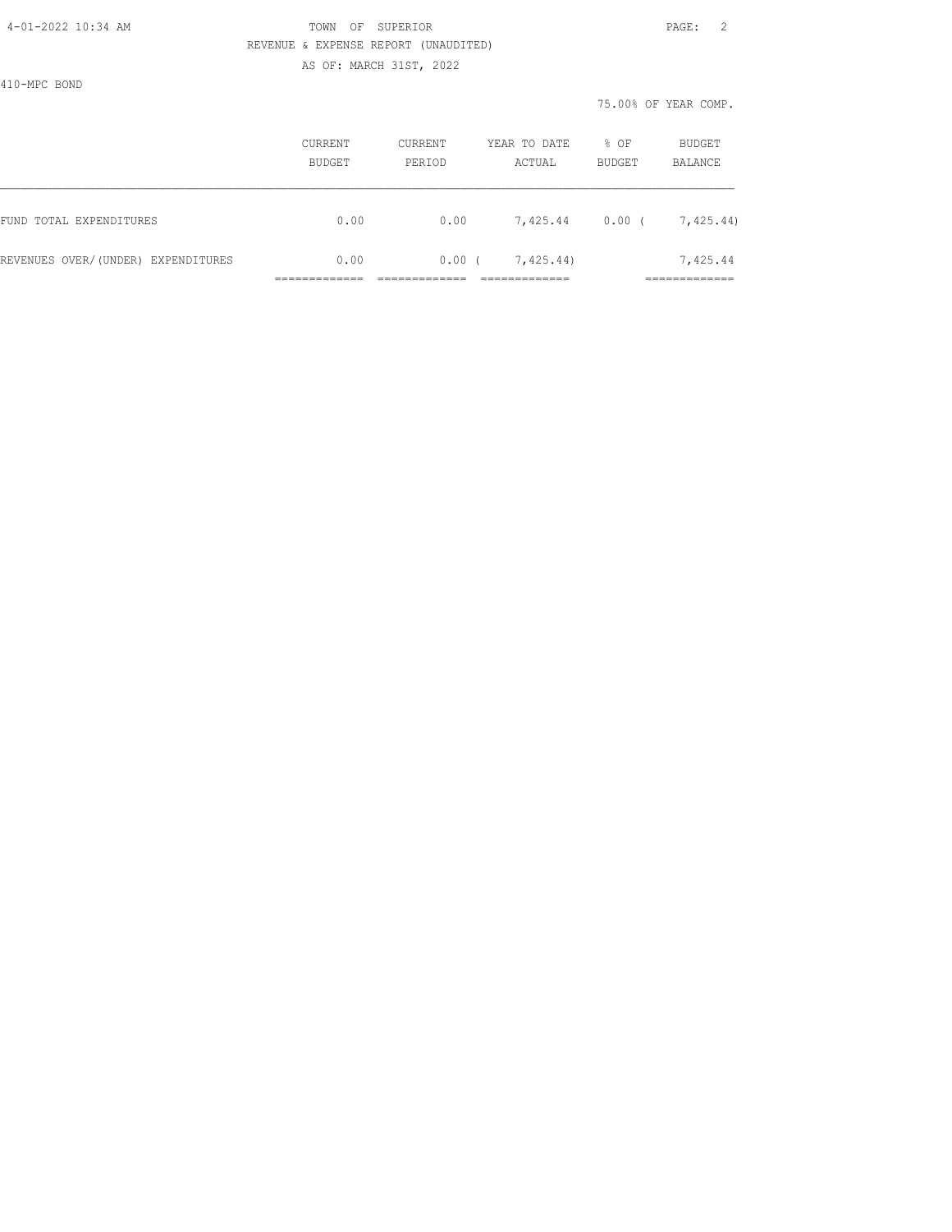TOWN OF SUPERIOR

REVENUE & EXPENSE REPORT (UNAUDITED)

AS OF: MARCH 31ST, 2022

410-MPC BOND

75.00% OF YEAR COMP.

| | CURRENT BUDGET | CURRENT PERIOD | YEAR TO DATE ACTUAL | % OF BUDGET | BUDGET BALANCE |
|---|---|---|---|---|---|
| FUND TOTAL EXPENDITURES | 0.00 | 0.00 | 7,425.44 | 0.00 | ( 7,425.44) |
| REVENUES OVER/(UNDER) EXPENDITURES | 0.00 | 0.00 | ( 7,425.44) | | 7,425.44 |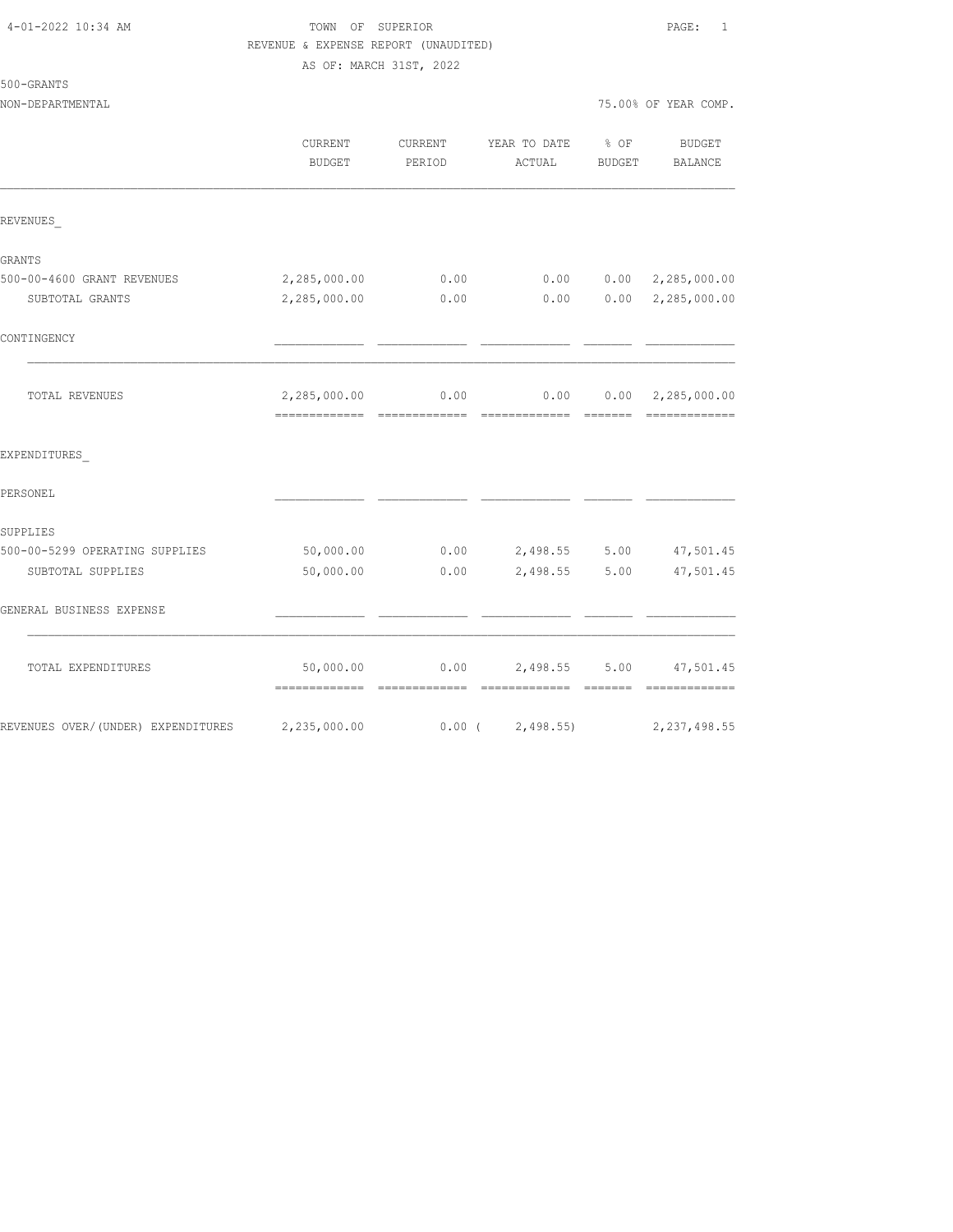4-01-2022 10:34 AM

# TOWN OF SUPERIOR

REVENUE & EXPENSE REPORT (UNAUDITED)

AS OF: MARCH 31ST, 2022

500-GRANTS

NON-DEPARTMENTAL — 75.00% OF YEAR COMP.

| | CURRENT BUDGET | CURRENT PERIOD | YEAR TO DATE ACTUAL | % OF BUDGET | BUDGET BALANCE |
|---|---|---|---|---|---|
| **REVENUES** | | | | | |
| GRANTS | | | | | |
| 500-00-4600 GRANT REVENUES | 2,285,000.00 | 0.00 | 0.00 | 0.00 | 2,285,000.00 |
| SUBTOTAL GRANTS | 2,285,000.00 | 0.00 | 0.00 | 0.00 | 2,285,000.00 |
| CONTINGENCY | | | | | |
| TOTAL REVENUES | 2,285,000.00 | 0.00 | 0.00 | 0.00 | 2,285,000.00 |
| **EXPENDITURES** | | | | | |
| PERSONEL | | | | | |
| SUPPLIES | | | | | |
| 500-00-5299 OPERATING SUPPLIES | 50,000.00 | 0.00 | 2,498.55 | 5.00 | 47,501.45 |
| SUBTOTAL SUPPLIES | 50,000.00 | 0.00 | 2,498.55 | 5.00 | 47,501.45 |
| GENERAL BUSINESS EXPENSE | | | | | |
| TOTAL EXPENDITURES | 50,000.00 | 0.00 | 2,498.55 | 5.00 | 47,501.45 |
| REVENUES OVER/(UNDER) EXPENDITURES | 2,235,000.00 | 0.00 | ( 2,498.55) | | 2,237,498.55 |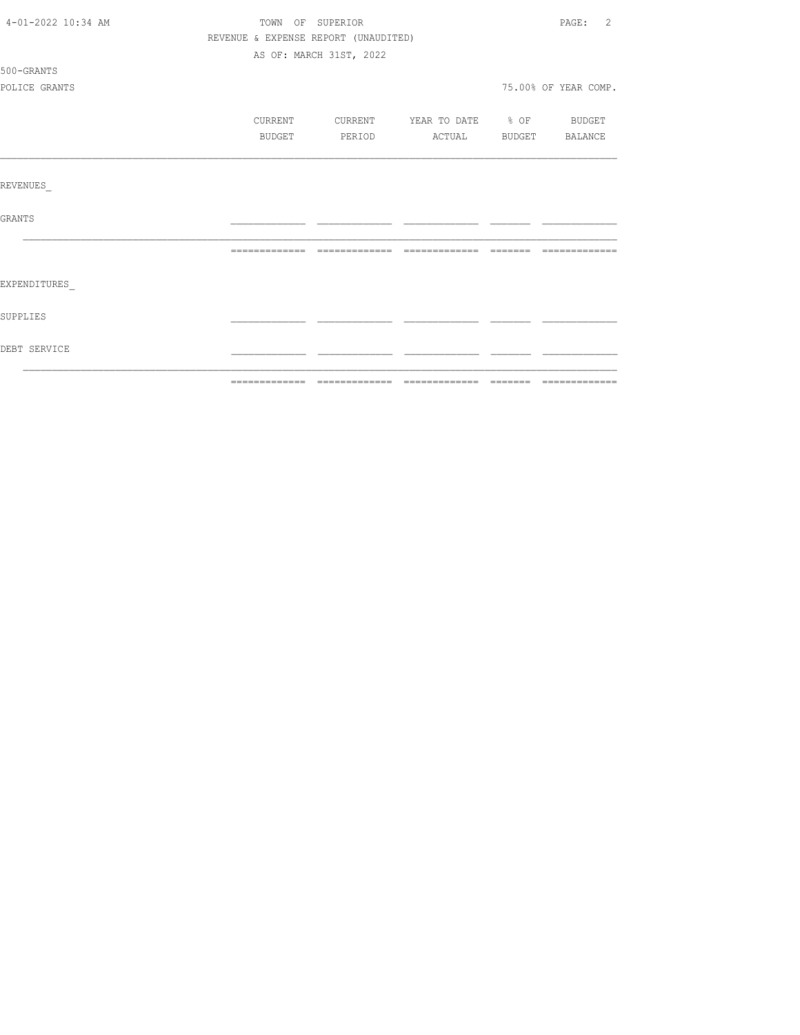TOWN OF SUPERIOR

REVENUE & EXPENSE REPORT (UNAUDITED)

AS OF: MARCH 31ST, 2022

500-GRANTS

POLICE GRANTS — 75.00% OF YEAR COMP.

| | CURRENT BUDGET | CURRENT PERIOD | YEAR TO DATE ACTUAL | % OF BUDGET | BUDGET BALANCE |
|---|---|---|---|---|---|
| **REVENUES** | | | | | |
| GRANTS | | | | | |
| **EXPENDITURES** | | | | | |
| SUPPLIES | | | | | |
| DEBT SERVICE | | | | | |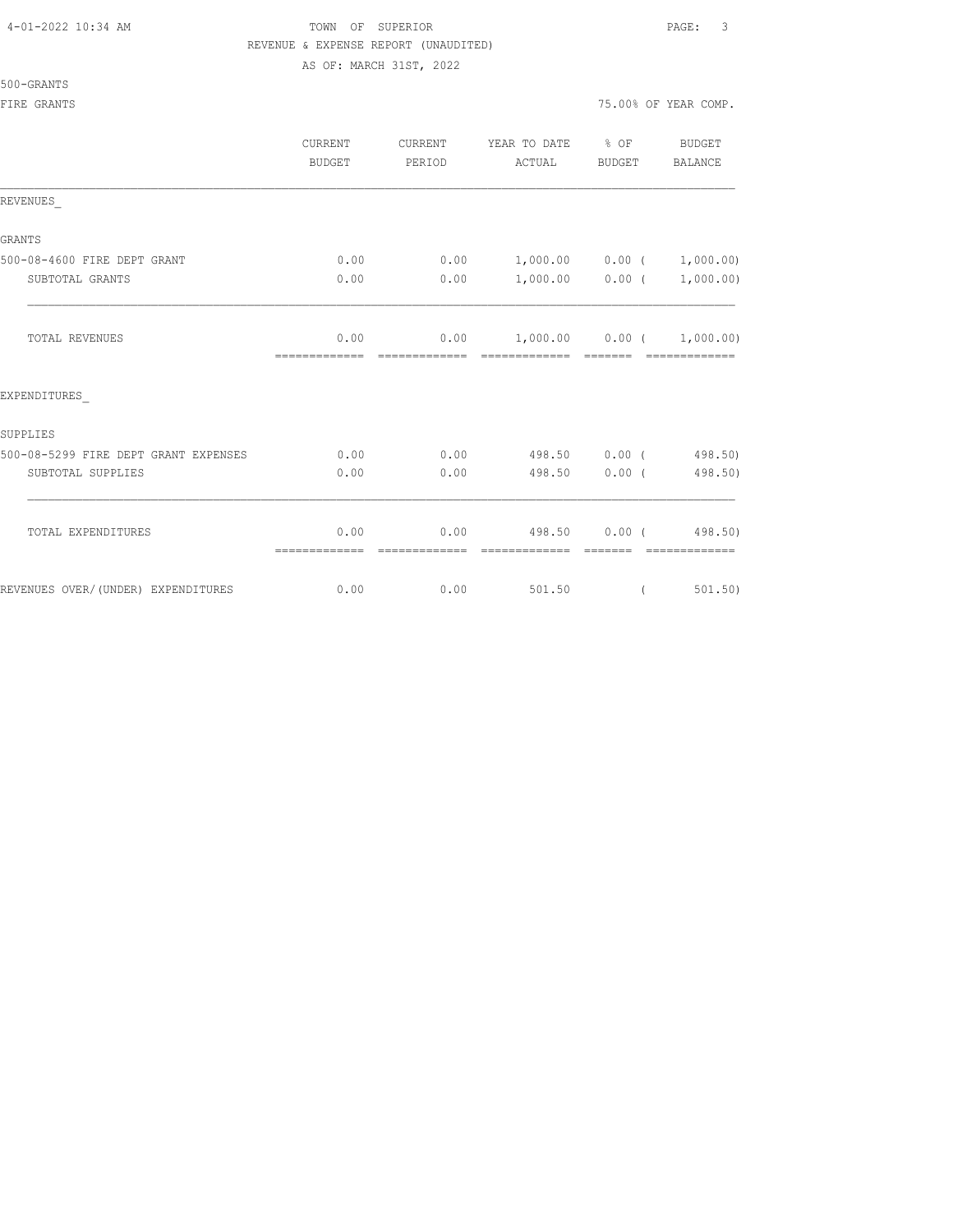TOWN OF SUPERIOR

REVENUE & EXPENSE REPORT (UNAUDITED)

AS OF: MARCH 31ST, 2022

500-GRANTS

FIRE GRANTS

75.00% OF YEAR COMP.

| | CURRENT BUDGET | CURRENT PERIOD | YEAR TO DATE ACTUAL | % OF BUDGET | BUDGET BALANCE |
|---|---|---|---|---|---|
| REVENUES_ | | | | | |
| GRANTS | | | | | |
| 500-08-4600 FIRE DEPT GRANT | 0.00 | 0.00 | 1,000.00 | 0.00 | ( 1,000.00) |
| SUBTOTAL GRANTS | 0.00 | 0.00 | 1,000.00 | 0.00 | ( 1,000.00) |
| TOTAL REVENUES | 0.00 | 0.00 | 1,000.00 | 0.00 | ( 1,000.00) |
| EXPENDITURES_ | | | | | |
| SUPPLIES | | | | | |
| 500-08-5299 FIRE DEPT GRANT EXPENSES | 0.00 | 0.00 | 498.50 | 0.00 | ( 498.50) |
| SUBTOTAL SUPPLIES | 0.00 | 0.00 | 498.50 | 0.00 | ( 498.50) |
| TOTAL EXPENDITURES | 0.00 | 0.00 | 498.50 | 0.00 | ( 498.50) |
| REVENUES OVER/(UNDER) EXPENDITURES | 0.00 | 0.00 | 501.50 | | ( 501.50) |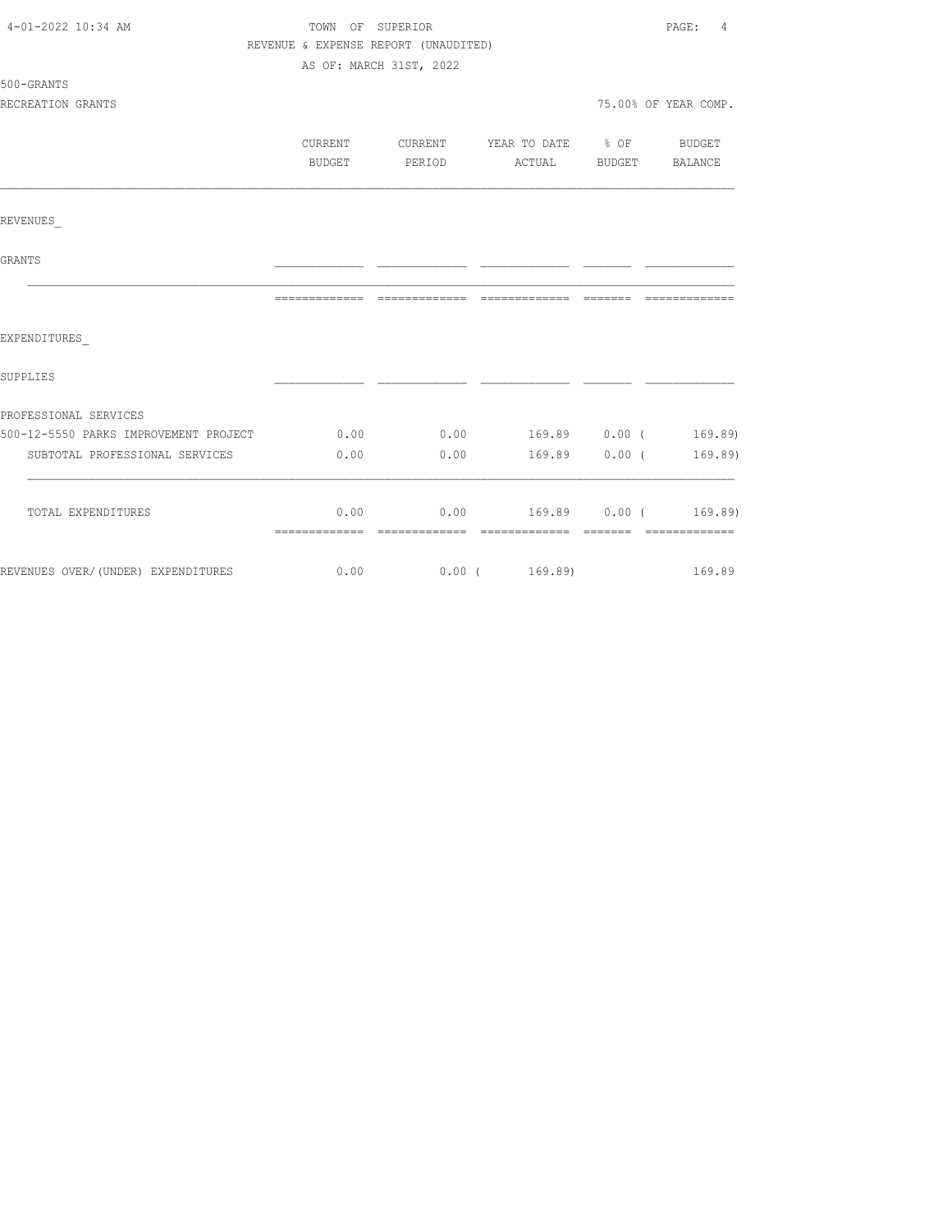TOWN OF SUPERIOR

REVENUE & EXPENSE REPORT (UNAUDITED)

AS OF: MARCH 31ST, 2022

500-GRANTS

RECREATION GRANTS

75.00% OF YEAR COMP.

| | CURRENT BUDGET | CURRENT PERIOD | YEAR TO DATE ACTUAL | % OF BUDGET | BUDGET BALANCE |
|---|---|---|---|---|---|
| REVENUES_ | | | | | |
| GRANTS | | | | | |
| EXPENDITURES_ | | | | | |
| SUPPLIES | | | | | |
| PROFESSIONAL SERVICES | | | | | |
| 500-12-5550 PARKS IMPROVEMENT PROJECT | 0.00 | 0.00 | 169.89 | 0.00 | ( 169.89) |
| SUBTOTAL PROFESSIONAL SERVICES | 0.00 | 0.00 | 169.89 | 0.00 | ( 169.89) |
| TOTAL EXPENDITURES | 0.00 | 0.00 | 169.89 | 0.00 | ( 169.89) |
| REVENUES OVER/(UNDER) EXPENDITURES | 0.00 | 0.00 | ( 169.89) | | 169.89 |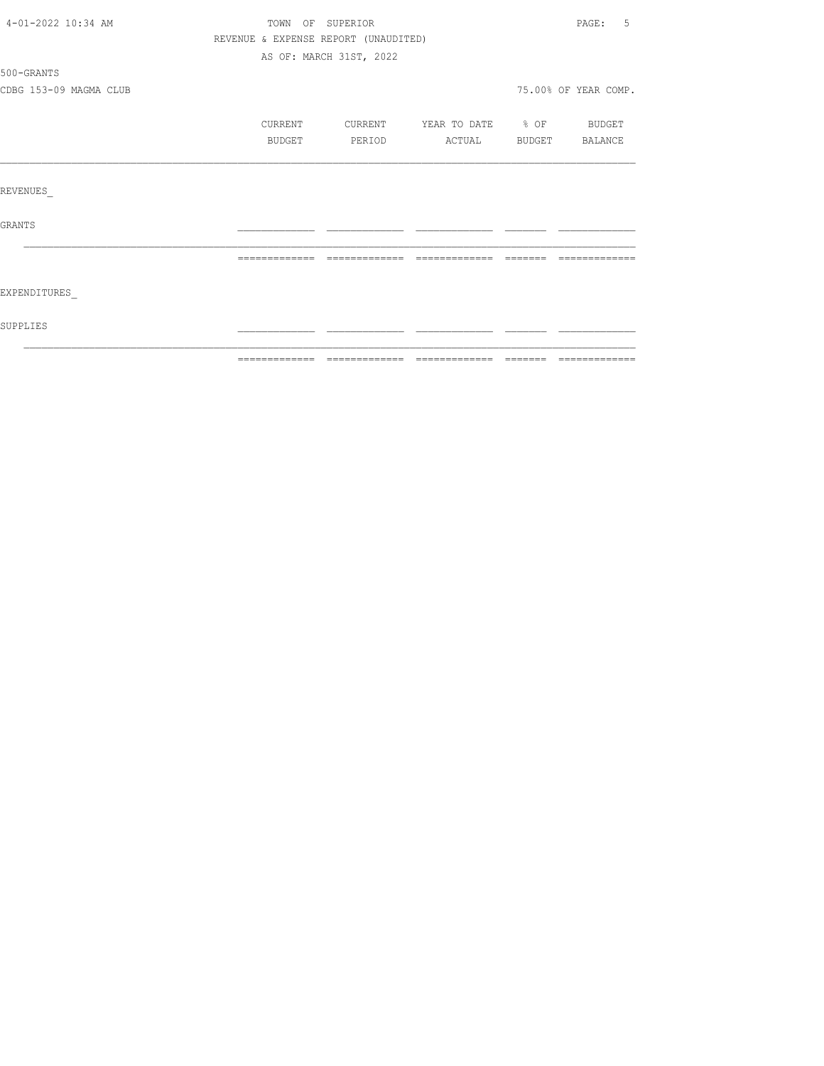TOWN OF SUPERIOR

REVENUE & EXPENSE REPORT (UNAUDITED)

AS OF: MARCH 31ST, 2022

500-GRANTS

CDBG 153-09 MAGMA CLUB

75.00% OF YEAR COMP.

| | CURRENT BUDGET | CURRENT PERIOD | YEAR TO DATE ACTUAL | % OF BUDGET | BUDGET BALANCE |
|---|---|---|---|---|---|
| REVENUES | | | | | |
| GRANTS | | | | | |
| EXPENDITURES | | | | | |
| SUPPLIES | | | | | |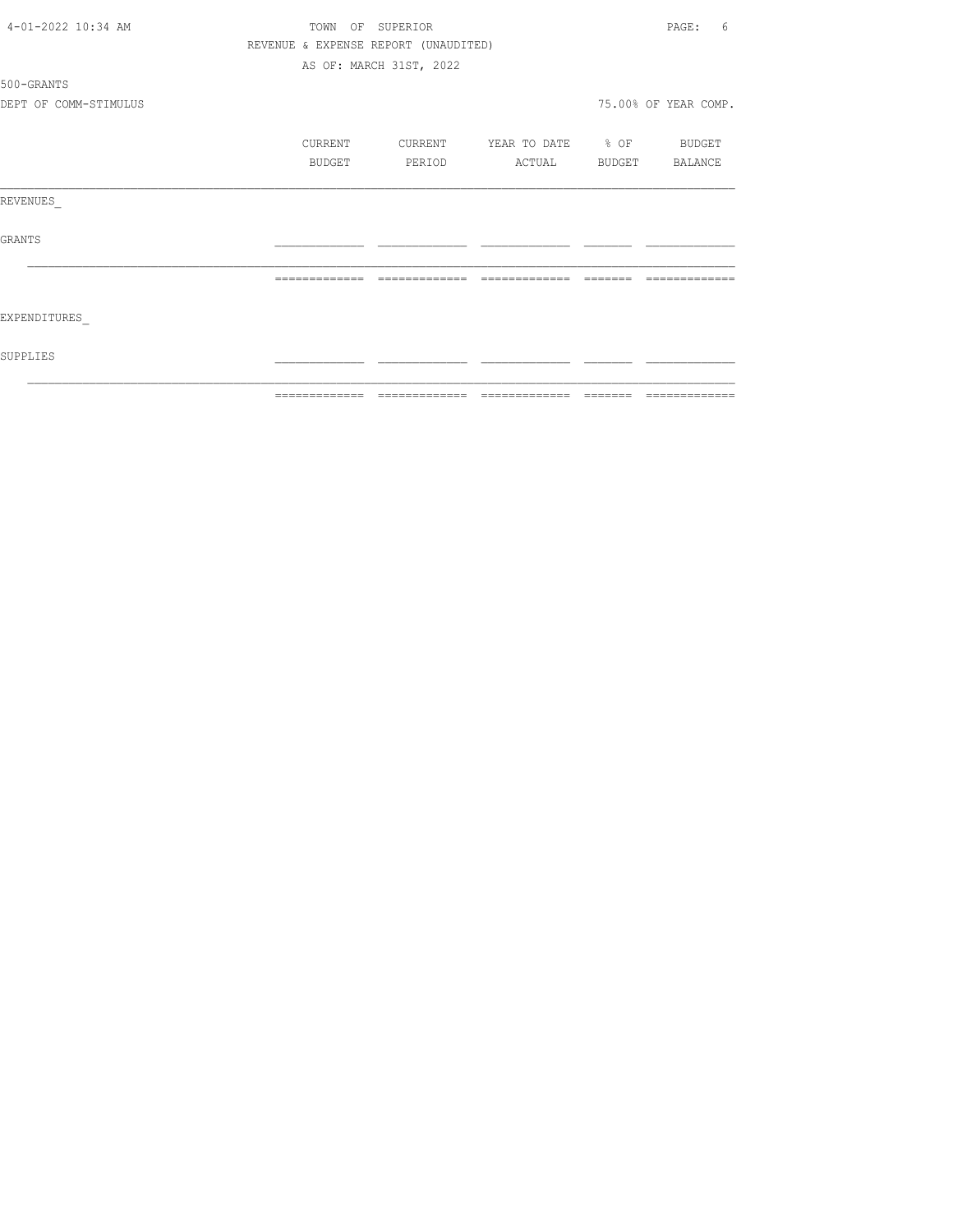TOWN OF SUPERIOR

REVENUE & EXPENSE REPORT (UNAUDITED)

AS OF: MARCH 31ST, 2022

500-GRANTS

DEPT OF COMM-STIMULUS

75.00% OF YEAR COMP.

| | CURRENT BUDGET | CURRENT PERIOD | YEAR TO DATE ACTUAL | % OF BUDGET | BUDGET BALANCE |
|---|---|---|---|---|---|
| REVENUES_ | | | | | |
| GRANTS | | | | | |
| | | | | | |
| EXPENDITURES_ | | | | | |
| SUPPLIES | | | | | |
| | | | | | |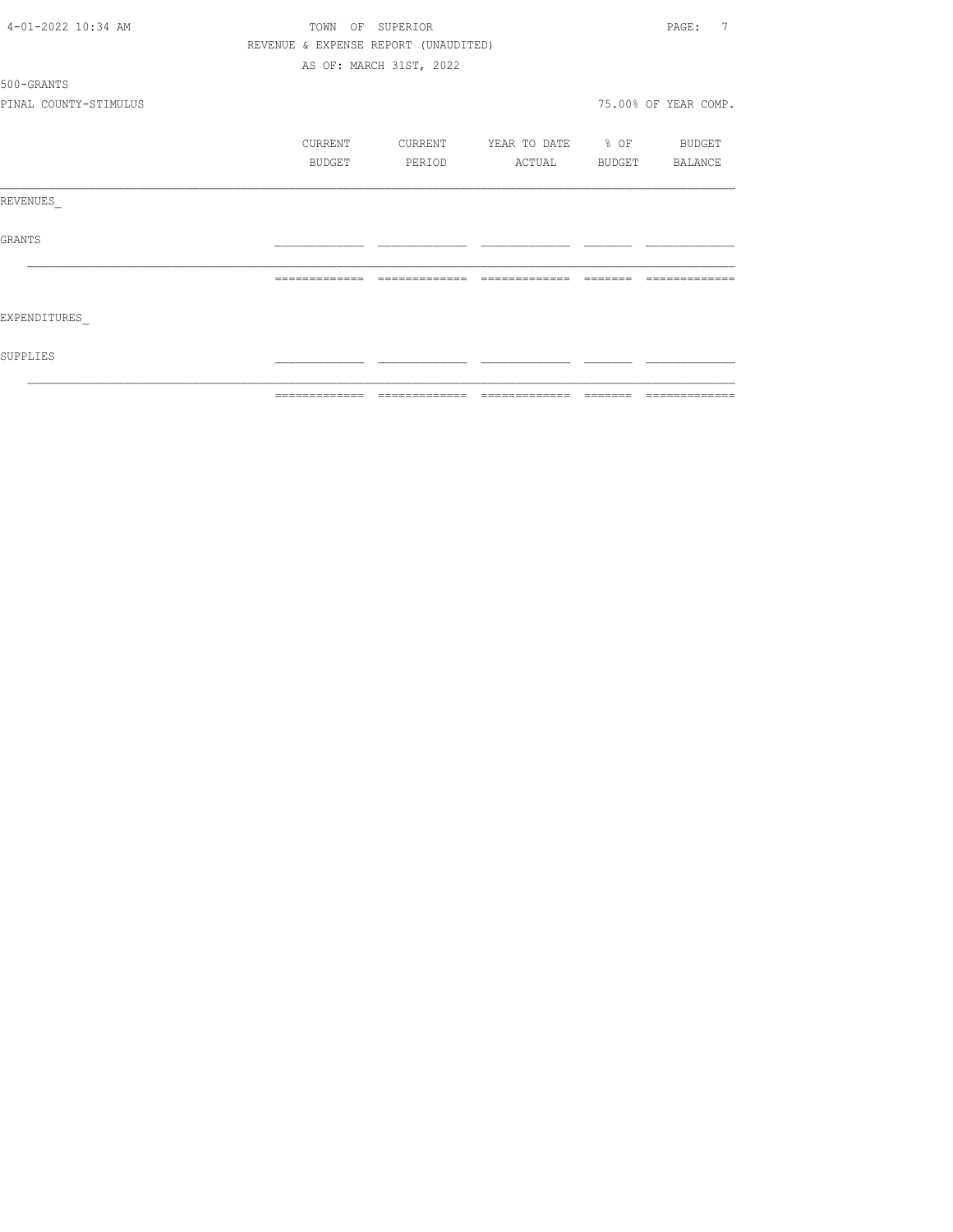TOWN OF SUPERIOR
REVENUE & EXPENSE REPORT (UNAUDITED)
AS OF: MARCH 31ST, 2022

500-GRANTS

PINAL COUNTY-STIMULUS

75.00% OF YEAR COMP.

| | CURRENT BUDGET | CURRENT PERIOD | YEAR TO DATE ACTUAL | % OF BUDGET | BUDGET BALANCE |
|---|---|---|---|---|---|
| REVENUES_ | | | | | |
| GRANTS | | | | | |
| EXPENDITURES_ | | | | | |
| SUPPLIES | | | | | |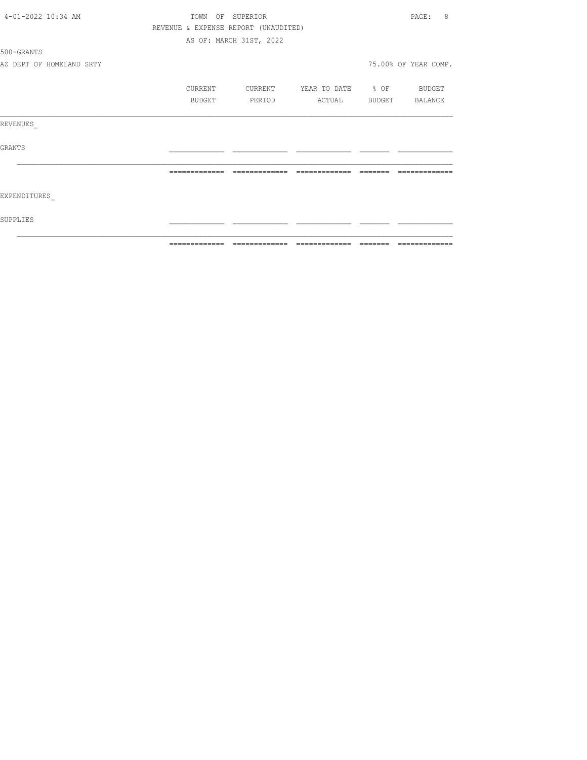TOWN OF SUPERIOR

REVENUE & EXPENSE REPORT (UNAUDITED)

AS OF: MARCH 31ST, 2022

500-GRANTS

AZ DEPT OF HOMELAND SRTY

75.00% OF YEAR COMP.

| | CURRENT BUDGET | CURRENT PERIOD | YEAR TO DATE ACTUAL | % OF BUDGET | BUDGET BALANCE |
|---|---|---|---|---|---|
| REVENUES_ | | | | | |
| GRANTS | | | | | |
| | | | | | |
| EXPENDITURES_ | | | | | |
| SUPPLIES | | | | | |
| | | | | | |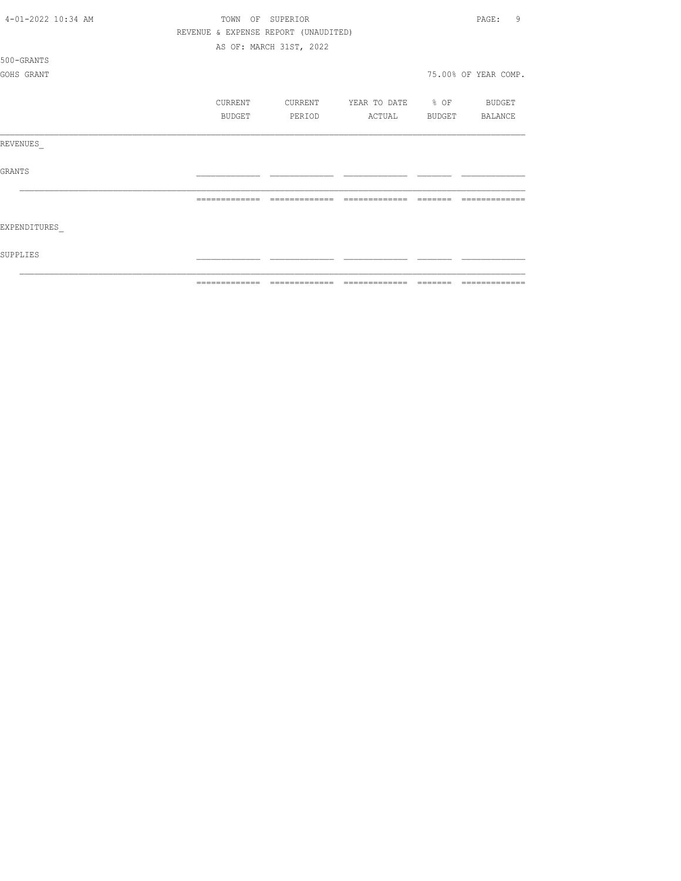TOWN OF SUPERIOR

REVENUE & EXPENSE REPORT (UNAUDITED)

AS OF: MARCH 31ST, 2022

500-GRANTS

GOHS GRANT

75.00% OF YEAR COMP.

| | CURRENT BUDGET | CURRENT PERIOD | YEAR TO DATE ACTUAL | % OF BUDGET | BUDGET BALANCE |
|---|---|---|---|---|---|
| REVENUES_ | | | | | |
| GRANTS | | | | | |
| | | | | | |
| EXPENDITURES_ | | | | | |
| SUPPLIES | | | | | |
| | | | | | |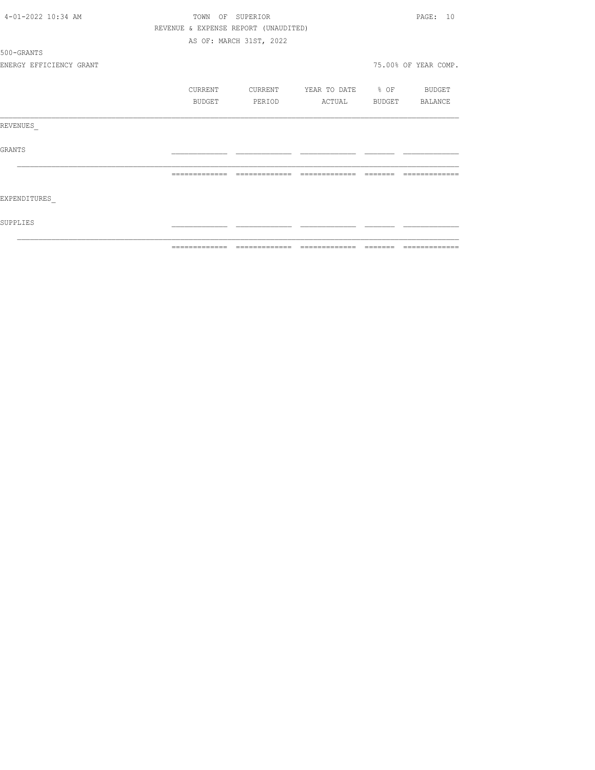TOWN OF SUPERIOR

REVENUE & EXPENSE REPORT (UNAUDITED)

AS OF: MARCH 31ST, 2022

500-GRANTS

ENERGY EFFICIENCY GRANT

75.00% OF YEAR COMP.

| | CURRENT BUDGET | CURRENT PERIOD | YEAR TO DATE ACTUAL | % OF BUDGET | BUDGET BALANCE |
|---|---|---|---|---|---|
| REVENUES_ | | | | | |
| GRANTS | | | | | |
| | | | | | |
| EXPENDITURES_ | | | | | |
| SUPPLIES | | | | | |
| | | | | | |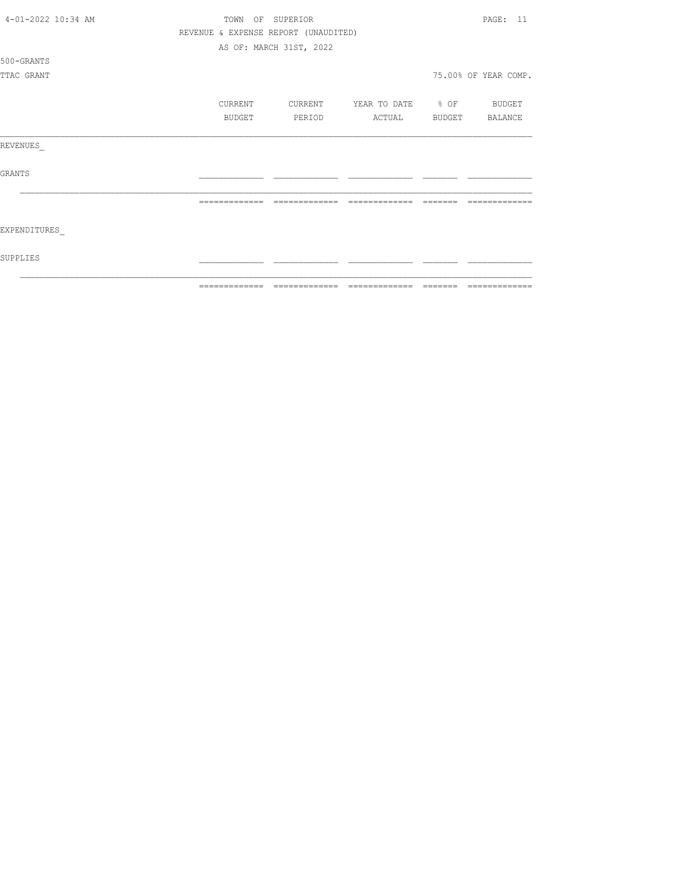TOWN OF SUPERIOR

REVENUE & EXPENSE REPORT (UNAUDITED)

AS OF: MARCH 31ST, 2022

500-GRANTS

TTAC GRANT

75.00% OF YEAR COMP.

| | CURRENT BUDGET | CURRENT PERIOD | YEAR TO DATE ACTUAL | % OF BUDGET | BUDGET BALANCE |
|---|---|---|---|---|---|
| REVENUES_ | | | | | |
| GRANTS | | | | | |
| | | | | | |
| EXPENDITURES_ | | | | | |
| SUPPLIES | | | | | |
| | | | | | |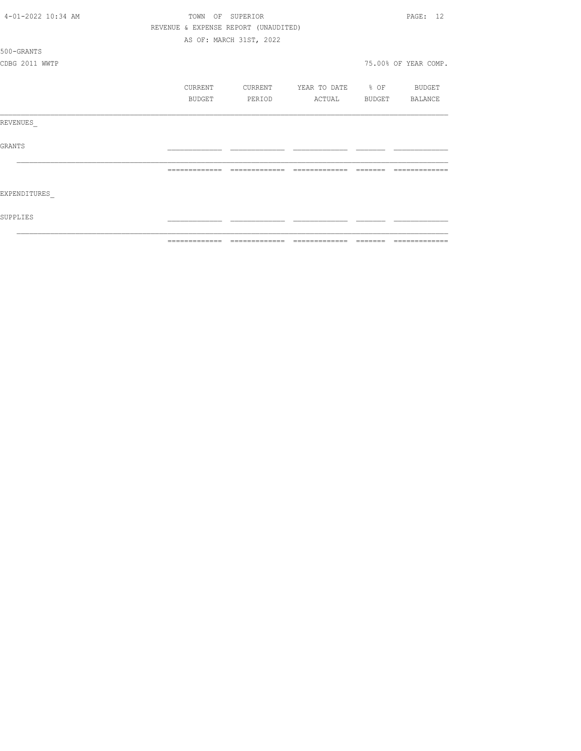TOWN OF SUPERIOR

REVENUE & EXPENSE REPORT (UNAUDITED)

AS OF: MARCH 31ST, 2022

500-GRANTS

CDBG 2011 WWTP

75.00% OF YEAR COMP.

| | CURRENT BUDGET | CURRENT PERIOD | YEAR TO DATE ACTUAL | % OF BUDGET | BUDGET BALANCE |
|---|---|---|---|---|---|
| REVENUES_ | | | | | |
| GRANTS | | | | | |
| EXPENDITURES_ | | | | | |
| SUPPLIES | | | | | |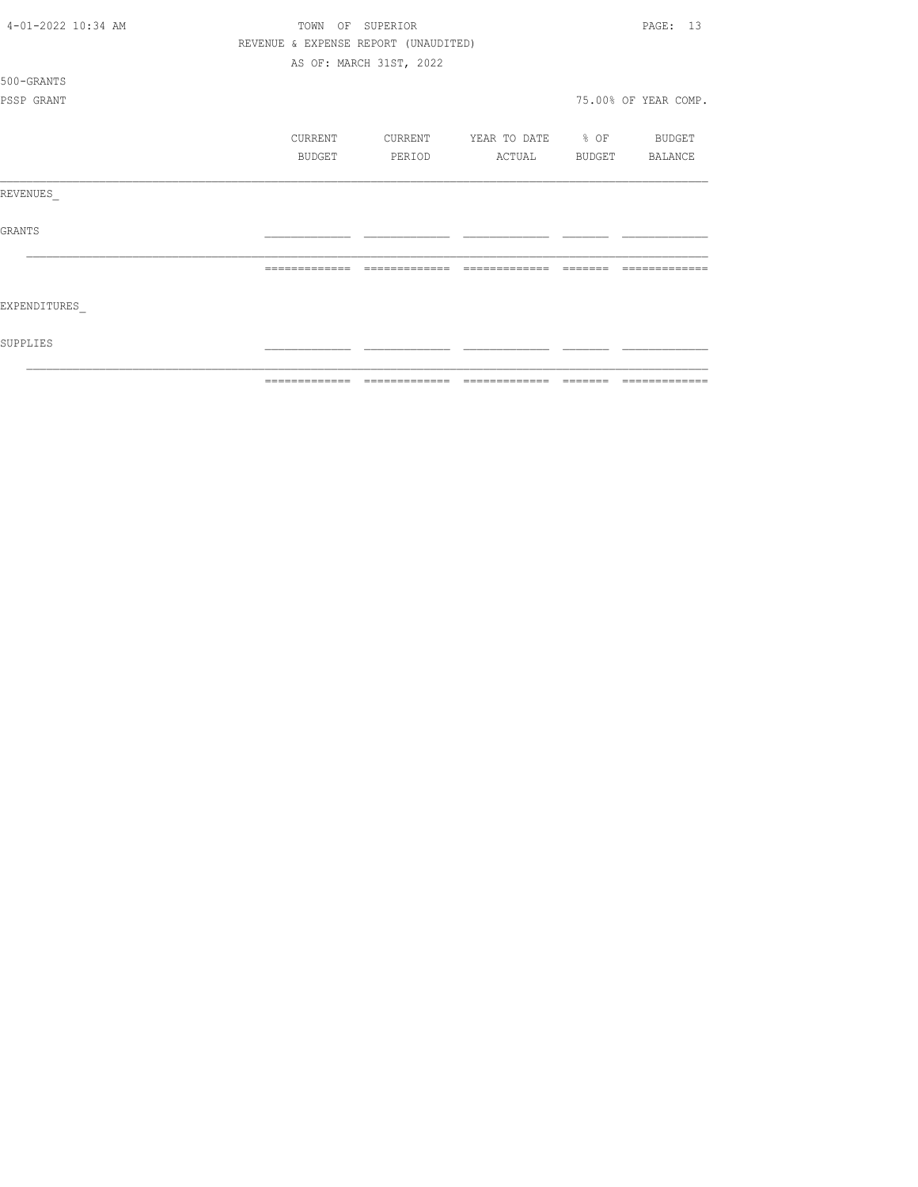TOWN OF SUPERIOR

REVENUE & EXPENSE REPORT (UNAUDITED)

AS OF: MARCH 31ST, 2022

500-GRANTS

PSSP GRANT

75.00% OF YEAR COMP.

| | CURRENT BUDGET | CURRENT PERIOD | YEAR TO DATE ACTUAL | % OF BUDGET | BUDGET BALANCE |
|---|---|---|---|---|---|
| REVENUES_ | | | | | |
| GRANTS | | | | | |
| | | | | | |
| EXPENDITURES_ | | | | | |
| SUPPLIES | | | | | |
| | | | | | |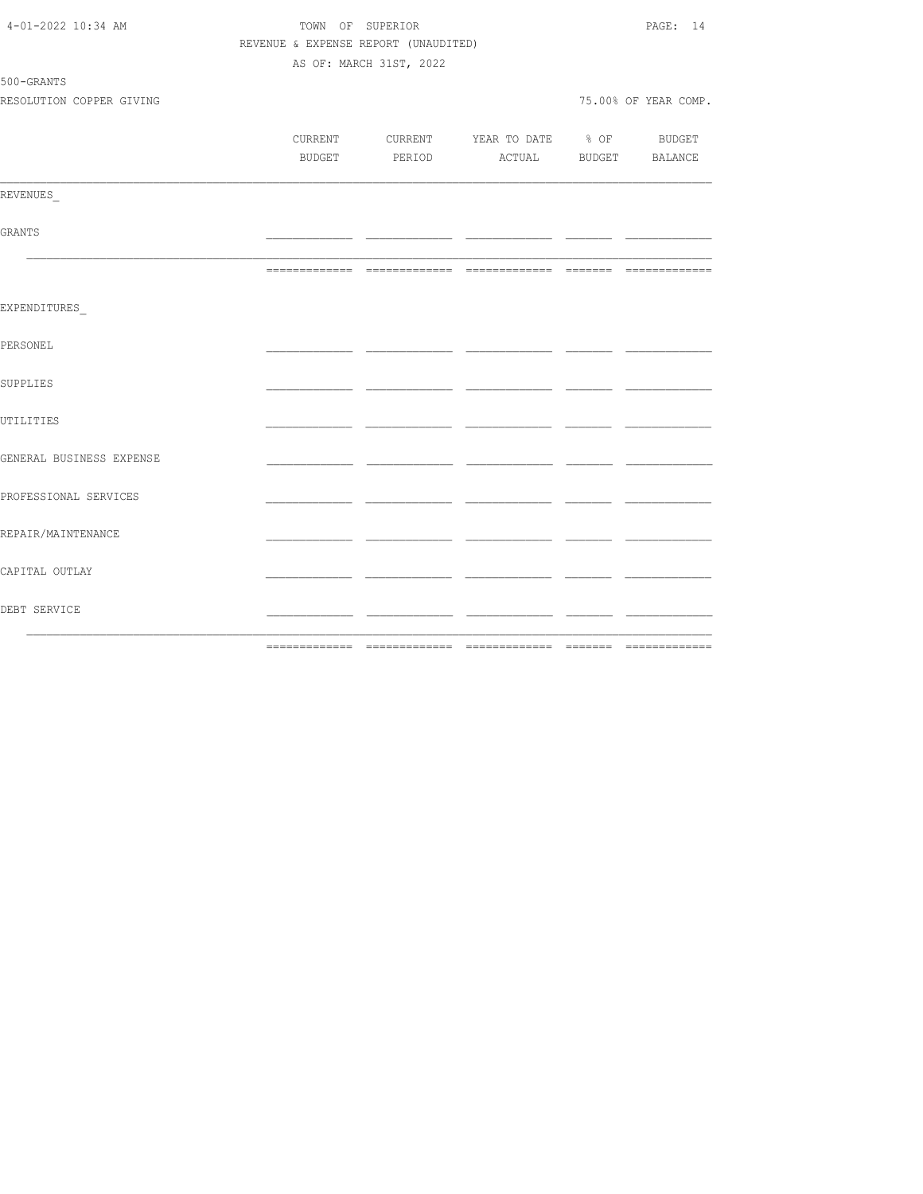TOWN OF SUPERIOR
REVENUE & EXPENSE REPORT (UNAUDITED)
AS OF: MARCH 31ST, 2022

500-GRANTS
RESOLUTION COPPER GIVING

75.00% OF YEAR COMP.

| | CURRENT BUDGET | CURRENT PERIOD | YEAR TO DATE ACTUAL | % OF BUDGET | BUDGET BALANCE |
|---|---|---|---|---|---|
| **REVENUES** | | | | | |
| GRANTS | | | | | |
| | | | | | |
| **EXPENDITURES** | | | | | |
| PERSONEL | | | | | |
| SUPPLIES | | | | | |
| UTILITIES | | | | | |
| GENERAL BUSINESS EXPENSE | | | | | |
| PROFESSIONAL SERVICES | | | | | |
| REPAIR/MAINTENANCE | | | | | |
| CAPITAL OUTLAY | | | | | |
| DEBT SERVICE | | | | | |
| | | | | | |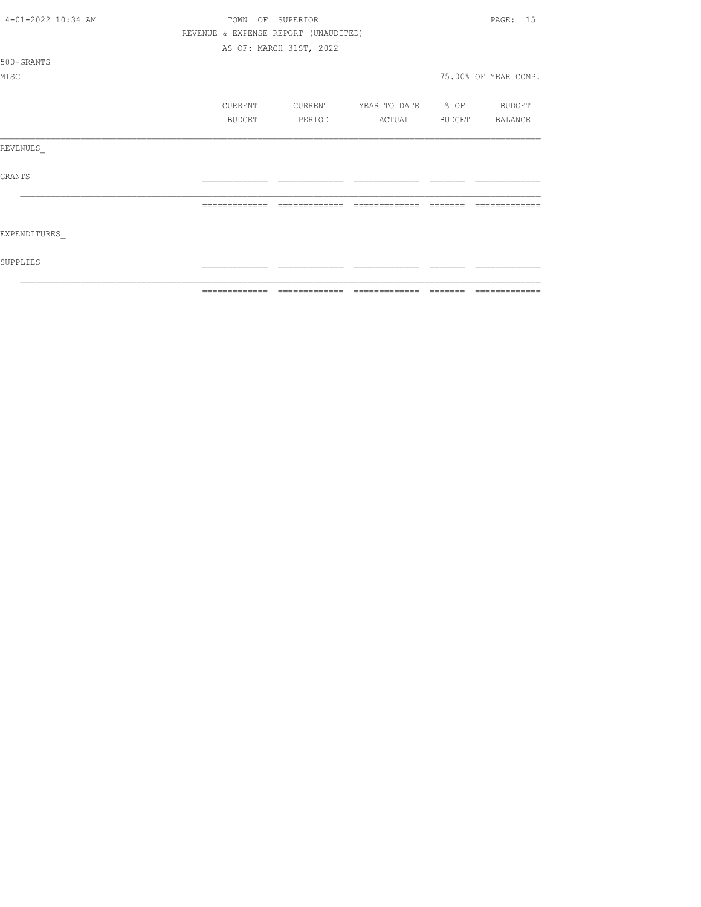TOWN OF SUPERIOR

REVENUE & EXPENSE REPORT (UNAUDITED)

AS OF: MARCH 31ST, 2022

500-GRANTS

MISC

75.00% OF YEAR COMP.

| | CURRENT BUDGET | CURRENT PERIOD | YEAR TO DATE ACTUAL | % OF BUDGET | BUDGET BALANCE |
|---|---|---|---|---|---|
| REVENUES_ | | | | | |
| GRANTS | | | | | |
| EXPENDITURES_ | | | | | |
| SUPPLIES | | | | | |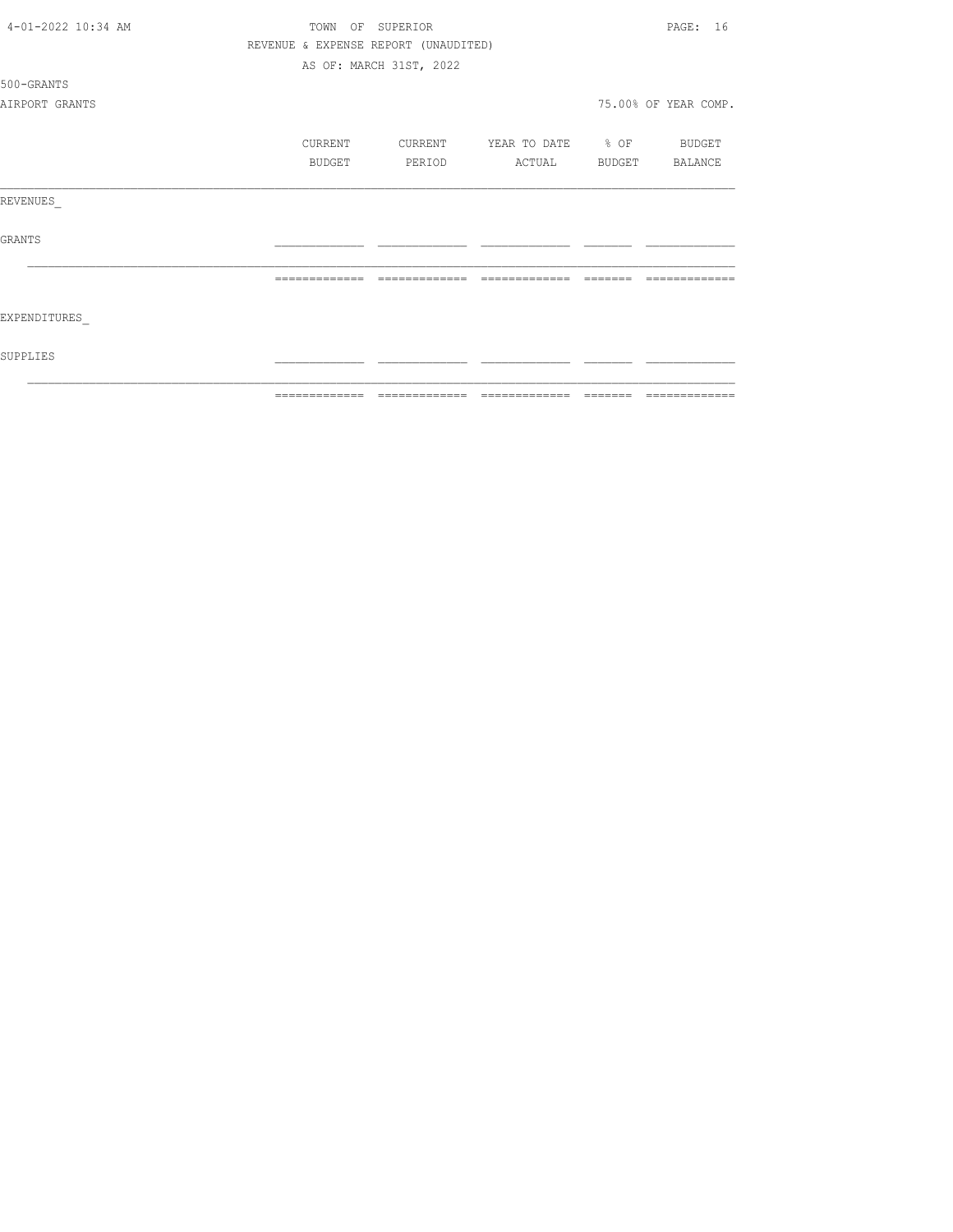TOWN OF SUPERIOR

REVENUE & EXPENSE REPORT (UNAUDITED)

AS OF: MARCH 31ST, 2022

500-GRANTS

AIRPORT GRANTS

75.00% OF YEAR COMP.

| | CURRENT BUDGET | CURRENT PERIOD | YEAR TO DATE ACTUAL | % OF BUDGET | BUDGET BALANCE |
|---|---|---|---|---|---|
| REVENUES_ | | | | | |
| GRANTS | | | | | |
| | | | | | |
| EXPENDITURES_ | | | | | |
| SUPPLIES | | | | | |
| | | | | | |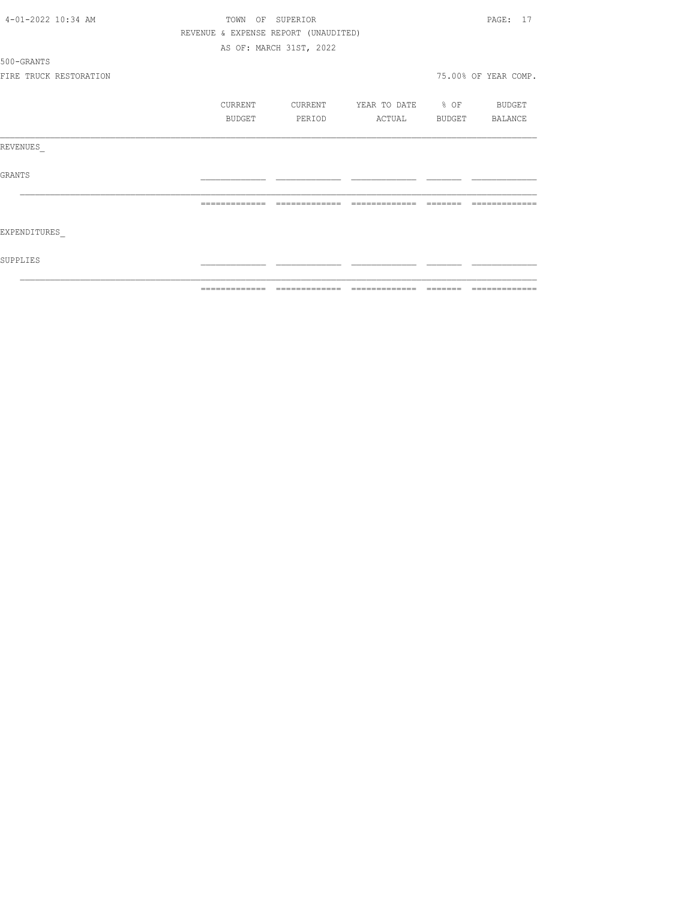TOWN OF SUPERIOR

REVENUE & EXPENSE REPORT (UNAUDITED)

AS OF: MARCH 31ST, 2022

500-GRANTS

FIRE TRUCK RESTORATION

75.00% OF YEAR COMP.

| | CURRENT BUDGET | CURRENT PERIOD | YEAR TO DATE ACTUAL | % OF BUDGET | BUDGET BALANCE |
|---|---|---|---|---|---|
| REVENUES_ | | | | | |
| GRANTS | | | | | |
| EXPENDITURES_ | | | | | |
| SUPPLIES | | | | | |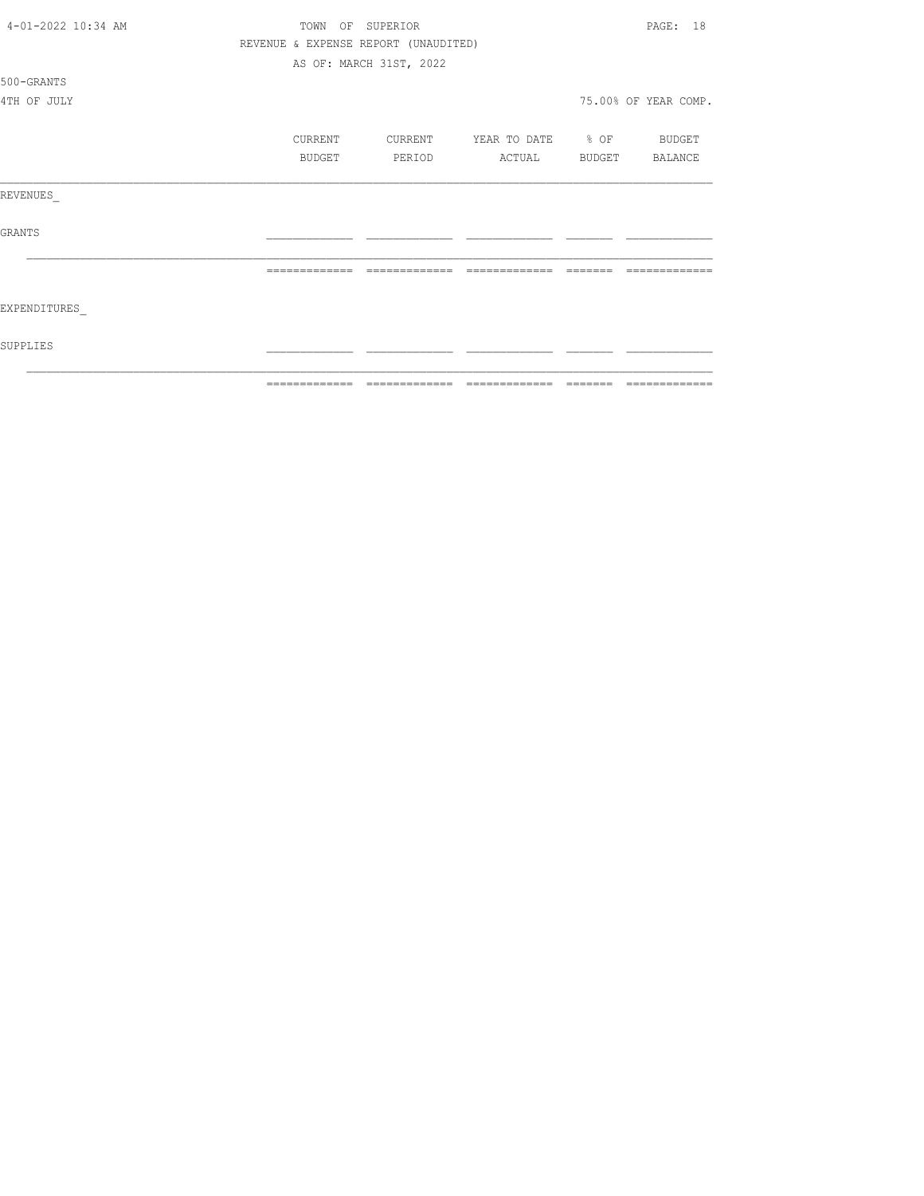TOWN OF SUPERIOR

REVENUE & EXPENSE REPORT (UNAUDITED)

AS OF: MARCH 31ST, 2022

500-GRANTS

4TH OF JULY

75.00% OF YEAR COMP.

| | CURRENT BUDGET | CURRENT PERIOD | YEAR TO DATE ACTUAL | % OF BUDGET | BUDGET BALANCE |
|---|---|---|---|---|---|
| REVENUES_ | | | | | |
| GRANTS | | | | | |
| | | | | | |
| EXPENDITURES_ | | | | | |
| SUPPLIES | | | | | |
| | | | | | |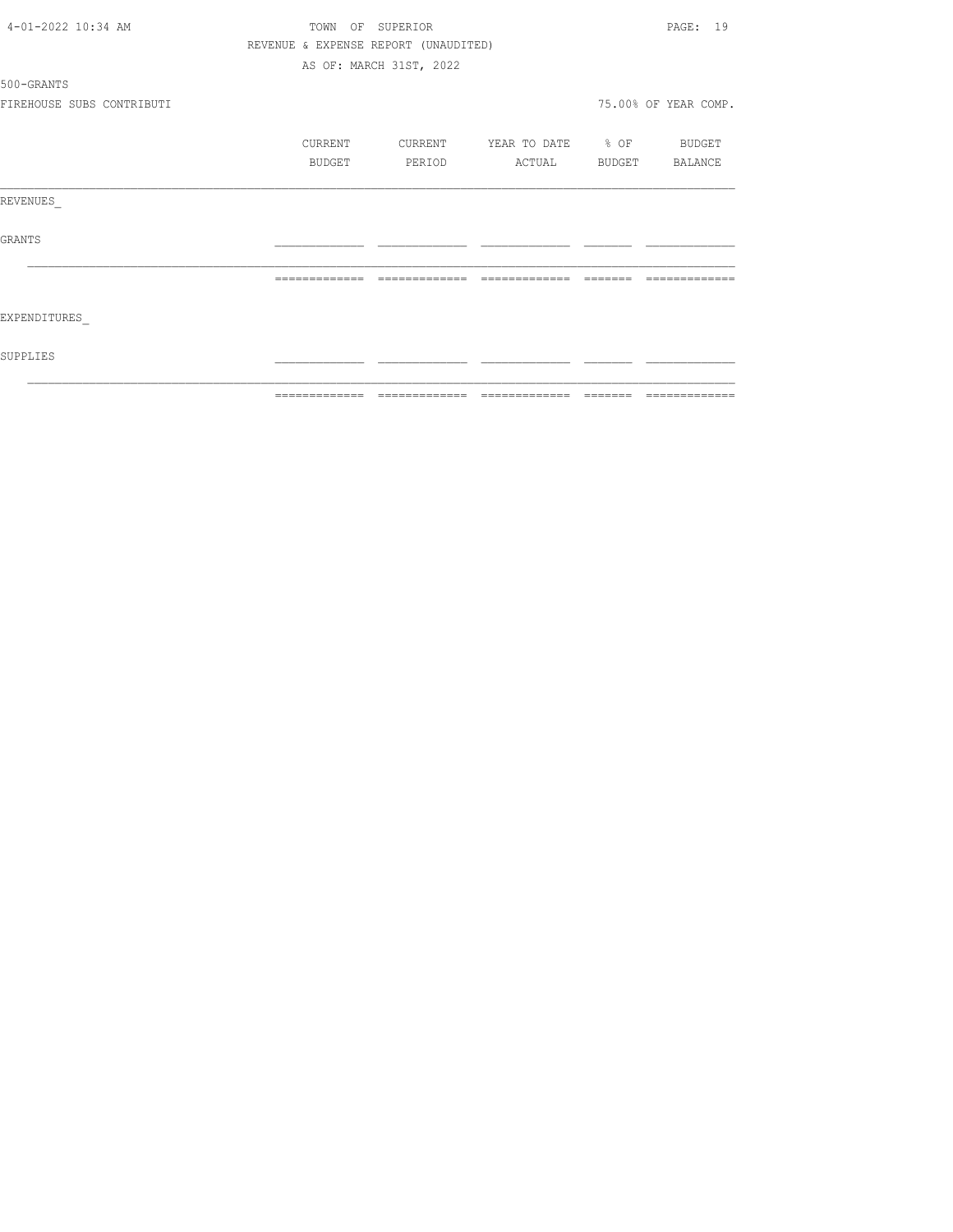TOWN OF SUPERIOR

REVENUE & EXPENSE REPORT (UNAUDITED)

AS OF: MARCH 31ST, 2022

500-GRANTS

FIREHOUSE SUBS CONTRIBUTI

75.00% OF YEAR COMP.

| | CURRENT BUDGET | CURRENT PERIOD | YEAR TO DATE ACTUAL | % OF BUDGET | BUDGET BALANCE |
|---|---|---|---|---|---|
| REVENUES_ | | | | | |
| GRANTS | | | | | |
| EXPENDITURES_ | | | | | |
| SUPPLIES | | | | | |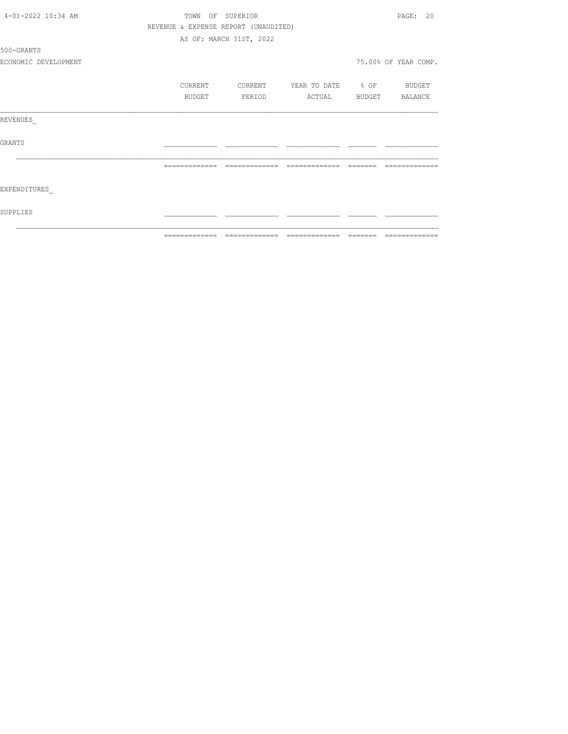TOWN OF SUPERIOR

REVENUE & EXPENSE REPORT (UNAUDITED)

AS OF: MARCH 31ST, 2022

500-GRANTS

ECONOMIC DEVELOPMENT

75.00% OF YEAR COMP.

| | CURRENT BUDGET | CURRENT PERIOD | YEAR TO DATE ACTUAL | % OF BUDGET | BUDGET BALANCE |
|---|---|---|---|---|---|
| REVENUES_ | | | | | |
| GRANTS | | | | | |
| EXPENDITURES_ | | | | | |
| SUPPLIES | | | | | |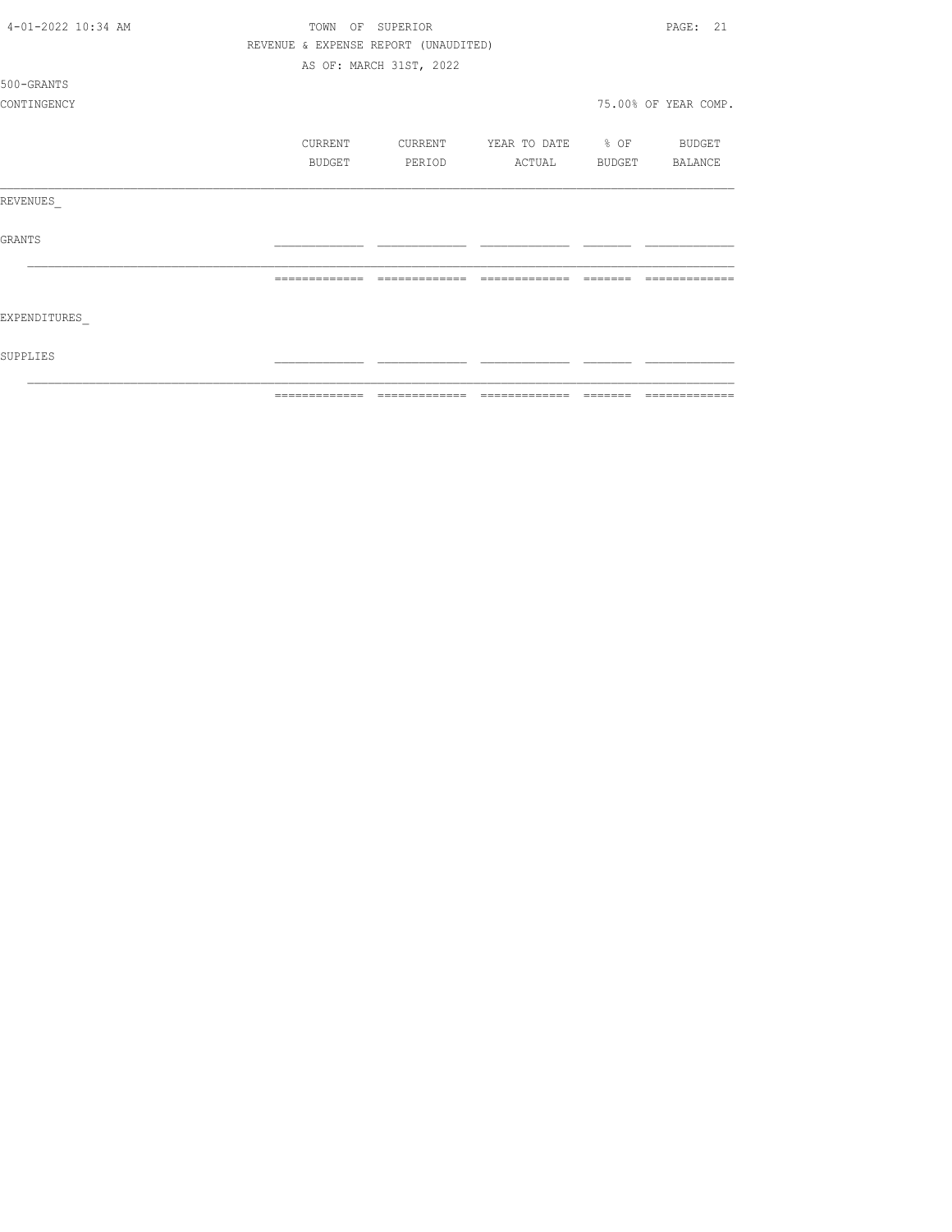TOWN OF SUPERIOR

REVENUE & EXPENSE REPORT (UNAUDITED)

AS OF: MARCH 31ST, 2022

500-GRANTS

CONTINGENCY

75.00% OF YEAR COMP.

| | CURRENT BUDGET | CURRENT PERIOD | YEAR TO DATE ACTUAL | % OF BUDGET | BUDGET BALANCE |
|---|---|---|---|---|---|
| REVENUES_ | | | | | |
| GRANTS | | | | | |
| EXPENDITURES_ | | | | | |
| SUPPLIES | | | | | |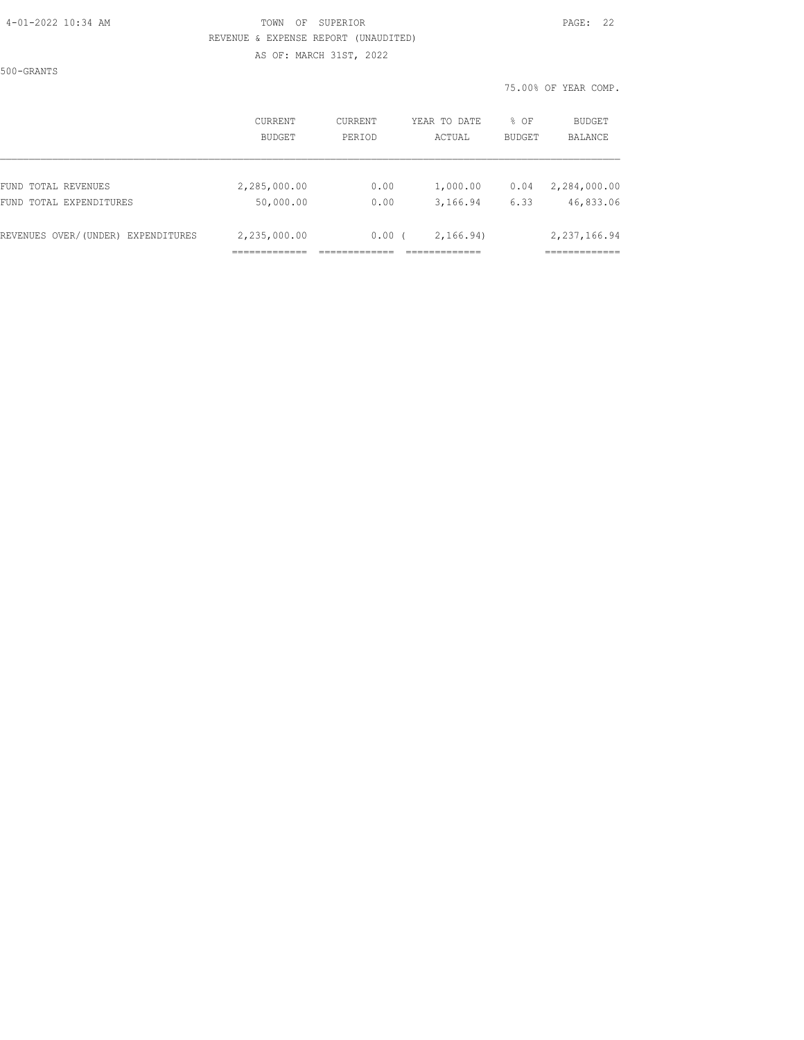TOWN OF SUPERIOR

REVENUE & EXPENSE REPORT (UNAUDITED)

AS OF: MARCH 31ST, 2022

500-GRANTS

75.00% OF YEAR COMP.

| | CURRENT BUDGET | CURRENT PERIOD | YEAR TO DATE ACTUAL | % OF BUDGET | BUDGET BALANCE |
|---|---|---|---|---|---|
| FUND TOTAL REVENUES | 2,285,000.00 | 0.00 | 1,000.00 | 0.04 | 2,284,000.00 |
| FUND TOTAL EXPENDITURES | 50,000.00 | 0.00 | 3,166.94 | 6.33 | 46,833.06 |
| REVENUES OVER/(UNDER) EXPENDITURES | 2,235,000.00 | 0.00 | ( 2,166.94) | | 2,237,166.94 |
| | ============= | ============= | ============= | | ============= |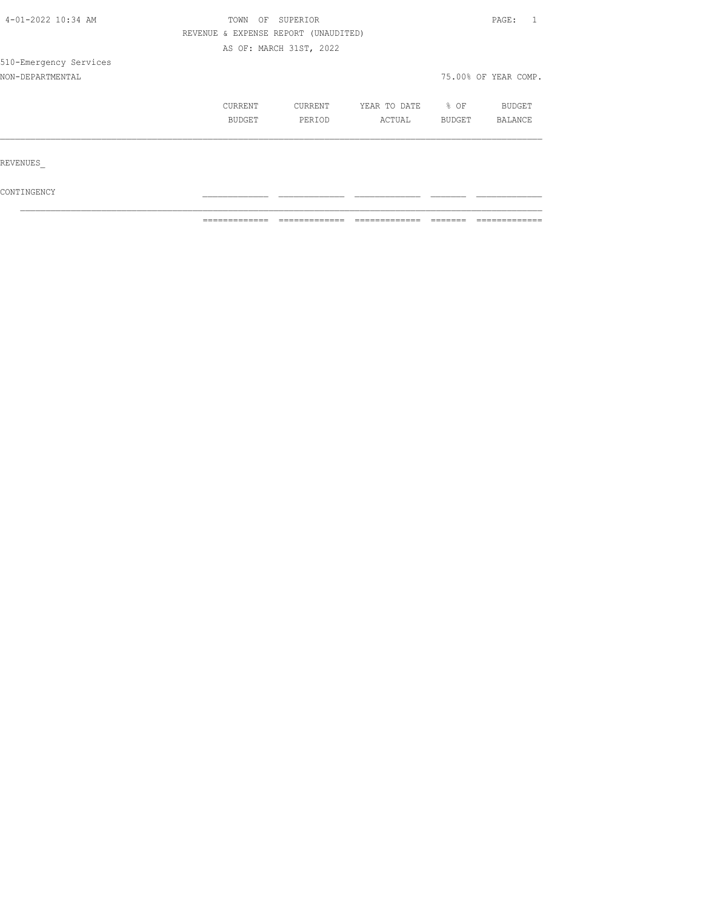TOWN OF SUPERIOR

REVENUE & EXPENSE REPORT (UNAUDITED)

AS OF: MARCH 31ST, 2022

510-Emergency Services

NON-DEPARTMENTAL

75.00% OF YEAR COMP.

| | CURRENT BUDGET | CURRENT PERIOD | YEAR TO DATE ACTUAL | % OF BUDGET | BUDGET BALANCE |
|---|---|---|---|---|---|
| REVENUES | | | | | |
| CONTINGENCY | | | | | |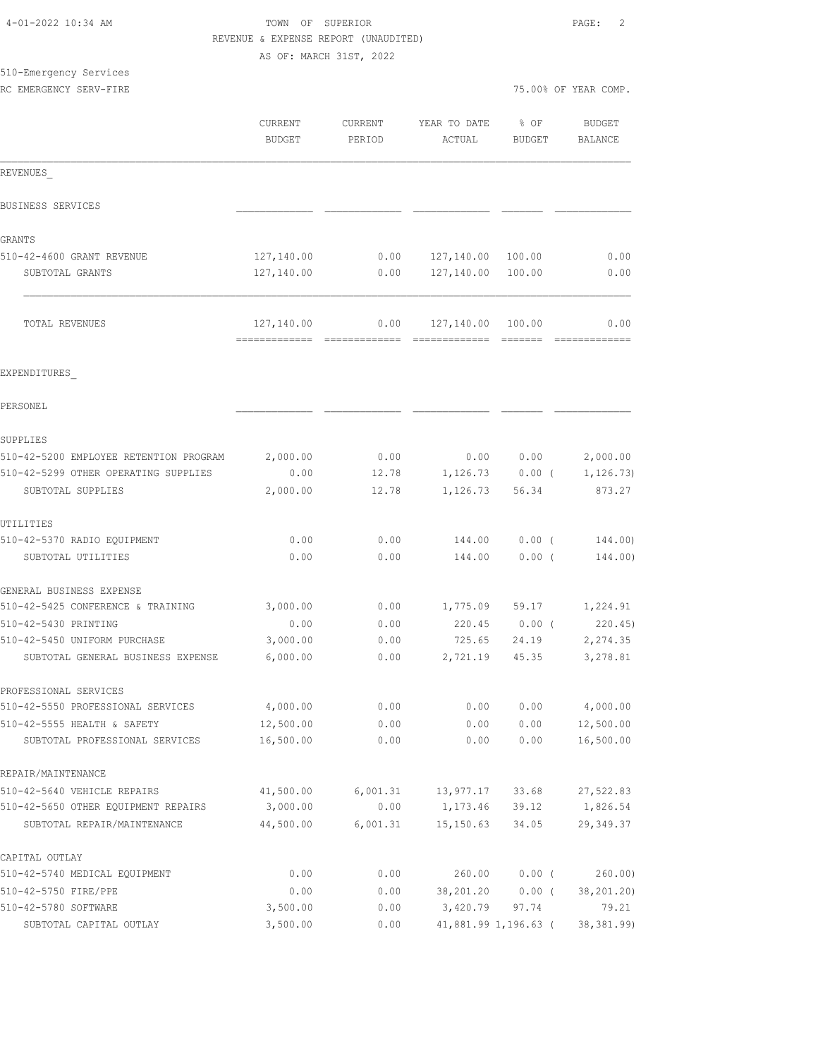TOWN OF SUPERIOR
REVENUE & EXPENSE REPORT (UNAUDITED)
AS OF: MARCH 31ST, 2022

510-Emergency Services
RC EMERGENCY SERV-FIRE

75.00% OF YEAR COMP.

| | CURRENT BUDGET | CURRENT PERIOD | YEAR TO DATE ACTUAL | % OF BUDGET | BUDGET BALANCE |
|---|---|---|---|---|---|
| **REVENUES** | | | | | |
| BUSINESS SERVICES | | | | | |
| GRANTS | | | | | |
| 510-42-4600 GRANT REVENUE | 127,140.00 | 0.00 | 127,140.00 | 100.00 | 0.00 |
| SUBTOTAL GRANTS | 127,140.00 | 0.00 | 127,140.00 | 100.00 | 0.00 |
| TOTAL REVENUES | 127,140.00 | 0.00 | 127,140.00 | 100.00 | 0.00 |
| **EXPENDITURES** | | | | | |
| PERSONEL | | | | | |
| SUPPLIES | | | | | |
| 510-42-5200 EMPLOYEE RETENTION PROGRAM | 2,000.00 | 0.00 | 0.00 | 0.00 | 2,000.00 |
| 510-42-5299 OTHER OPERATING SUPPLIES | 0.00 | 12.78 | 1,126.73 | 0.00 | ( 1,126.73) |
| SUBTOTAL SUPPLIES | 2,000.00 | 12.78 | 1,126.73 | 56.34 | 873.27 |
| UTILITIES | | | | | |
| 510-42-5370 RADIO EQUIPMENT | 0.00 | 0.00 | 144.00 | 0.00 | ( 144.00) |
| SUBTOTAL UTILITIES | 0.00 | 0.00 | 144.00 | 0.00 | ( 144.00) |
| GENERAL BUSINESS EXPENSE | | | | | |
| 510-42-5425 CONFERENCE & TRAINING | 3,000.00 | 0.00 | 1,775.09 | 59.17 | 1,224.91 |
| 510-42-5430 PRINTING | 0.00 | 0.00 | 220.45 | 0.00 | ( 220.45) |
| 510-42-5450 UNIFORM PURCHASE | 3,000.00 | 0.00 | 725.65 | 24.19 | 2,274.35 |
| SUBTOTAL GENERAL BUSINESS EXPENSE | 6,000.00 | 0.00 | 2,721.19 | 45.35 | 3,278.81 |
| PROFESSIONAL SERVICES | | | | | |
| 510-42-5550 PROFESSIONAL SERVICES | 4,000.00 | 0.00 | 0.00 | 0.00 | 4,000.00 |
| 510-42-5555 HEALTH & SAFETY | 12,500.00 | 0.00 | 0.00 | 0.00 | 12,500.00 |
| SUBTOTAL PROFESSIONAL SERVICES | 16,500.00 | 0.00 | 0.00 | 0.00 | 16,500.00 |
| REPAIR/MAINTENANCE | | | | | |
| 510-42-5640 VEHICLE REPAIRS | 41,500.00 | 6,001.31 | 13,977.17 | 33.68 | 27,522.83 |
| 510-42-5650 OTHER EQUIPMENT REPAIRS | 3,000.00 | 0.00 | 1,173.46 | 39.12 | 1,826.54 |
| SUBTOTAL REPAIR/MAINTENANCE | 44,500.00 | 6,001.31 | 15,150.63 | 34.05 | 29,349.37 |
| CAPITAL OUTLAY | | | | | |
| 510-42-5740 MEDICAL EQUIPMENT | 0.00 | 0.00 | 260.00 | 0.00 | ( 260.00) |
| 510-42-5750 FIRE/PPE | 0.00 | 0.00 | 38,201.20 | 0.00 | ( 38,201.20) |
| 510-42-5780 SOFTWARE | 3,500.00 | 0.00 | 3,420.79 | 97.74 | 79.21 |
| SUBTOTAL CAPITAL OUTLAY | 3,500.00 | 0.00 | 41,881.99 | 1,196.63 | ( 38,381.99) |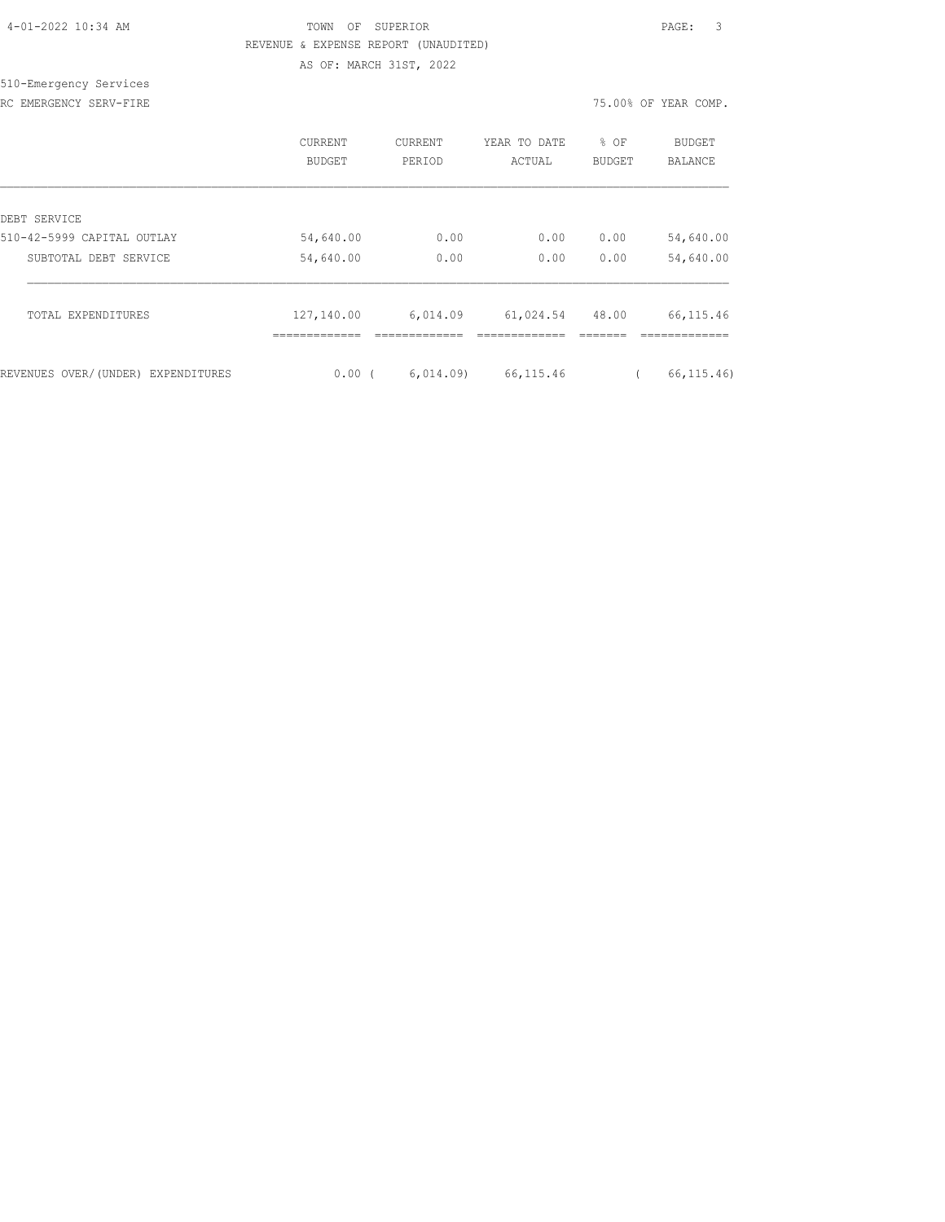TOWN OF SUPERIOR
REVENUE & EXPENSE REPORT (UNAUDITED)
AS OF: MARCH 31ST, 2022

510-Emergency Services
RC EMERGENCY SERV-FIRE

75.00% OF YEAR COMP.

| | CURRENT BUDGET | CURRENT PERIOD | YEAR TO DATE ACTUAL | % OF BUDGET | BUDGET BALANCE |
|---|---|---|---|---|---|
| DEBT SERVICE | | | | | |
| 510-42-5999 CAPITAL OUTLAY | 54,640.00 | 0.00 | 0.00 | 0.00 | 54,640.00 |
| SUBTOTAL DEBT SERVICE | 54,640.00 | 0.00 | 0.00 | 0.00 | 54,640.00 |
| TOTAL EXPENDITURES | 127,140.00 | 6,014.09 | 61,024.54 | 48.00 | 66,115.46 |
| REVENUES OVER/(UNDER) EXPENDITURES | 0.00 | ( 6,014.09) | 66,115.46 | | ( 66,115.46) |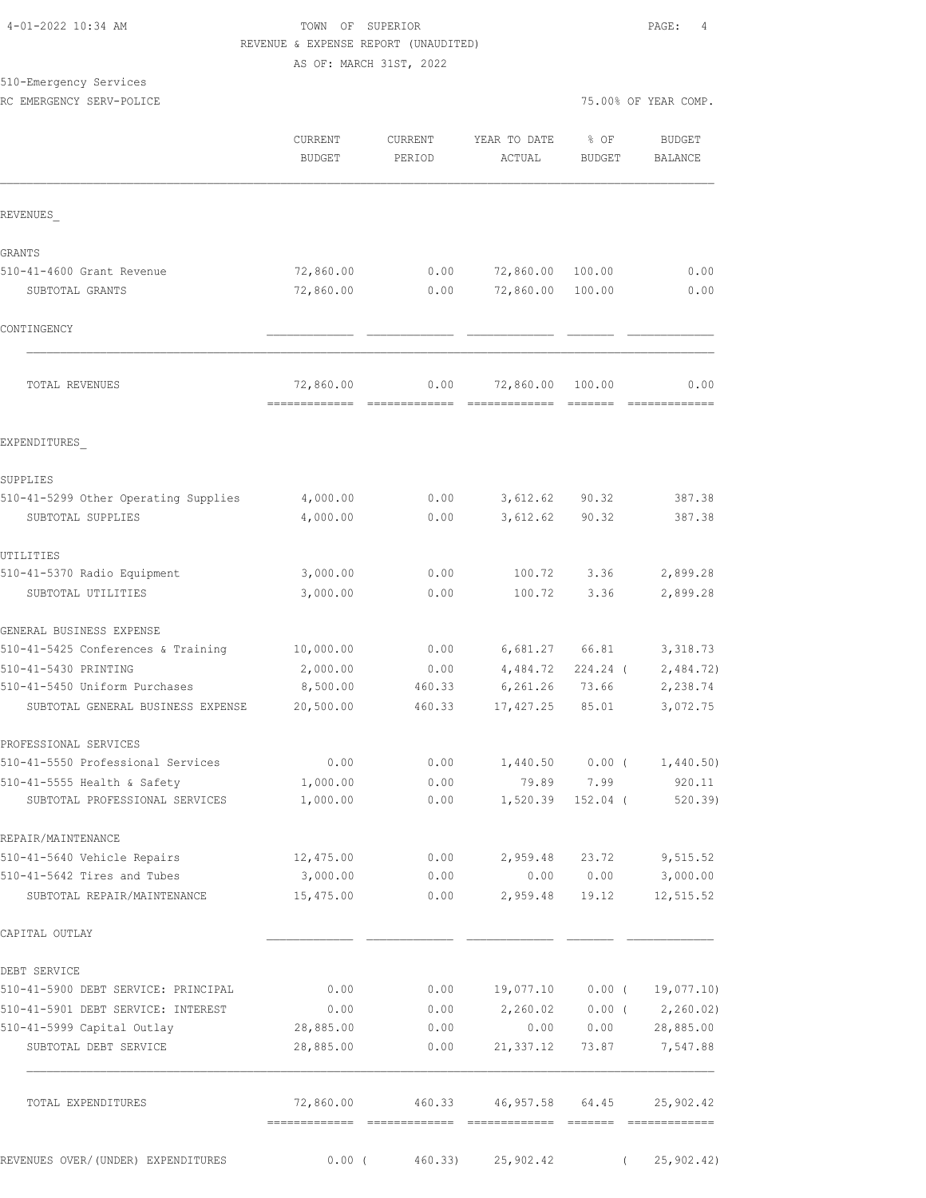TOWN OF SUPERIOR
REVENUE & EXPENSE REPORT (UNAUDITED)
AS OF: MARCH 31ST, 2022

510-Emergency Services
RC EMERGENCY SERV-POLICE — 75.00% OF YEAR COMP.

| | CURRENT BUDGET | CURRENT PERIOD | YEAR TO DATE ACTUAL | % OF BUDGET | BUDGET BALANCE |
|---|---|---|---|---|---|
| **REVENUES** | | | | | |
| GRANTS | | | | | |
| 510-41-4600 Grant Revenue | 72,860.00 | 0.00 | 72,860.00 | 100.00 | 0.00 |
| SUBTOTAL GRANTS | 72,860.00 | 0.00 | 72,860.00 | 100.00 | 0.00 |
| CONTINGENCY | | | | | |
| TOTAL REVENUES | 72,860.00 | 0.00 | 72,860.00 | 100.00 | 0.00 |
| **EXPENDITURES** | | | | | |
| SUPPLIES | | | | | |
| 510-41-5299 Other Operating Supplies | 4,000.00 | 0.00 | 3,612.62 | 90.32 | 387.38 |
| SUBTOTAL SUPPLIES | 4,000.00 | 0.00 | 3,612.62 | 90.32 | 387.38 |
| UTILITIES | | | | | |
| 510-41-5370 Radio Equipment | 3,000.00 | 0.00 | 100.72 | 3.36 | 2,899.28 |
| SUBTOTAL UTILITIES | 3,000.00 | 0.00 | 100.72 | 3.36 | 2,899.28 |
| GENERAL BUSINESS EXPENSE | | | | | |
| 510-41-5425 Conferences & Training | 10,000.00 | 0.00 | 6,681.27 | 66.81 | 3,318.73 |
| 510-41-5430 PRINTING | 2,000.00 | 0.00 | 4,484.72 | 224.24 | ( 2,484.72) |
| 510-41-5450 Uniform Purchases | 8,500.00 | 460.33 | 6,261.26 | 73.66 | 2,238.74 |
| SUBTOTAL GENERAL BUSINESS EXPENSE | 20,500.00 | 460.33 | 17,427.25 | 85.01 | 3,072.75 |
| PROFESSIONAL SERVICES | | | | | |
| 510-41-5550 Professional Services | 0.00 | 0.00 | 1,440.50 | 0.00 | ( 1,440.50) |
| 510-41-5555 Health & Safety | 1,000.00 | 0.00 | 79.89 | 7.99 | 920.11 |
| SUBTOTAL PROFESSIONAL SERVICES | 1,000.00 | 0.00 | 1,520.39 | 152.04 | ( 520.39) |
| REPAIR/MAINTENANCE | | | | | |
| 510-41-5640 Vehicle Repairs | 12,475.00 | 0.00 | 2,959.48 | 23.72 | 9,515.52 |
| 510-41-5642 Tires and Tubes | 3,000.00 | 0.00 | 0.00 | 0.00 | 3,000.00 |
| SUBTOTAL REPAIR/MAINTENANCE | 15,475.00 | 0.00 | 2,959.48 | 19.12 | 12,515.52 |
| CAPITAL OUTLAY | | | | | |
| DEBT SERVICE | | | | | |
| 510-41-5900 DEBT SERVICE: PRINCIPAL | 0.00 | 0.00 | 19,077.10 | 0.00 | ( 19,077.10) |
| 510-41-5901 DEBT SERVICE: INTEREST | 0.00 | 0.00 | 2,260.02 | 0.00 | ( 2,260.02) |
| 510-41-5999 Capital Outlay | 28,885.00 | 0.00 | 0.00 | 0.00 | 28,885.00 |
| SUBTOTAL DEBT SERVICE | 28,885.00 | 0.00 | 21,337.12 | 73.87 | 7,547.88 |
| TOTAL EXPENDITURES | 72,860.00 | 460.33 | 46,957.58 | 64.45 | 25,902.42 |
| REVENUES OVER/(UNDER) EXPENDITURES | 0.00 | ( 460.33) | 25,902.42 | | ( 25,902.42) |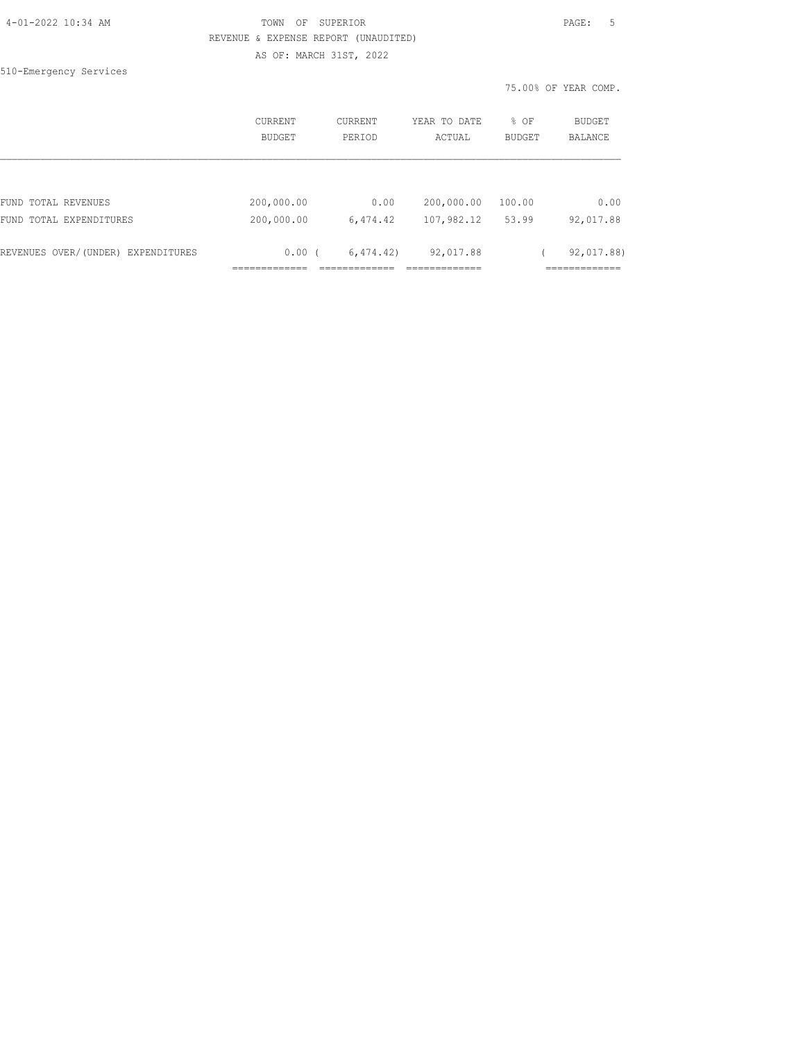TOWN OF SUPERIOR

REVENUE & EXPENSE REPORT (UNAUDITED)

AS OF: MARCH 31ST, 2022

510-Emergency Services

75.00% OF YEAR COMP.

| | CURRENT BUDGET | CURRENT PERIOD | YEAR TO DATE ACTUAL | % OF BUDGET | BUDGET BALANCE |
|---|---|---|---|---|---|
| FUND TOTAL REVENUES | 200,000.00 | 0.00 | 200,000.00 | 100.00 | 0.00 |
| FUND TOTAL EXPENDITURES | 200,000.00 | 6,474.42 | 107,982.12 | 53.99 | 92,017.88 |
| REVENUES OVER/(UNDER) EXPENDITURES | 0.00 | ( 6,474.42) | 92,017.88 | | ( 92,017.88) |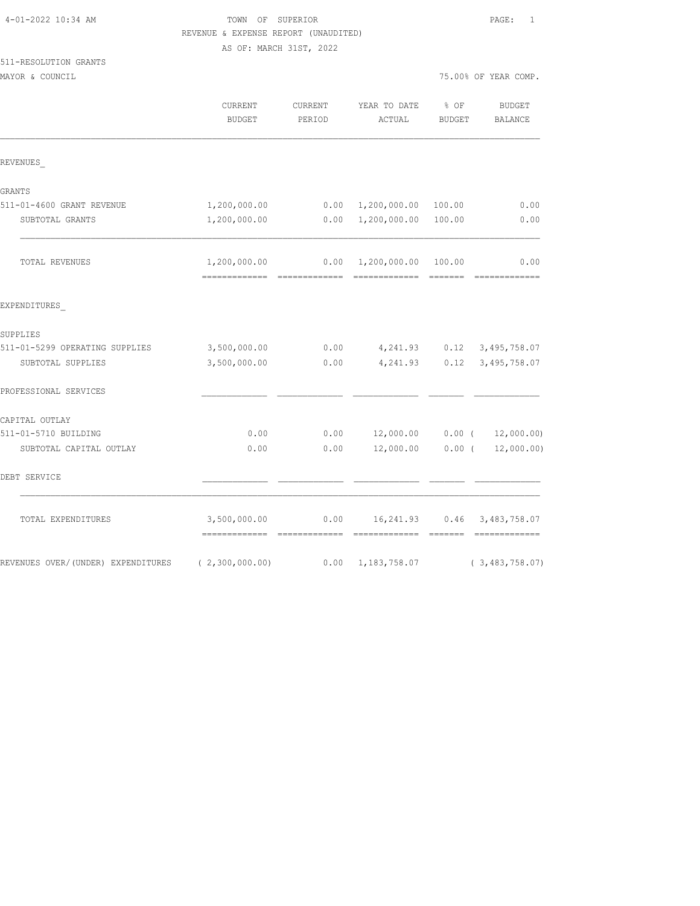TOWN OF SUPERIOR
REVENUE & EXPENSE REPORT (UNAUDITED)
AS OF: MARCH 31ST, 2022

4-01-2022 10:34 AM

511-RESOLUTION GRANTS
MAYOR & COUNCIL

75.00% OF YEAR COMP.

| | CURRENT BUDGET | CURRENT PERIOD | YEAR TO DATE ACTUAL | % OF BUDGET | BUDGET BALANCE |
|---|---|---|---|---|---|
| REVENUES_ | | | | | |
| GRANTS | | | | | |
| 511-01-4600 GRANT REVENUE | 1,200,000.00 | 0.00 | 1,200,000.00 | 100.00 | 0.00 |
| SUBTOTAL GRANTS | 1,200,000.00 | 0.00 | 1,200,000.00 | 100.00 | 0.00 |
| TOTAL REVENUES | 1,200,000.00 | 0.00 | 1,200,000.00 | 100.00 | 0.00 |
| EXPENDITURES_ | | | | | |
| SUPPLIES | | | | | |
| 511-01-5299 OPERATING SUPPLIES | 3,500,000.00 | 0.00 | 4,241.93 | 0.12 | 3,495,758.07 |
| SUBTOTAL SUPPLIES | 3,500,000.00 | 0.00 | 4,241.93 | 0.12 | 3,495,758.07 |
| PROFESSIONAL SERVICES | | | | | |
| CAPITAL OUTLAY | | | | | |
| 511-01-5710 BUILDING | 0.00 | 0.00 | 12,000.00 | 0.00 | ( 12,000.00) |
| SUBTOTAL CAPITAL OUTLAY | 0.00 | 0.00 | 12,000.00 | 0.00 | ( 12,000.00) |
| DEBT SERVICE | | | | | |
| TOTAL EXPENDITURES | 3,500,000.00 | 0.00 | 16,241.93 | 0.46 | 3,483,758.07 |
| REVENUES OVER/(UNDER) EXPENDITURES | ( 2,300,000.00) | 0.00 | 1,183,758.07 | | ( 3,483,758.07) |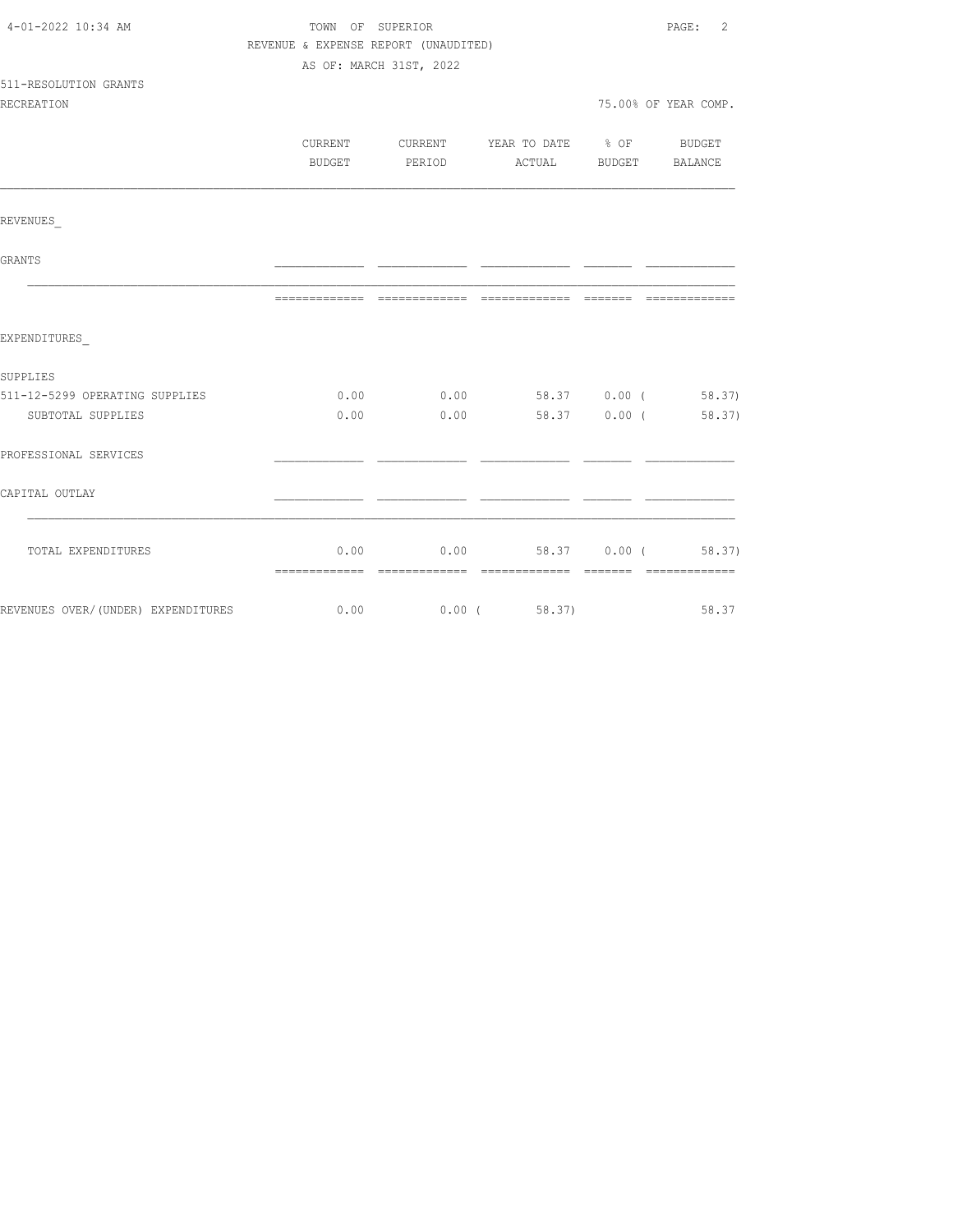TOWN OF SUPERIOR

REVENUE & EXPENSE REPORT (UNAUDITED)

AS OF: MARCH 31ST, 2022

511-RESOLUTION GRANTS

RECREATION — 75.00% OF YEAR COMP.

| | CURRENT BUDGET | CURRENT PERIOD | YEAR TO DATE ACTUAL | % OF BUDGET | BUDGET BALANCE |
|---|---|---|---|---|---|
| REVENUES_ | | | | | |
| GRANTS | | | | | |
| EXPENDITURES_ | | | | | |
| SUPPLIES | | | | | |
| 511-12-5299 OPERATING SUPPLIES | 0.00 | 0.00 | 58.37 | 0.00 | ( 58.37) |
| SUBTOTAL SUPPLIES | 0.00 | 0.00 | 58.37 | 0.00 | ( 58.37) |
| PROFESSIONAL SERVICES | | | | | |
| CAPITAL OUTLAY | | | | | |
| TOTAL EXPENDITURES | 0.00 | 0.00 | 58.37 | 0.00 | ( 58.37) |
| REVENUES OVER/(UNDER) EXPENDITURES | 0.00 | 0.00 | ( 58.37) | | 58.37 |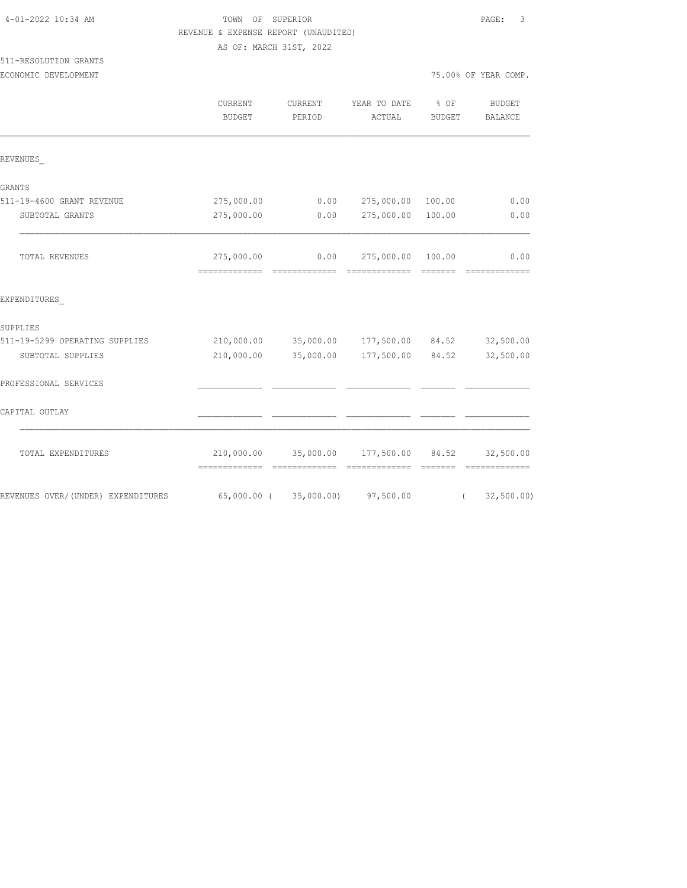TOWN OF SUPERIOR

REVENUE & EXPENSE REPORT (UNAUDITED)

AS OF: MARCH 31ST, 2022

511-RESOLUTION GRANTS

ECONOMIC DEVELOPMENT — 75.00% OF YEAR COMP.

| | CURRENT BUDGET | CURRENT PERIOD | YEAR TO DATE ACTUAL | % OF BUDGET | BUDGET BALANCE |
|---|---|---|---|---|---|
| REVENUES_ | | | | | |
| GRANTS | | | | | |
| 511-19-4600 GRANT REVENUE | 275,000.00 | 0.00 | 275,000.00 | 100.00 | 0.00 |
| SUBTOTAL GRANTS | 275,000.00 | 0.00 | 275,000.00 | 100.00 | 0.00 |
| TOTAL REVENUES | 275,000.00 | 0.00 | 275,000.00 | 100.00 | 0.00 |
| EXPENDITURES_ | | | | | |
| SUPPLIES | | | | | |
| 511-19-5299 OPERATING SUPPLIES | 210,000.00 | 35,000.00 | 177,500.00 | 84.52 | 32,500.00 |
| SUBTOTAL SUPPLIES | 210,000.00 | 35,000.00 | 177,500.00 | 84.52 | 32,500.00 |
| PROFESSIONAL SERVICES | | | | | |
| CAPITAL OUTLAY | | | | | |
| TOTAL EXPENDITURES | 210,000.00 | 35,000.00 | 177,500.00 | 84.52 | 32,500.00 |
| REVENUES OVER/(UNDER) EXPENDITURES | 65,000.00 | ( 35,000.00) | 97,500.00 | | ( 32,500.00) |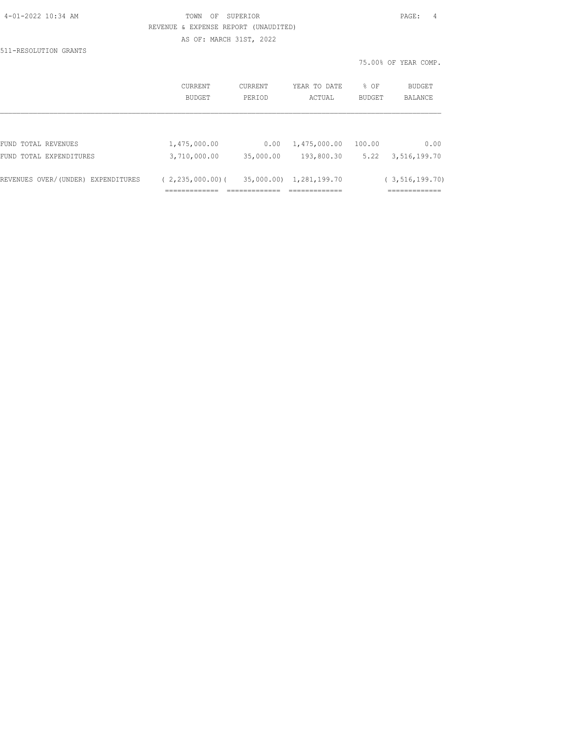511-RESOLUTION GRANTS

75.00% OF YEAR COMP.

| | CURRENT BUDGET | CURRENT PERIOD | YEAR TO DATE ACTUAL | % OF BUDGET | BUDGET BALANCE |
|---|---|---|---|---|---|
| FUND TOTAL REVENUES | 1,475,000.00 | 0.00 | 1,475,000.00 | 100.00 | 0.00 |
| FUND TOTAL EXPENDITURES | 3,710,000.00 | 35,000.00 | 193,800.30 | 5.22 | 3,516,199.70 |
| REVENUES OVER/(UNDER) EXPENDITURES | ( 2,235,000.00) | ( 35,000.00) | 1,281,199.70 | | ( 3,516,199.70) |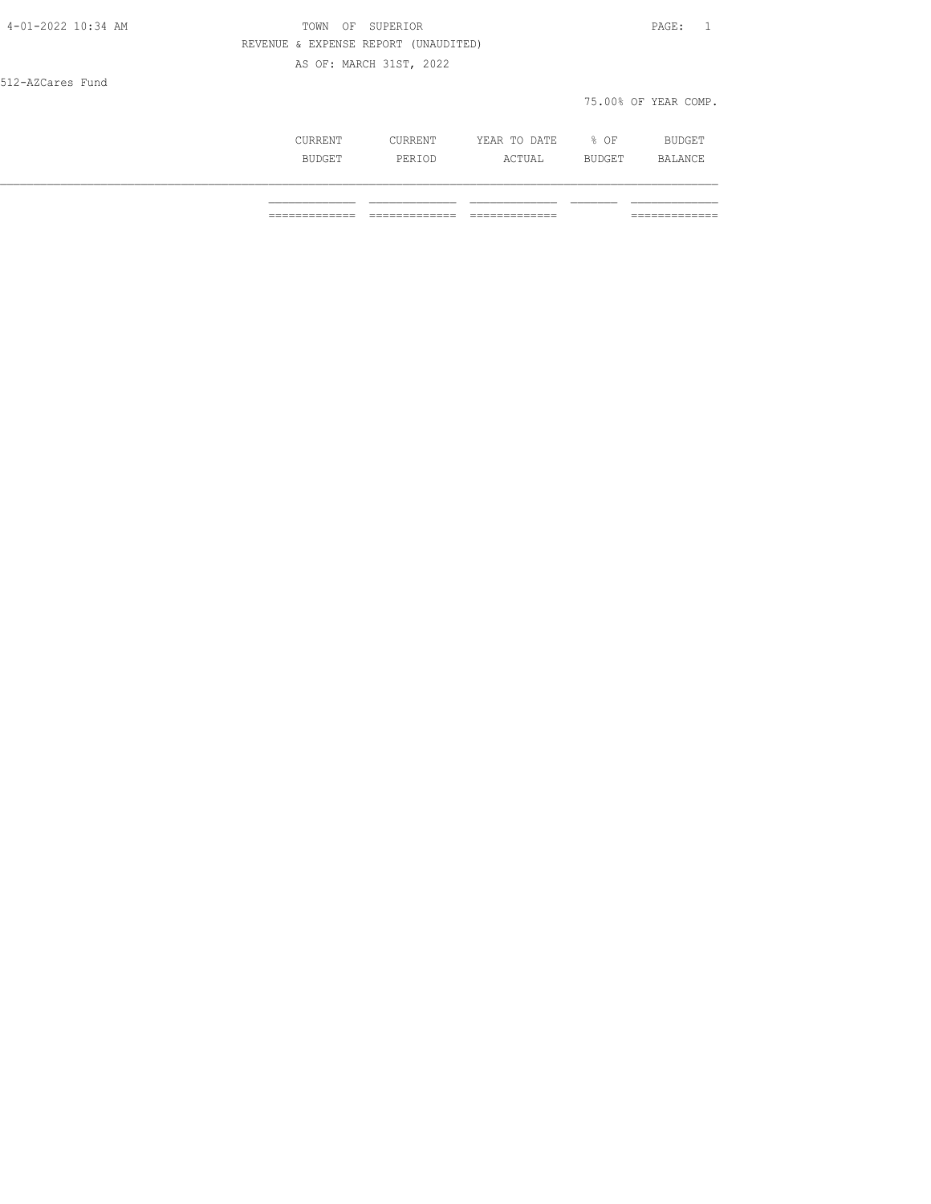TOWN OF SUPERIOR

REVENUE & EXPENSE REPORT (UNAUDITED)

AS OF: MARCH 31ST, 2022

512-AZCares Fund

75.00% OF YEAR COMP.

| | CURRENT BUDGET | CURRENT PERIOD | YEAR TO DATE ACTUAL | % OF BUDGET | BUDGET BALANCE |
|---|---|---|---|---|---|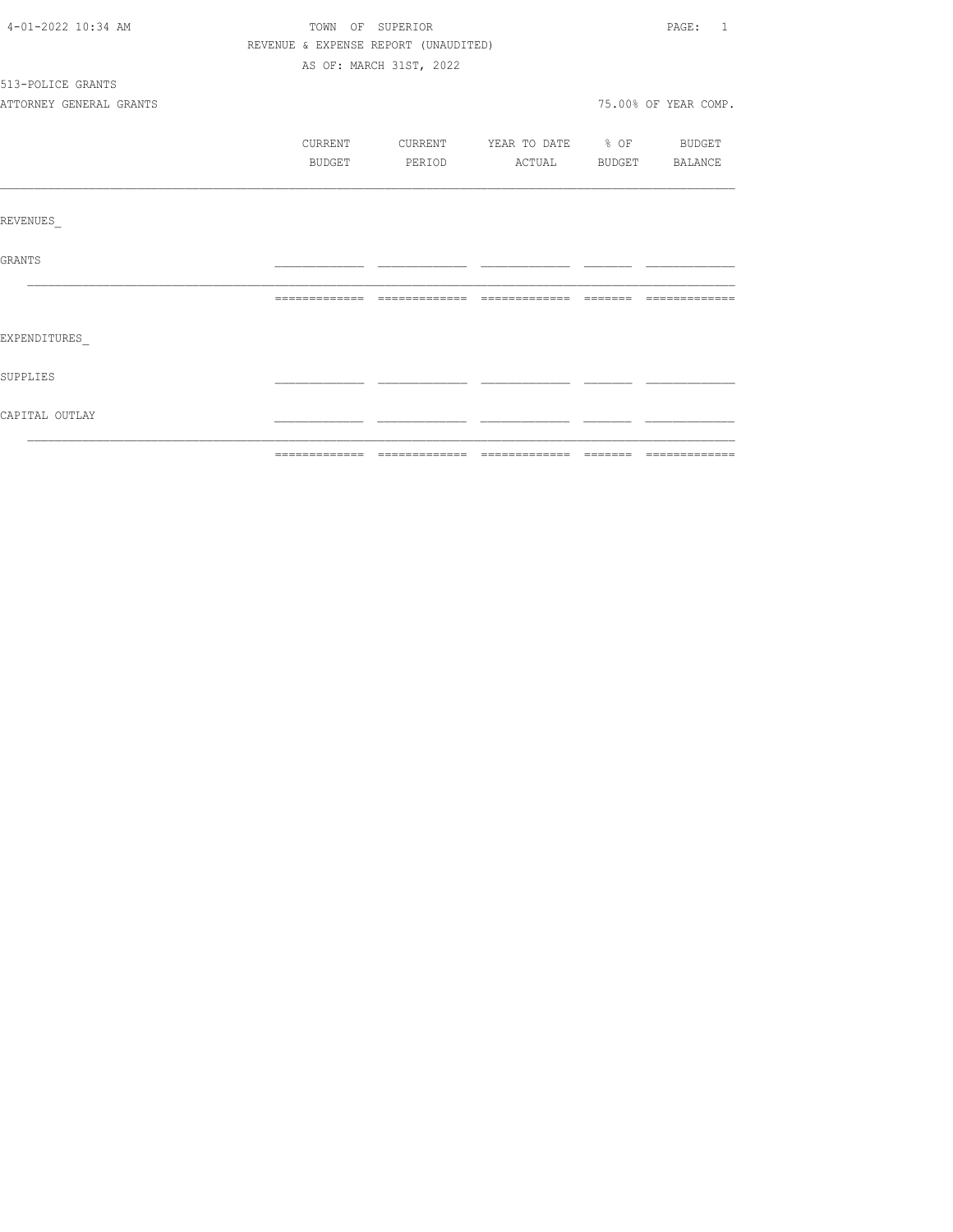4-01-2022 10:34 AM

TOWN OF SUPERIOR

REVENUE & EXPENSE REPORT (UNAUDITED)

AS OF: MARCH 31ST, 2022

513-POLICE GRANTS

ATTORNEY GENERAL GRANTS

75.00% OF YEAR COMP.

| | CURRENT BUDGET | CURRENT PERIOD | YEAR TO DATE ACTUAL | % OF BUDGET | BUDGET BALANCE |
|---|---|---|---|---|---|
| REVENUES_ | | | | | |
| GRANTS | | | | | |
| EXPENDITURES_ | | | | | |
| SUPPLIES | | | | | |
| CAPITAL OUTLAY | | | | | |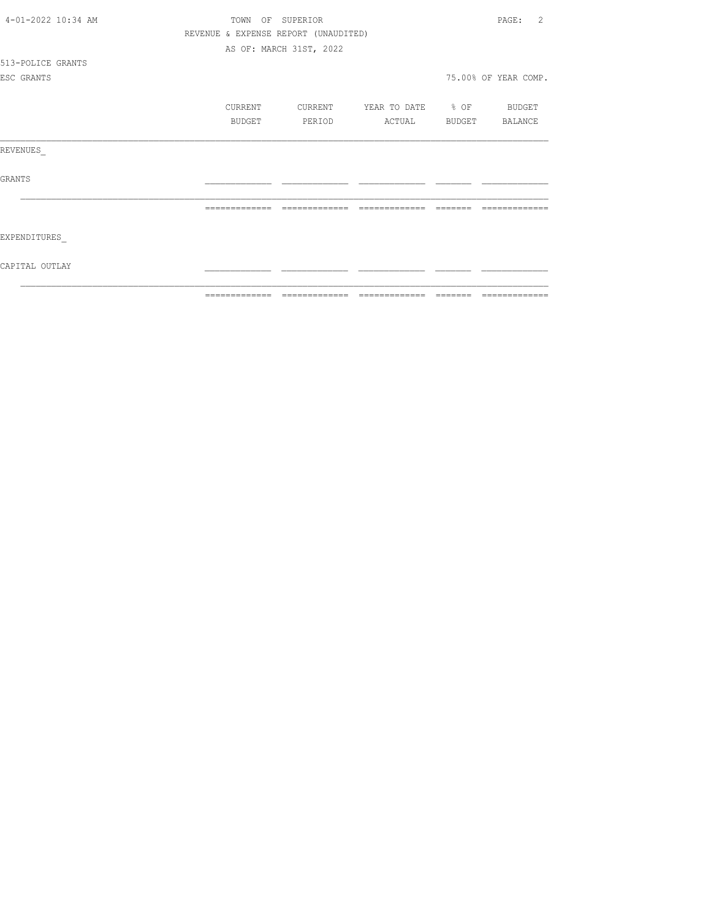TOWN OF SUPERIOR

REVENUE & EXPENSE REPORT (UNAUDITED)

AS OF: MARCH 31ST, 2022

513-POLICE GRANTS

ESC GRANTS

75.00% OF YEAR COMP.

| | CURRENT BUDGET | CURRENT PERIOD | YEAR TO DATE ACTUAL | % OF BUDGET | BUDGET BALANCE |
|---|---|---|---|---|---|
| REVENUES_ | | | | | |
| GRANTS | | | | | |
| | | | | | |
| EXPENDITURES_ | | | | | |
| CAPITAL OUTLAY | | | | | |
| | | | | | |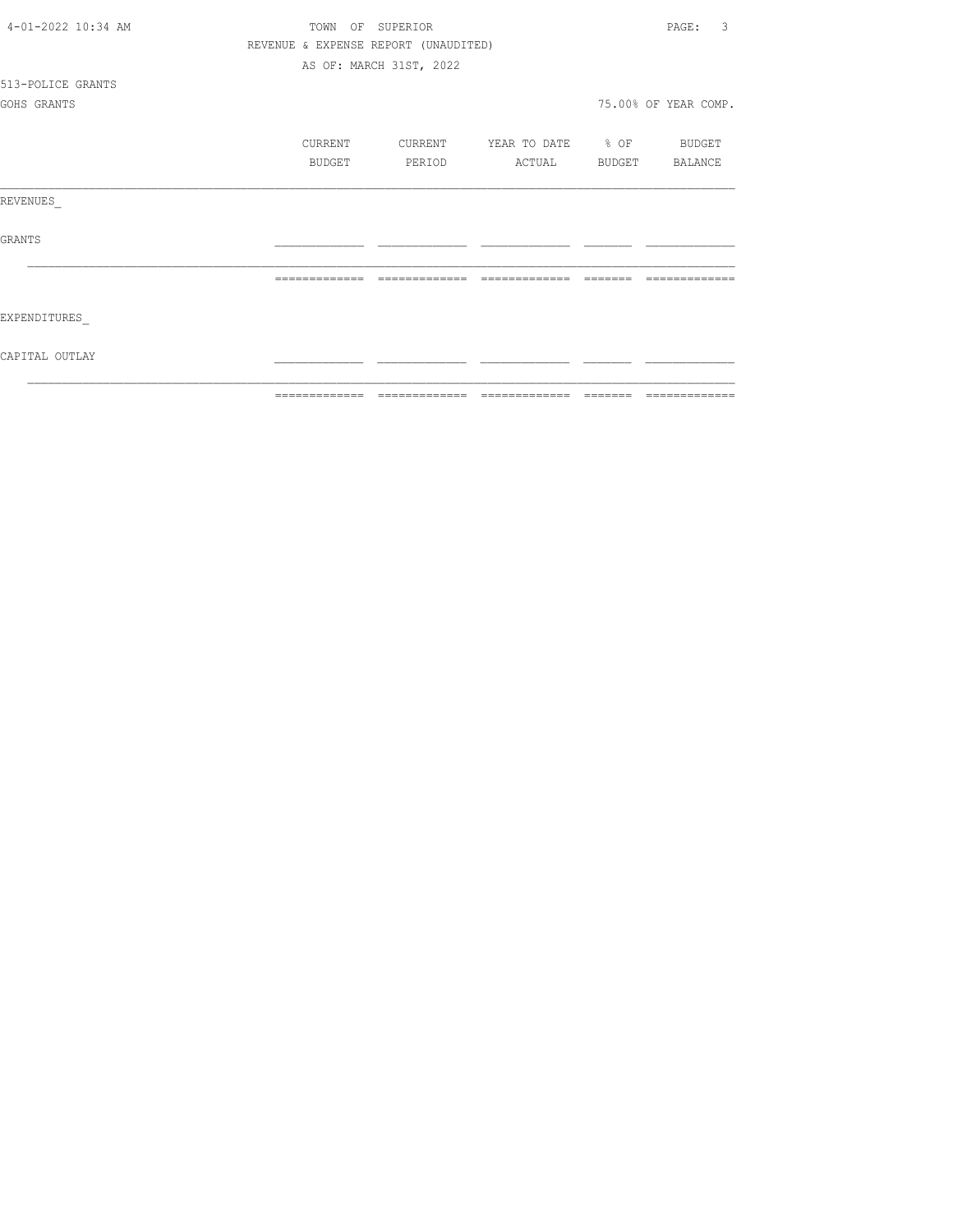TOWN OF SUPERIOR

REVENUE & EXPENSE REPORT (UNAUDITED)

AS OF: MARCH 31ST, 2022

513-POLICE GRANTS

GOHS GRANTS

75.00% OF YEAR COMP.

| | CURRENT BUDGET | CURRENT PERIOD | YEAR TO DATE ACTUAL | % OF BUDGET | BUDGET BALANCE |
|---|---|---|---|---|---|
| REVENUES_ | | | | | |
| GRANTS | | | | | |
| EXPENDITURES_ | | | | | |
| CAPITAL OUTLAY | | | | | |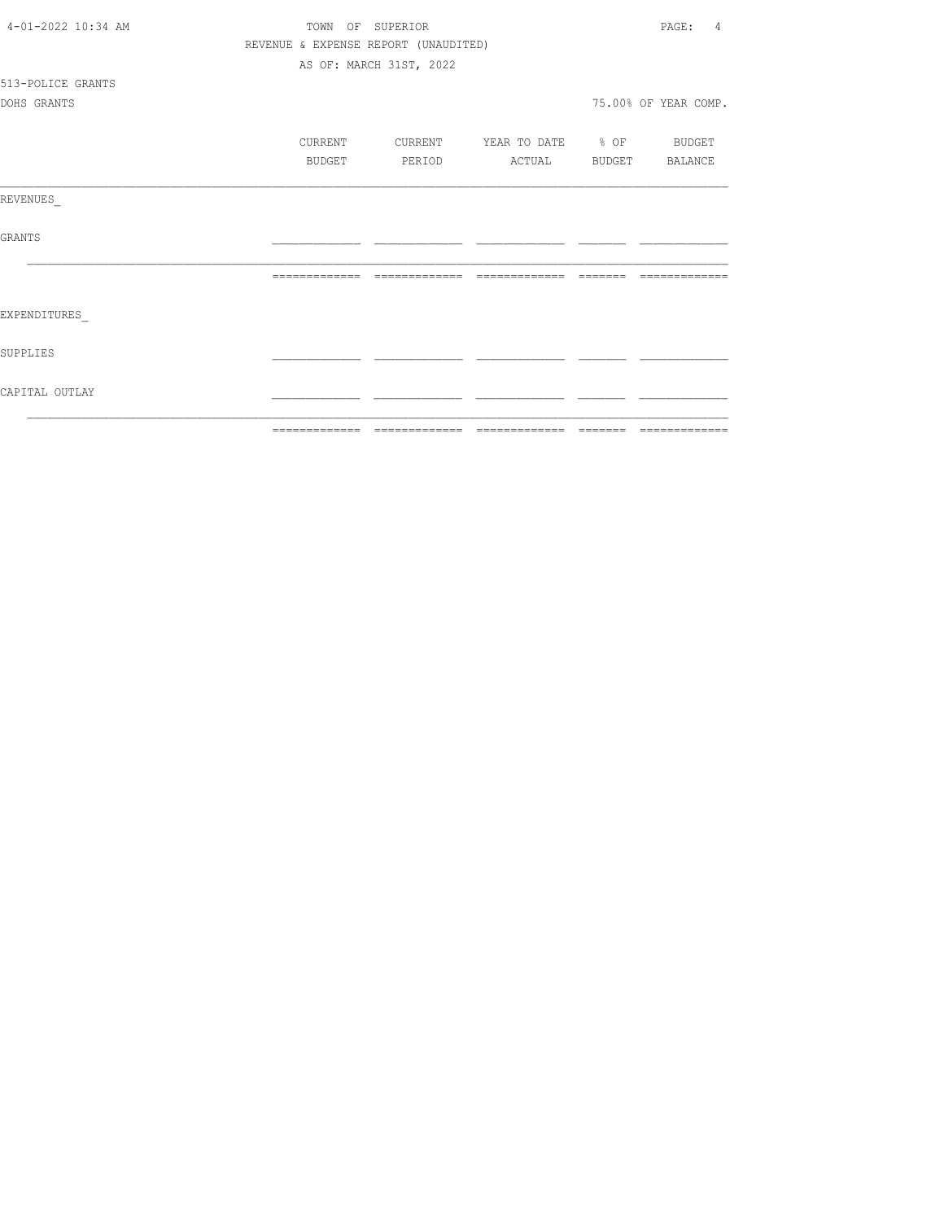TOWN OF SUPERIOR

REVENUE & EXPENSE REPORT (UNAUDITED)

AS OF: MARCH 31ST, 2022

513-POLICE GRANTS

DOHS GRANTS

75.00% OF YEAR COMP.

| | CURRENT BUDGET | CURRENT PERIOD | YEAR TO DATE ACTUAL | % OF BUDGET | BUDGET BALANCE |
|---|---|---|---|---|---|
| REVENUES_ | | | | | |
| GRANTS | | | | | |
| EXPENDITURES_ | | | | | |
| SUPPLIES | | | | | |
| CAPITAL OUTLAY | | | | | |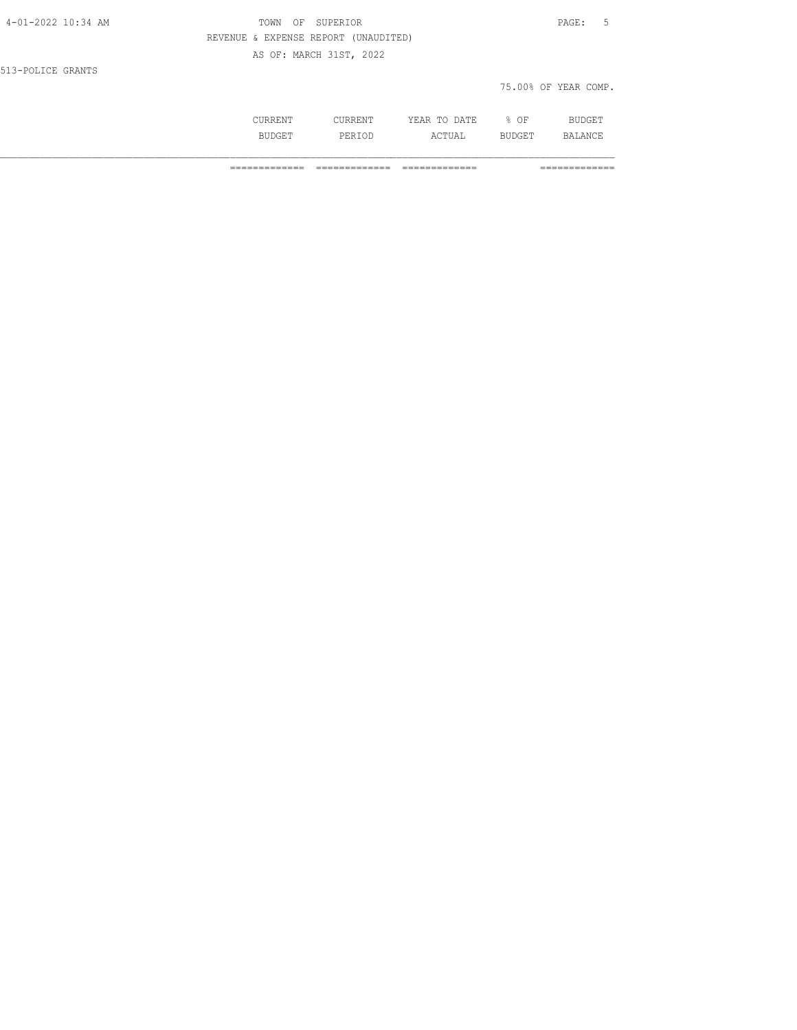REVENUE & EXPENSE REPORT (UNAUDITED)

AS OF: MARCH 31ST, 2022

513-POLICE GRANTS

75.00% OF YEAR COMP.

| | CURRENT BUDGET | CURRENT PERIOD | YEAR TO DATE ACTUAL | % OF BUDGET | BUDGET BALANCE |
|---|---|---|---|---|---|
| | ============= | ============= | ============= | | ============= |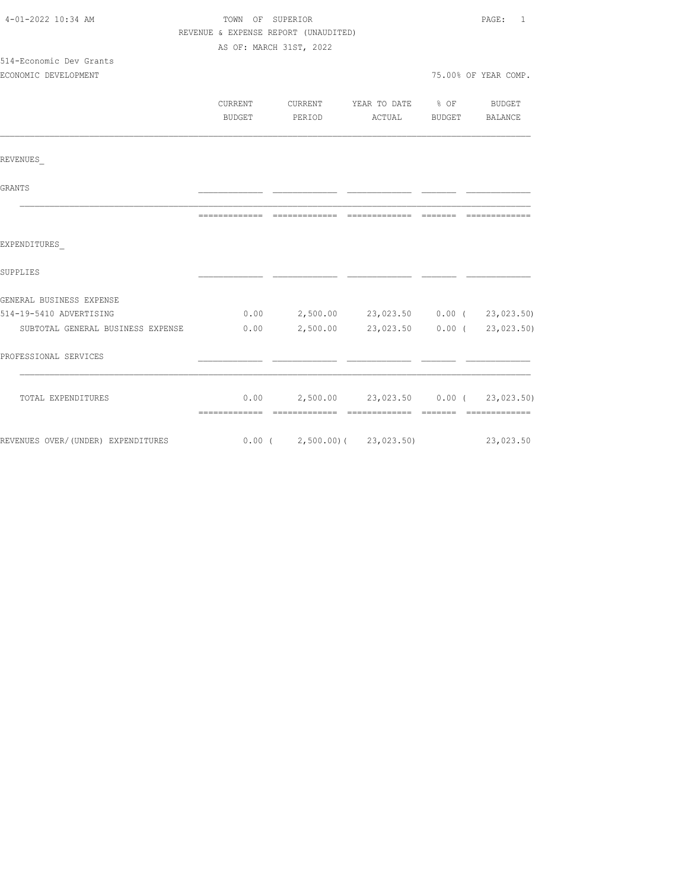TOWN OF SUPERIOR

REVENUE & EXPENSE REPORT (UNAUDITED)

AS OF: MARCH 31ST, 2022

514-Economic Dev Grants

ECONOMIC DEVELOPMENT — 75.00% OF YEAR COMP.

| | CURRENT BUDGET | CURRENT PERIOD | YEAR TO DATE ACTUAL | % OF BUDGET | BUDGET BALANCE |
|---|---|---|---|---|---|
| **REVENUES_** | | | | | |
| GRANTS | | | | | |
| **EXPENDITURES_** | | | | | |
| SUPPLIES | | | | | |
| GENERAL BUSINESS EXPENSE | | | | | |
| 514-19-5410 ADVERTISING | 0.00 | 2,500.00 | 23,023.50 | 0.00 | ( 23,023.50) |
| SUBTOTAL GENERAL BUSINESS EXPENSE | 0.00 | 2,500.00 | 23,023.50 | 0.00 | ( 23,023.50) |
| PROFESSIONAL SERVICES | | | | | |
| TOTAL EXPENDITURES | 0.00 | 2,500.00 | 23,023.50 | 0.00 | ( 23,023.50) |
| REVENUES OVER/(UNDER) EXPENDITURES | 0.00 | ( 2,500.00) | ( 23,023.50) | | 23,023.50 |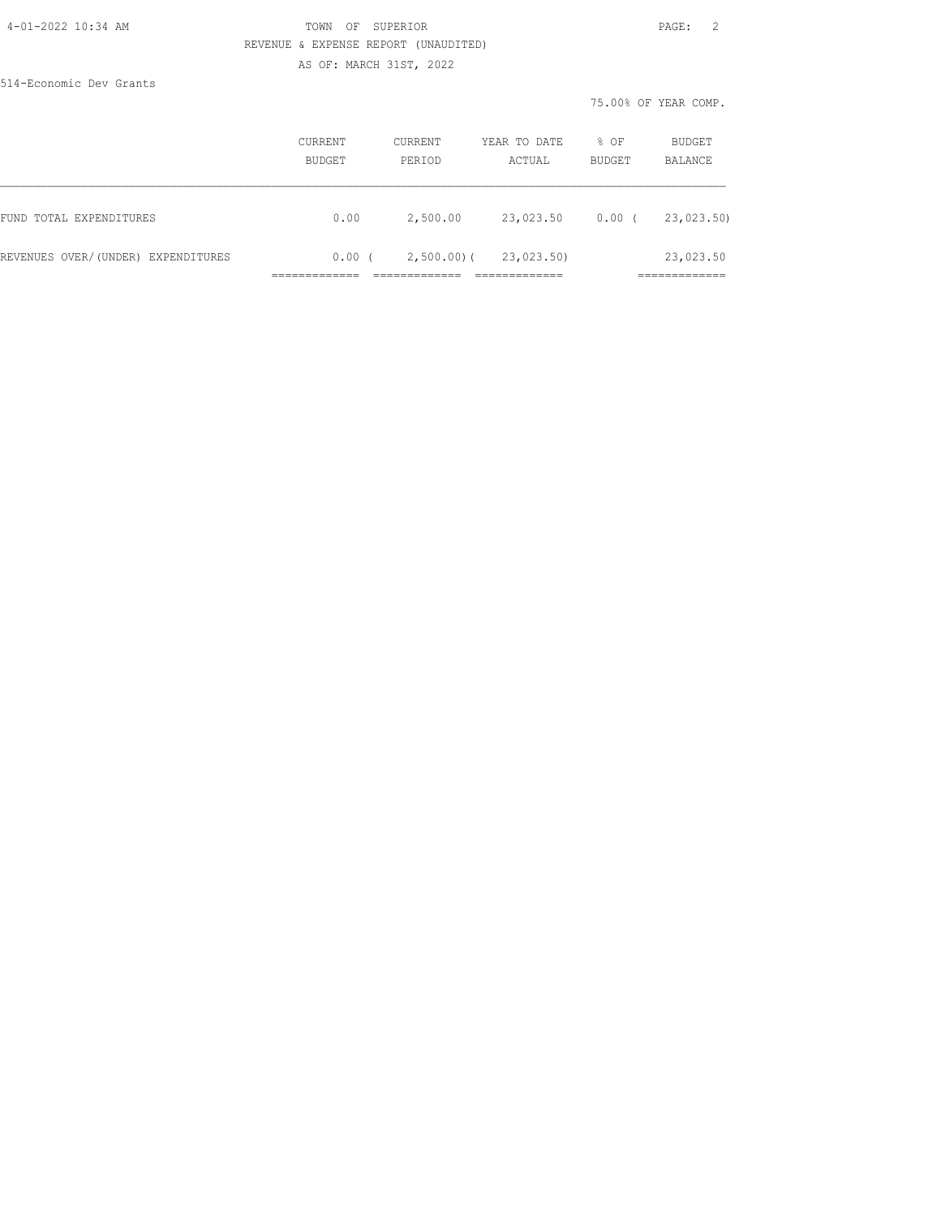514-Economic Dev Grants

75.00% OF YEAR COMP.

| | CURRENT BUDGET | CURRENT PERIOD | YEAR TO DATE ACTUAL | % OF BUDGET | BUDGET BALANCE |
|---|---|---|---|---|---|
| FUND TOTAL EXPENDITURES | 0.00 | 2,500.00 | 23,023.50 | 0.00 | ( 23,023.50) |
| REVENUES OVER/(UNDER) EXPENDITURES | 0.00 | ( 2,500.00) | ( 23,023.50) | | 23,023.50 |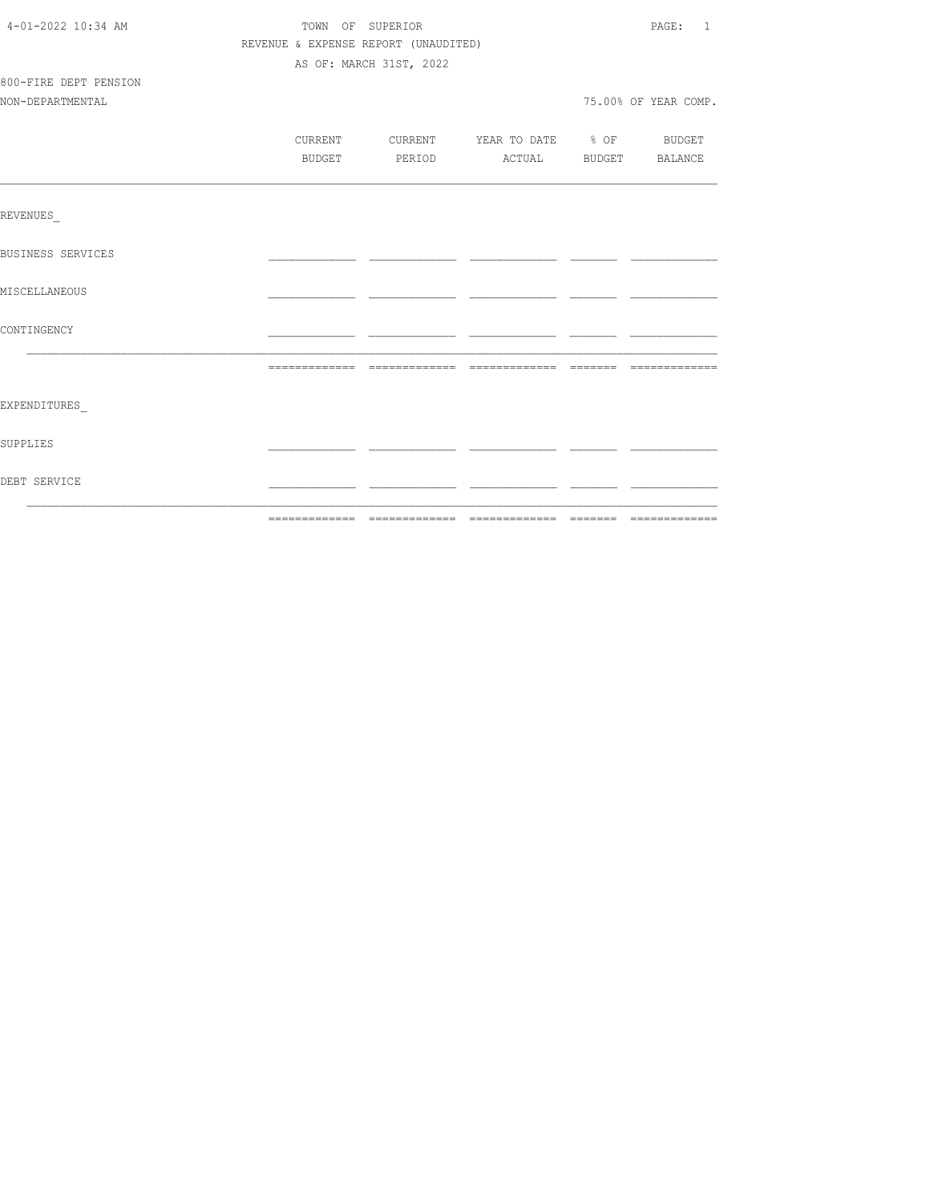TOWN OF SUPERIOR

REVENUE & EXPENSE REPORT (UNAUDITED)

AS OF: MARCH 31ST, 2022

800-FIRE DEPT PENSION

NON-DEPARTMENTAL

75.00% OF YEAR COMP.

| | CURRENT BUDGET | CURRENT PERIOD | YEAR TO DATE ACTUAL | % OF BUDGET | BUDGET BALANCE |
|---|---|---|---|---|---|
| REVENUES_ | | | | | |
| BUSINESS SERVICES | | | | | |
| MISCELLANEOUS | | | | | |
| CONTINGENCY | | | | | |
| | | | | | |
| EXPENDITURES_ | | | | | |
| SUPPLIES | | | | | |
| DEBT SERVICE | | | | | |
| | | | | | |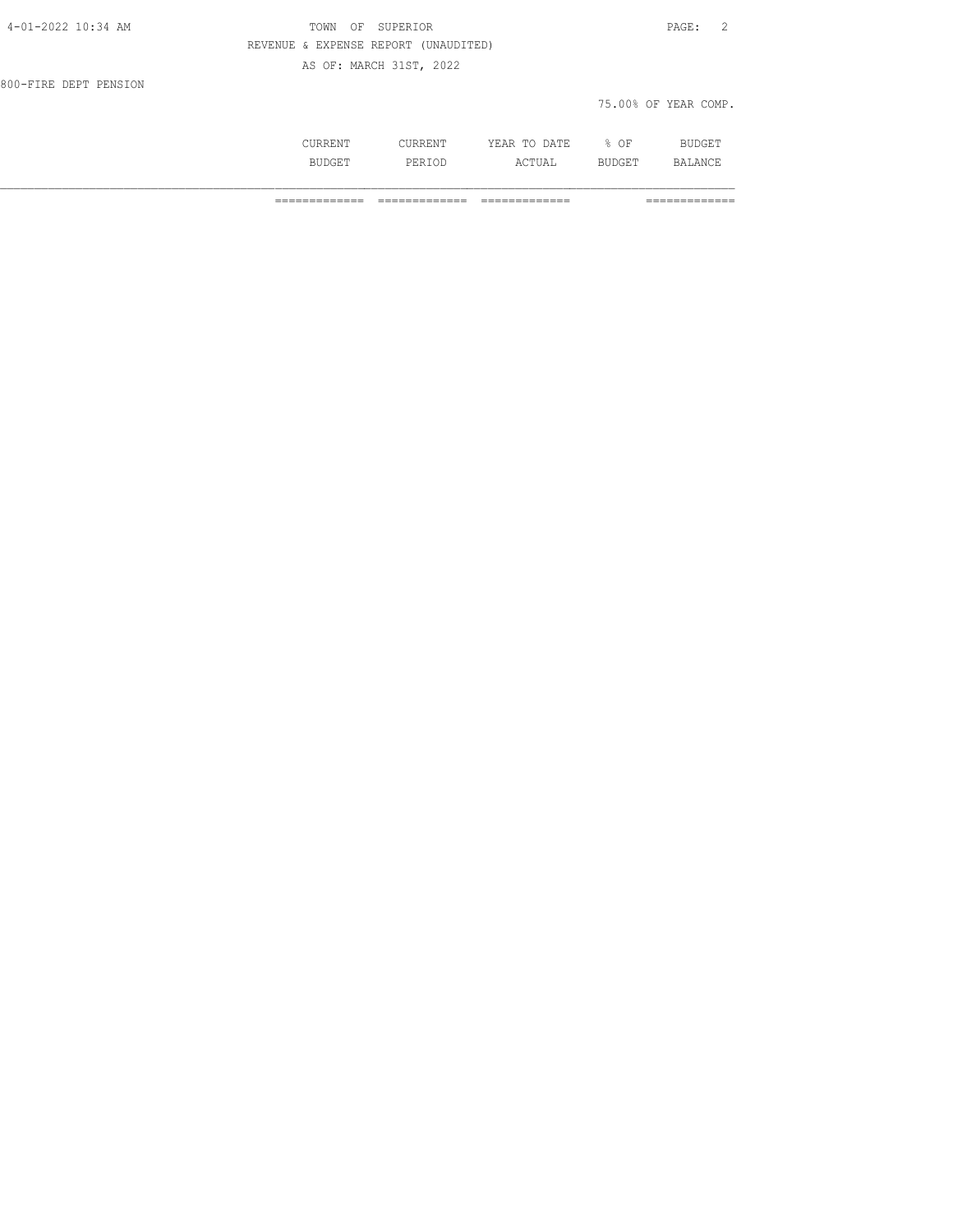REVENUE & EXPENSE REPORT (UNAUDITED)

AS OF: MARCH 31ST, 2022

800-FIRE DEPT PENSION

75.00% OF YEAR COMP.

| | CURRENT BUDGET | CURRENT PERIOD | YEAR TO DATE ACTUAL | % OF BUDGET | BUDGET BALANCE |
|---|---|---|---|---|---|
| | ============= | ============= | ============= | | ============= |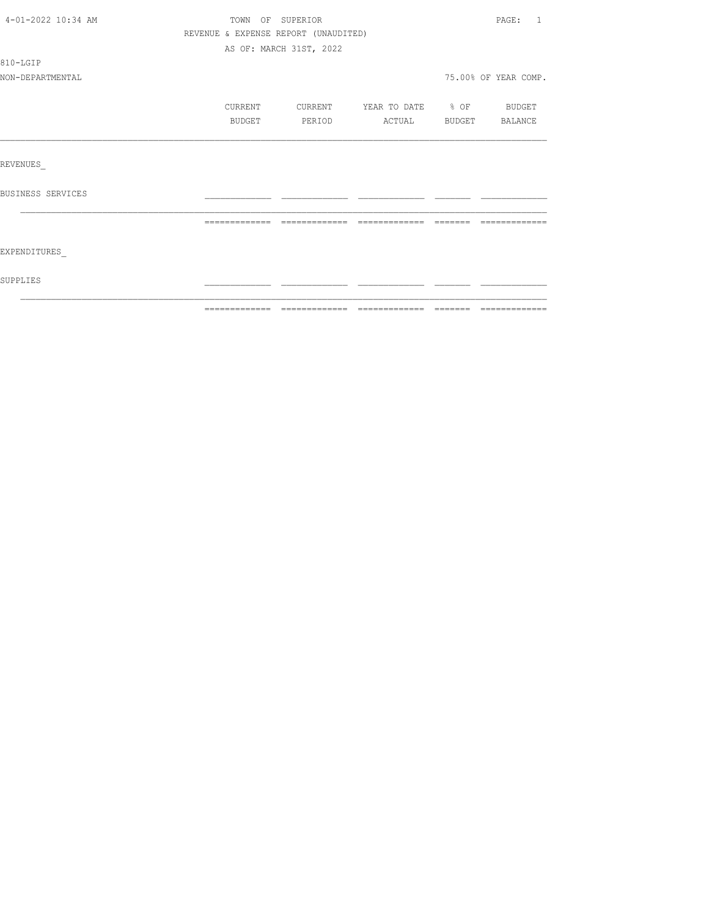TOWN OF SUPERIOR

REVENUE & EXPENSE REPORT (UNAUDITED)

AS OF: MARCH 31ST, 2022

810-LGIP

NON-DEPARTMENTAL

75.00% OF YEAR COMP.

| | CURRENT BUDGET | CURRENT PERIOD | YEAR TO DATE ACTUAL | % OF BUDGET | BUDGET BALANCE |
|---|---|---|---|---|---|
| REVENUES_ | | | | | |
| BUSINESS SERVICES | | | | | |
| EXPENDITURES_ | | | | | |
| SUPPLIES | | | | | |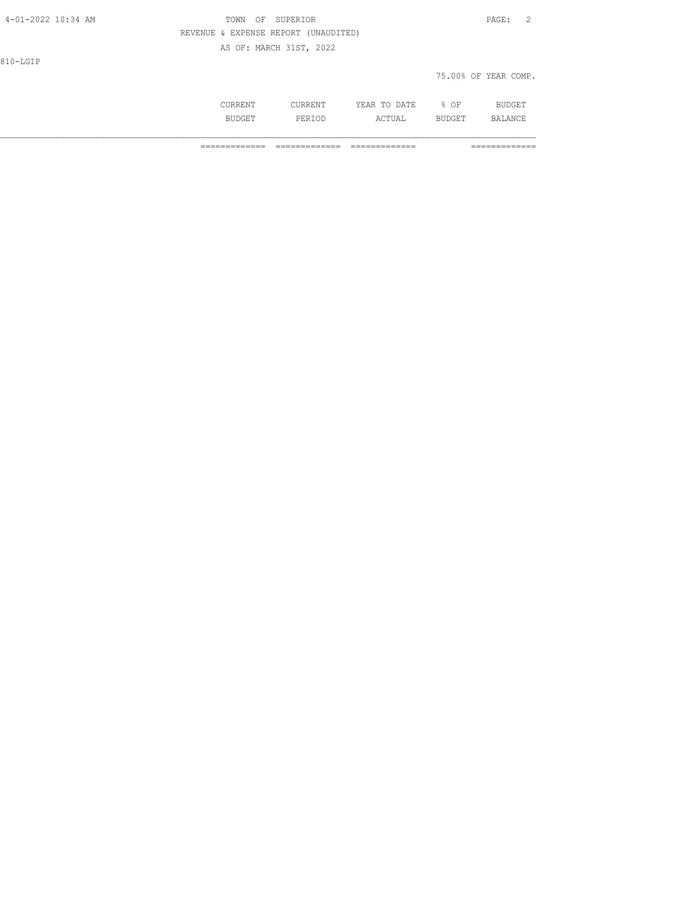810-LGIP

75.00% OF YEAR COMP.

| | CURRENT BUDGET | CURRENT PERIOD | YEAR TO DATE ACTUAL | % OF BUDGET | BUDGET BALANCE |
|---|---|---|---|---|---|
| | ============= | ============= | ============= | | ============= |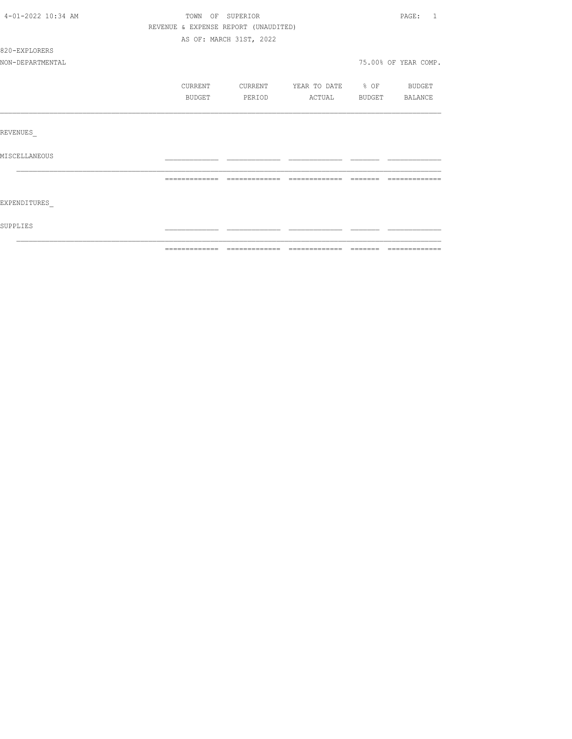4-01-2022 10:34 AM

TOWN OF SUPERIOR

REVENUE & EXPENSE REPORT (UNAUDITED)

AS OF: MARCH 31ST, 2022

820-EXPLORERS

NON-DEPARTMENTAL

75.00% OF YEAR COMP.

| | CURRENT BUDGET | CURRENT PERIOD | YEAR TO DATE ACTUAL | % OF BUDGET | BUDGET BALANCE |
|---|---|---|---|---|---|
| REVENUES_ | | | | | |
| MISCELLANEOUS | | | | | |
| EXPENDITURES_ | | | | | |
| SUPPLIES | | | | | |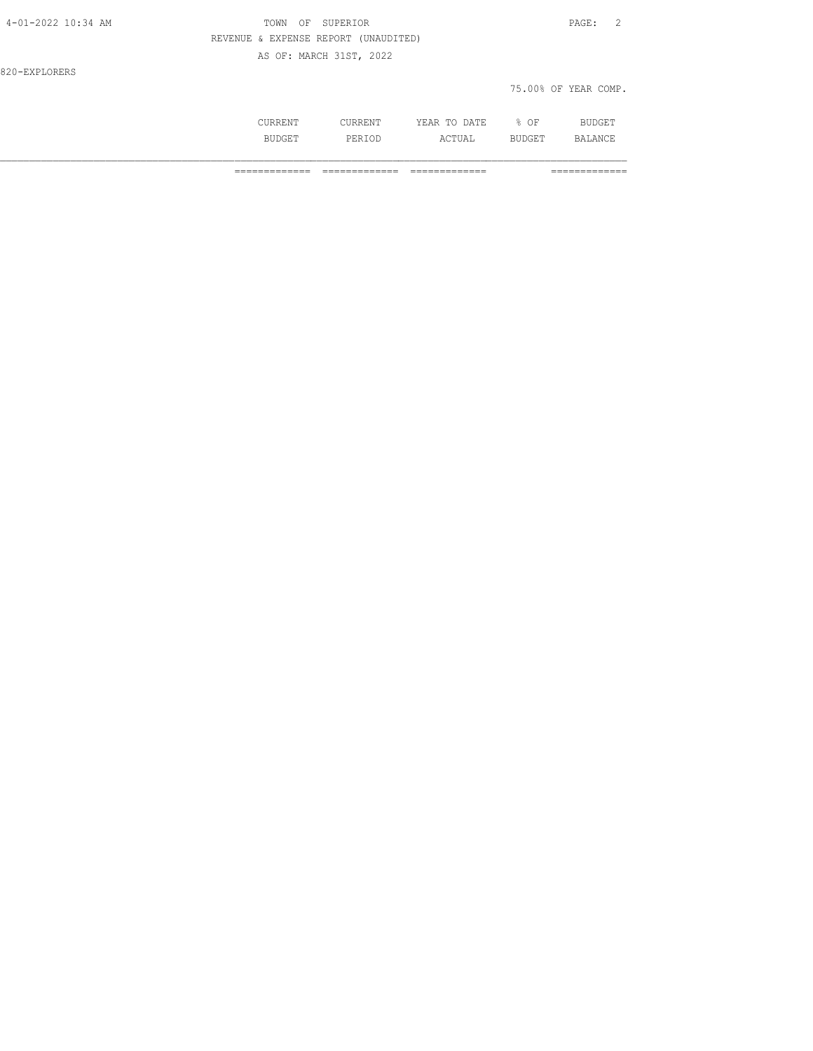TOWN OF SUPERIOR

REVENUE & EXPENSE REPORT (UNAUDITED)

AS OF: MARCH 31ST, 2022

820-EXPLORERS

75.00% OF YEAR COMP.

| | CURRENT BUDGET | CURRENT PERIOD | YEAR TO DATE ACTUAL | % OF BUDGET | BUDGET BALANCE |
|---|---|---|---|---|---|
| | ============= | ============= | ============= | | ============= |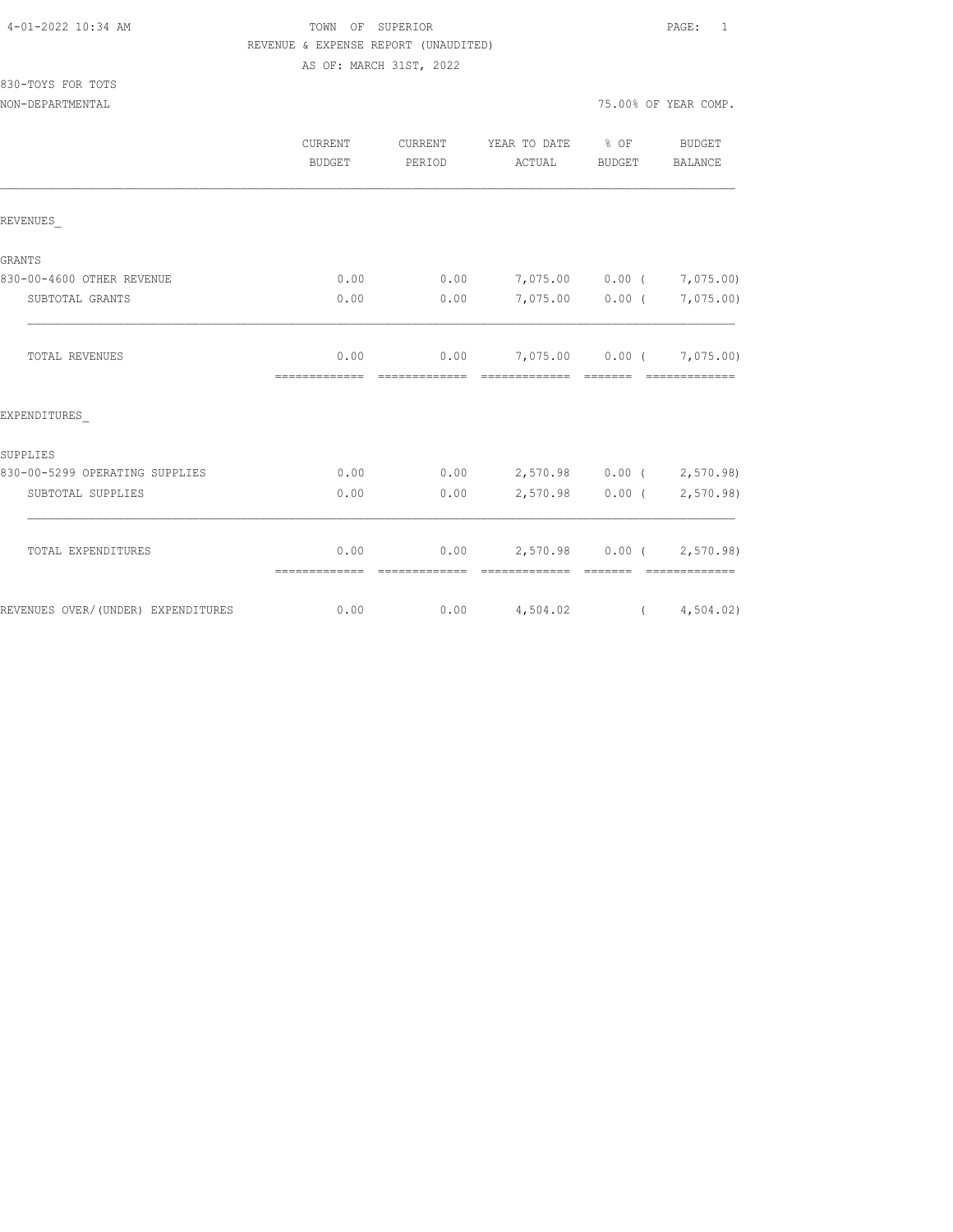4-01-2022 10:34 AM

TOWN OF SUPERIOR

REVENUE & EXPENSE REPORT (UNAUDITED)

AS OF: MARCH 31ST, 2022

830-TOYS FOR TOTS

NON-DEPARTMENTAL

75.00% OF YEAR COMP.

| | CURRENT BUDGET | CURRENT PERIOD | YEAR TO DATE ACTUAL | % OF BUDGET | BUDGET BALANCE |
|---|---|---|---|---|---|
| REVENUES_ | | | | | |
| GRANTS | | | | | |
| 830-00-4600 OTHER REVENUE | 0.00 | 0.00 | 7,075.00 | 0.00 | ( 7,075.00) |
| SUBTOTAL GRANTS | 0.00 | 0.00 | 7,075.00 | 0.00 | ( 7,075.00) |
| TOTAL REVENUES | 0.00 | 0.00 | 7,075.00 | 0.00 | ( 7,075.00) |
| EXPENDITURES_ | | | | | |
| SUPPLIES | | | | | |
| 830-00-5299 OPERATING SUPPLIES | 0.00 | 0.00 | 2,570.98 | 0.00 | ( 2,570.98) |
| SUBTOTAL SUPPLIES | 0.00 | 0.00 | 2,570.98 | 0.00 | ( 2,570.98) |
| TOTAL EXPENDITURES | 0.00 | 0.00 | 2,570.98 | 0.00 | ( 2,570.98) |
| REVENUES OVER/(UNDER) EXPENDITURES | 0.00 | 0.00 | 4,504.02 | | ( 4,504.02) |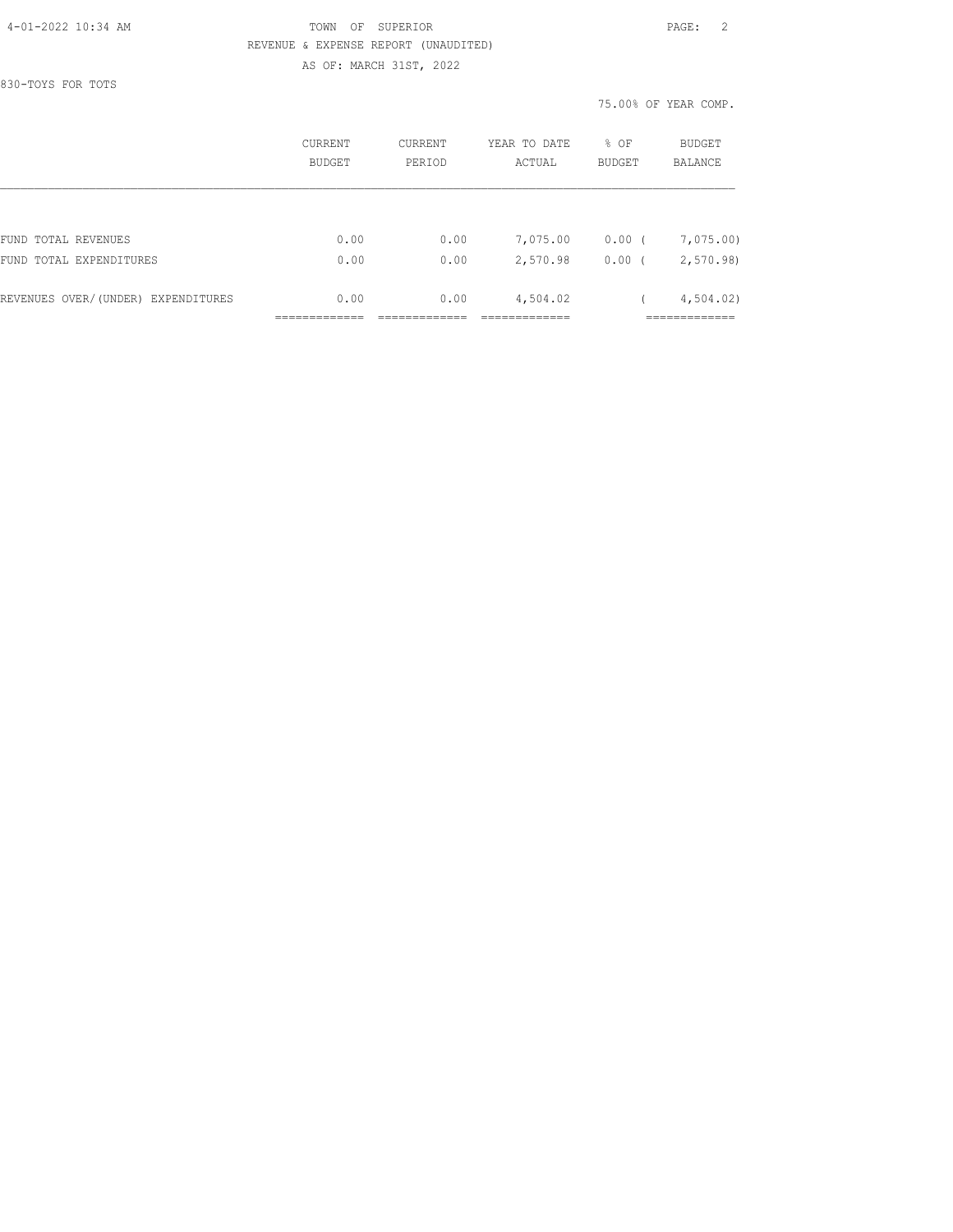TOWN OF SUPERIOR

REVENUE & EXPENSE REPORT (UNAUDITED)

AS OF: MARCH 31ST, 2022

830-TOYS FOR TOTS

75.00% OF YEAR COMP.

| | CURRENT BUDGET | CURRENT PERIOD | YEAR TO DATE ACTUAL | % OF BUDGET | BUDGET BALANCE |
|---|---|---|---|---|---|
| FUND TOTAL REVENUES | 0.00 | 0.00 | 7,075.00 | 0.00 | ( 7,075.00) |
| FUND TOTAL EXPENDITURES | 0.00 | 0.00 | 2,570.98 | 0.00 | ( 2,570.98) |
| REVENUES OVER/(UNDER) EXPENDITURES | 0.00 | 0.00 | 4,504.02 | | ( 4,504.02) |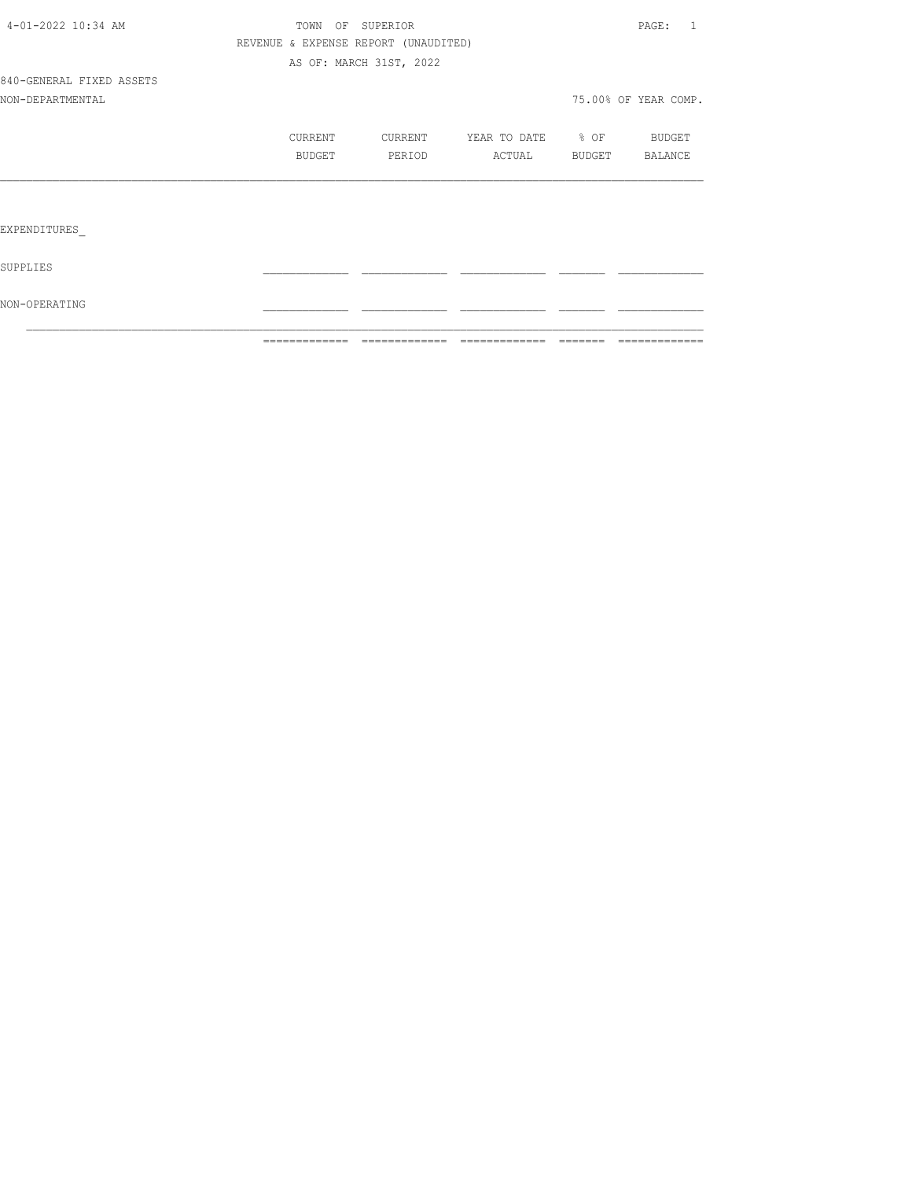TOWN OF SUPERIOR

REVENUE & EXPENSE REPORT (UNAUDITED)

AS OF: MARCH 31ST, 2022

840-GENERAL FIXED ASSETS

NON-DEPARTMENTAL

75.00% OF YEAR COMP.

| | CURRENT BUDGET | CURRENT PERIOD | YEAR TO DATE ACTUAL | % OF BUDGET | BUDGET BALANCE |
|---|---|---|---|---|---|
| EXPENDITURES_ | | | | | |
| SUPPLIES | | | | | |
| NON-OPERATING | | | | | |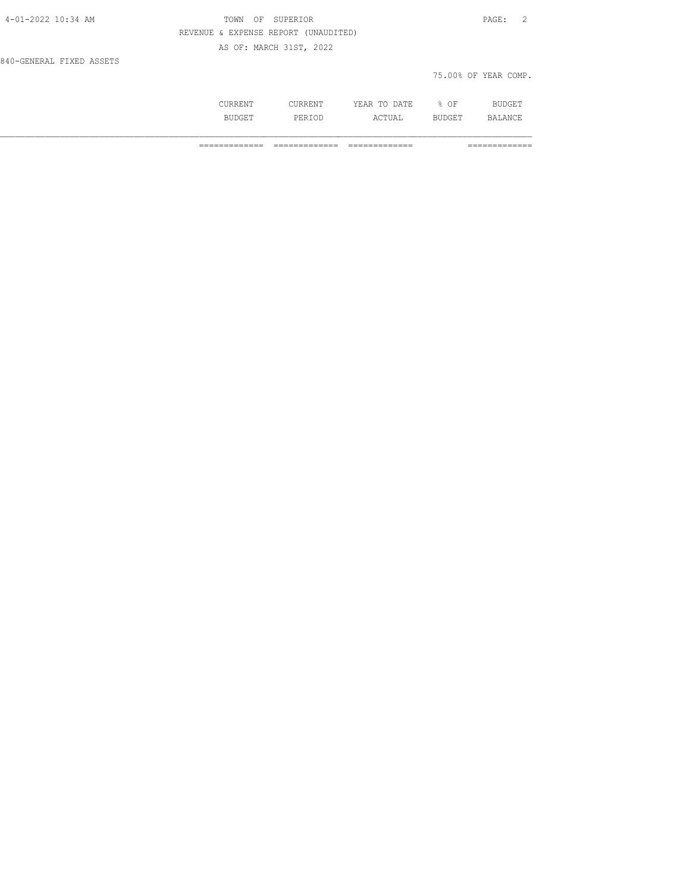TOWN OF SUPERIOR

REVENUE & EXPENSE REPORT (UNAUDITED)

AS OF: MARCH 31ST, 2022

840-GENERAL FIXED ASSETS

75.00% OF YEAR COMP.

| | CURRENT BUDGET | CURRENT PERIOD | YEAR TO DATE ACTUAL | % OF BUDGET | BUDGET BALANCE |
|---|---|---|---|---|---|
| | ============= | ============= | ============= | | ============= |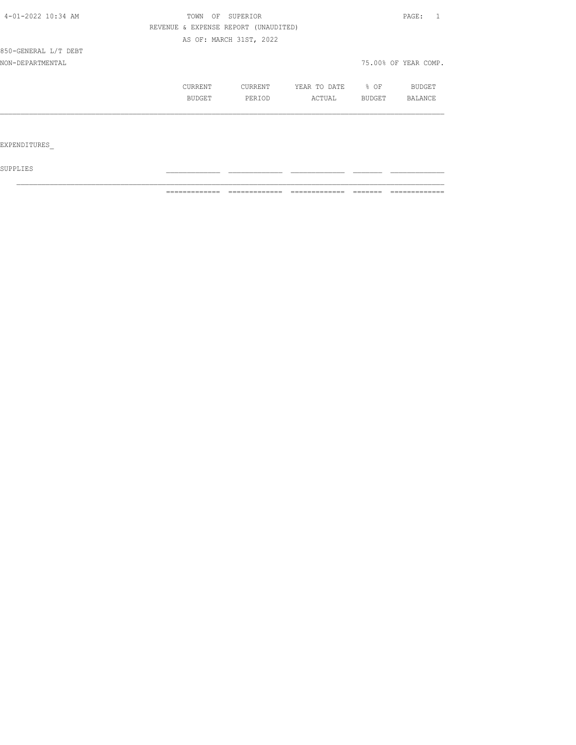TOWN OF SUPERIOR

REVENUE & EXPENSE REPORT (UNAUDITED)

AS OF: MARCH 31ST, 2022

850-GENERAL L/T DEBT

NON-DEPARTMENTAL

75.00% OF YEAR COMP.

| | CURRENT BUDGET | CURRENT PERIOD | YEAR TO DATE ACTUAL | % OF BUDGET | BUDGET BALANCE |
|---|---|---|---|---|---|
| EXPENDITURES_ | | | | | |
| SUPPLIES | | | | | |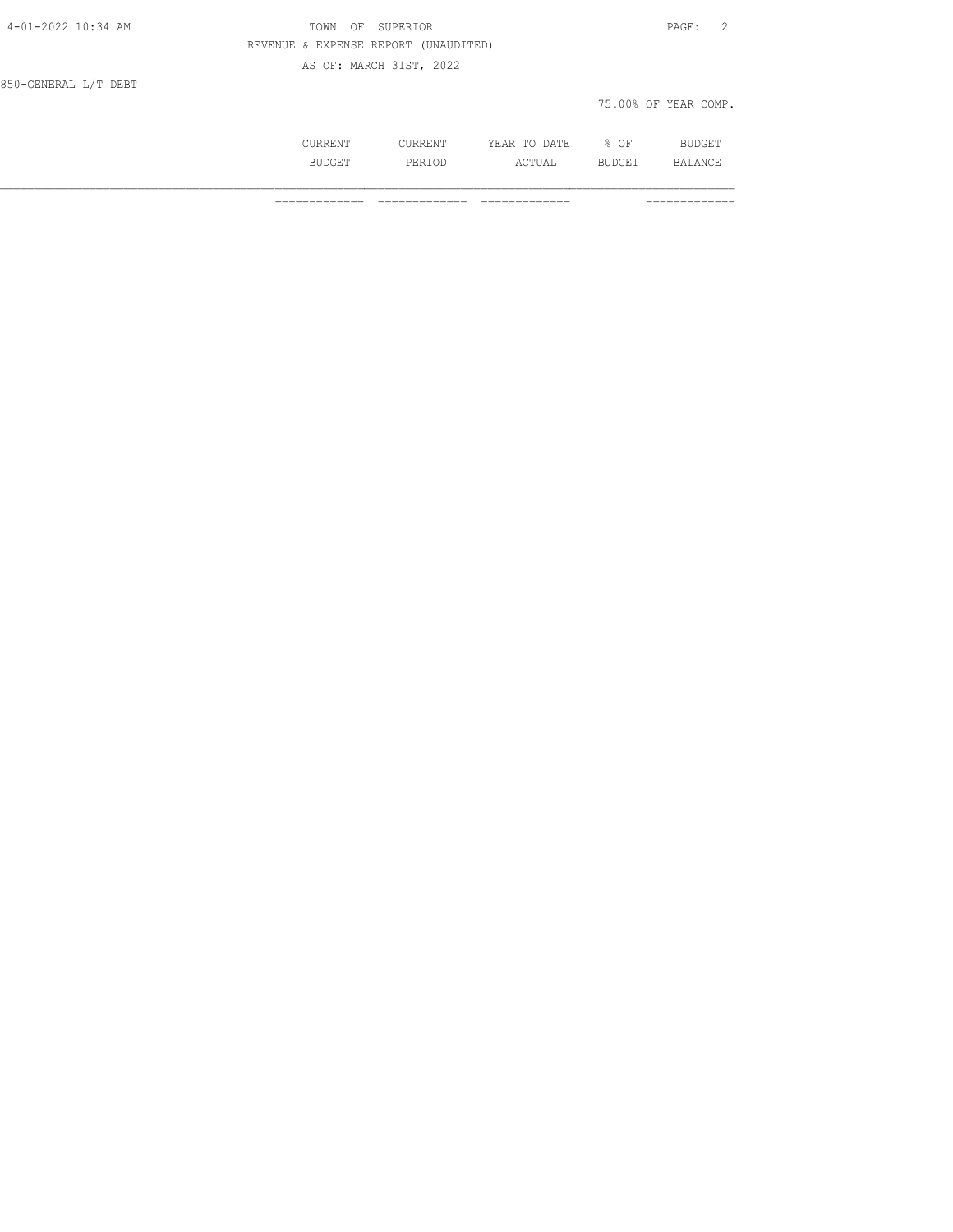850-GENERAL L/T DEBT

75.00% OF YEAR COMP.

| | CURRENT BUDGET | CURRENT PERIOD | YEAR TO DATE ACTUAL | % OF BUDGET | BUDGET BALANCE |
|---|---|---|---|---|---|
| | ============= | ============= | ============= | | ============= |